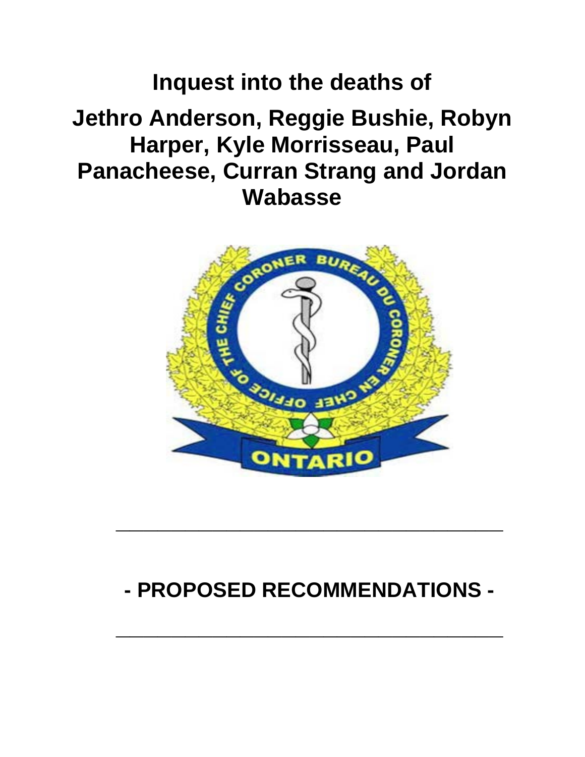# Inquest into the deaths of

# Jethro Anderson, Reggie Bushie, Robyn Harper, Kyle Morrisseau, Paul Panacheese, Curran Strang and Jordan Wabasse

---

# - PROPOSED RECOMMENDATIONS -

---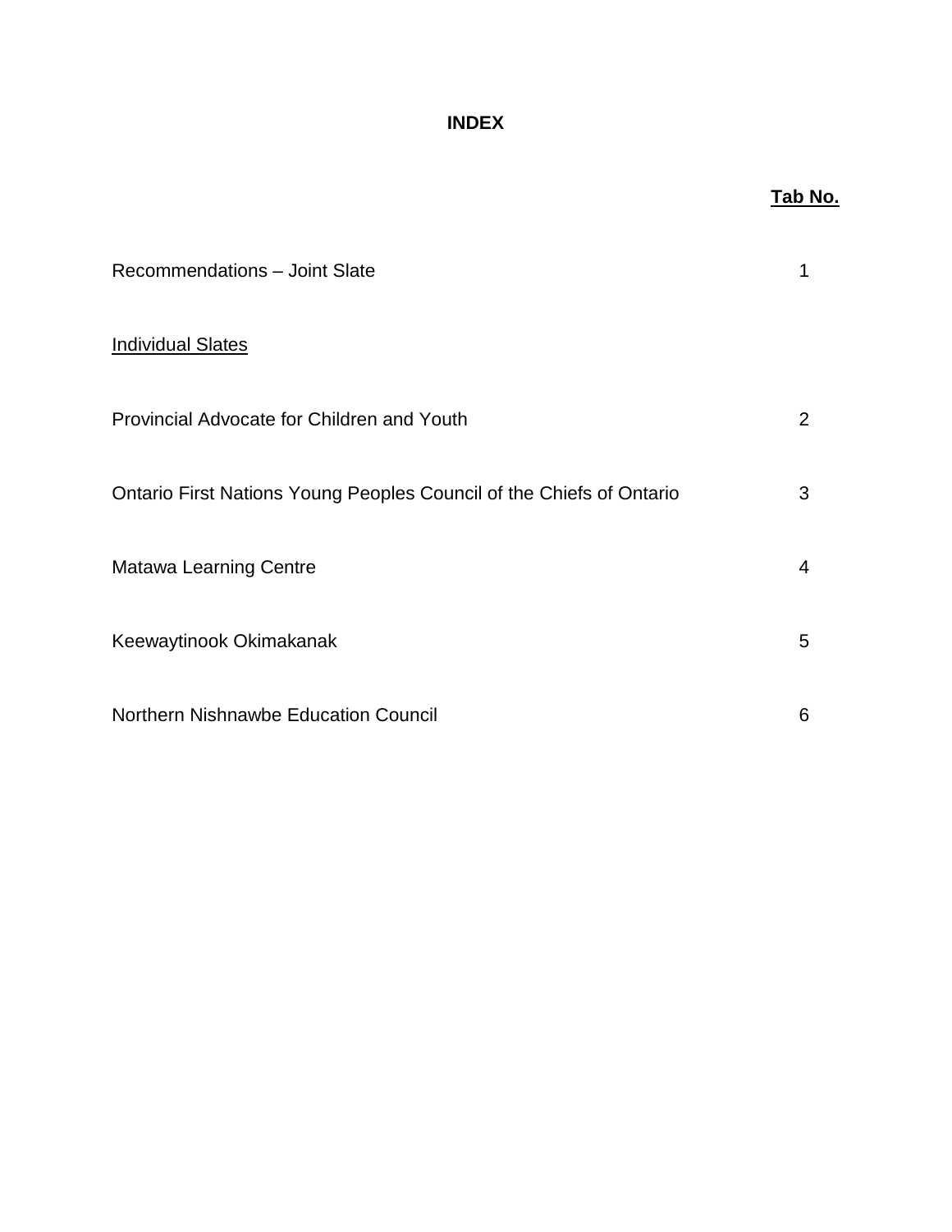# INDEX

| | Tab No. |
|---|---|
| Recommendations – Joint Slate | 1 |
| <u>Individual Slates</u> | |
| Provincial Advocate for Children and Youth | 2 |
| Ontario First Nations Young Peoples Council of the Chiefs of Ontario | 3 |
| Matawa Learning Centre | 4 |
| Keewaytinook Okimakanak | 5 |
| Northern Nishnawbe Education Council | 6 |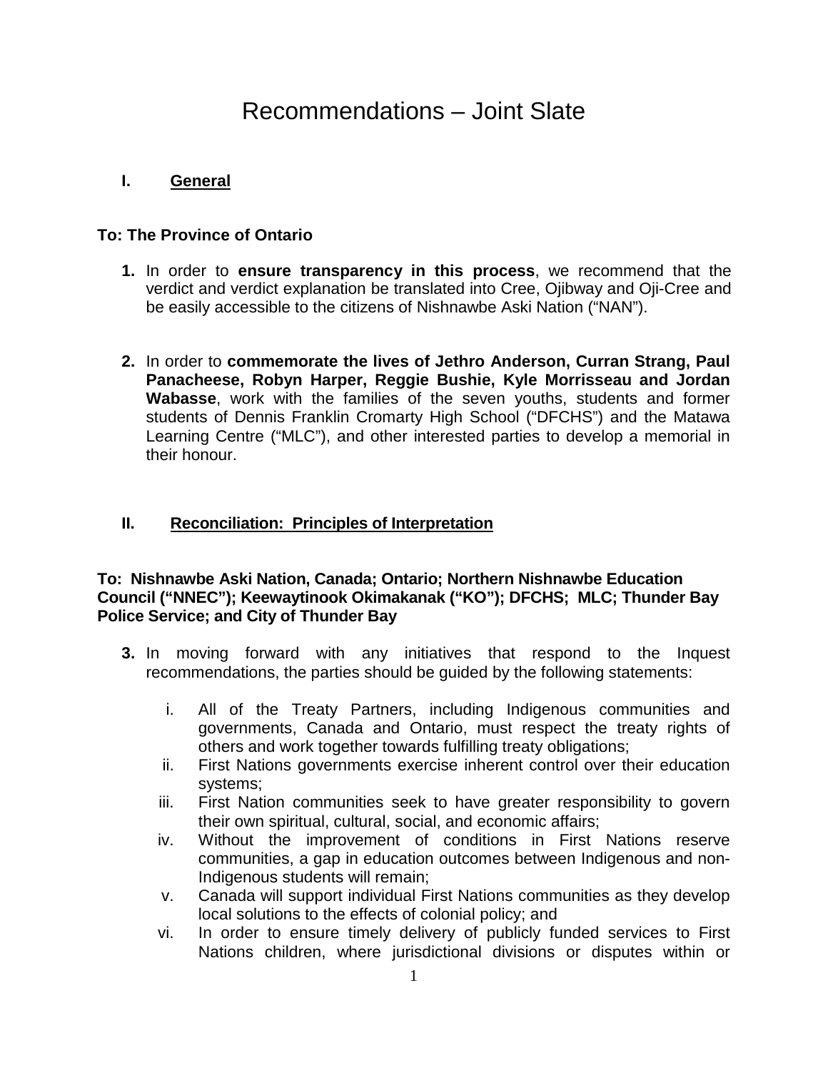# Recommendations – Joint Slate

## I. General

**To: The Province of Ontario**

1. In order to **ensure transparency in this process**, we recommend that the verdict and verdict explanation be translated into Cree, Ojibway and Oji-Cree and be easily accessible to the citizens of Nishnawbe Aski Nation ("NAN").

2. In order to **commemorate the lives of Jethro Anderson, Curran Strang, Paul Panacheese, Robyn Harper, Reggie Bushie, Kyle Morrisseau and Jordan Wabasse**, work with the families of the seven youths, students and former students of Dennis Franklin Cromarty High School ("DFCHS") and the Matawa Learning Centre ("MLC"), and other interested parties to develop a memorial in their honour.

## II. Reconciliation: Principles of Interpretation

**To: Nishnawbe Aski Nation, Canada; Ontario; Northern Nishnawbe Education Council ("NNEC"); Keewaytinook Okimakanak ("KO"); DFCHS; MLC; Thunder Bay Police Service; and City of Thunder Bay**

3. In moving forward with any initiatives that respond to the Inquest recommendations, the parties should be guided by the following statements:

   i. All of the Treaty Partners, including Indigenous communities and governments, Canada and Ontario, must respect the treaty rights of others and work together towards fulfilling treaty obligations;
   ii. First Nations governments exercise inherent control over their education systems;
   iii. First Nation communities seek to have greater responsibility to govern their own spiritual, cultural, social, and economic affairs;
   iv. Without the improvement of conditions in First Nations reserve communities, a gap in education outcomes between Indigenous and non-Indigenous students will remain;
   v. Canada will support individual First Nations communities as they develop local solutions to the effects of colonial policy; and
   vi. In order to ensure timely delivery of publicly funded services to First Nations children, where jurisdictional divisions or disputes within or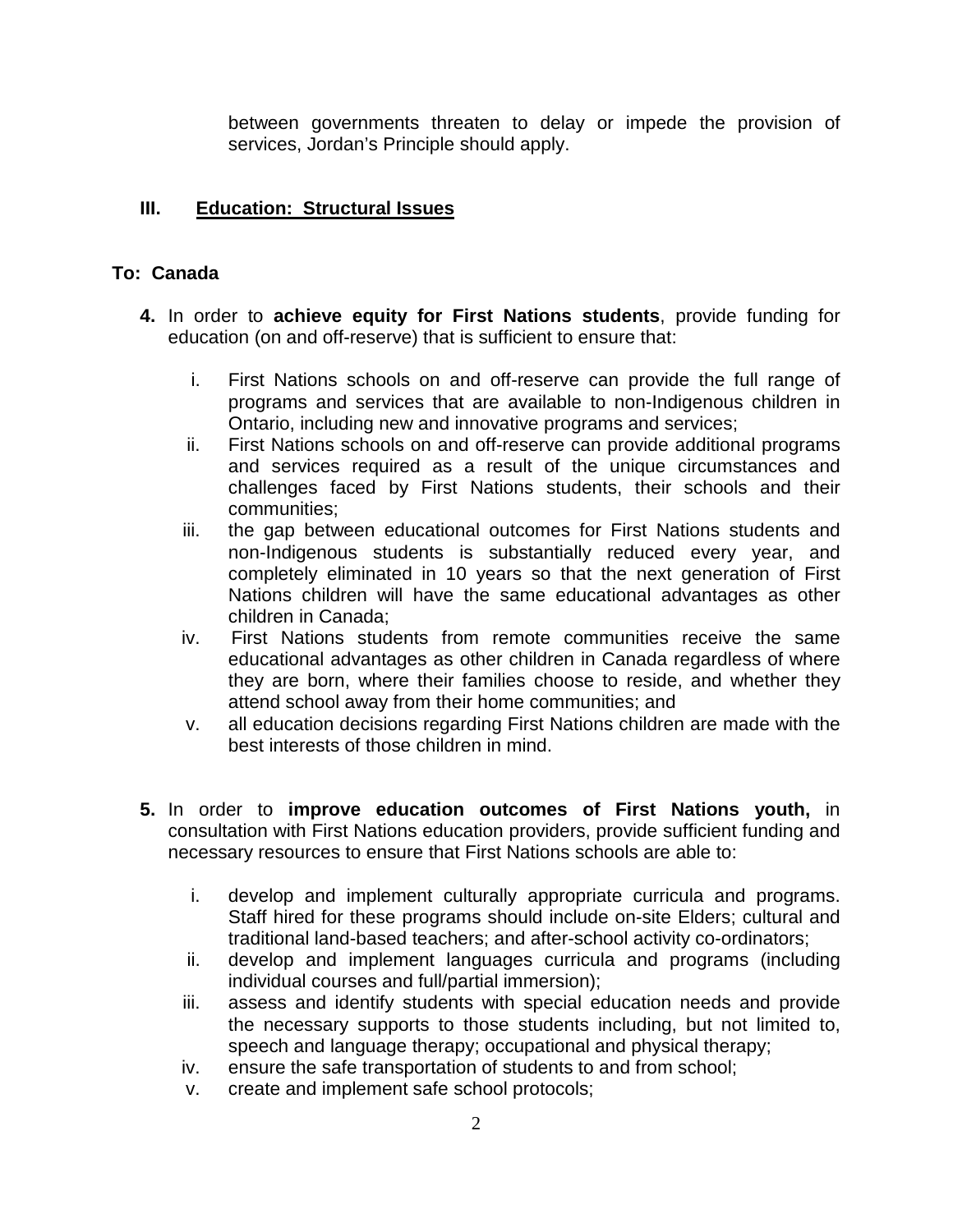between governments threaten to delay or impede the provision of services, Jordan's Principle should apply.

## III. Education: Structural Issues

**To: Canada**

**4.** In order to **achieve equity for First Nations students**, provide funding for education (on and off-reserve) that is sufficient to ensure that:

   i. First Nations schools on and off-reserve can provide the full range of programs and services that are available to non-Indigenous children in Ontario, including new and innovative programs and services;
   ii. First Nations schools on and off-reserve can provide additional programs and services required as a result of the unique circumstances and challenges faced by First Nations students, their schools and their communities;
   iii. the gap between educational outcomes for First Nations students and non-Indigenous students is substantially reduced every year, and completely eliminated in 10 years so that the next generation of First Nations children will have the same educational advantages as other children in Canada;
   iv. First Nations students from remote communities receive the same educational advantages as other children in Canada regardless of where they are born, where their families choose to reside, and whether they attend school away from their home communities; and
   v. all education decisions regarding First Nations children are made with the best interests of those children in mind.

**5.** In order to **improve education outcomes of First Nations youth,** in consultation with First Nations education providers, provide sufficient funding and necessary resources to ensure that First Nations schools are able to:

   i. develop and implement culturally appropriate curricula and programs. Staff hired for these programs should include on-site Elders; cultural and traditional land-based teachers; and after-school activity co-ordinators;
   ii. develop and implement languages curricula and programs (including individual courses and full/partial immersion);
   iii. assess and identify students with special education needs and provide the necessary supports to those students including, but not limited to, speech and language therapy; occupational and physical therapy;
   iv. ensure the safe transportation of students to and from school;
   v. create and implement safe school protocols;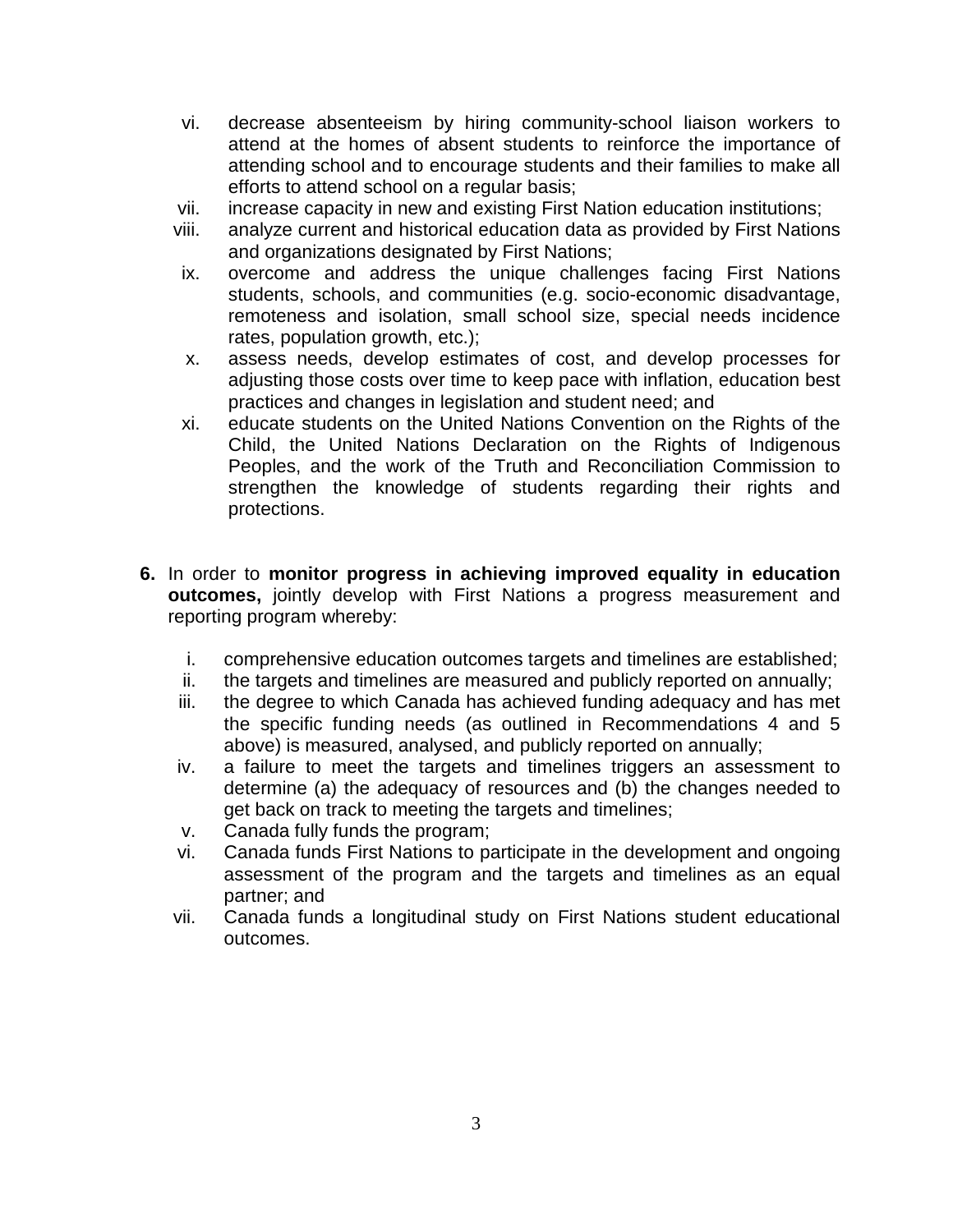vi. decrease absenteeism by hiring community-school liaison workers to attend at the homes of absent students to reinforce the importance of attending school and to encourage students and their families to make all efforts to attend school on a regular basis;

vii. increase capacity in new and existing First Nation education institutions;

viii. analyze current and historical education data as provided by First Nations and organizations designated by First Nations;

ix. overcome and address the unique challenges facing First Nations students, schools, and communities (e.g. socio-economic disadvantage, remoteness and isolation, small school size, special needs incidence rates, population growth, etc.);

x. assess needs, develop estimates of cost, and develop processes for adjusting those costs over time to keep pace with inflation, education best practices and changes in legislation and student need; and

xi. educate students on the United Nations Convention on the Rights of the Child, the United Nations Declaration on the Rights of Indigenous Peoples, and the work of the Truth and Reconciliation Commission to strengthen the knowledge of students regarding their rights and protections.

**6.** In order to **monitor progress in achieving improved equality in education outcomes,** jointly develop with First Nations a progress measurement and reporting program whereby:

i. comprehensive education outcomes targets and timelines are established;

ii. the targets and timelines are measured and publicly reported on annually;

iii. the degree to which Canada has achieved funding adequacy and has met the specific funding needs (as outlined in Recommendations 4 and 5 above) is measured, analysed, and publicly reported on annually;

iv. a failure to meet the targets and timelines triggers an assessment to determine (a) the adequacy of resources and (b) the changes needed to get back on track to meeting the targets and timelines;

v. Canada fully funds the program;

vi. Canada funds First Nations to participate in the development and ongoing assessment of the program and the targets and timelines as an equal partner; and

vii. Canada funds a longitudinal study on First Nations student educational outcomes.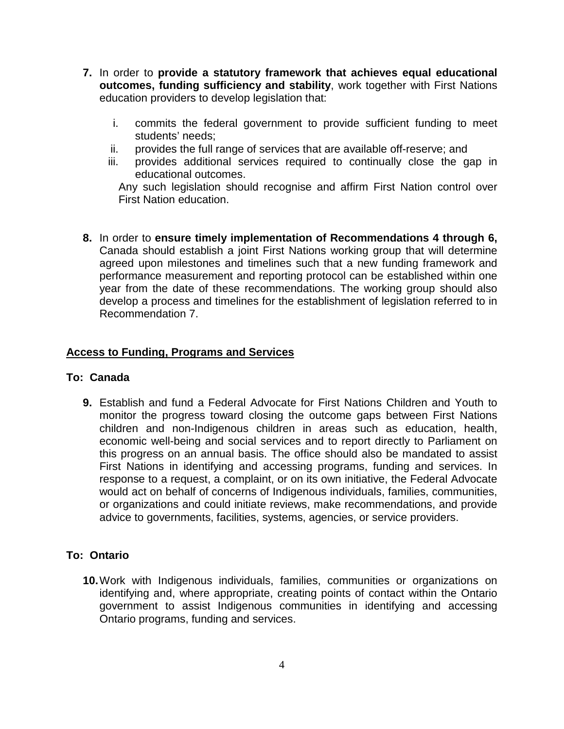**7.** In order to **provide a statutory framework that achieves equal educational outcomes, funding sufficiency and stability**, work together with First Nations education providers to develop legislation that:

   i. commits the federal government to provide sufficient funding to meet students' needs;
   ii. provides the full range of services that are available off-reserve; and
   iii. provides additional services required to continually close the gap in educational outcomes.

   Any such legislation should recognise and affirm First Nation control over First Nation education.

**8.** In order to **ensure timely implementation of Recommendations 4 through 6,** Canada should establish a joint First Nations working group that will determine agreed upon milestones and timelines such that a new funding framework and performance measurement and reporting protocol can be established within one year from the date of these recommendations. The working group should also develop a process and timelines for the establishment of legislation referred to in Recommendation 7.

## Access to Funding, Programs and Services

### To: Canada

**9.** Establish and fund a Federal Advocate for First Nations Children and Youth to monitor the progress toward closing the outcome gaps between First Nations children and non-Indigenous children in areas such as education, health, economic well-being and social services and to report directly to Parliament on this progress on an annual basis. The office should also be mandated to assist First Nations in identifying and accessing programs, funding and services. In response to a request, a complaint, or on its own initiative, the Federal Advocate would act on behalf of concerns of Indigenous individuals, families, communities, or organizations and could initiate reviews, make recommendations, and provide advice to governments, facilities, systems, agencies, or service providers.

### To: Ontario

**10.** Work with Indigenous individuals, families, communities or organizations on identifying and, where appropriate, creating points of contact within the Ontario government to assist Indigenous communities in identifying and accessing Ontario programs, funding and services.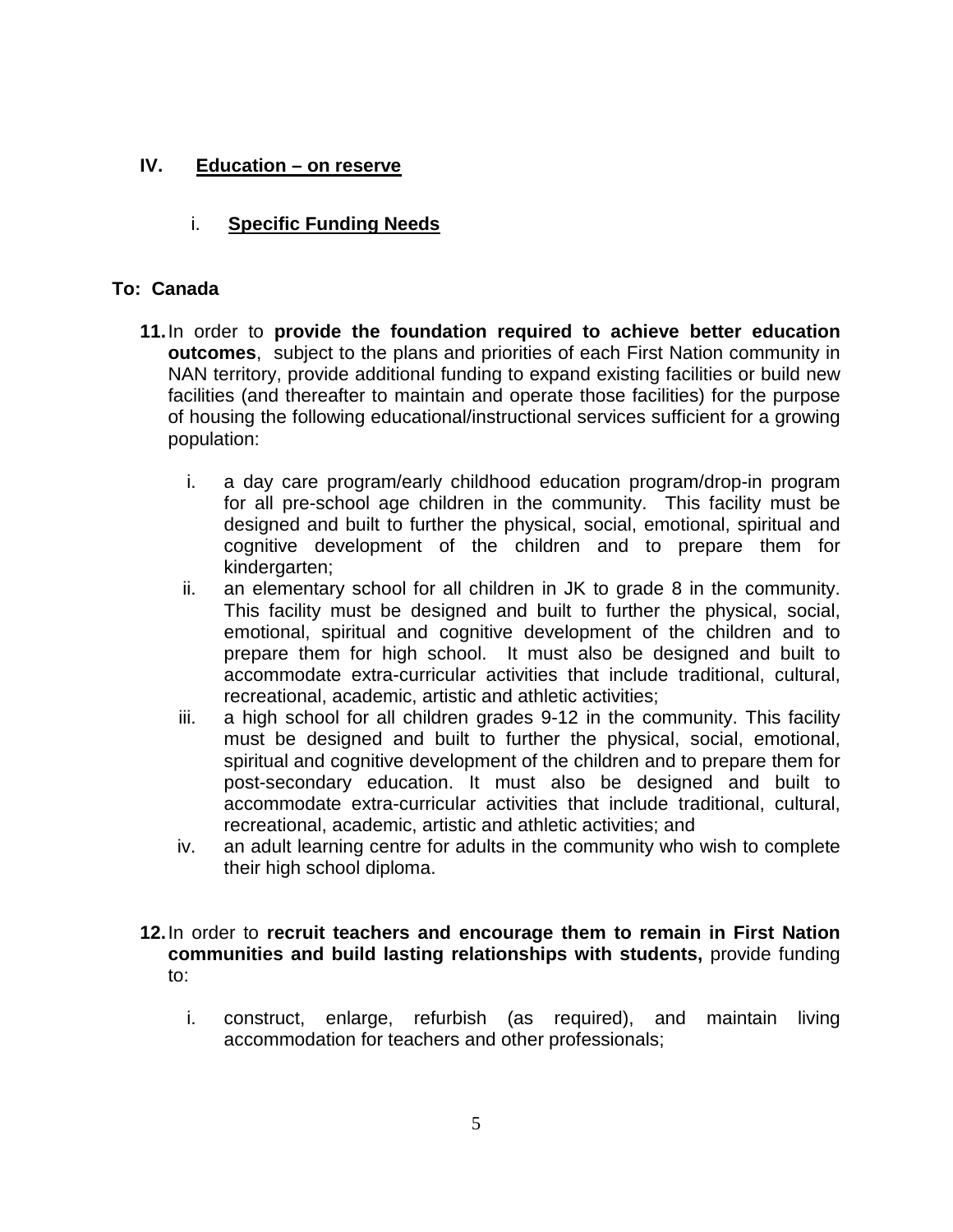## IV. Education – on reserve

### i. Specific Funding Needs

**To: Canada**

**11.** In order to **provide the foundation required to achieve better education outcomes**, subject to the plans and priorities of each First Nation community in NAN territory, provide additional funding to expand existing facilities or build new facilities (and thereafter to maintain and operate those facilities) for the purpose of housing the following educational/instructional services sufficient for a growing population:

- i. a day care program/early childhood education program/drop-in program for all pre-school age children in the community. This facility must be designed and built to further the physical, social, emotional, spiritual and cognitive development of the children and to prepare them for kindergarten;
- ii. an elementary school for all children in JK to grade 8 in the community. This facility must be designed and built to further the physical, social, emotional, spiritual and cognitive development of the children and to prepare them for high school. It must also be designed and built to accommodate extra-curricular activities that include traditional, cultural, recreational, academic, artistic and athletic activities;
- iii. a high school for all children grades 9-12 in the community. This facility must be designed and built to further the physical, social, emotional, spiritual and cognitive development of the children and to prepare them for post-secondary education. It must also be designed and built to accommodate extra-curricular activities that include traditional, cultural, recreational, academic, artistic and athletic activities; and
- iv. an adult learning centre for adults in the community who wish to complete their high school diploma.

**12.** In order to **recruit teachers and encourage them to remain in First Nation communities and build lasting relationships with students,** provide funding to:

- i. construct, enlarge, refurbish (as required), and maintain living accommodation for teachers and other professionals;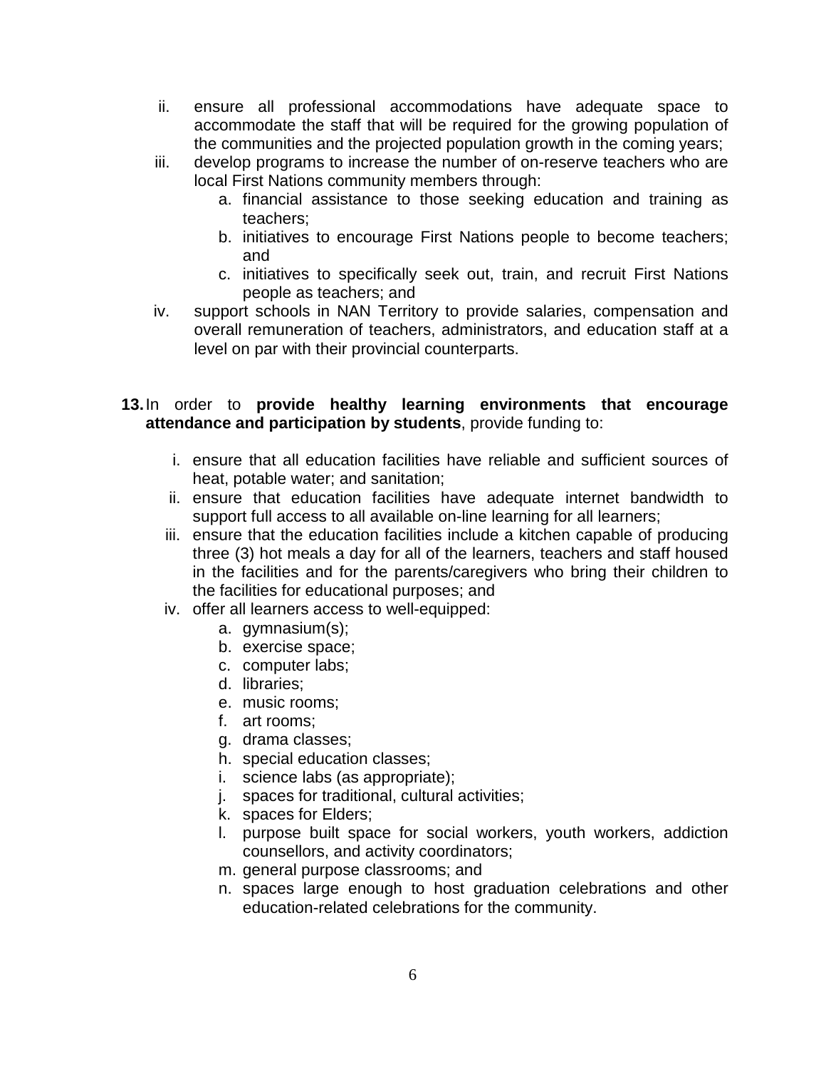ii. ensure all professional accommodations have adequate space to accommodate the staff that will be required for the growing population of the communities and the projected population growth in the coming years;

iii. develop programs to increase the number of on-reserve teachers who are local First Nations community members through:

   a. financial assistance to those seeking education and training as teachers;
   b. initiatives to encourage First Nations people to become teachers; and
   c. initiatives to specifically seek out, train, and recruit First Nations people as teachers; and

iv. support schools in NAN Territory to provide salaries, compensation and overall remuneration of teachers, administrators, and education staff at a level on par with their provincial counterparts.

**13.** In order to **provide healthy learning environments that encourage attendance and participation by students**, provide funding to:

i. ensure that all education facilities have reliable and sufficient sources of heat, potable water; and sanitation;

ii. ensure that education facilities have adequate internet bandwidth to support full access to all available on-line learning for all learners;

iii. ensure that the education facilities include a kitchen capable of producing three (3) hot meals a day for all of the learners, teachers and staff housed in the facilities and for the parents/caregivers who bring their children to the facilities for educational purposes; and

iv. offer all learners access to well-equipped:

   a. gymnasium(s);
   b. exercise space;
   c. computer labs;
   d. libraries;
   e. music rooms;
   f. art rooms;
   g. drama classes;
   h. special education classes;
   i. science labs (as appropriate);
   j. spaces for traditional, cultural activities;
   k. spaces for Elders;
   l. purpose built space for social workers, youth workers, addiction counsellors, and activity coordinators;
   m. general purpose classrooms; and
   n. spaces large enough to host graduation celebrations and other education-related celebrations for the community.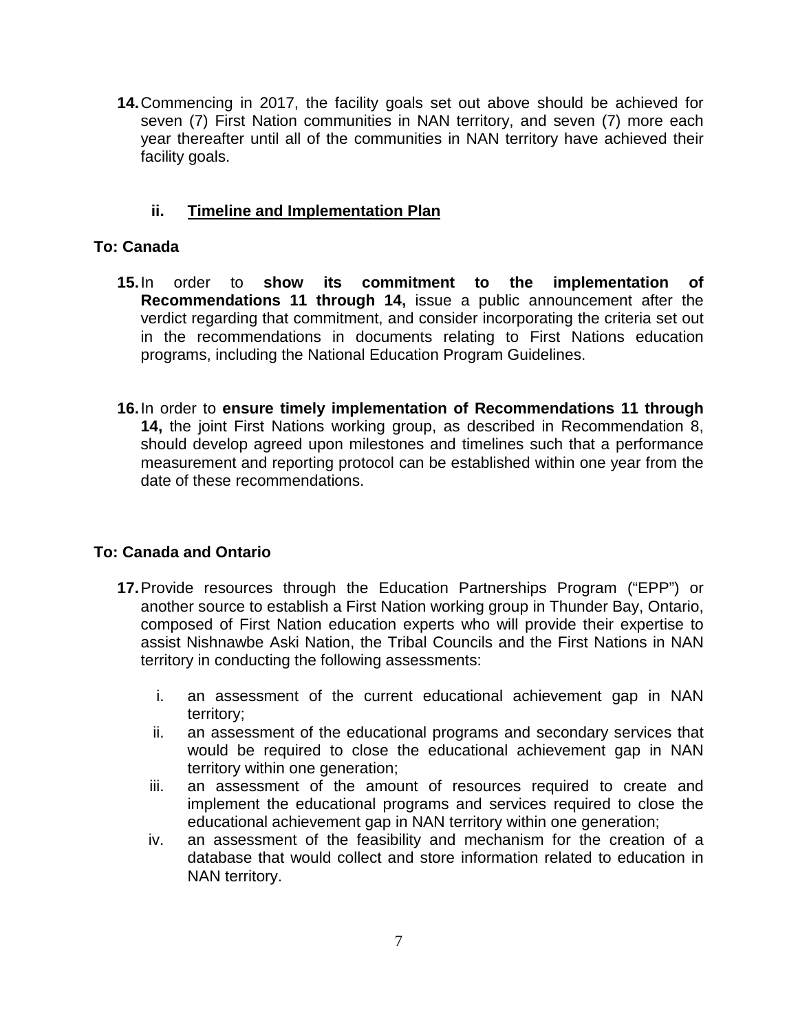**14.** Commencing in 2017, the facility goals set out above should be achieved for seven (7) First Nation communities in NAN territory, and seven (7) more each year thereafter until all of the communities in NAN territory have achieved their facility goals.

### ii. Timeline and Implementation Plan

**To: Canada**

**15.** In order to **show its commitment to the implementation of Recommendations 11 through 14,** issue a public announcement after the verdict regarding that commitment, and consider incorporating the criteria set out in the recommendations in documents relating to First Nations education programs, including the National Education Program Guidelines.

**16.** In order to **ensure timely implementation of Recommendations 11 through 14,** the joint First Nations working group, as described in Recommendation 8, should develop agreed upon milestones and timelines such that a performance measurement and reporting protocol can be established within one year from the date of these recommendations.

**To: Canada and Ontario**

**17.** Provide resources through the Education Partnerships Program ("EPP") or another source to establish a First Nation working group in Thunder Bay, Ontario, composed of First Nation education experts who will provide their expertise to assist Nishnawbe Aski Nation, the Tribal Councils and the First Nations in NAN territory in conducting the following assessments:

i. an assessment of the current educational achievement gap in NAN territory;

ii. an assessment of the educational programs and secondary services that would be required to close the educational achievement gap in NAN territory within one generation;

iii. an assessment of the amount of resources required to create and implement the educational programs and services required to close the educational achievement gap in NAN territory within one generation;

iv. an assessment of the feasibility and mechanism for the creation of a database that would collect and store information related to education in NAN territory.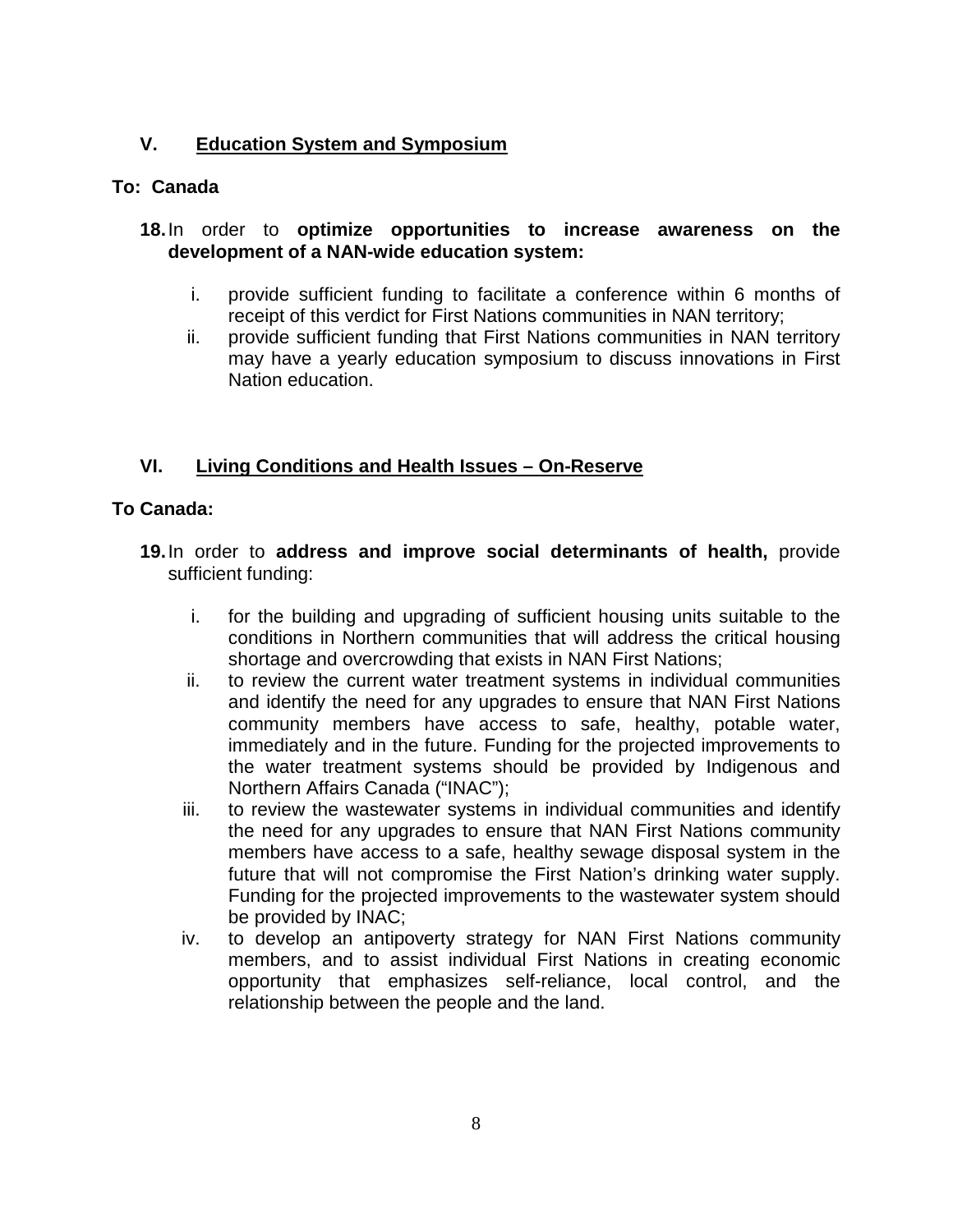## V. Education System and Symposium

**To: Canada**

**18.** In order to **optimize opportunities to increase awareness on the development of a NAN-wide education system:**

i. provide sufficient funding to facilitate a conference within 6 months of receipt of this verdict for First Nations communities in NAN territory;

ii. provide sufficient funding that First Nations communities in NAN territory may have a yearly education symposium to discuss innovations in First Nation education.

## VI. Living Conditions and Health Issues – On-Reserve

**To Canada:**

**19.** In order to **address and improve social determinants of health,** provide sufficient funding:

i. for the building and upgrading of sufficient housing units suitable to the conditions in Northern communities that will address the critical housing shortage and overcrowding that exists in NAN First Nations;

ii. to review the current water treatment systems in individual communities and identify the need for any upgrades to ensure that NAN First Nations community members have access to safe, healthy, potable water, immediately and in the future. Funding for the projected improvements to the water treatment systems should be provided by Indigenous and Northern Affairs Canada ("INAC");

iii. to review the wastewater systems in individual communities and identify the need for any upgrades to ensure that NAN First Nations community members have access to a safe, healthy sewage disposal system in the future that will not compromise the First Nation's drinking water supply. Funding for the projected improvements to the wastewater system should be provided by INAC;

iv. to develop an antipoverty strategy for NAN First Nations community members, and to assist individual First Nations in creating economic opportunity that emphasizes self-reliance, local control, and the relationship between the people and the land.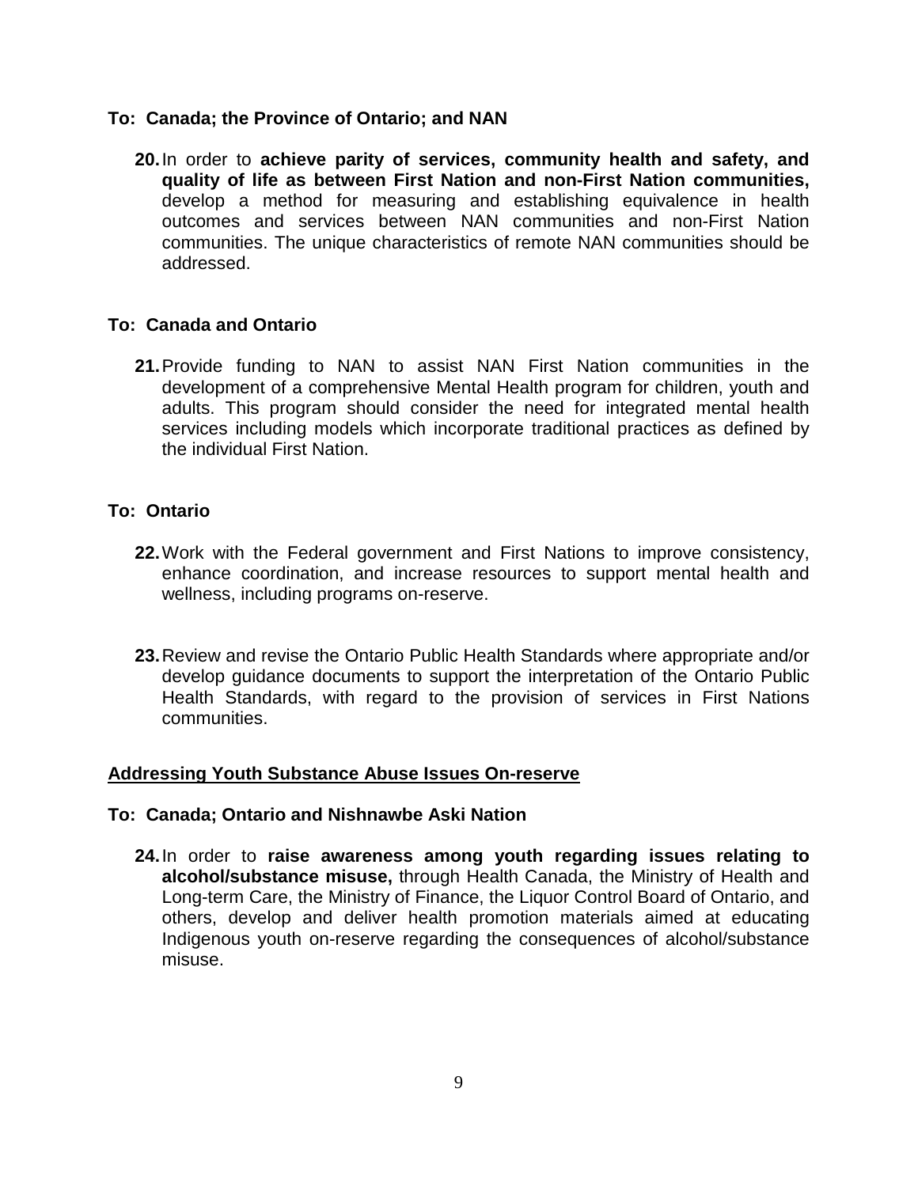**To: Canada; the Province of Ontario; and NAN**

20. In order to **achieve parity of services, community health and safety, and quality of life as between First Nation and non-First Nation communities,** develop a method for measuring and establishing equivalence in health outcomes and services between NAN communities and non-First Nation communities. The unique characteristics of remote NAN communities should be addressed.

**To: Canada and Ontario**

21. Provide funding to NAN to assist NAN First Nation communities in the development of a comprehensive Mental Health program for children, youth and adults. This program should consider the need for integrated mental health services including models which incorporate traditional practices as defined by the individual First Nation.

**To: Ontario**

22. Work with the Federal government and First Nations to improve consistency, enhance coordination, and increase resources to support mental health and wellness, including programs on-reserve.

23. Review and revise the Ontario Public Health Standards where appropriate and/or develop guidance documents to support the interpretation of the Ontario Public Health Standards, with regard to the provision of services in First Nations communities.

**Addressing Youth Substance Abuse Issues On-reserve**

**To: Canada; Ontario and Nishnawbe Aski Nation**

24. In order to **raise awareness among youth regarding issues relating to alcohol/substance misuse,** through Health Canada, the Ministry of Health and Long-term Care, the Ministry of Finance, the Liquor Control Board of Ontario, and others, develop and deliver health promotion materials aimed at educating Indigenous youth on-reserve regarding the consequences of alcohol/substance misuse.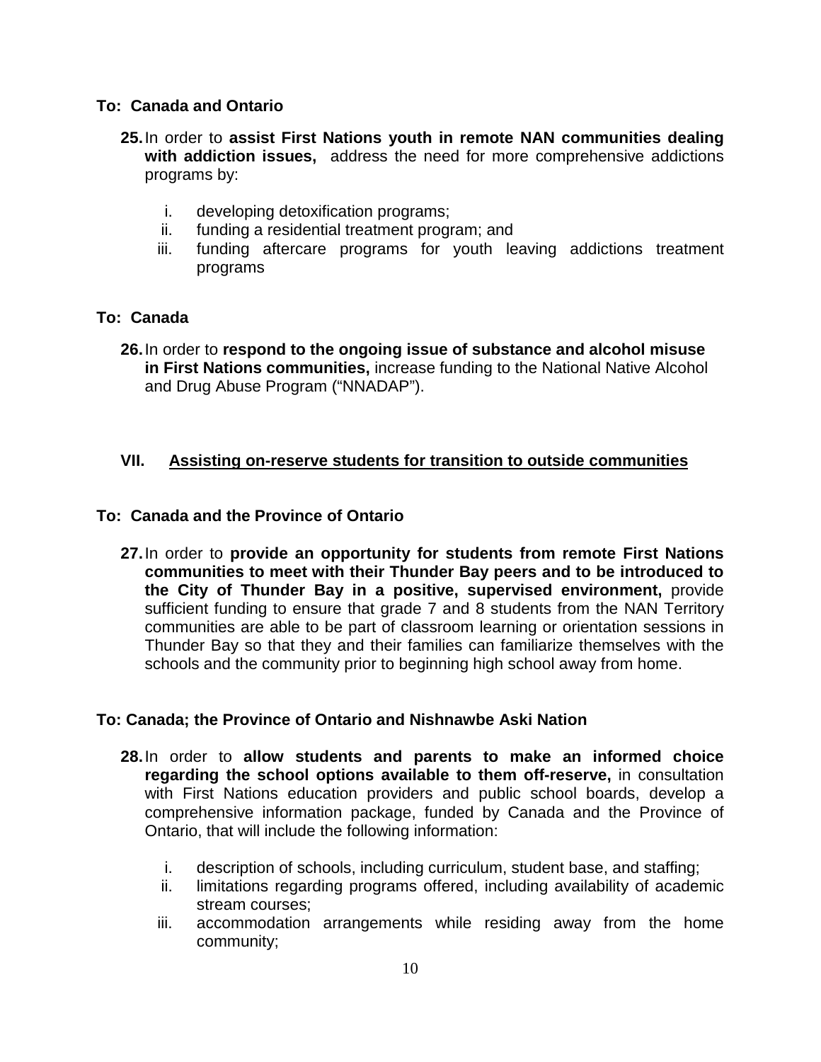**To: Canada and Ontario**

25. In order to **assist First Nations youth in remote NAN communities dealing with addiction issues,** address the need for more comprehensive addictions programs by:

    i. developing detoxification programs;
    ii. funding a residential treatment program; and
    iii. funding aftercare programs for youth leaving addictions treatment programs

**To: Canada**

26. In order to **respond to the ongoing issue of substance and alcohol misuse in First Nations communities,** increase funding to the National Native Alcohol and Drug Abuse Program ("NNADAP").

## VII. Assisting on-reserve students for transition to outside communities

**To: Canada and the Province of Ontario**

27. In order to **provide an opportunity for students from remote First Nations communities to meet with their Thunder Bay peers and to be introduced to the City of Thunder Bay in a positive, supervised environment,** provide sufficient funding to ensure that grade 7 and 8 students from the NAN Territory communities are able to be part of classroom learning or orientation sessions in Thunder Bay so that they and their families can familiarize themselves with the schools and the community prior to beginning high school away from home.

**To: Canada; the Province of Ontario and Nishnawbe Aski Nation**

28. In order to **allow students and parents to make an informed choice regarding the school options available to them off-reserve,** in consultation with First Nations education providers and public school boards, develop a comprehensive information package, funded by Canada and the Province of Ontario, that will include the following information:

    i. description of schools, including curriculum, student base, and staffing;
    ii. limitations regarding programs offered, including availability of academic stream courses;
    iii. accommodation arrangements while residing away from the home community;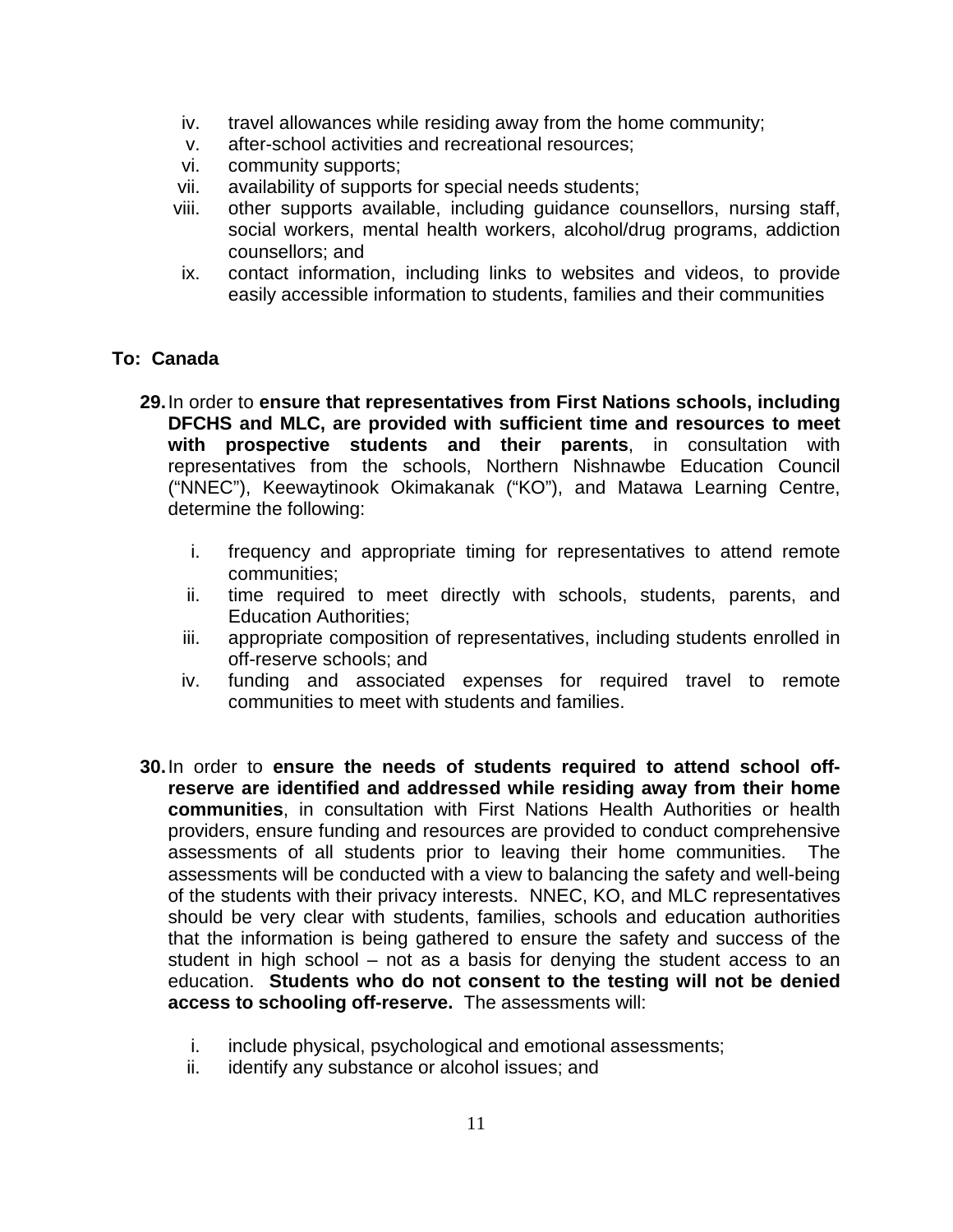iv. travel allowances while residing away from the home community;
v. after-school activities and recreational resources;
vi. community supports;
vii. availability of supports for special needs students;
viii. other supports available, including guidance counsellors, nursing staff, social workers, mental health workers, alcohol/drug programs, addiction counsellors; and
ix. contact information, including links to websites and videos, to provide easily accessible information to students, families and their communities

**To: Canada**

**29.** In order to **ensure that representatives from First Nations schools, including DFCHS and MLC, are provided with sufficient time and resources to meet with prospective students and their parents**, in consultation with representatives from the schools, Northern Nishnawbe Education Council ("NNEC"), Keewaytinook Okimakanak ("KO"), and Matawa Learning Centre, determine the following:

i. frequency and appropriate timing for representatives to attend remote communities;
ii. time required to meet directly with schools, students, parents, and Education Authorities;
iii. appropriate composition of representatives, including students enrolled in off-reserve schools; and
iv. funding and associated expenses for required travel to remote communities to meet with students and families.

**30.** In order to **ensure the needs of students required to attend school off-reserve are identified and addressed while residing away from their home communities**, in consultation with First Nations Health Authorities or health providers, ensure funding and resources are provided to conduct comprehensive assessments of all students prior to leaving their home communities. The assessments will be conducted with a view to balancing the safety and well-being of the students with their privacy interests. NNEC, KO, and MLC representatives should be very clear with students, families, schools and education authorities that the information is being gathered to ensure the safety and success of the student in high school – not as a basis for denying the student access to an education. **Students who do not consent to the testing will not be denied access to schooling off-reserve.** The assessments will:

i. include physical, psychological and emotional assessments;
ii. identify any substance or alcohol issues; and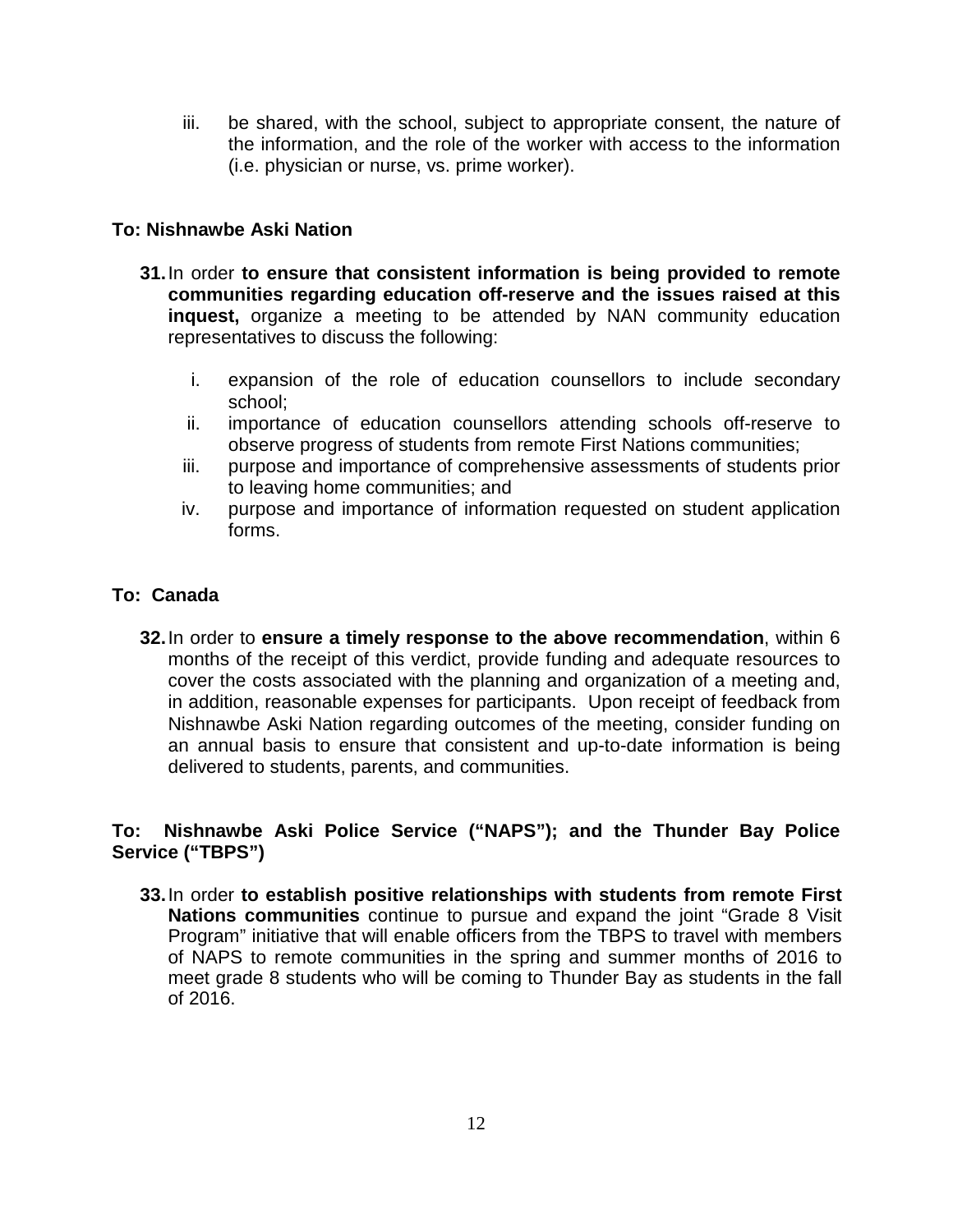iii. be shared, with the school, subject to appropriate consent, the nature of the information, and the role of the worker with access to the information (i.e. physician or nurse, vs. prime worker).

**To: Nishnawbe Aski Nation**

**31.** In order **to ensure that consistent information is being provided to remote communities regarding education off-reserve and the issues raised at this inquest,** organize a meeting to be attended by NAN community education representatives to discuss the following:

i. expansion of the role of education counsellors to include secondary school;

ii. importance of education counsellors attending schools off-reserve to observe progress of students from remote First Nations communities;

iii. purpose and importance of comprehensive assessments of students prior to leaving home communities; and

iv. purpose and importance of information requested on student application forms.

**To: Canada**

**32.** In order to **ensure a timely response to the above recommendation**, within 6 months of the receipt of this verdict, provide funding and adequate resources to cover the costs associated with the planning and organization of a meeting and, in addition, reasonable expenses for participants. Upon receipt of feedback from Nishnawbe Aski Nation regarding outcomes of the meeting, consider funding on an annual basis to ensure that consistent and up-to-date information is being delivered to students, parents, and communities.

**To: Nishnawbe Aski Police Service ("NAPS"); and the Thunder Bay Police Service ("TBPS")**

**33.** In order **to establish positive relationships with students from remote First Nations communities** continue to pursue and expand the joint "Grade 8 Visit Program" initiative that will enable officers from the TBPS to travel with members of NAPS to remote communities in the spring and summer months of 2016 to meet grade 8 students who will be coming to Thunder Bay as students in the fall of 2016.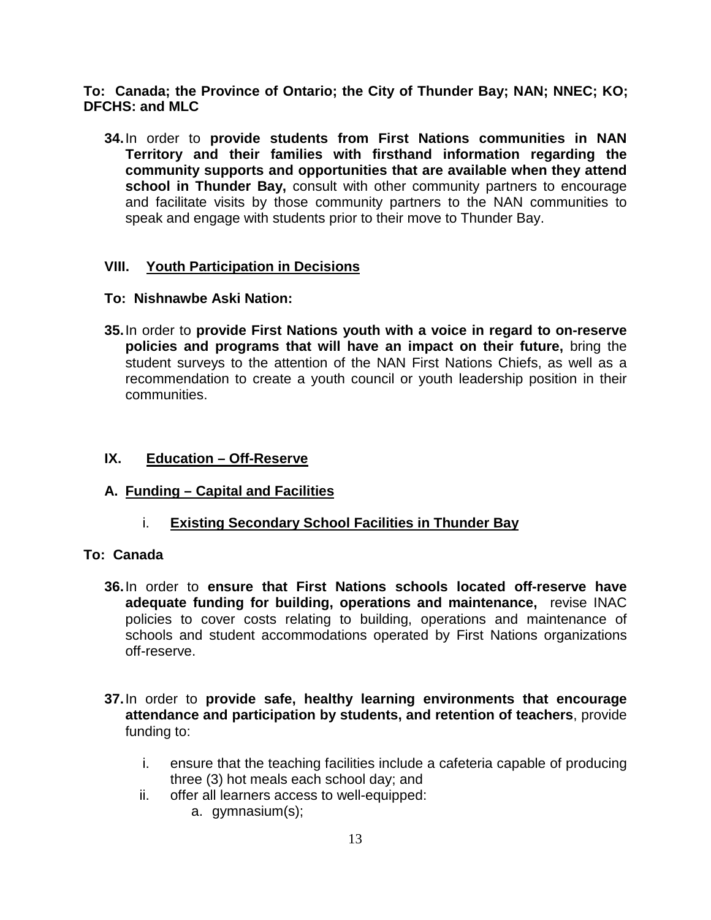**To: Canada; the Province of Ontario; the City of Thunder Bay; NAN; NNEC; KO; DFCHS: and MLC**

34. In order to **provide students from First Nations communities in NAN Territory and their families with firsthand information regarding the community supports and opportunities that are available when they attend school in Thunder Bay,** consult with other community partners to encourage and facilitate visits by those community partners to the NAN communities to speak and engage with students prior to their move to Thunder Bay.

## VIII. Youth Participation in Decisions

**To: Nishnawbe Aski Nation:**

35. In order to **provide First Nations youth with a voice in regard to on-reserve policies and programs that will have an impact on their future,** bring the student surveys to the attention of the NAN First Nations Chiefs, as well as a recommendation to create a youth council or youth leadership position in their communities.

## IX. Education – Off-Reserve

### A. Funding – Capital and Facilities

#### i. Existing Secondary School Facilities in Thunder Bay

**To: Canada**

36. In order to **ensure that First Nations schools located off-reserve have adequate funding for building, operations and maintenance,** revise INAC policies to cover costs relating to building, operations and maintenance of schools and student accommodations operated by First Nations organizations off-reserve.

37. In order to **provide safe, healthy learning environments that encourage attendance and participation by students, and retention of teachers**, provide funding to:

    i. ensure that the teaching facilities include a cafeteria capable of producing three (3) hot meals each school day; and
    ii. offer all learners access to well-equipped:
        a. gymnasium(s);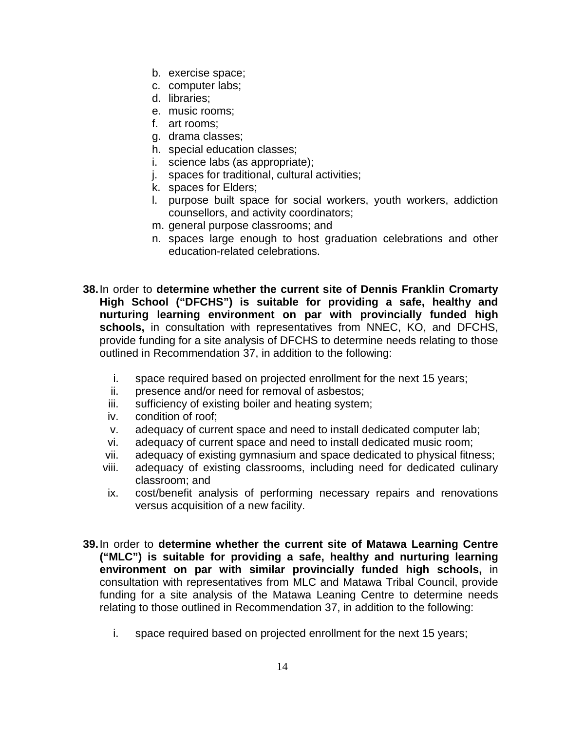b. exercise space;
c. computer labs;
d. libraries;
e. music rooms;
f. art rooms;
g. drama classes;
h. special education classes;
i. science labs (as appropriate);
j. spaces for traditional, cultural activities;
k. spaces for Elders;
l. purpose built space for social workers, youth workers, addiction counsellors, and activity coordinators;
m. general purpose classrooms; and
n. spaces large enough to host graduation celebrations and other education-related celebrations.

**38.** In order to **determine whether the current site of Dennis Franklin Cromarty High School ("DFCHS") is suitable for providing a safe, healthy and nurturing learning environment on par with provincially funded high schools,** in consultation with representatives from NNEC, KO, and DFCHS, provide funding for a site analysis of DFCHS to determine needs relating to those outlined in Recommendation 37, in addition to the following:

i. space required based on projected enrollment for the next 15 years;
ii. presence and/or need for removal of asbestos;
iii. sufficiency of existing boiler and heating system;
iv. condition of roof;
v. adequacy of current space and need to install dedicated computer lab;
vi. adequacy of current space and need to install dedicated music room;
vii. adequacy of existing gymnasium and space dedicated to physical fitness;
viii. adequacy of existing classrooms, including need for dedicated culinary classroom; and
ix. cost/benefit analysis of performing necessary repairs and renovations versus acquisition of a new facility.

**39.** In order to **determine whether the current site of Matawa Learning Centre ("MLC") is suitable for providing a safe, healthy and nurturing learning environment on par with similar provincially funded high schools,** in consultation with representatives from MLC and Matawa Tribal Council, provide funding for a site analysis of the Matawa Leaning Centre to determine needs relating to those outlined in Recommendation 37, in addition to the following:

i. space required based on projected enrollment for the next 15 years;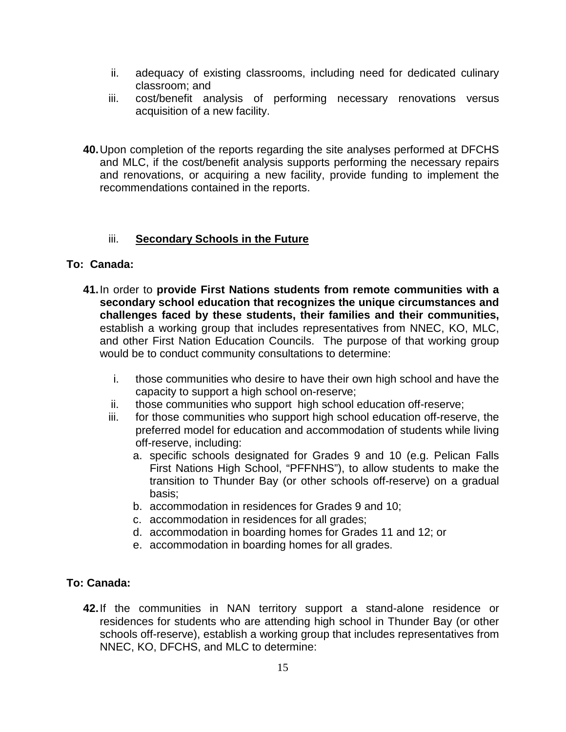ii. adequacy of existing classrooms, including need for dedicated culinary classroom; and
iii. cost/benefit analysis of performing necessary renovations versus acquisition of a new facility.

**40.** Upon completion of the reports regarding the site analyses performed at DFCHS and MLC, if the cost/benefit analysis supports performing the necessary repairs and renovations, or acquiring a new facility, provide funding to implement the recommendations contained in the reports.

### iii. **Secondary Schools in the Future**

**To: Canada:**

**41.** In order to **provide First Nations students from remote communities with a secondary school education that recognizes the unique circumstances and challenges faced by these students, their families and their communities,** establish a working group that includes representatives from NNEC, KO, MLC, and other First Nation Education Councils. The purpose of that working group would be to conduct community consultations to determine:

i. those communities who desire to have their own high school and have the capacity to support a high school on-reserve;
ii. those communities who support high school education off-reserve;
iii. for those communities who support high school education off-reserve, the preferred model for education and accommodation of students while living off-reserve, including:
    a. specific schools designated for Grades 9 and 10 (e.g. Pelican Falls First Nations High School, "PFFNHS"), to allow students to make the transition to Thunder Bay (or other schools off-reserve) on a gradual basis;
    b. accommodation in residences for Grades 9 and 10;
    c. accommodation in residences for all grades;
    d. accommodation in boarding homes for Grades 11 and 12; or
    e. accommodation in boarding homes for all grades.

**To: Canada:**

**42.** If the communities in NAN territory support a stand-alone residence or residences for students who are attending high school in Thunder Bay (or other schools off-reserve), establish a working group that includes representatives from NNEC, KO, DFCHS, and MLC to determine: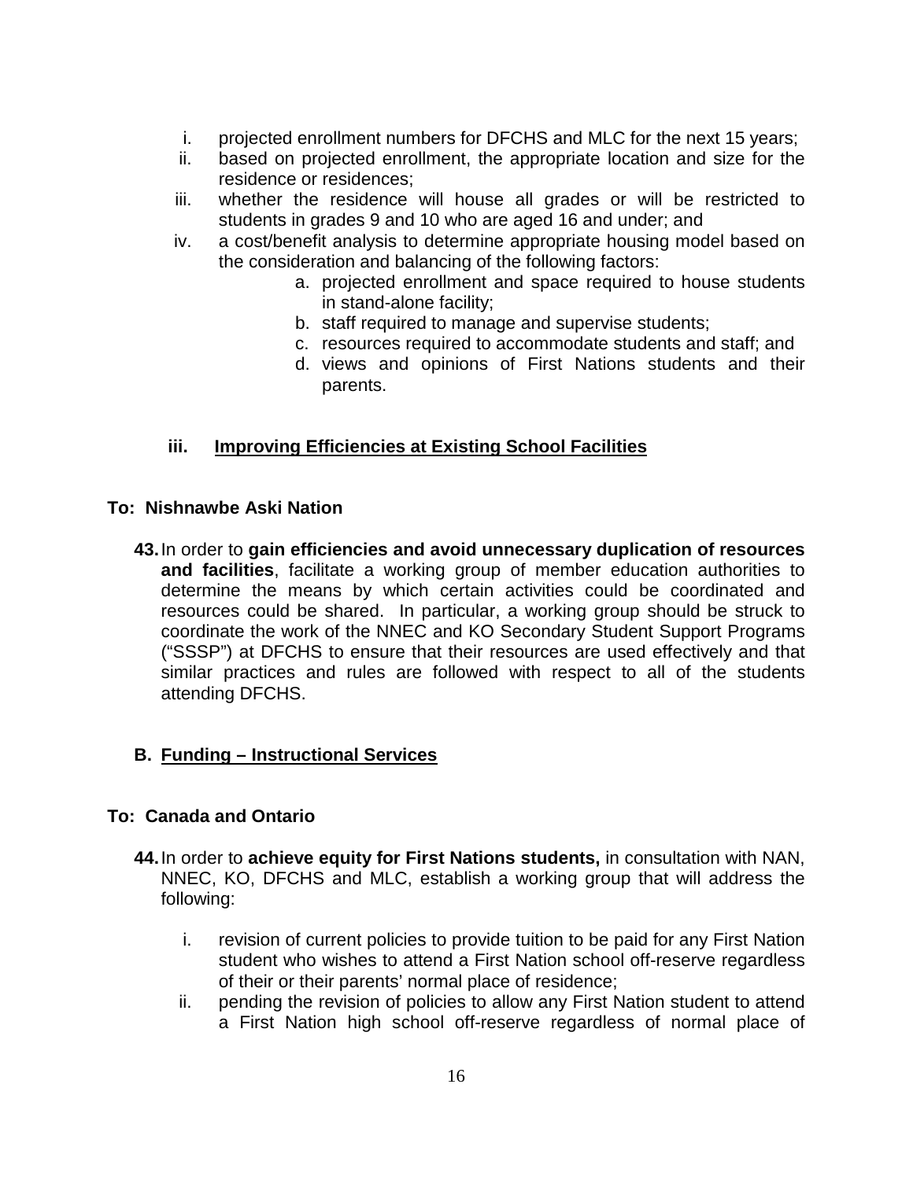i. projected enrollment numbers for DFCHS and MLC for the next 15 years;
ii. based on projected enrollment, the appropriate location and size for the residence or residences;
iii. whether the residence will house all grades or will be restricted to students in grades 9 and 10 who are aged 16 and under; and
iv. a cost/benefit analysis to determine appropriate housing model based on the consideration and balancing of the following factors:
   a. projected enrollment and space required to house students in stand-alone facility;
   b. staff required to manage and supervise students;
   c. resources required to accommodate students and staff; and
   d. views and opinions of First Nations students and their parents.

### iii. Improving Efficiencies at Existing School Facilities

**To: Nishnawbe Aski Nation**

**43.** In order to **gain efficiencies and avoid unnecessary duplication of resources and facilities**, facilitate a working group of member education authorities to determine the means by which certain activities could be coordinated and resources could be shared. In particular, a working group should be struck to coordinate the work of the NNEC and KO Secondary Student Support Programs ("SSSP") at DFCHS to ensure that their resources are used effectively and that similar practices and rules are followed with respect to all of the students attending DFCHS.

## B. Funding – Instructional Services

**To: Canada and Ontario**

**44.** In order to **achieve equity for First Nations students,** in consultation with NAN, NNEC, KO, DFCHS and MLC, establish a working group that will address the following:

i. revision of current policies to provide tuition to be paid for any First Nation student who wishes to attend a First Nation school off-reserve regardless of their or their parents' normal place of residence;
ii. pending the revision of policies to allow any First Nation student to attend a First Nation high school off-reserve regardless of normal place of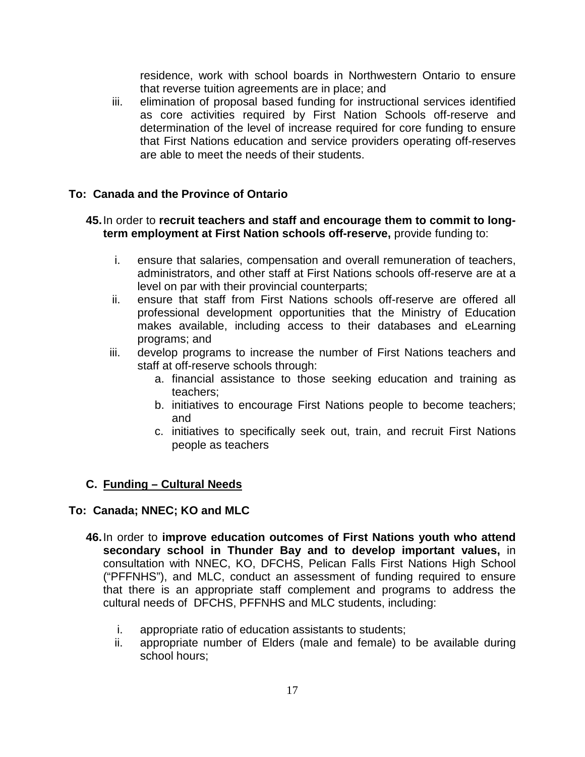residence, work with school boards in Northwestern Ontario to ensure that reverse tuition agreements are in place; and

iii. elimination of proposal based funding for instructional services identified as core activities required by First Nation Schools off-reserve and determination of the level of increase required for core funding to ensure that First Nations education and service providers operating off-reserves are able to meet the needs of their students.

**To: Canada and the Province of Ontario**

**45.** In order to **recruit teachers and staff and encourage them to commit to long-term employment at First Nation schools off-reserve,** provide funding to:

i. ensure that salaries, compensation and overall remuneration of teachers, administrators, and other staff at First Nations schools off-reserve are at a level on par with their provincial counterparts;

ii. ensure that staff from First Nations schools off-reserve are offered all professional development opportunities that the Ministry of Education makes available, including access to their databases and eLearning programs; and

iii. develop programs to increase the number of First Nations teachers and staff at off-reserve schools through:

   a. financial assistance to those seeking education and training as teachers;
   b. initiatives to encourage First Nations people to become teachers; and
   c. initiatives to specifically seek out, train, and recruit First Nations people as teachers

## C. Funding – Cultural Needs

**To: Canada; NNEC; KO and MLC**

**46.** In order to **improve education outcomes of First Nations youth who attend secondary school in Thunder Bay and to develop important values,** in consultation with NNEC, KO, DFCHS, Pelican Falls First Nations High School ("PFFNHS"), and MLC, conduct an assessment of funding required to ensure that there is an appropriate staff complement and programs to address the cultural needs of DFCHS, PFFNHS and MLC students, including:

i. appropriate ratio of education assistants to students;

ii. appropriate number of Elders (male and female) to be available during school hours;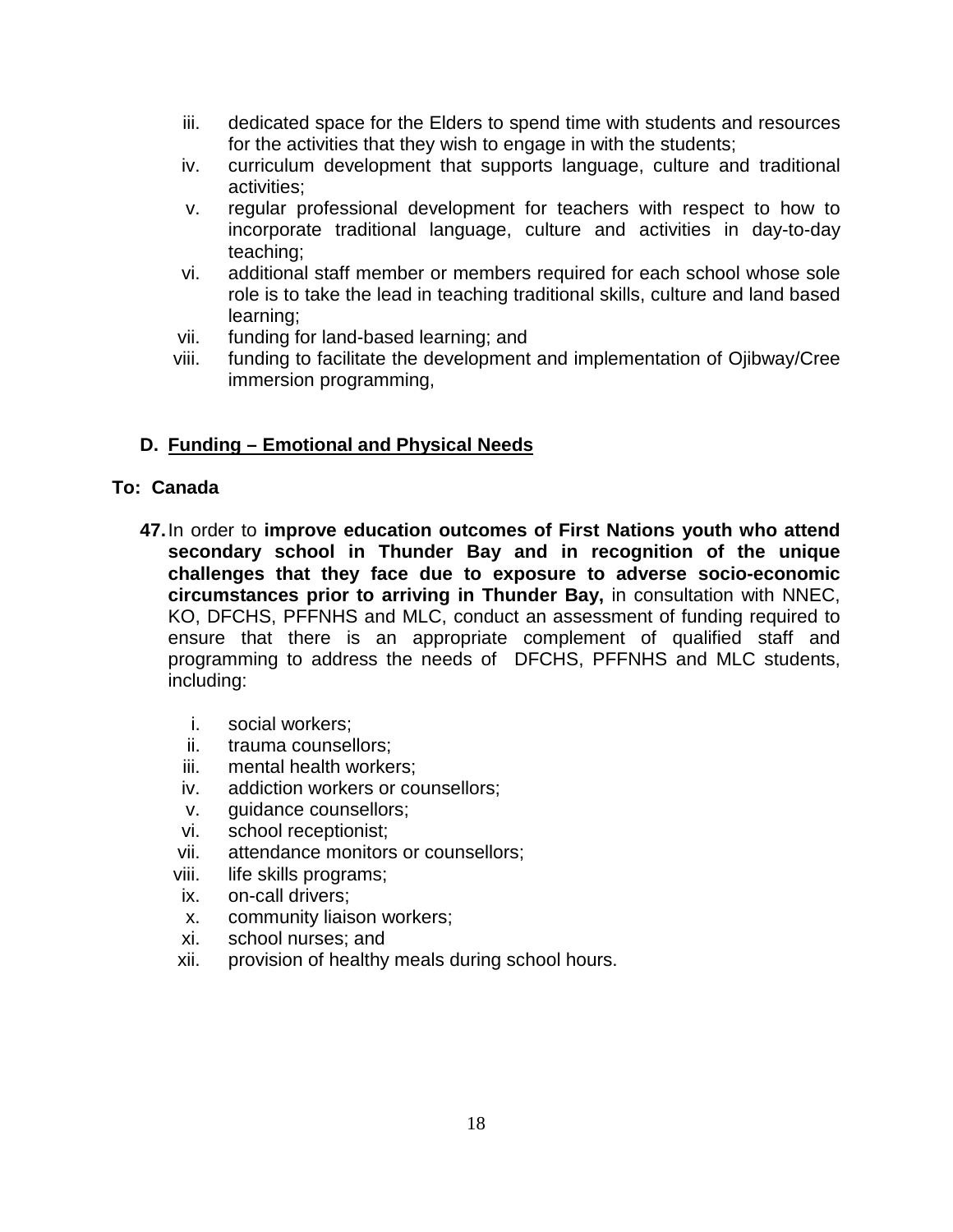iii. dedicated space for the Elders to spend time with students and resources for the activities that they wish to engage in with the students;
iv. curriculum development that supports language, culture and traditional activities;
v. regular professional development for teachers with respect to how to incorporate traditional language, culture and activities in day-to-day teaching;
vi. additional staff member or members required for each school whose sole role is to take the lead in teaching traditional skills, culture and land based learning;
vii. funding for land-based learning; and
viii. funding to facilitate the development and implementation of Ojibway/Cree immersion programming,

### D. <u>Funding – Emotional and Physical Needs</u>

**To: Canada**

**47.** In order to **improve education outcomes of First Nations youth who attend secondary school in Thunder Bay and in recognition of the unique challenges that they face due to exposure to adverse socio-economic circumstances prior to arriving in Thunder Bay,** in consultation with NNEC, KO, DFCHS, PFFNHS and MLC, conduct an assessment of funding required to ensure that there is an appropriate complement of qualified staff and programming to address the needs of DFCHS, PFFNHS and MLC students, including:

i. social workers;
ii. trauma counsellors;
iii. mental health workers;
iv. addiction workers or counsellors;
v. guidance counsellors;
vi. school receptionist;
vii. attendance monitors or counsellors;
viii. life skills programs;
ix. on-call drivers;
x. community liaison workers;
xi. school nurses; and
xii. provision of healthy meals during school hours.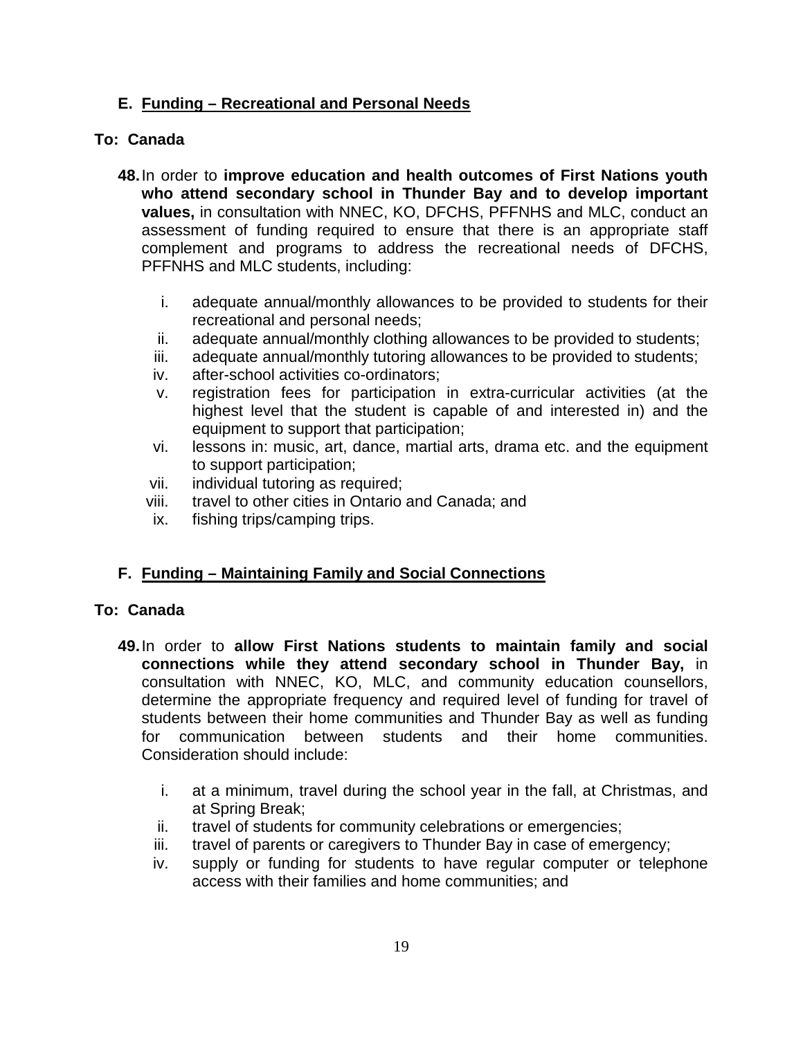### E. Funding – Recreational and Personal Needs

**To: Canada**

**48.** In order to **improve education and health outcomes of First Nations youth who attend secondary school in Thunder Bay and to develop important values,** in consultation with NNEC, KO, DFCHS, PFFNHS and MLC, conduct an assessment of funding required to ensure that there is an appropriate staff complement and programs to address the recreational needs of DFCHS, PFFNHS and MLC students, including:

i. adequate annual/monthly allowances to be provided to students for their recreational and personal needs;
ii. adequate annual/monthly clothing allowances to be provided to students;
iii. adequate annual/monthly tutoring allowances to be provided to students;
iv. after-school activities co-ordinators;
v. registration fees for participation in extra-curricular activities (at the highest level that the student is capable of and interested in) and the equipment to support that participation;
vi. lessons in: music, art, dance, martial arts, drama etc. and the equipment to support participation;
vii. individual tutoring as required;
viii. travel to other cities in Ontario and Canada; and
ix. fishing trips/camping trips.

### F. Funding – Maintaining Family and Social Connections

**To: Canada**

**49.** In order to **allow First Nations students to maintain family and social connections while they attend secondary school in Thunder Bay,** in consultation with NNEC, KO, MLC, and community education counsellors, determine the appropriate frequency and required level of funding for travel of students between their home communities and Thunder Bay as well as funding for communication between students and their home communities. Consideration should include:

i. at a minimum, travel during the school year in the fall, at Christmas, and at Spring Break;
ii. travel of students for community celebrations or emergencies;
iii. travel of parents or caregivers to Thunder Bay in case of emergency;
iv. supply or funding for students to have regular computer or telephone access with their families and home communities; and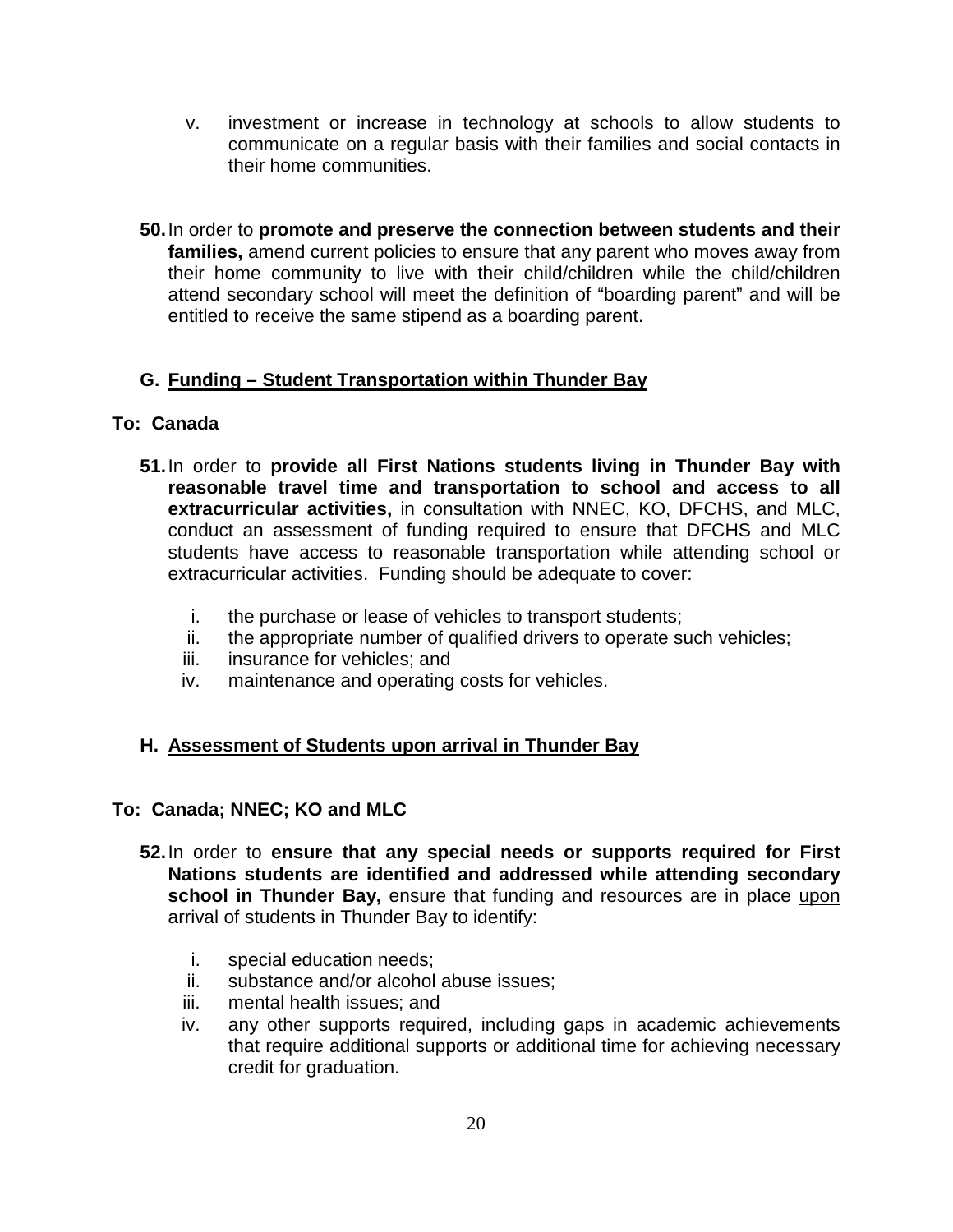v. investment or increase in technology at schools to allow students to communicate on a regular basis with their families and social contacts in their home communities.

**50.** In order to **promote and preserve the connection between students and their families,** amend current policies to ensure that any parent who moves away from their home community to live with their child/children while the child/children attend secondary school will meet the definition of "boarding parent" and will be entitled to receive the same stipend as a boarding parent.

## G. Funding – Student Transportation within Thunder Bay

**To: Canada**

**51.** In order to **provide all First Nations students living in Thunder Bay with reasonable travel time and transportation to school and access to all extracurricular activities,** in consultation with NNEC, KO, DFCHS, and MLC, conduct an assessment of funding required to ensure that DFCHS and MLC students have access to reasonable transportation while attending school or extracurricular activities. Funding should be adequate to cover:

i. the purchase or lease of vehicles to transport students;
ii. the appropriate number of qualified drivers to operate such vehicles;
iii. insurance for vehicles; and
iv. maintenance and operating costs for vehicles.

## H. Assessment of Students upon arrival in Thunder Bay

**To: Canada; NNEC; KO and MLC**

**52.** In order to **ensure that any special needs or supports required for First Nations students are identified and addressed while attending secondary school in Thunder Bay,** ensure that funding and resources are in place upon arrival of students in Thunder Bay to identify:

i. special education needs;
ii. substance and/or alcohol abuse issues;
iii. mental health issues; and
iv. any other supports required, including gaps in academic achievements that require additional supports or additional time for achieving necessary credit for graduation.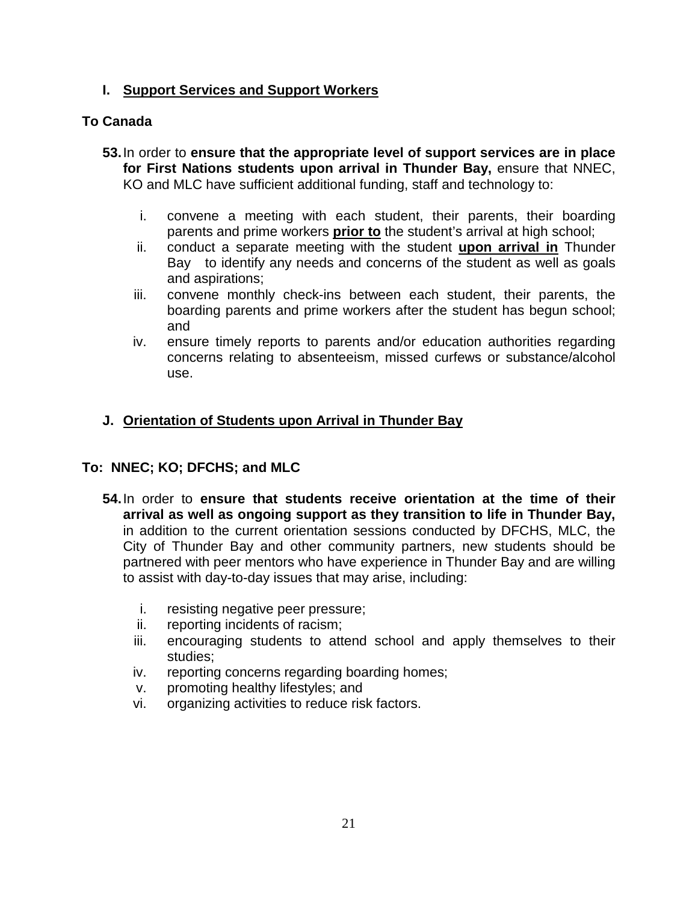## I. <u>Support Services and Support Workers</u>

### To Canada

**53.** In order to **ensure that the appropriate level of support services are in place for First Nations students upon arrival in Thunder Bay,** ensure that NNEC, KO and MLC have sufficient additional funding, staff and technology to:

i. convene a meeting with each student, their parents, their boarding parents and prime workers **<u>prior to</u>** the student's arrival at high school;
ii. conduct a separate meeting with the student **<u>upon arrival in</u>** Thunder Bay to identify any needs and concerns of the student as well as goals and aspirations;
iii. convene monthly check-ins between each student, their parents, the boarding parents and prime workers after the student has begun school; and
iv. ensure timely reports to parents and/or education authorities regarding concerns relating to absenteeism, missed curfews or substance/alcohol use.

## J. <u>Orientation of Students upon Arrival in Thunder Bay</u>

### To: NNEC; KO; DFCHS; and MLC

**54.** In order to **ensure that students receive orientation at the time of their arrival as well as ongoing support as they transition to life in Thunder Bay,** in addition to the current orientation sessions conducted by DFCHS, MLC, the City of Thunder Bay and other community partners, new students should be partnered with peer mentors who have experience in Thunder Bay and are willing to assist with day-to-day issues that may arise, including:

i. resisting negative peer pressure;
ii. reporting incidents of racism;
iii. encouraging students to attend school and apply themselves to their studies;
iv. reporting concerns regarding boarding homes;
v. promoting healthy lifestyles; and
vi. organizing activities to reduce risk factors.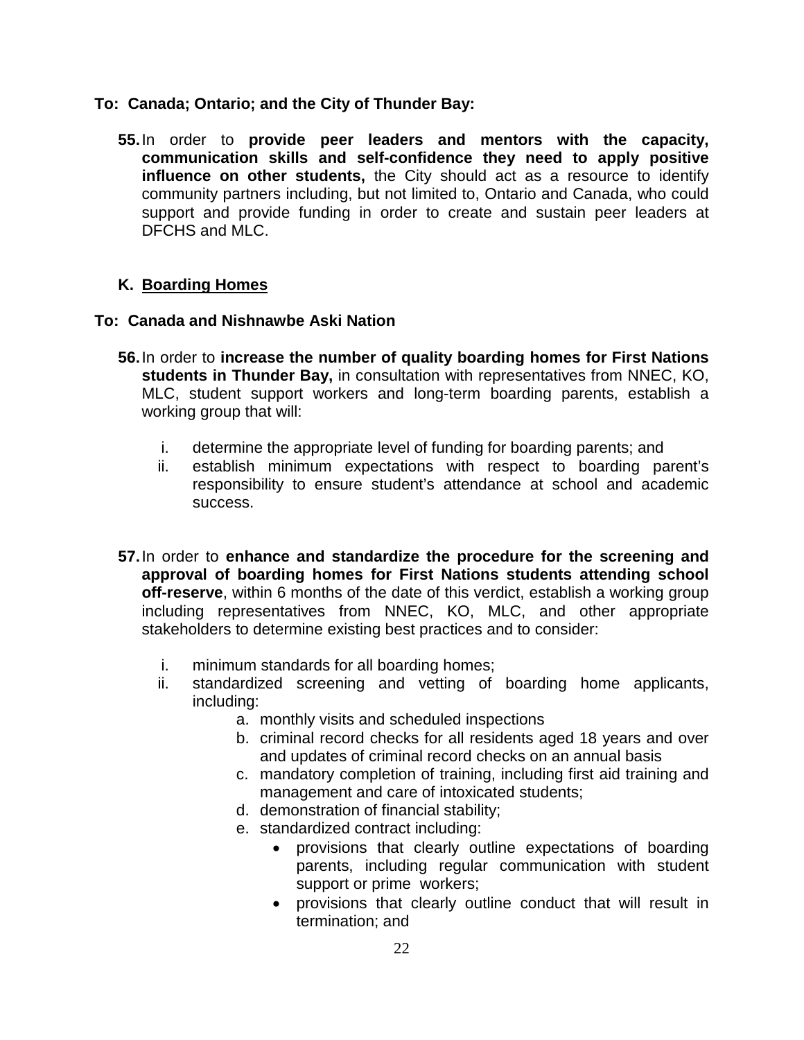**To: Canada; Ontario; and the City of Thunder Bay:**

55. In order to **provide peer leaders and mentors with the capacity, communication skills and self-confidence they need to apply positive influence on other students,** the City should act as a resource to identify community partners including, but not limited to, Ontario and Canada, who could support and provide funding in order to create and sustain peer leaders at DFCHS and MLC.

## K. Boarding Homes

**To: Canada and Nishnawbe Aski Nation**

56. In order to **increase the number of quality boarding homes for First Nations students in Thunder Bay,** in consultation with representatives from NNEC, KO, MLC, student support workers and long-term boarding parents, establish a working group that will:

    i. determine the appropriate level of funding for boarding parents; and
    ii. establish minimum expectations with respect to boarding parent's responsibility to ensure student's attendance at school and academic success.

57. In order to **enhance and standardize the procedure for the screening and approval of boarding homes for First Nations students attending school off-reserve**, within 6 months of the date of this verdict, establish a working group including representatives from NNEC, KO, MLC, and other appropriate stakeholders to determine existing best practices and to consider:

    i. minimum standards for all boarding homes;
    ii. standardized screening and vetting of boarding home applicants, including:
        a. monthly visits and scheduled inspections
        b. criminal record checks for all residents aged 18 years and over and updates of criminal record checks on an annual basis
        c. mandatory completion of training, including first aid training and management and care of intoxicated students;
        d. demonstration of financial stability;
        e. standardized contract including:
            - provisions that clearly outline expectations of boarding parents, including regular communication with student support or prime workers;
            - provisions that clearly outline conduct that will result in termination; and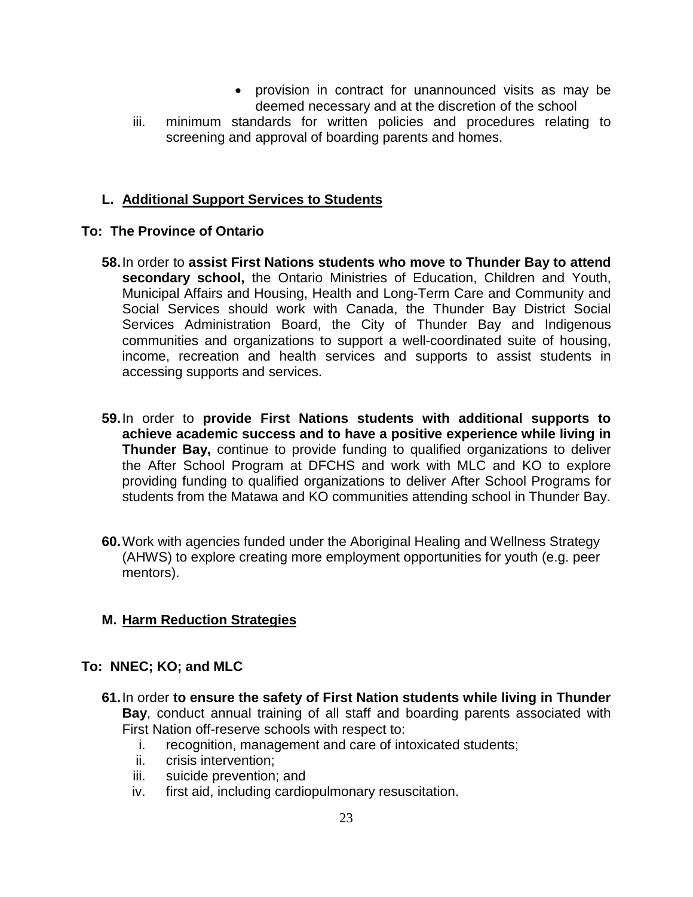- provision in contract for unannounced visits as may be deemed necessary and at the discretion of the school

iii. minimum standards for written policies and procedures relating to screening and approval of boarding parents and homes.

## L. Additional Support Services to Students

### To: The Province of Ontario

**58.** In order to **assist First Nations students who move to Thunder Bay to attend secondary school,** the Ontario Ministries of Education, Children and Youth, Municipal Affairs and Housing, Health and Long-Term Care and Community and Social Services should work with Canada, the Thunder Bay District Social Services Administration Board, the City of Thunder Bay and Indigenous communities and organizations to support a well-coordinated suite of housing, income, recreation and health services and supports to assist students in accessing supports and services.

**59.** In order to **provide First Nations students with additional supports to achieve academic success and to have a positive experience while living in Thunder Bay,** continue to provide funding to qualified organizations to deliver the After School Program at DFCHS and work with MLC and KO to explore providing funding to qualified organizations to deliver After School Programs for students from the Matawa and KO communities attending school in Thunder Bay.

**60.** Work with agencies funded under the Aboriginal Healing and Wellness Strategy (AHWS) to explore creating more employment opportunities for youth (e.g. peer mentors).

## M. Harm Reduction Strategies

### To: NNEC; KO; and MLC

**61.** In order **to ensure the safety of First Nation students while living in Thunder Bay**, conduct annual training of all staff and boarding parents associated with First Nation off-reserve schools with respect to:

i. recognition, management and care of intoxicated students;
ii. crisis intervention;
iii. suicide prevention; and
iv. first aid, including cardiopulmonary resuscitation.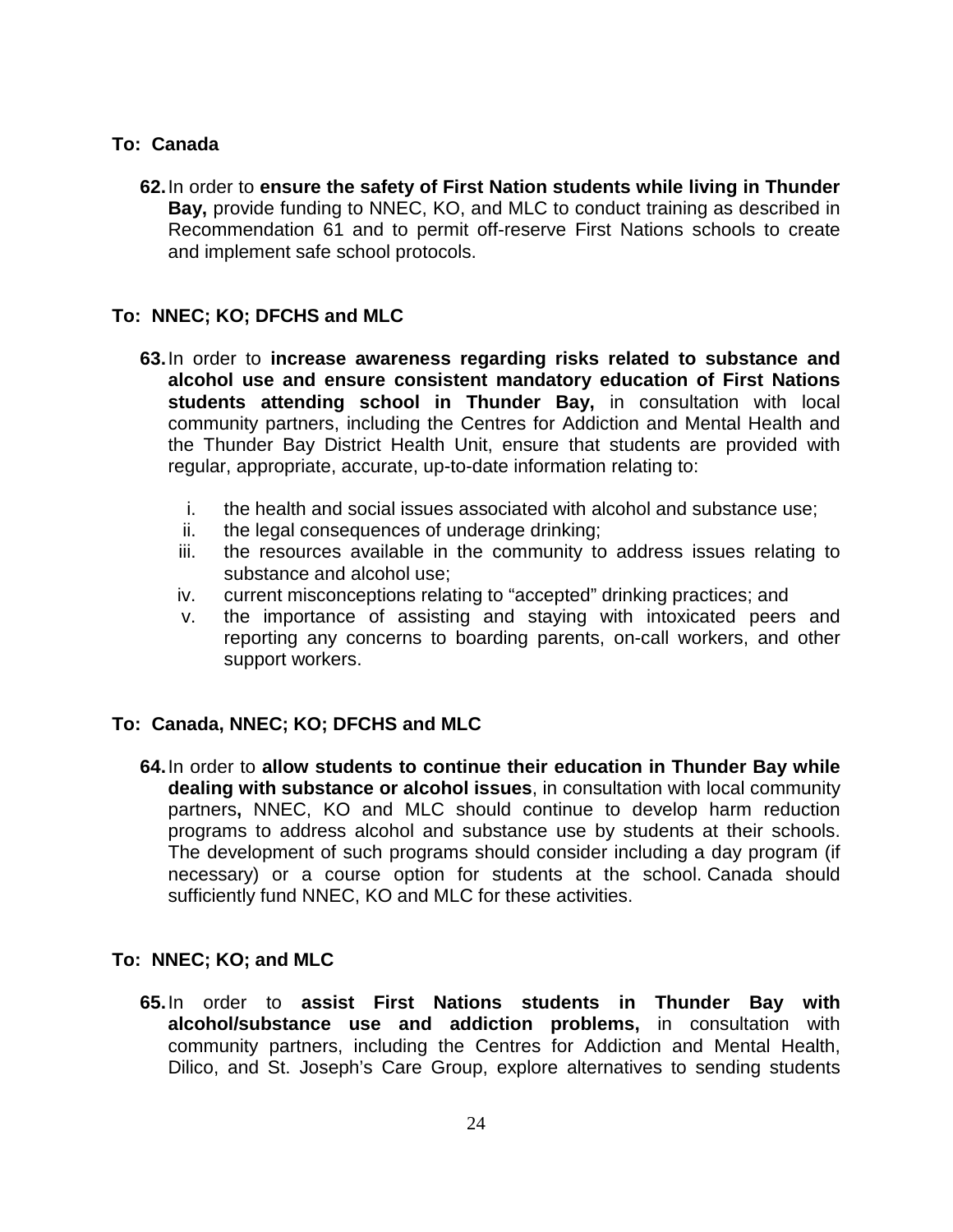**To: Canada**

62. In order to **ensure the safety of First Nation students while living in Thunder Bay,** provide funding to NNEC, KO, and MLC to conduct training as described in Recommendation 61 and to permit off-reserve First Nations schools to create and implement safe school protocols.

**To: NNEC; KO; DFCHS and MLC**

63. In order to **increase awareness regarding risks related to substance and alcohol use and ensure consistent mandatory education of First Nations students attending school in Thunder Bay,** in consultation with local community partners, including the Centres for Addiction and Mental Health and the Thunder Bay District Health Unit, ensure that students are provided with regular, appropriate, accurate, up-to-date information relating to:

    i. the health and social issues associated with alcohol and substance use;
    ii. the legal consequences of underage drinking;
    iii. the resources available in the community to address issues relating to substance and alcohol use;
    iv. current misconceptions relating to "accepted" drinking practices; and
    v. the importance of assisting and staying with intoxicated peers and reporting any concerns to boarding parents, on-call workers, and other support workers.

**To: Canada, NNEC; KO; DFCHS and MLC**

64. In order to **allow students to continue their education in Thunder Bay while dealing with substance or alcohol issues**, in consultation with local community partners**,** NNEC, KO and MLC should continue to develop harm reduction programs to address alcohol and substance use by students at their schools. The development of such programs should consider including a day program (if necessary) or a course option for students at the school. Canada should sufficiently fund NNEC, KO and MLC for these activities.

**To: NNEC; KO; and MLC**

65. In order to **assist First Nations students in Thunder Bay with alcohol/substance use and addiction problems,** in consultation with community partners, including the Centres for Addiction and Mental Health, Dilico, and St. Joseph's Care Group, explore alternatives to sending students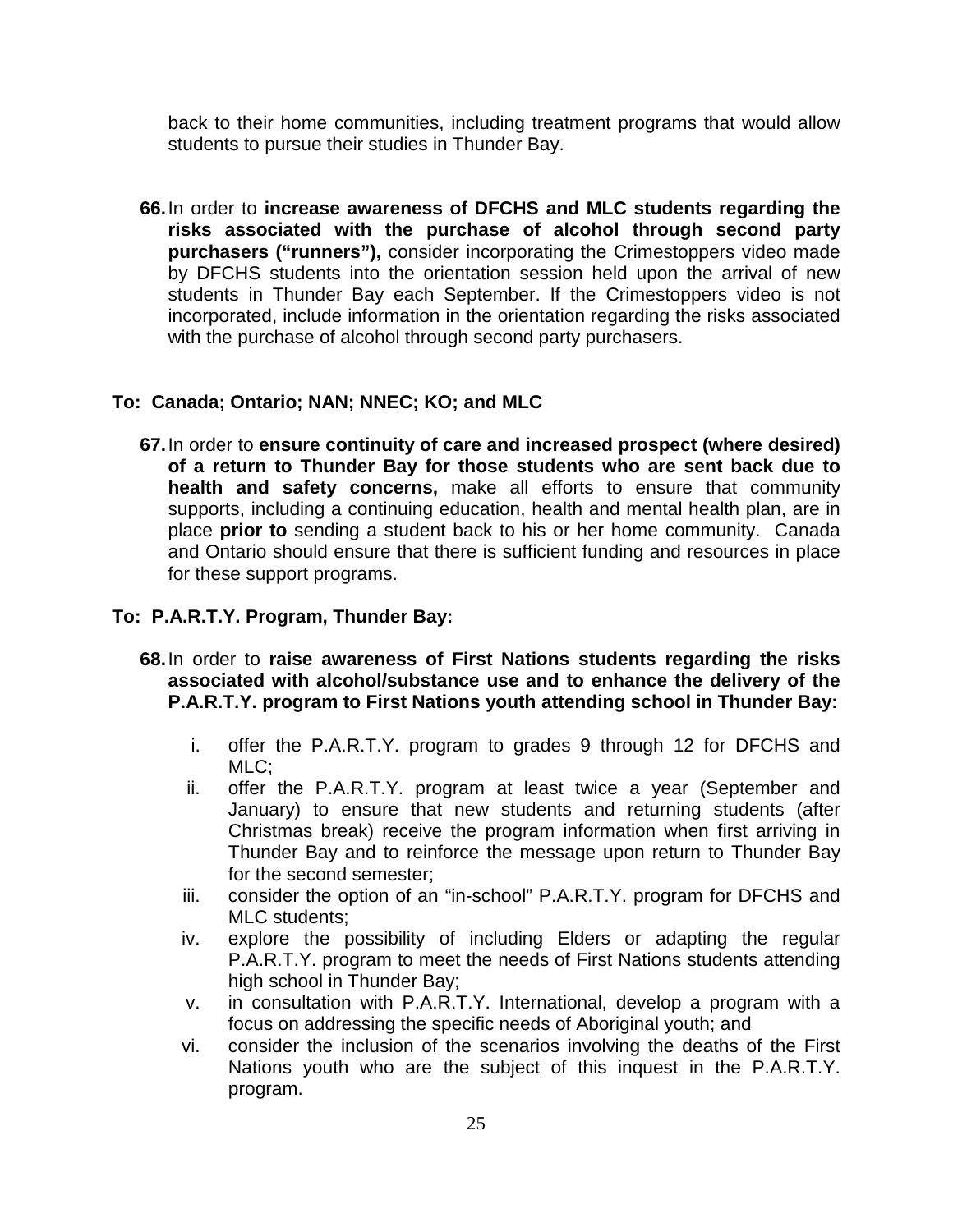back to their home communities, including treatment programs that would allow students to pursue their studies in Thunder Bay.

66. In order to **increase awareness of DFCHS and MLC students regarding the risks associated with the purchase of alcohol through second party purchasers ("runners"),** consider incorporating the Crimestoppers video made by DFCHS students into the orientation session held upon the arrival of new students in Thunder Bay each September. If the Crimestoppers video is not incorporated, include information in the orientation regarding the risks associated with the purchase of alcohol through second party purchasers.

**To: Canada; Ontario; NAN; NNEC; KO; and MLC**

67. In order to **ensure continuity of care and increased prospect (where desired) of a return to Thunder Bay for those students who are sent back due to health and safety concerns,** make all efforts to ensure that community supports, including a continuing education, health and mental health plan, are in place **prior to** sending a student back to his or her home community. Canada and Ontario should ensure that there is sufficient funding and resources in place for these support programs.

**To: P.A.R.T.Y. Program, Thunder Bay:**

68. In order to **raise awareness of First Nations students regarding the risks associated with alcohol/substance use and to enhance the delivery of the P.A.R.T.Y. program to First Nations youth attending school in Thunder Bay:**

   i. offer the P.A.R.T.Y. program to grades 9 through 12 for DFCHS and MLC;
   ii. offer the P.A.R.T.Y. program at least twice a year (September and January) to ensure that new students and returning students (after Christmas break) receive the program information when first arriving in Thunder Bay and to reinforce the message upon return to Thunder Bay for the second semester;
   iii. consider the option of an "in-school" P.A.R.T.Y. program for DFCHS and MLC students;
   iv. explore the possibility of including Elders or adapting the regular P.A.R.T.Y. program to meet the needs of First Nations students attending high school in Thunder Bay;
   v. in consultation with P.A.R.T.Y. International, develop a program with a focus on addressing the specific needs of Aboriginal youth; and
   vi. consider the inclusion of the scenarios involving the deaths of the First Nations youth who are the subject of this inquest in the P.A.R.T.Y. program.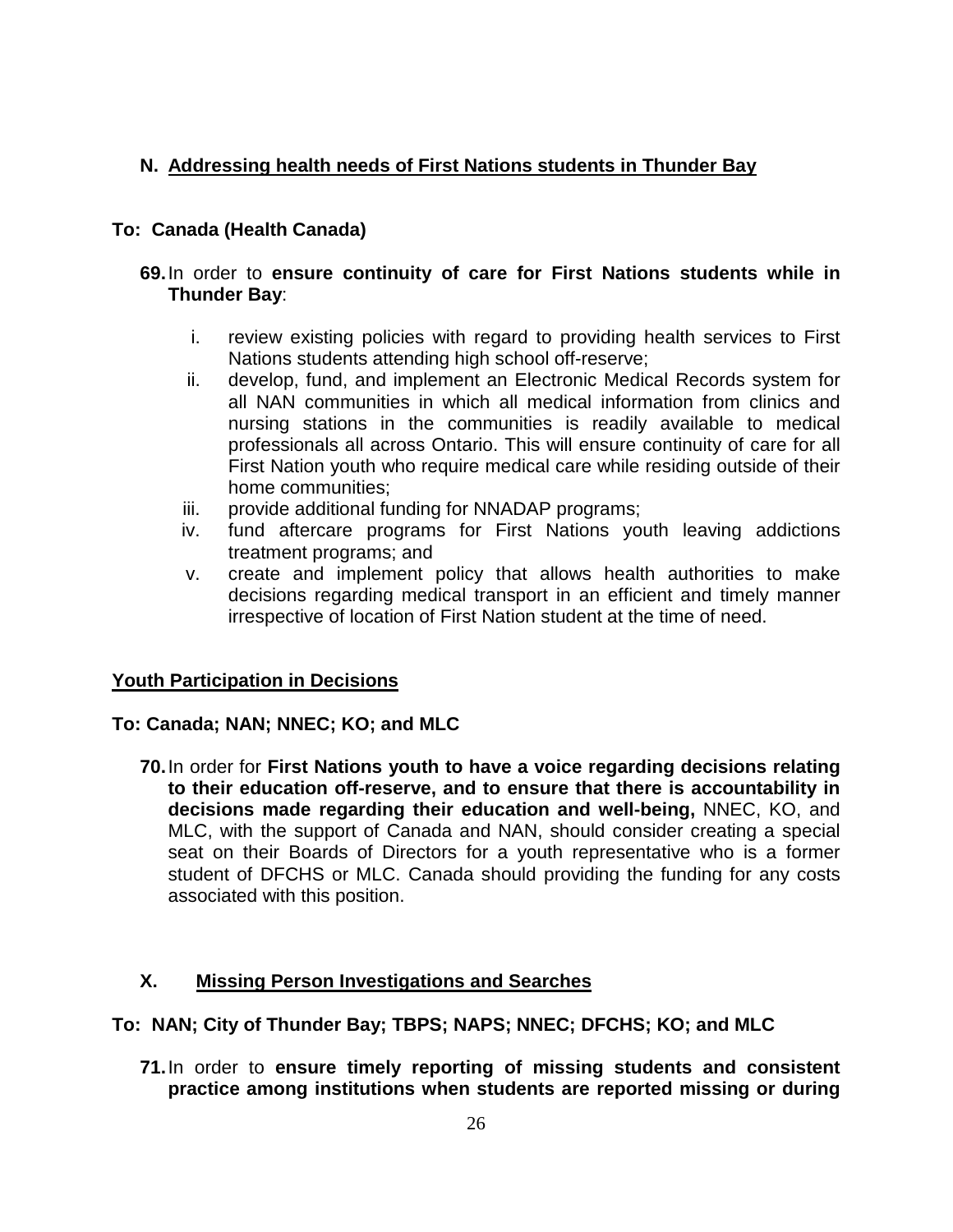## N. Addressing health needs of First Nations students in Thunder Bay

### To: Canada (Health Canada)

**69.** In order to **ensure continuity of care for First Nations students while in Thunder Bay**:

i. review existing policies with regard to providing health services to First Nations students attending high school off-reserve;

ii. develop, fund, and implement an Electronic Medical Records system for all NAN communities in which all medical information from clinics and nursing stations in the communities is readily available to medical professionals all across Ontario. This will ensure continuity of care for all First Nation youth who require medical care while residing outside of their home communities;

iii. provide additional funding for NNADAP programs;

iv. fund aftercare programs for First Nations youth leaving addictions treatment programs; and

v. create and implement policy that allows health authorities to make decisions regarding medical transport in an efficient and timely manner irrespective of location of First Nation student at the time of need.

## Youth Participation in Decisions

### To: Canada; NAN; NNEC; KO; and MLC

**70.** In order for **First Nations youth to have a voice regarding decisions relating to their education off-reserve, and to ensure that there is accountability in decisions made regarding their education and well-being,** NNEC, KO, and MLC, with the support of Canada and NAN, should consider creating a special seat on their Boards of Directors for a youth representative who is a former student of DFCHS or MLC. Canada should providing the funding for any costs associated with this position.

## X. Missing Person Investigations and Searches

### To: NAN; City of Thunder Bay; TBPS; NAPS; NNEC; DFCHS; KO; and MLC

**71.** In order to **ensure timely reporting of missing students and consistent practice among institutions when students are reported missing or during**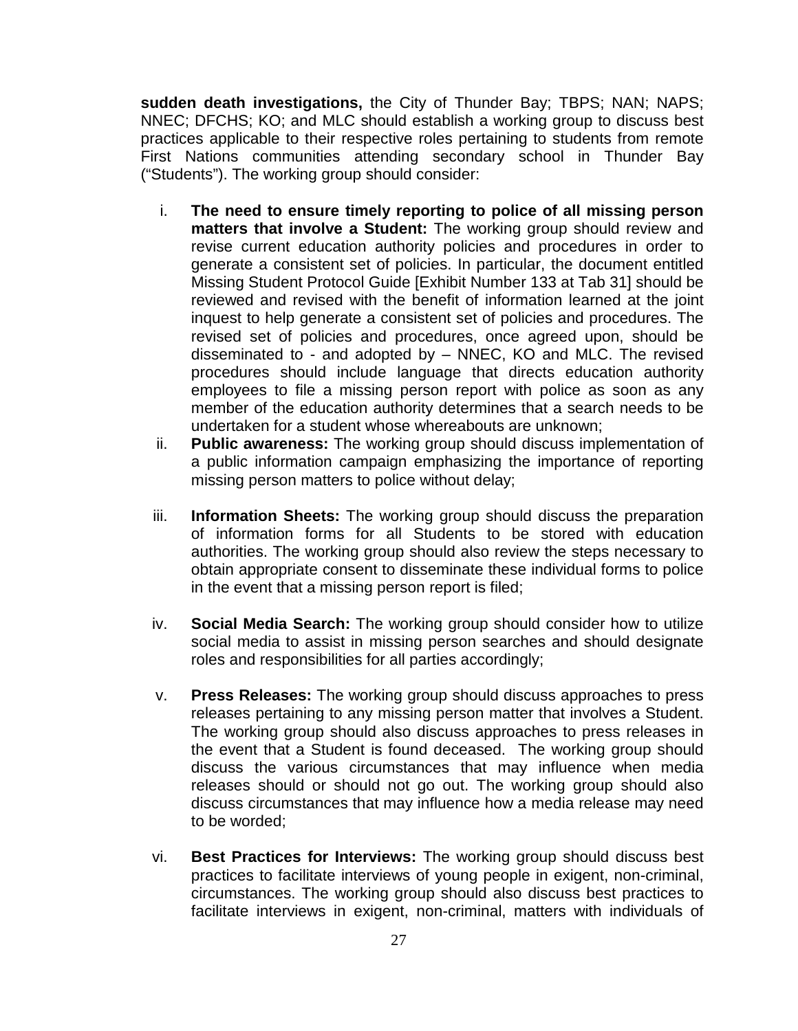**sudden death investigations,** the City of Thunder Bay; TBPS; NAN; NAPS; NNEC; DFCHS; KO; and MLC should establish a working group to discuss best practices applicable to their respective roles pertaining to students from remote First Nations communities attending secondary school in Thunder Bay ("Students"). The working group should consider:

i. **The need to ensure timely reporting to police of all missing person matters that involve a Student:** The working group should review and revise current education authority policies and procedures in order to generate a consistent set of policies. In particular, the document entitled Missing Student Protocol Guide [Exhibit Number 133 at Tab 31] should be reviewed and revised with the benefit of information learned at the joint inquest to help generate a consistent set of policies and procedures. The revised set of policies and procedures, once agreed upon, should be disseminated to - and adopted by – NNEC, KO and MLC. The revised procedures should include language that directs education authority employees to file a missing person report with police as soon as any member of the education authority determines that a search needs to be undertaken for a student whose whereabouts are unknown;

ii. **Public awareness:** The working group should discuss implementation of a public information campaign emphasizing the importance of reporting missing person matters to police without delay;

iii. **Information Sheets:** The working group should discuss the preparation of information forms for all Students to be stored with education authorities. The working group should also review the steps necessary to obtain appropriate consent to disseminate these individual forms to police in the event that a missing person report is filed;

iv. **Social Media Search:** The working group should consider how to utilize social media to assist in missing person searches and should designate roles and responsibilities for all parties accordingly;

v. **Press Releases:** The working group should discuss approaches to press releases pertaining to any missing person matter that involves a Student. The working group should also discuss approaches to press releases in the event that a Student is found deceased. The working group should discuss the various circumstances that may influence when media releases should or should not go out. The working group should also discuss circumstances that may influence how a media release may need to be worded;

vi. **Best Practices for Interviews:** The working group should discuss best practices to facilitate interviews of young people in exigent, non-criminal, circumstances. The working group should also discuss best practices to facilitate interviews in exigent, non-criminal, matters with individuals of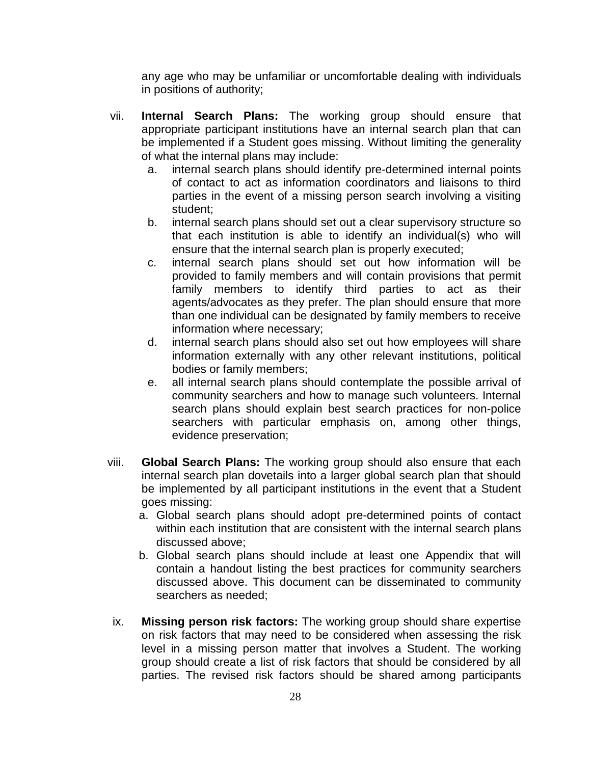any age who may be unfamiliar or uncomfortable dealing with individuals in positions of authority;

vii. **Internal Search Plans:** The working group should ensure that appropriate participant institutions have an internal search plan that can be implemented if a Student goes missing. Without limiting the generality of what the internal plans may include:

   a. internal search plans should identify pre-determined internal points of contact to act as information coordinators and liaisons to third parties in the event of a missing person search involving a visiting student;
   b. internal search plans should set out a clear supervisory structure so that each institution is able to identify an individual(s) who will ensure that the internal search plan is properly executed;
   c. internal search plans should set out how information will be provided to family members and will contain provisions that permit family members to identify third parties to act as their agents/advocates as they prefer. The plan should ensure that more than one individual can be designated by family members to receive information where necessary;
   d. internal search plans should also set out how employees will share information externally with any other relevant institutions, political bodies or family members;
   e. all internal search plans should contemplate the possible arrival of community searchers and how to manage such volunteers. Internal search plans should explain best search practices for non-police searchers with particular emphasis on, among other things, evidence preservation;

viii. **Global Search Plans:** The working group should also ensure that each internal search plan dovetails into a larger global search plan that should be implemented by all participant institutions in the event that a Student goes missing:

   a. Global search plans should adopt pre-determined points of contact within each institution that are consistent with the internal search plans discussed above;
   b. Global search plans should include at least one Appendix that will contain a handout listing the best practices for community searchers discussed above. This document can be disseminated to community searchers as needed;

ix. **Missing person risk factors:** The working group should share expertise on risk factors that may need to be considered when assessing the risk level in a missing person matter that involves a Student. The working group should create a list of risk factors that should be considered by all parties. The revised risk factors should be shared among participants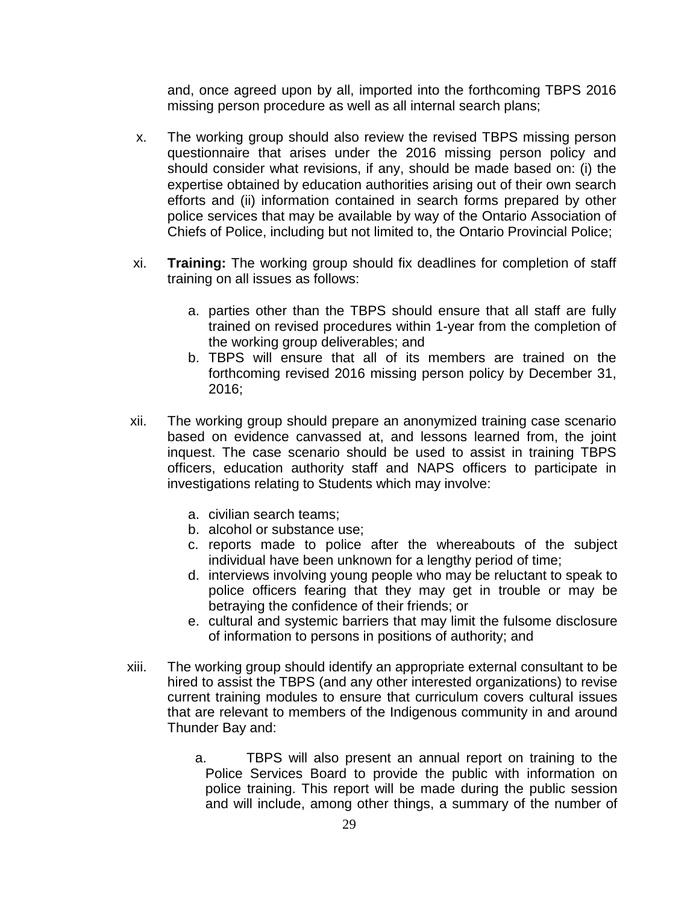and, once agreed upon by all, imported into the forthcoming TBPS 2016 missing person procedure as well as all internal search plans;

x. The working group should also review the revised TBPS missing person questionnaire that arises under the 2016 missing person policy and should consider what revisions, if any, should be made based on: (i) the expertise obtained by education authorities arising out of their own search efforts and (ii) information contained in search forms prepared by other police services that may be available by way of the Ontario Association of Chiefs of Police, including but not limited to, the Ontario Provincial Police;

xi. **Training:** The working group should fix deadlines for completion of staff training on all issues as follows:

   a. parties other than the TBPS should ensure that all staff are fully trained on revised procedures within 1-year from the completion of the working group deliverables; and
   b. TBPS will ensure that all of its members are trained on the forthcoming revised 2016 missing person policy by December 31, 2016;

xii. The working group should prepare an anonymized training case scenario based on evidence canvassed at, and lessons learned from, the joint inquest. The case scenario should be used to assist in training TBPS officers, education authority staff and NAPS officers to participate in investigations relating to Students which may involve:

   a. civilian search teams;
   b. alcohol or substance use;
   c. reports made to police after the whereabouts of the subject individual have been unknown for a lengthy period of time;
   d. interviews involving young people who may be reluctant to speak to police officers fearing that they may get in trouble or may be betraying the confidence of their friends; or
   e. cultural and systemic barriers that may limit the fulsome disclosure of information to persons in positions of authority; and

xiii. The working group should identify an appropriate external consultant to be hired to assist the TBPS (and any other interested organizations) to revise current training modules to ensure that curriculum covers cultural issues that are relevant to members of the Indigenous community in and around Thunder Bay and:

   a. TBPS will also present an annual report on training to the Police Services Board to provide the public with information on police training. This report will be made during the public session and will include, among other things, a summary of the number of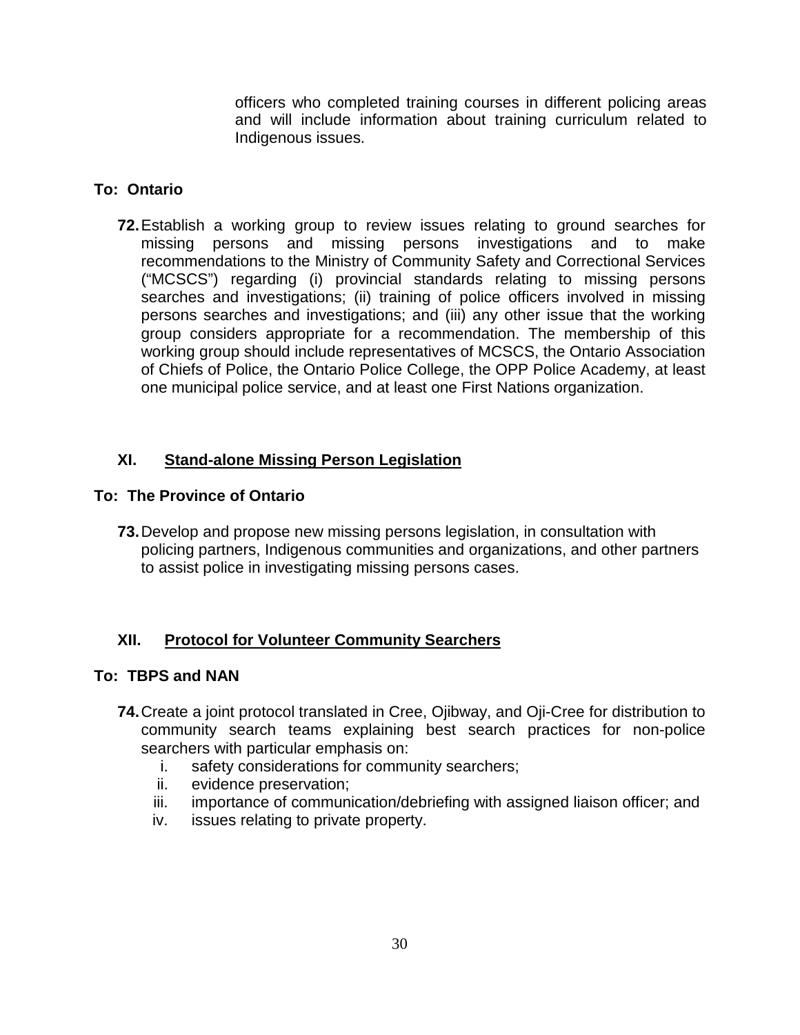officers who completed training courses in different policing areas and will include information about training curriculum related to Indigenous issues.

**To: Ontario**

**72.** Establish a working group to review issues relating to ground searches for missing persons and missing persons investigations and to make recommendations to the Ministry of Community Safety and Correctional Services ("MCSCS") regarding (i) provincial standards relating to missing persons searches and investigations; (ii) training of police officers involved in missing persons searches and investigations; and (iii) any other issue that the working group considers appropriate for a recommendation. The membership of this working group should include representatives of MCSCS, the Ontario Association of Chiefs of Police, the Ontario Police College, the OPP Police Academy, at least one municipal police service, and at least one First Nations organization.

## XI. Stand-alone Missing Person Legislation

**To: The Province of Ontario**

**73.** Develop and propose new missing persons legislation, in consultation with policing partners, Indigenous communities and organizations, and other partners to assist police in investigating missing persons cases.

## XII. Protocol for Volunteer Community Searchers

**To: TBPS and NAN**

**74.** Create a joint protocol translated in Cree, Ojibway, and Oji-Cree for distribution to community search teams explaining best search practices for non-police searchers with particular emphasis on:

i. safety considerations for community searchers;
ii. evidence preservation;
iii. importance of communication/debriefing with assigned liaison officer; and
iv. issues relating to private property.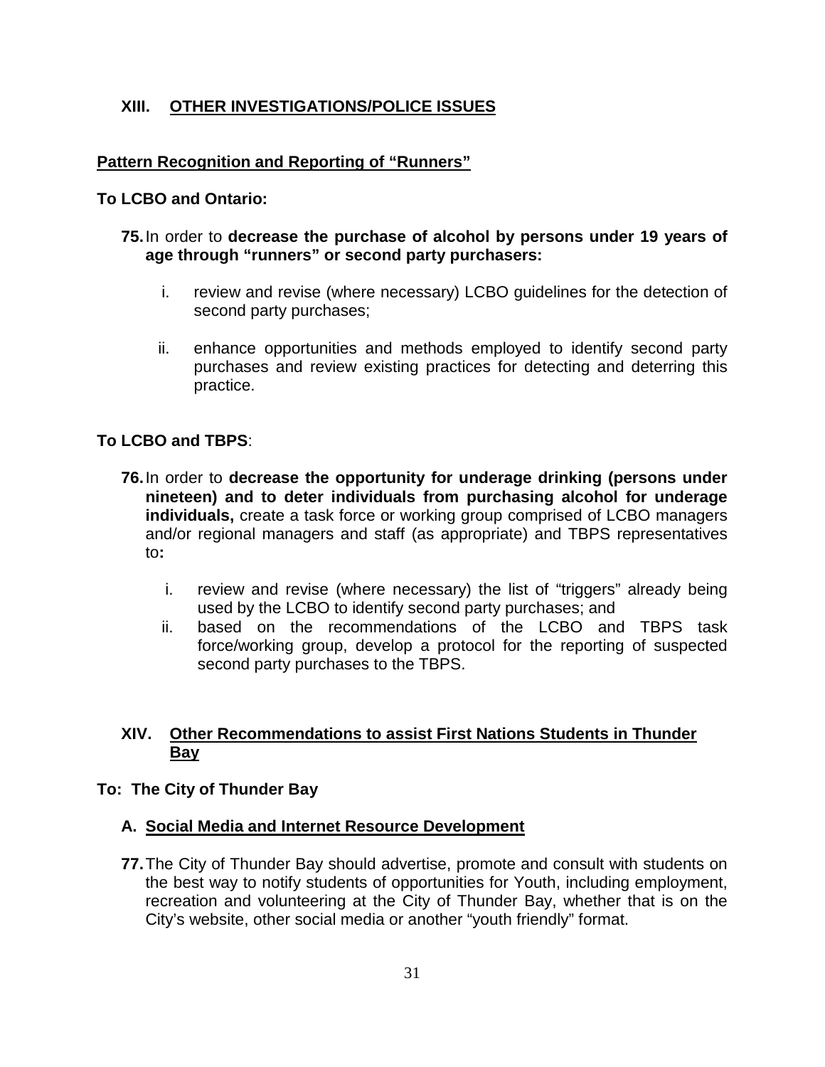## XIII. OTHER INVESTIGATIONS/POLICE ISSUES

### Pattern Recognition and Reporting of "Runners"

**To LCBO and Ontario:**

**75.** In order to **decrease the purchase of alcohol by persons under 19 years of age through "runners" or second party purchasers:**

i. review and revise (where necessary) LCBO guidelines for the detection of second party purchases;

ii. enhance opportunities and methods employed to identify second party purchases and review existing practices for detecting and deterring this practice.

**To LCBO and TBPS**:

**76.** In order to **decrease the opportunity for underage drinking (persons under nineteen) and to deter individuals from purchasing alcohol for underage individuals,** create a task force or working group comprised of LCBO managers and/or regional managers and staff (as appropriate) and TBPS representatives to**:**

i. review and revise (where necessary) the list of "triggers" already being used by the LCBO to identify second party purchases; and

ii. based on the recommendations of the LCBO and TBPS task force/working group, develop a protocol for the reporting of suspected second party purchases to the TBPS.

## XIV. Other Recommendations to assist First Nations Students in Thunder Bay

**To: The City of Thunder Bay**

### A. Social Media and Internet Resource Development

**77.** The City of Thunder Bay should advertise, promote and consult with students on the best way to notify students of opportunities for Youth, including employment, recreation and volunteering at the City of Thunder Bay, whether that is on the City's website, other social media or another "youth friendly" format.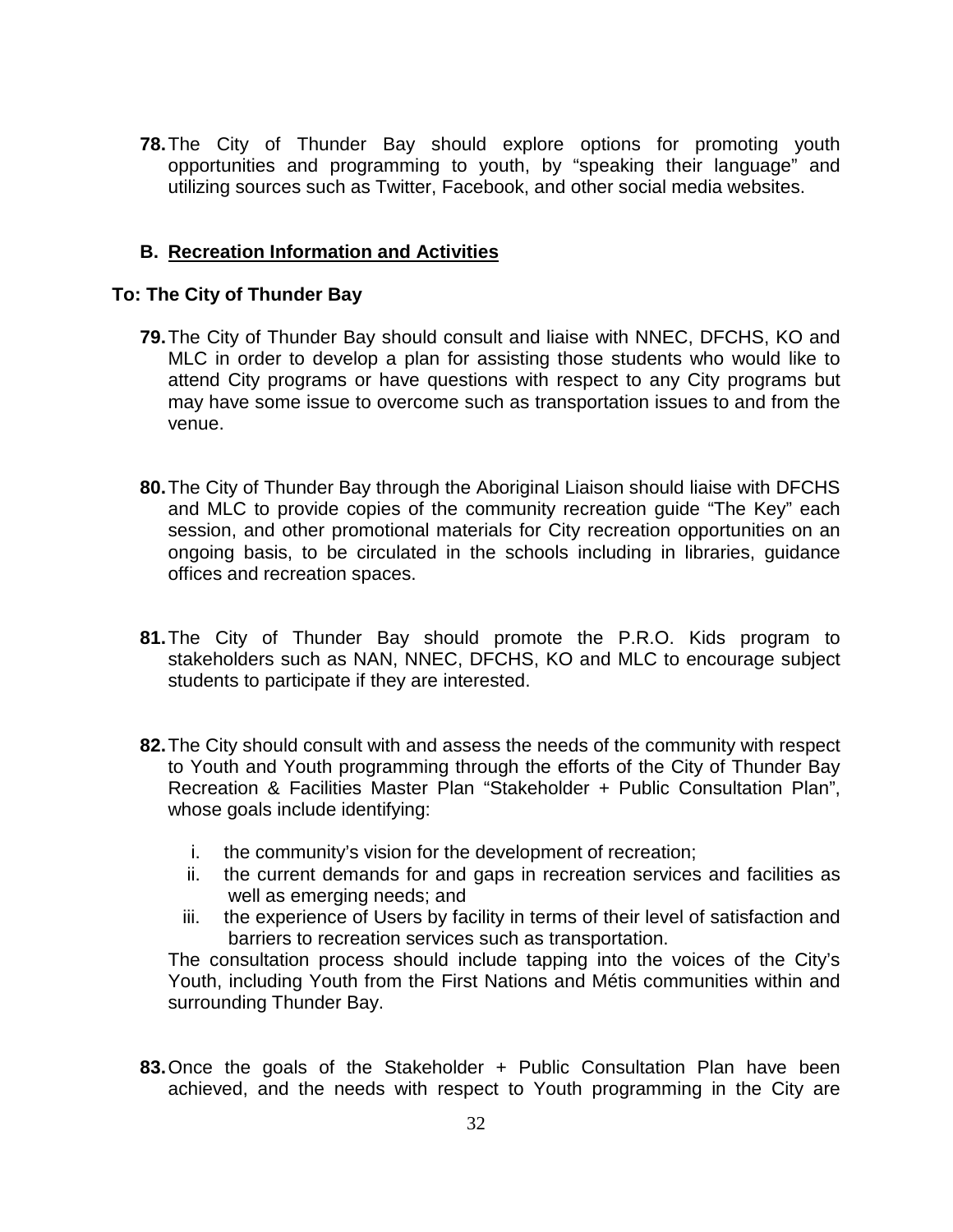**78.** The City of Thunder Bay should explore options for promoting youth opportunities and programming to youth, by "speaking their language" and utilizing sources such as Twitter, Facebook, and other social media websites.

## B. Recreation Information and Activities

**To: The City of Thunder Bay**

**79.** The City of Thunder Bay should consult and liaise with NNEC, DFCHS, KO and MLC in order to develop a plan for assisting those students who would like to attend City programs or have questions with respect to any City programs but may have some issue to overcome such as transportation issues to and from the venue.

**80.** The City of Thunder Bay through the Aboriginal Liaison should liaise with DFCHS and MLC to provide copies of the community recreation guide "The Key" each session, and other promotional materials for City recreation opportunities on an ongoing basis, to be circulated in the schools including in libraries, guidance offices and recreation spaces.

**81.** The City of Thunder Bay should promote the P.R.O. Kids program to stakeholders such as NAN, NNEC, DFCHS, KO and MLC to encourage subject students to participate if they are interested.

**82.** The City should consult with and assess the needs of the community with respect to Youth and Youth programming through the efforts of the City of Thunder Bay Recreation & Facilities Master Plan "Stakeholder + Public Consultation Plan", whose goals include identifying:

i. the community's vision for the development of recreation;
ii. the current demands for and gaps in recreation services and facilities as well as emerging needs; and
iii. the experience of Users by facility in terms of their level of satisfaction and barriers to recreation services such as transportation.

The consultation process should include tapping into the voices of the City's Youth, including Youth from the First Nations and Métis communities within and surrounding Thunder Bay.

**83.** Once the goals of the Stakeholder + Public Consultation Plan have been achieved, and the needs with respect to Youth programming in the City are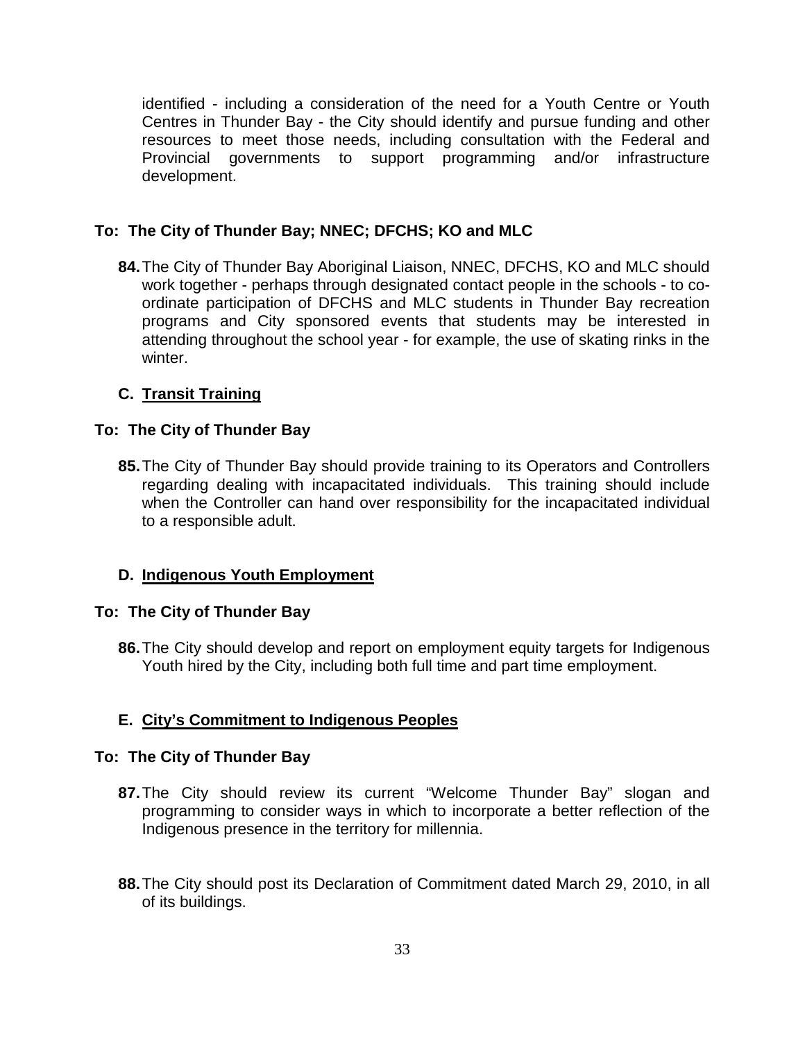identified - including a consideration of the need for a Youth Centre or Youth Centres in Thunder Bay - the City should identify and pursue funding and other resources to meet those needs, including consultation with the Federal and Provincial governments to support programming and/or infrastructure development.

**To: The City of Thunder Bay; NNEC; DFCHS; KO and MLC**

**84.** The City of Thunder Bay Aboriginal Liaison, NNEC, DFCHS, KO and MLC should work together - perhaps through designated contact people in the schools - to co-ordinate participation of DFCHS and MLC students in Thunder Bay recreation programs and City sponsored events that students may be interested in attending throughout the school year - for example, the use of skating rinks in the winter.

## C. Transit Training

**To: The City of Thunder Bay**

**85.** The City of Thunder Bay should provide training to its Operators and Controllers regarding dealing with incapacitated individuals. This training should include when the Controller can hand over responsibility for the incapacitated individual to a responsible adult.

## D. Indigenous Youth Employment

**To: The City of Thunder Bay**

**86.** The City should develop and report on employment equity targets for Indigenous Youth hired by the City, including both full time and part time employment.

## E. City's Commitment to Indigenous Peoples

**To: The City of Thunder Bay**

**87.** The City should review its current "Welcome Thunder Bay" slogan and programming to consider ways in which to incorporate a better reflection of the Indigenous presence in the territory for millennia.

**88.** The City should post its Declaration of Commitment dated March 29, 2010, in all of its buildings.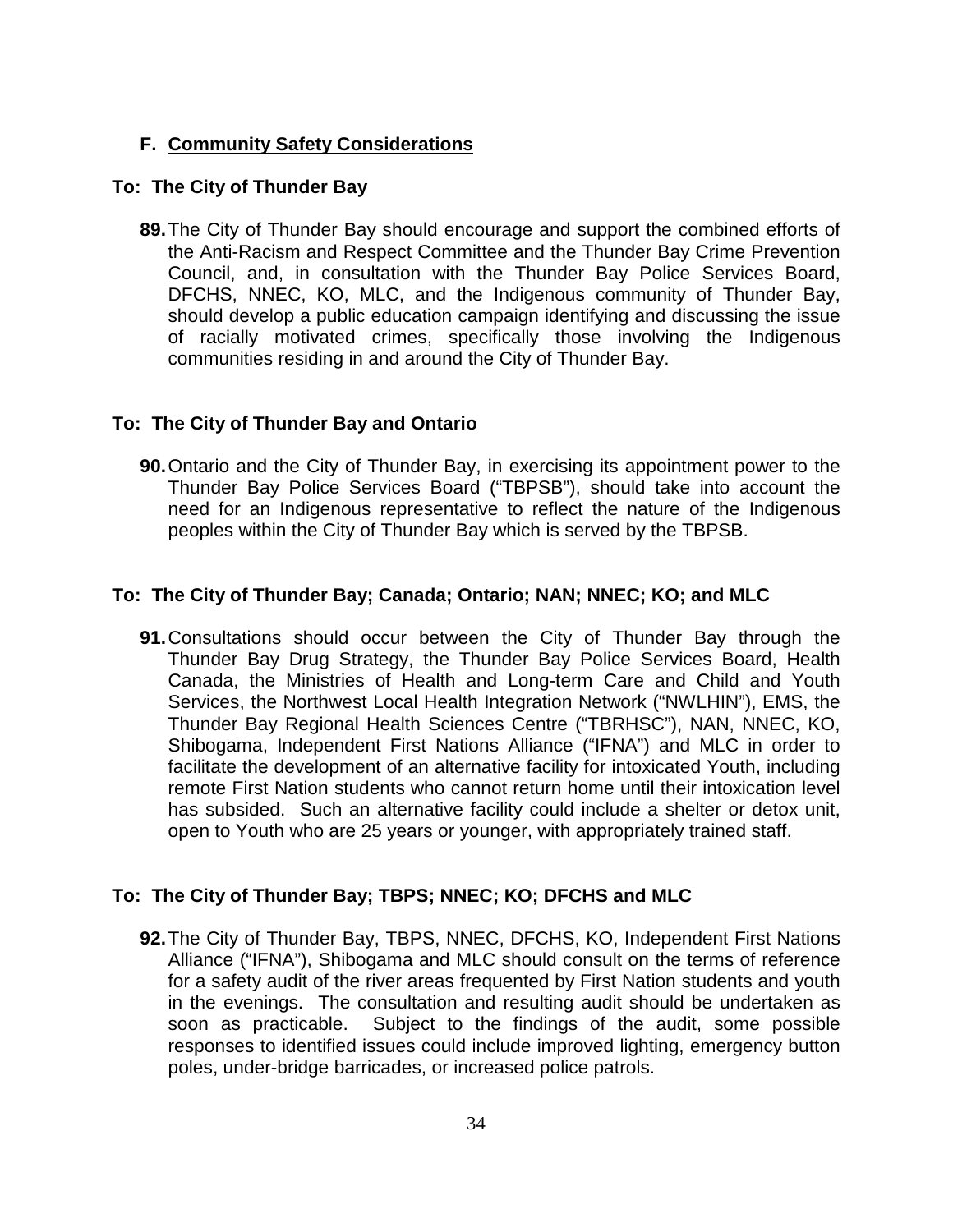## F. **Community Safety Considerations**

### To: The City of Thunder Bay

**89.** The City of Thunder Bay should encourage and support the combined efforts of the Anti-Racism and Respect Committee and the Thunder Bay Crime Prevention Council, and, in consultation with the Thunder Bay Police Services Board, DFCHS, NNEC, KO, MLC, and the Indigenous community of Thunder Bay, should develop a public education campaign identifying and discussing the issue of racially motivated crimes, specifically those involving the Indigenous communities residing in and around the City of Thunder Bay.

### To: The City of Thunder Bay and Ontario

**90.** Ontario and the City of Thunder Bay, in exercising its appointment power to the Thunder Bay Police Services Board ("TBPSB"), should take into account the need for an Indigenous representative to reflect the nature of the Indigenous peoples within the City of Thunder Bay which is served by the TBPSB.

### To: The City of Thunder Bay; Canada; Ontario; NAN; NNEC; KO; and MLC

**91.** Consultations should occur between the City of Thunder Bay through the Thunder Bay Drug Strategy, the Thunder Bay Police Services Board, Health Canada, the Ministries of Health and Long-term Care and Child and Youth Services, the Northwest Local Health Integration Network ("NWLHIN"), EMS, the Thunder Bay Regional Health Sciences Centre ("TBRHSC"), NAN, NNEC, KO, Shibogama, Independent First Nations Alliance ("IFNA") and MLC in order to facilitate the development of an alternative facility for intoxicated Youth, including remote First Nation students who cannot return home until their intoxication level has subsided. Such an alternative facility could include a shelter or detox unit, open to Youth who are 25 years or younger, with appropriately trained staff.

### To: The City of Thunder Bay; TBPS; NNEC; KO; DFCHS and MLC

**92.** The City of Thunder Bay, TBPS, NNEC, DFCHS, KO, Independent First Nations Alliance ("IFNA"), Shibogama and MLC should consult on the terms of reference for a safety audit of the river areas frequented by First Nation students and youth in the evenings. The consultation and resulting audit should be undertaken as soon as practicable. Subject to the findings of the audit, some possible responses to identified issues could include improved lighting, emergency button poles, under-bridge barricades, or increased police patrols.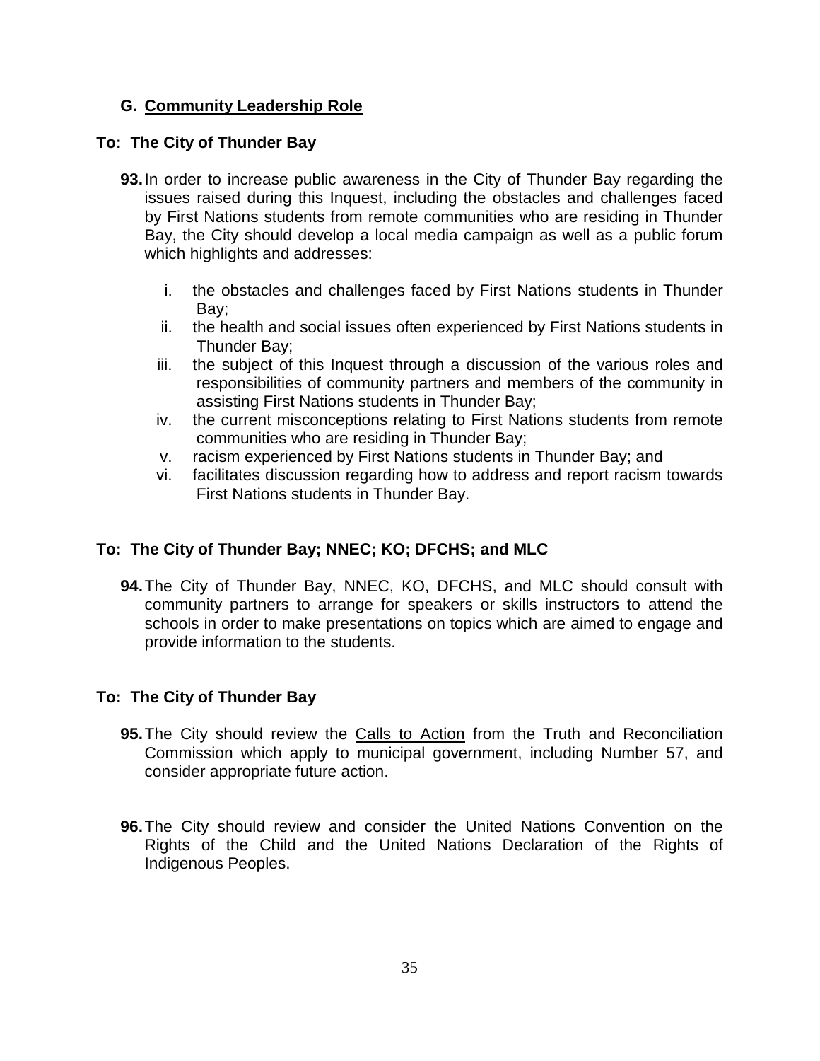## G. Community Leadership Role

**To: The City of Thunder Bay**

**93.** In order to increase public awareness in the City of Thunder Bay regarding the issues raised during this Inquest, including the obstacles and challenges faced by First Nations students from remote communities who are residing in Thunder Bay, the City should develop a local media campaign as well as a public forum which highlights and addresses:

i. the obstacles and challenges faced by First Nations students in Thunder Bay;
ii. the health and social issues often experienced by First Nations students in Thunder Bay;
iii. the subject of this Inquest through a discussion of the various roles and responsibilities of community partners and members of the community in assisting First Nations students in Thunder Bay;
iv. the current misconceptions relating to First Nations students from remote communities who are residing in Thunder Bay;
v. racism experienced by First Nations students in Thunder Bay; and
vi. facilitates discussion regarding how to address and report racism towards First Nations students in Thunder Bay.

**To: The City of Thunder Bay; NNEC; KO; DFCHS; and MLC**

**94.** The City of Thunder Bay, NNEC, KO, DFCHS, and MLC should consult with community partners to arrange for speakers or skills instructors to attend the schools in order to make presentations on topics which are aimed to engage and provide information to the students.

**To: The City of Thunder Bay**

**95.** The City should review the Calls to Action from the Truth and Reconciliation Commission which apply to municipal government, including Number 57, and consider appropriate future action.

**96.** The City should review and consider the United Nations Convention on the Rights of the Child and the United Nations Declaration of the Rights of Indigenous Peoples.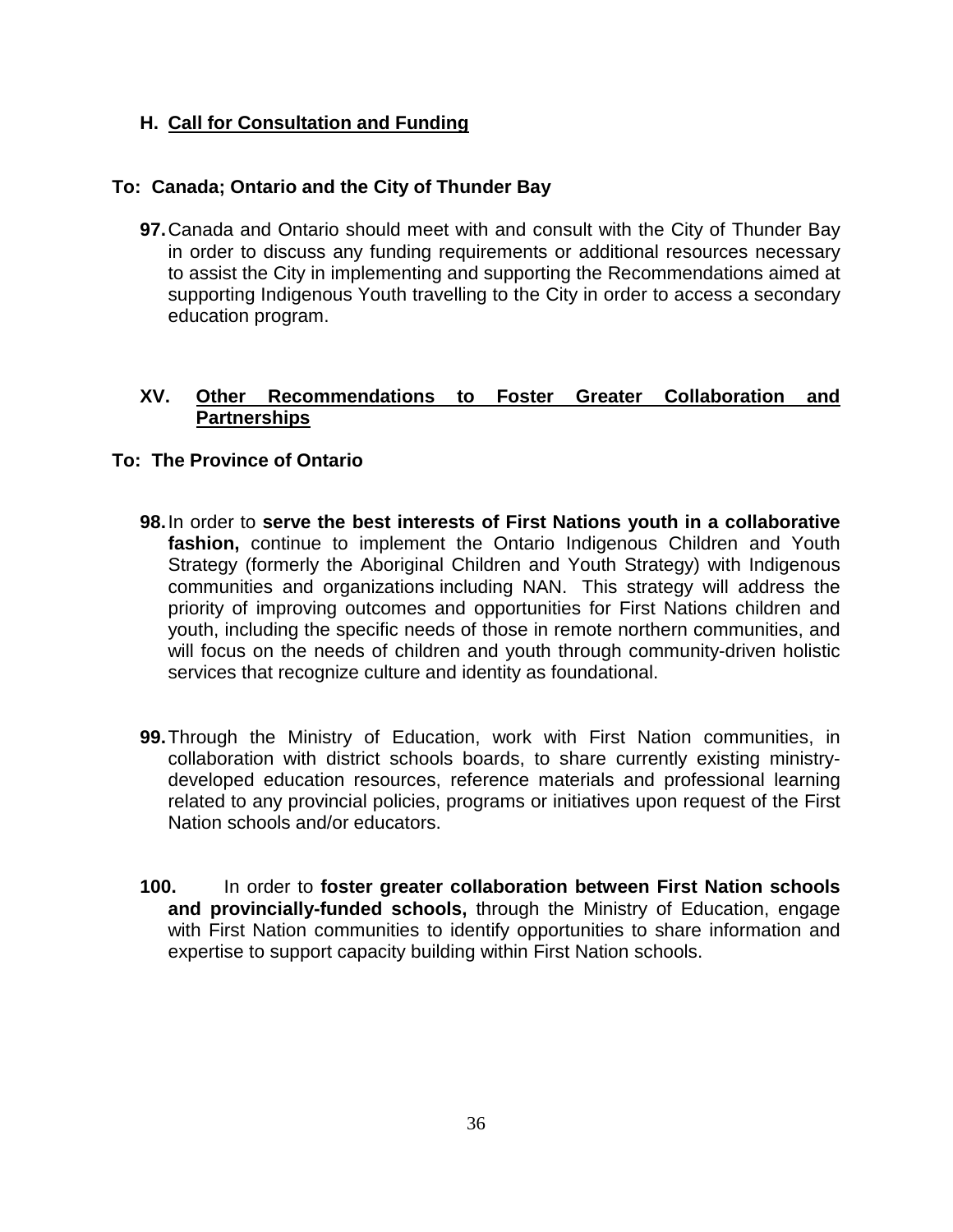### H. Call for Consultation and Funding

**To: Canada; Ontario and the City of Thunder Bay**

**97.** Canada and Ontario should meet with and consult with the City of Thunder Bay in order to discuss any funding requirements or additional resources necessary to assist the City in implementing and supporting the Recommendations aimed at supporting Indigenous Youth travelling to the City in order to access a secondary education program.

## XV. Other Recommendations to Foster Greater Collaboration and Partnerships

**To: The Province of Ontario**

**98.** In order to **serve the best interests of First Nations youth in a collaborative fashion,** continue to implement the Ontario Indigenous Children and Youth Strategy (formerly the Aboriginal Children and Youth Strategy) with Indigenous communities and organizations including NAN. This strategy will address the priority of improving outcomes and opportunities for First Nations children and youth, including the specific needs of those in remote northern communities, and will focus on the needs of children and youth through community-driven holistic services that recognize culture and identity as foundational.

**99.** Through the Ministry of Education, work with First Nation communities, in collaboration with district schools boards, to share currently existing ministry-developed education resources, reference materials and professional learning related to any provincial policies, programs or initiatives upon request of the First Nation schools and/or educators.

**100.** In order to **foster greater collaboration between First Nation schools and provincially-funded schools,** through the Ministry of Education, engage with First Nation communities to identify opportunities to share information and expertise to support capacity building within First Nation schools.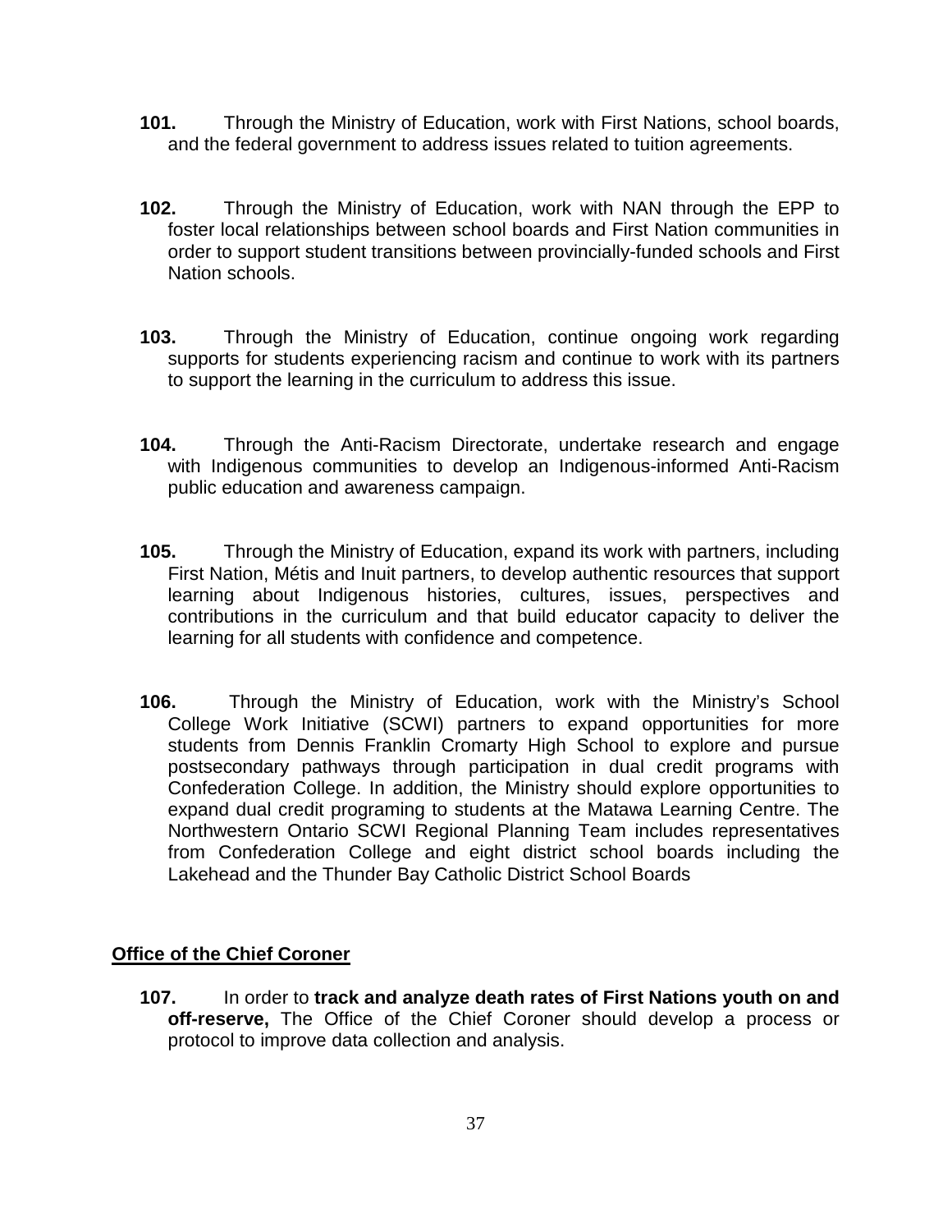**101.** Through the Ministry of Education, work with First Nations, school boards, and the federal government to address issues related to tuition agreements.

**102.** Through the Ministry of Education, work with NAN through the EPP to foster local relationships between school boards and First Nation communities in order to support student transitions between provincially-funded schools and First Nation schools.

**103.** Through the Ministry of Education, continue ongoing work regarding supports for students experiencing racism and continue to work with its partners to support the learning in the curriculum to address this issue.

**104.** Through the Anti-Racism Directorate, undertake research and engage with Indigenous communities to develop an Indigenous-informed Anti-Racism public education and awareness campaign.

**105.** Through the Ministry of Education, expand its work with partners, including First Nation, Métis and Inuit partners, to develop authentic resources that support learning about Indigenous histories, cultures, issues, perspectives and contributions in the curriculum and that build educator capacity to deliver the learning for all students with confidence and competence.

**106.** Through the Ministry of Education, work with the Ministry's School College Work Initiative (SCWI) partners to expand opportunities for more students from Dennis Franklin Cromarty High School to explore and pursue postsecondary pathways through participation in dual credit programs with Confederation College. In addition, the Ministry should explore opportunities to expand dual credit programing to students at the Matawa Learning Centre. The Northwestern Ontario SCWI Regional Planning Team includes representatives from Confederation College and eight district school boards including the Lakehead and the Thunder Bay Catholic District School Boards

**Office of the Chief Coroner**

**107.** In order to **track and analyze death rates of First Nations youth on and off-reserve,** The Office of the Chief Coroner should develop a process or protocol to improve data collection and analysis.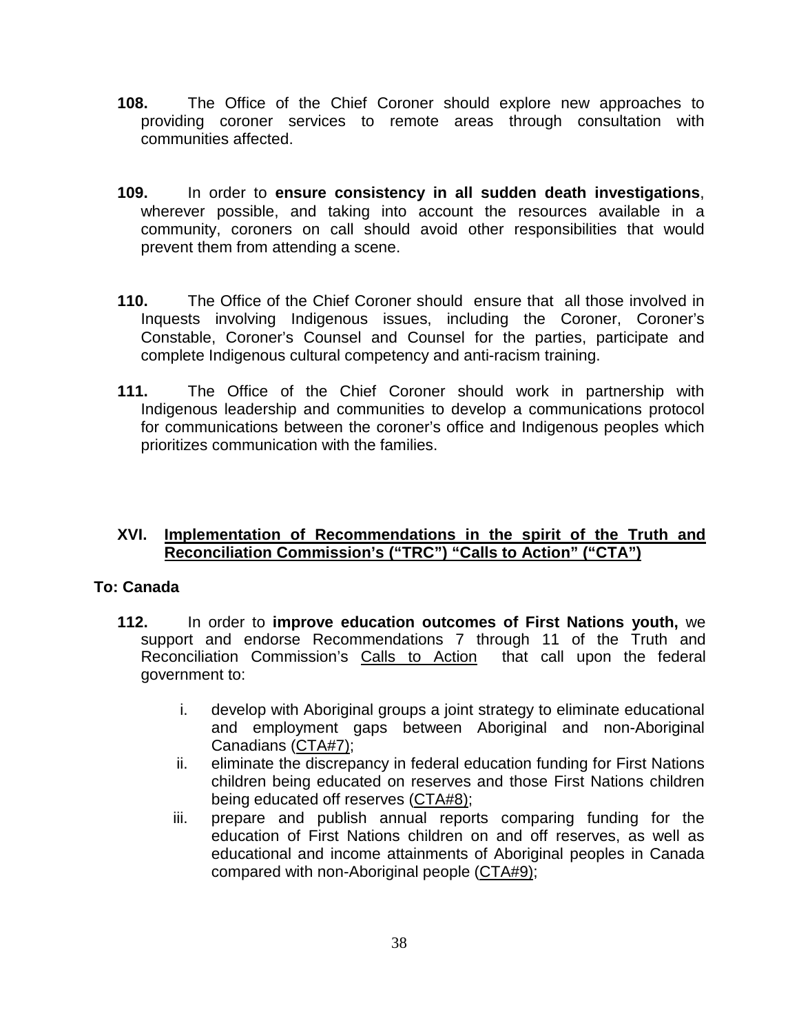**108.** The Office of the Chief Coroner should explore new approaches to providing coroner services to remote areas through consultation with communities affected.

**109.** In order to **ensure consistency in all sudden death investigations**, wherever possible, and taking into account the resources available in a community, coroners on call should avoid other responsibilities that would prevent them from attending a scene.

**110.** The Office of the Chief Coroner should ensure that all those involved in Inquests involving Indigenous issues, including the Coroner, Coroner's Constable, Coroner's Counsel and Counsel for the parties, participate and complete Indigenous cultural competency and anti-racism training.

**111.** The Office of the Chief Coroner should work in partnership with Indigenous leadership and communities to develop a communications protocol for communications between the coroner's office and Indigenous peoples which prioritizes communication with the families.

## XVI. Implementation of Recommendations in the spirit of the Truth and Reconciliation Commission's ("TRC") "Calls to Action" ("CTA")

**To: Canada**

**112.** In order to **improve education outcomes of First Nations youth,** we support and endorse Recommendations 7 through 11 of the Truth and Reconciliation Commission's Calls to Action that call upon the federal government to:

i. develop with Aboriginal groups a joint strategy to eliminate educational and employment gaps between Aboriginal and non-Aboriginal Canadians (CTA#7);

ii. eliminate the discrepancy in federal education funding for First Nations children being educated on reserves and those First Nations children being educated off reserves (CTA#8);

iii. prepare and publish annual reports comparing funding for the education of First Nations children on and off reserves, as well as educational and income attainments of Aboriginal peoples in Canada compared with non-Aboriginal people (CTA#9);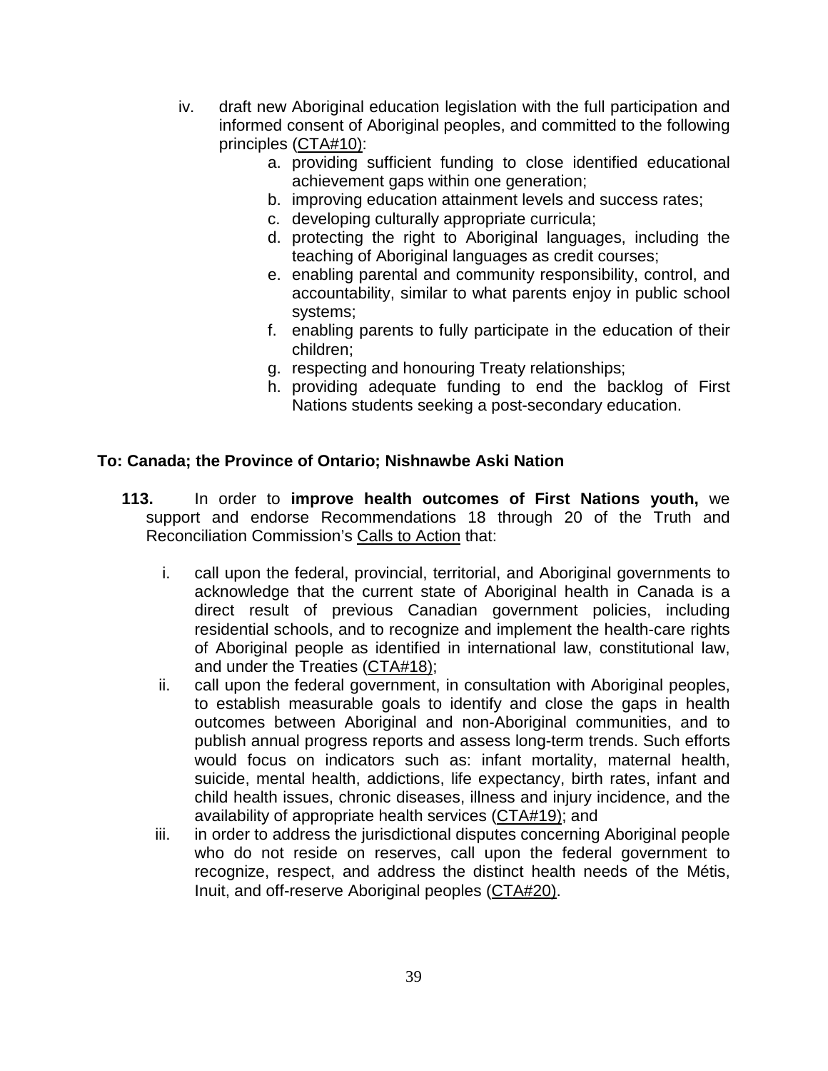iv. draft new Aboriginal education legislation with the full participation and informed consent of Aboriginal peoples, and committed to the following principles (CTA#10):
    a. providing sufficient funding to close identified educational achievement gaps within one generation;
    b. improving education attainment levels and success rates;
    c. developing culturally appropriate curricula;
    d. protecting the right to Aboriginal languages, including the teaching of Aboriginal languages as credit courses;
    e. enabling parental and community responsibility, control, and accountability, similar to what parents enjoy in public school systems;
    f. enabling parents to fully participate in the education of their children;
    g. respecting and honouring Treaty relationships;
    h. providing adequate funding to end the backlog of First Nations students seeking a post-secondary education.

**To: Canada; the Province of Ontario; Nishnawbe Aski Nation**

**113.** In order to **improve health outcomes of First Nations youth,** we support and endorse Recommendations 18 through 20 of the Truth and Reconciliation Commission's Calls to Action that:

i. call upon the federal, provincial, territorial, and Aboriginal governments to acknowledge that the current state of Aboriginal health in Canada is a direct result of previous Canadian government policies, including residential schools, and to recognize and implement the health-care rights of Aboriginal people as identified in international law, constitutional law, and under the Treaties (CTA#18);

ii. call upon the federal government, in consultation with Aboriginal peoples, to establish measurable goals to identify and close the gaps in health outcomes between Aboriginal and non-Aboriginal communities, and to publish annual progress reports and assess long-term trends. Such efforts would focus on indicators such as: infant mortality, maternal health, suicide, mental health, addictions, life expectancy, birth rates, infant and child health issues, chronic diseases, illness and injury incidence, and the availability of appropriate health services (CTA#19); and

iii. in order to address the jurisdictional disputes concerning Aboriginal people who do not reside on reserves, call upon the federal government to recognize, respect, and address the distinct health needs of the Métis, Inuit, and off-reserve Aboriginal peoples (CTA#20).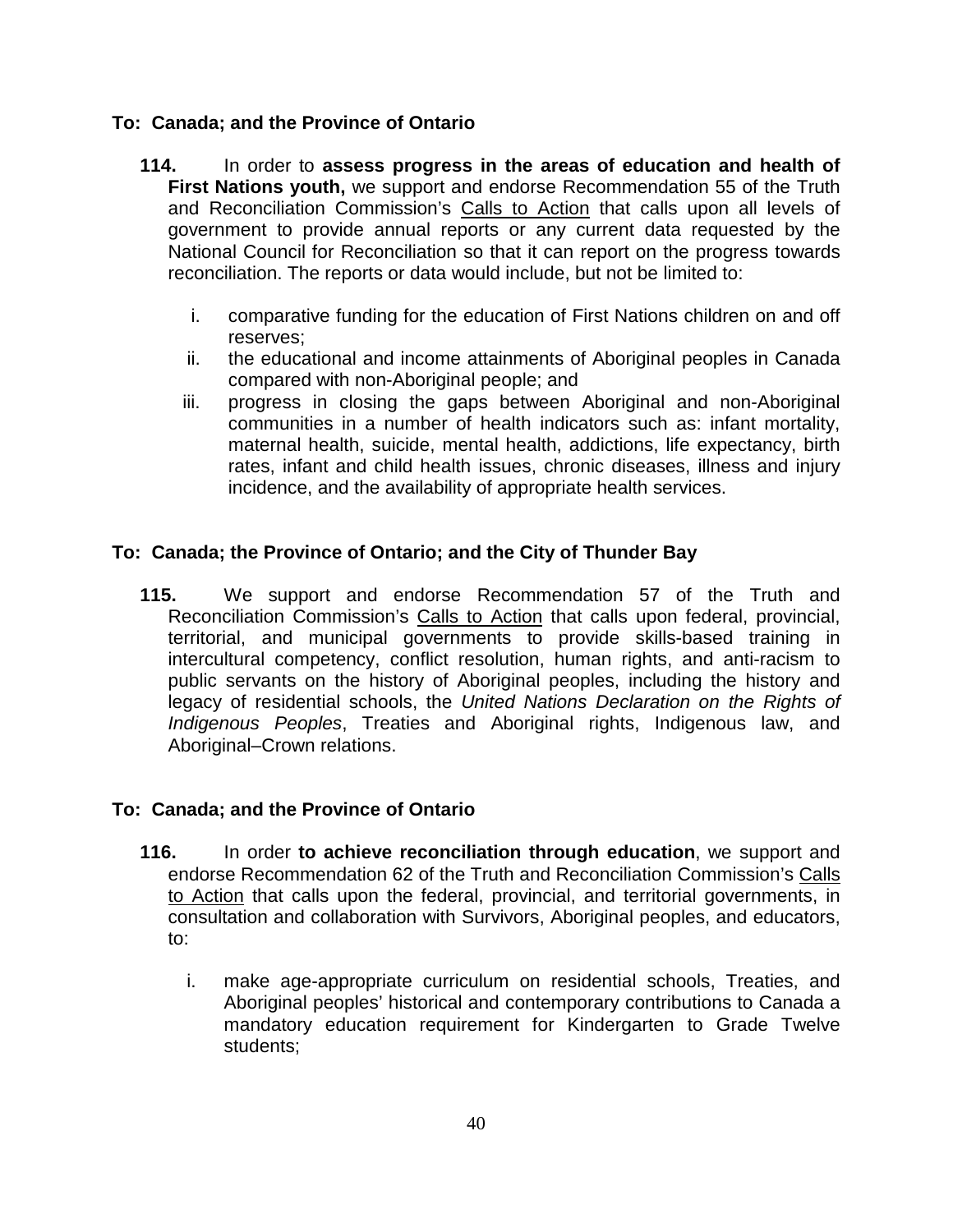**To: Canada; and the Province of Ontario**

**114.** In order to **assess progress in the areas of education and health of First Nations youth,** we support and endorse Recommendation 55 of the Truth and Reconciliation Commission's Calls to Action that calls upon all levels of government to provide annual reports or any current data requested by the National Council for Reconciliation so that it can report on the progress towards reconciliation. The reports or data would include, but not be limited to:

i. comparative funding for the education of First Nations children on and off reserves;
ii. the educational and income attainments of Aboriginal peoples in Canada compared with non-Aboriginal people; and
iii. progress in closing the gaps between Aboriginal and non-Aboriginal communities in a number of health indicators such as: infant mortality, maternal health, suicide, mental health, addictions, life expectancy, birth rates, infant and child health issues, chronic diseases, illness and injury incidence, and the availability of appropriate health services.

**To: Canada; the Province of Ontario; and the City of Thunder Bay**

**115.** We support and endorse Recommendation 57 of the Truth and Reconciliation Commission's Calls to Action that calls upon federal, provincial, territorial, and municipal governments to provide skills-based training in intercultural competency, conflict resolution, human rights, and anti-racism to public servants on the history of Aboriginal peoples, including the history and legacy of residential schools, the *United Nations Declaration on the Rights of Indigenous Peoples*, Treaties and Aboriginal rights, Indigenous law, and Aboriginal–Crown relations.

**To: Canada; and the Province of Ontario**

**116.** In order **to achieve reconciliation through education**, we support and endorse Recommendation 62 of the Truth and Reconciliation Commission's Calls to Action that calls upon the federal, provincial, and territorial governments, in consultation and collaboration with Survivors, Aboriginal peoples, and educators, to:

i. make age-appropriate curriculum on residential schools, Treaties, and Aboriginal peoples' historical and contemporary contributions to Canada a mandatory education requirement for Kindergarten to Grade Twelve students;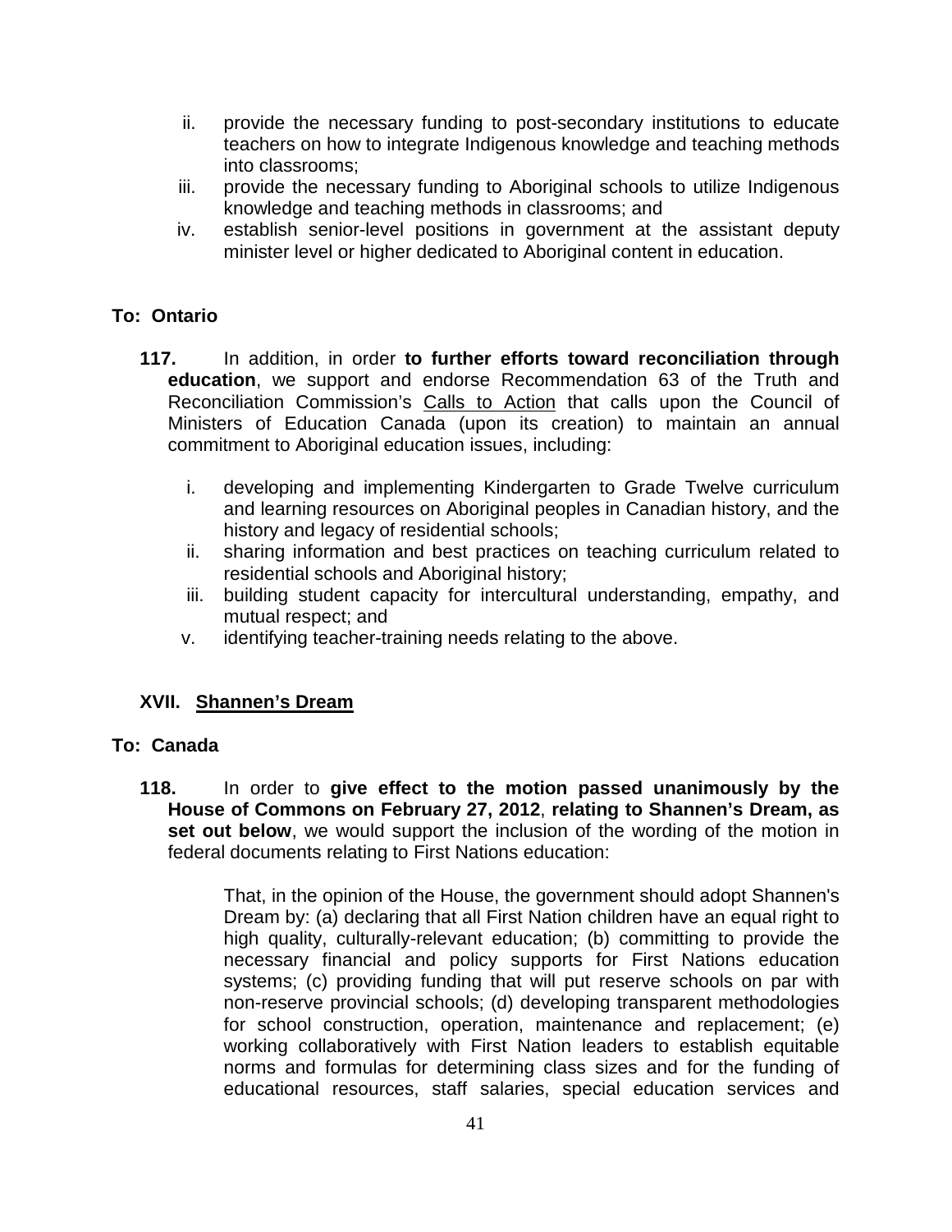ii. provide the necessary funding to post-secondary institutions to educate teachers on how to integrate Indigenous knowledge and teaching methods into classrooms;
iii. provide the necessary funding to Aboriginal schools to utilize Indigenous knowledge and teaching methods in classrooms; and
iv. establish senior-level positions in government at the assistant deputy minister level or higher dedicated to Aboriginal content in education.

**To: Ontario**

**117.** In addition, in order **to further efforts toward reconciliation through education**, we support and endorse Recommendation 63 of the Truth and Reconciliation Commission's Calls to Action that calls upon the Council of Ministers of Education Canada (upon its creation) to maintain an annual commitment to Aboriginal education issues, including:

i. developing and implementing Kindergarten to Grade Twelve curriculum and learning resources on Aboriginal peoples in Canadian history, and the history and legacy of residential schools;
ii. sharing information and best practices on teaching curriculum related to residential schools and Aboriginal history;
iii. building student capacity for intercultural understanding, empathy, and mutual respect; and
v. identifying teacher-training needs relating to the above.

## XVII. Shannen's Dream

**To: Canada**

**118.** In order to **give effect to the motion passed unanimously by the House of Commons on February 27, 2012**, **relating to Shannen's Dream, as set out below**, we would support the inclusion of the wording of the motion in federal documents relating to First Nations education:

> That, in the opinion of the House, the government should adopt Shannen's Dream by: (a) declaring that all First Nation children have an equal right to high quality, culturally-relevant education; (b) committing to provide the necessary financial and policy supports for First Nations education systems; (c) providing funding that will put reserve schools on par with non-reserve provincial schools; (d) developing transparent methodologies for school construction, operation, maintenance and replacement; (e) working collaboratively with First Nation leaders to establish equitable norms and formulas for determining class sizes and for the funding of educational resources, staff salaries, special education services and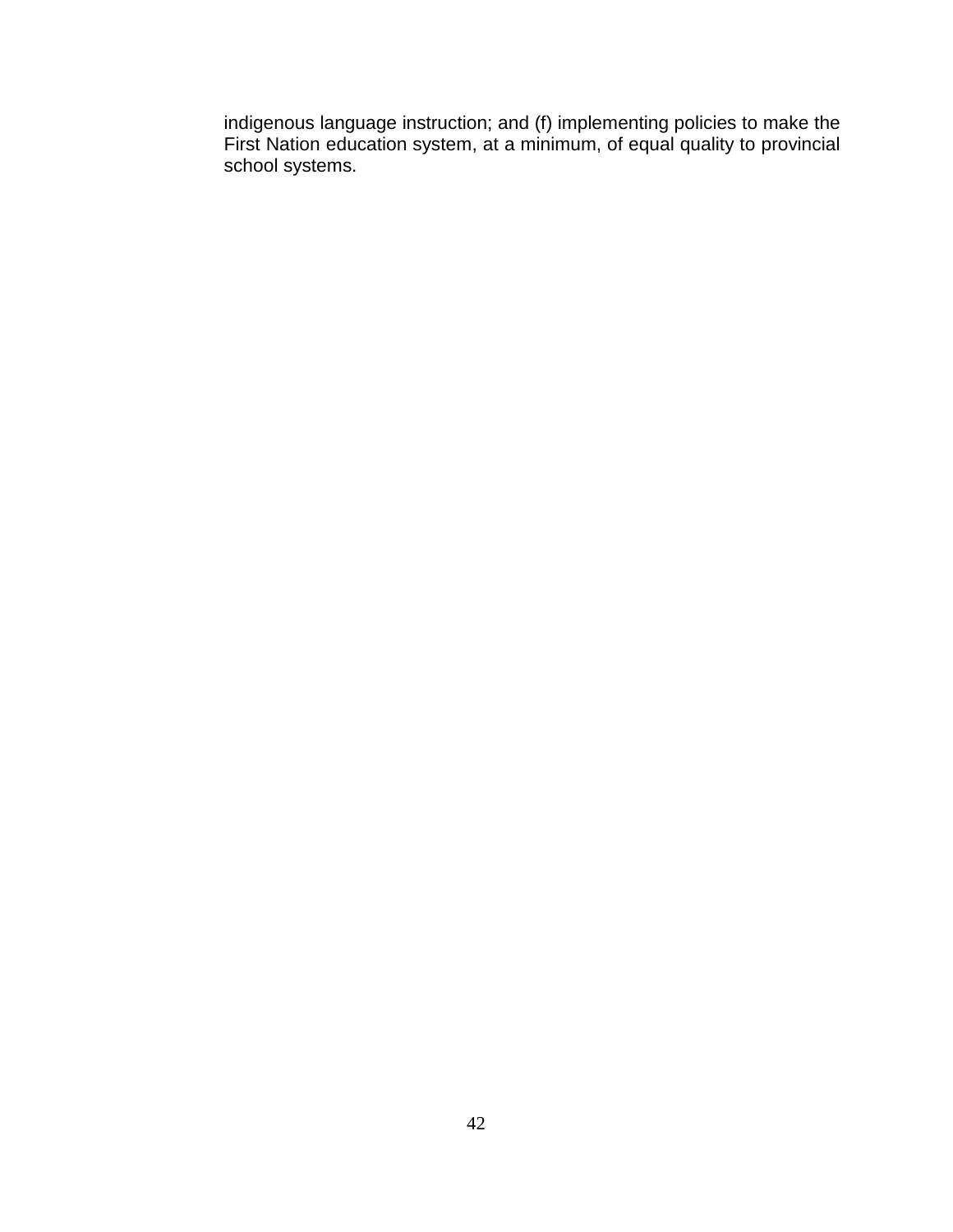indigenous language instruction; and (f) implementing policies to make the First Nation education system, at a minimum, of equal quality to provincial school systems.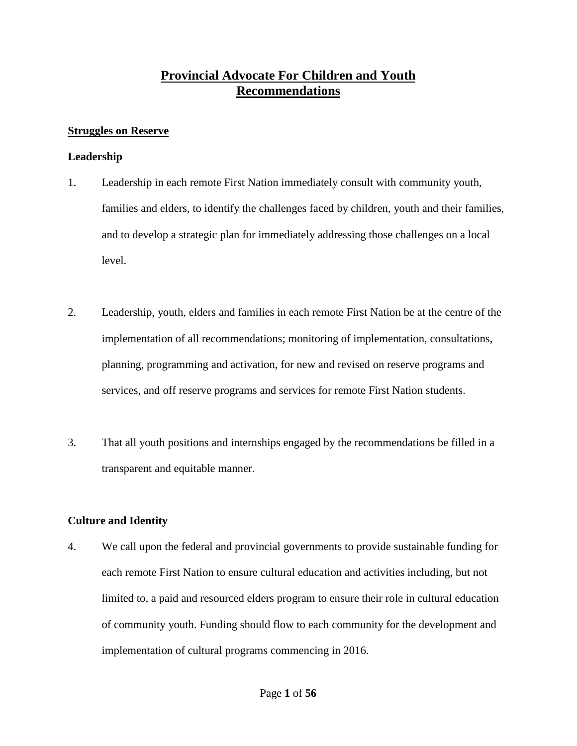# Provincial Advocate For Children and Youth Recommendations

## Struggles on Reserve

### Leadership

1. Leadership in each remote First Nation immediately consult with community youth, families and elders, to identify the challenges faced by children, youth and their families, and to develop a strategic plan for immediately addressing those challenges on a local level.

2. Leadership, youth, elders and families in each remote First Nation be at the centre of the implementation of all recommendations; monitoring of implementation, consultations, planning, programming and activation, for new and revised on reserve programs and services, and off reserve programs and services for remote First Nation students.

3. That all youth positions and internships engaged by the recommendations be filled in a transparent and equitable manner.

### Culture and Identity

4. We call upon the federal and provincial governments to provide sustainable funding for each remote First Nation to ensure cultural education and activities including, but not limited to, a paid and resourced elders program to ensure their role in cultural education of community youth. Funding should flow to each community for the development and implementation of cultural programs commencing in 2016.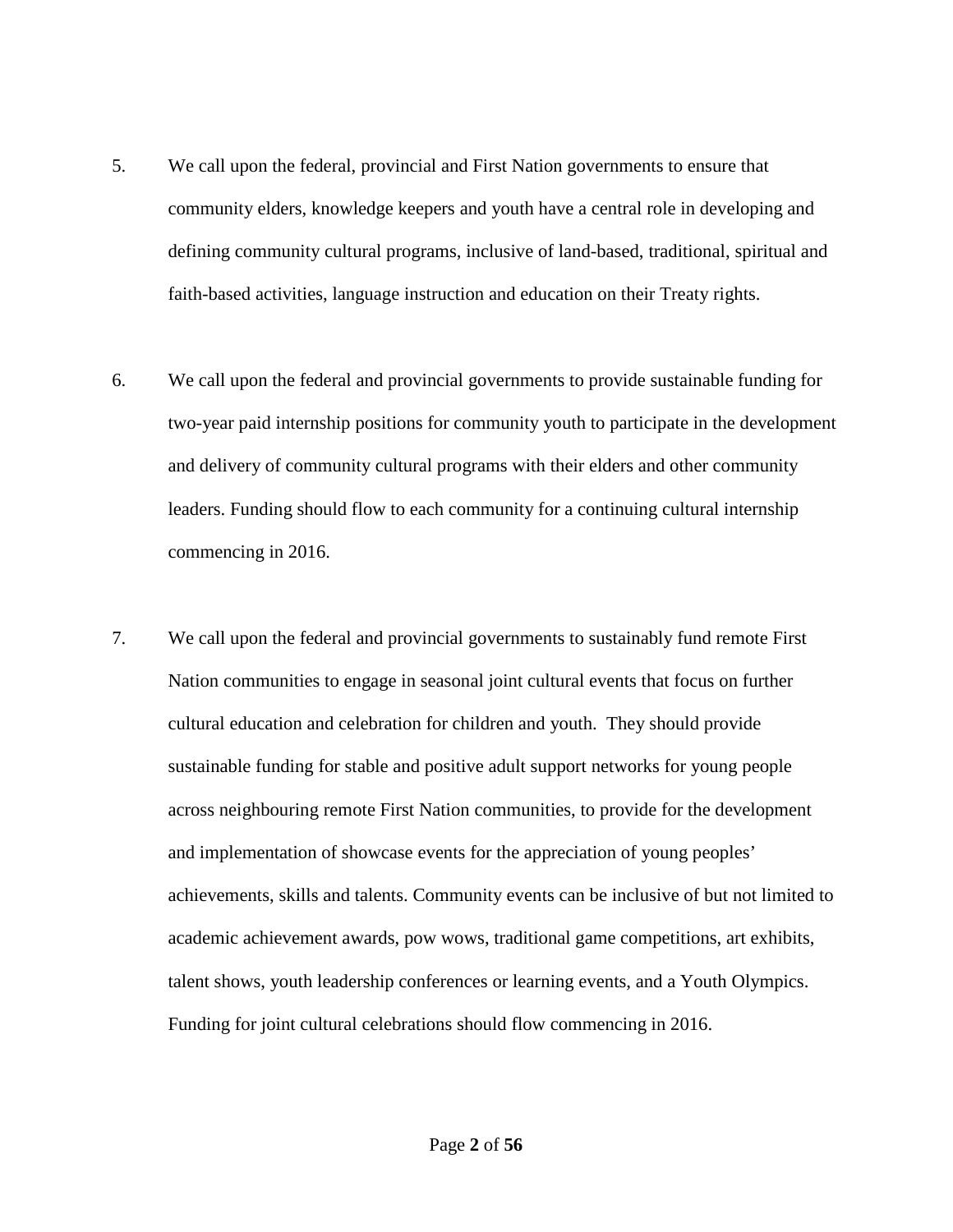5. We call upon the federal, provincial and First Nation governments to ensure that community elders, knowledge keepers and youth have a central role in developing and defining community cultural programs, inclusive of land-based, traditional, spiritual and faith-based activities, language instruction and education on their Treaty rights.

6. We call upon the federal and provincial governments to provide sustainable funding for two-year paid internship positions for community youth to participate in the development and delivery of community cultural programs with their elders and other community leaders. Funding should flow to each community for a continuing cultural internship commencing in 2016.

7. We call upon the federal and provincial governments to sustainably fund remote First Nation communities to engage in seasonal joint cultural events that focus on further cultural education and celebration for children and youth. They should provide sustainable funding for stable and positive adult support networks for young people across neighbouring remote First Nation communities, to provide for the development and implementation of showcase events for the appreciation of young peoples' achievements, skills and talents. Community events can be inclusive of but not limited to academic achievement awards, pow wows, traditional game competitions, art exhibits, talent shows, youth leadership conferences or learning events, and a Youth Olympics. Funding for joint cultural celebrations should flow commencing in 2016.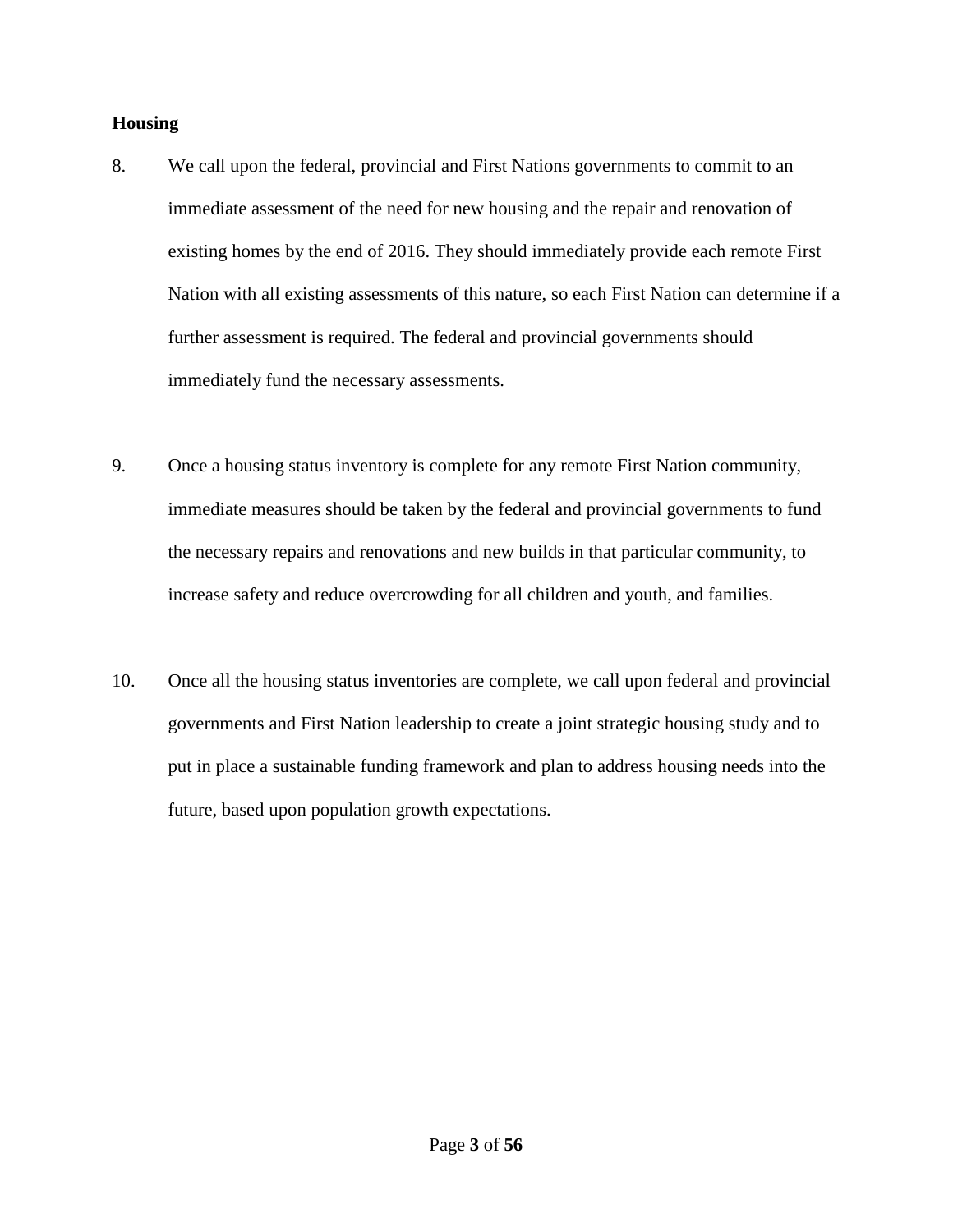**Housing**

8. We call upon the federal, provincial and First Nations governments to commit to an immediate assessment of the need for new housing and the repair and renovation of existing homes by the end of 2016. They should immediately provide each remote First Nation with all existing assessments of this nature, so each First Nation can determine if a further assessment is required. The federal and provincial governments should immediately fund the necessary assessments.

9. Once a housing status inventory is complete for any remote First Nation community, immediate measures should be taken by the federal and provincial governments to fund the necessary repairs and renovations and new builds in that particular community, to increase safety and reduce overcrowding for all children and youth, and families.

10. Once all the housing status inventories are complete, we call upon federal and provincial governments and First Nation leadership to create a joint strategic housing study and to put in place a sustainable funding framework and plan to address housing needs into the future, based upon population growth expectations.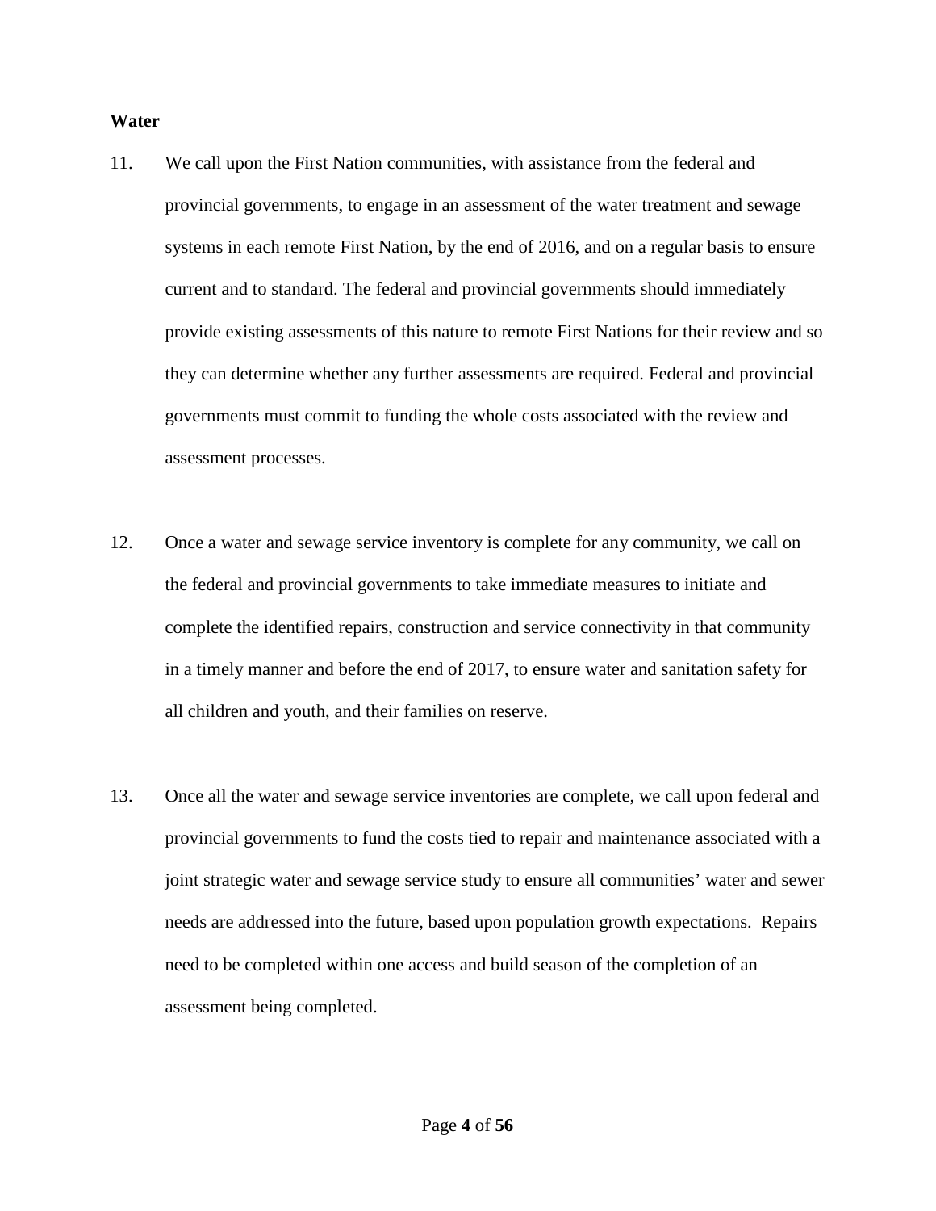**Water**

11. We call upon the First Nation communities, with assistance from the federal and provincial governments, to engage in an assessment of the water treatment and sewage systems in each remote First Nation, by the end of 2016, and on a regular basis to ensure current and to standard. The federal and provincial governments should immediately provide existing assessments of this nature to remote First Nations for their review and so they can determine whether any further assessments are required. Federal and provincial governments must commit to funding the whole costs associated with the review and assessment processes.

12. Once a water and sewage service inventory is complete for any community, we call on the federal and provincial governments to take immediate measures to initiate and complete the identified repairs, construction and service connectivity in that community in a timely manner and before the end of 2017, to ensure water and sanitation safety for all children and youth, and their families on reserve.

13. Once all the water and sewage service inventories are complete, we call upon federal and provincial governments to fund the costs tied to repair and maintenance associated with a joint strategic water and sewage service study to ensure all communities' water and sewer needs are addressed into the future, based upon population growth expectations. Repairs need to be completed within one access and build season of the completion of an assessment being completed.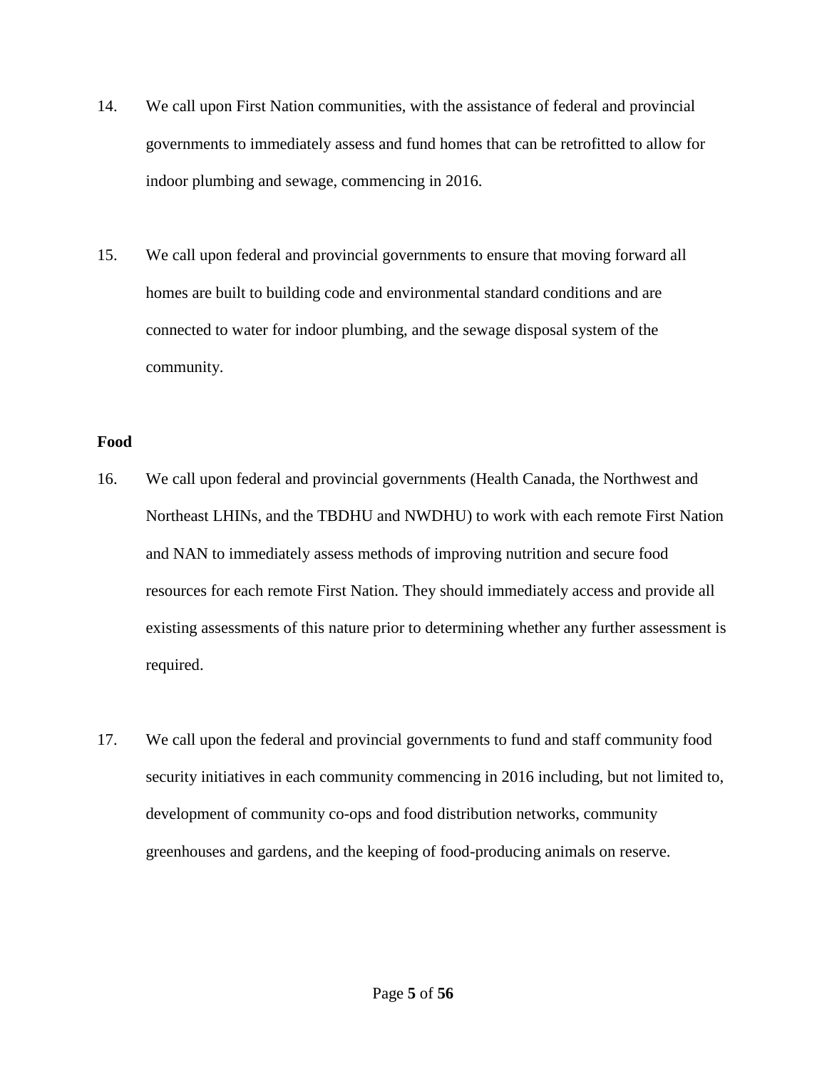14. We call upon First Nation communities, with the assistance of federal and provincial governments to immediately assess and fund homes that can be retrofitted to allow for indoor plumbing and sewage, commencing in 2016.

15. We call upon federal and provincial governments to ensure that moving forward all homes are built to building code and environmental standard conditions and are connected to water for indoor plumbing, and the sewage disposal system of the community.

**Food**

16. We call upon federal and provincial governments (Health Canada, the Northwest and Northeast LHINs, and the TBDHU and NWDHU) to work with each remote First Nation and NAN to immediately assess methods of improving nutrition and secure food resources for each remote First Nation. They should immediately access and provide all existing assessments of this nature prior to determining whether any further assessment is required.

17. We call upon the federal and provincial governments to fund and staff community food security initiatives in each community commencing in 2016 including, but not limited to, development of community co-ops and food distribution networks, community greenhouses and gardens, and the keeping of food-producing animals on reserve.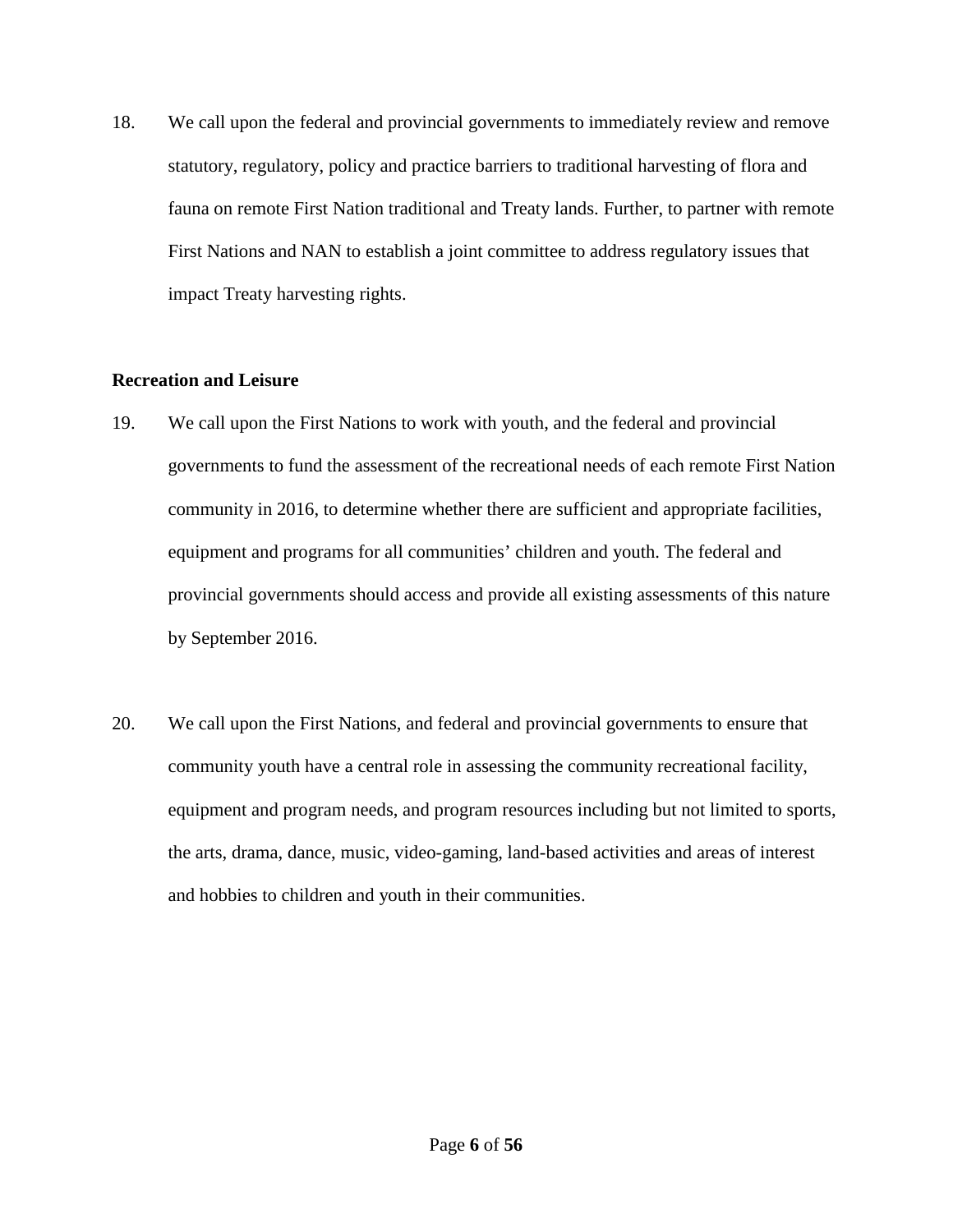18. We call upon the federal and provincial governments to immediately review and remove statutory, regulatory, policy and practice barriers to traditional harvesting of flora and fauna on remote First Nation traditional and Treaty lands. Further, to partner with remote First Nations and NAN to establish a joint committee to address regulatory issues that impact Treaty harvesting rights.

**Recreation and Leisure**

19. We call upon the First Nations to work with youth, and the federal and provincial governments to fund the assessment of the recreational needs of each remote First Nation community in 2016, to determine whether there are sufficient and appropriate facilities, equipment and programs for all communities' children and youth. The federal and provincial governments should access and provide all existing assessments of this nature by September 2016.

20. We call upon the First Nations, and federal and provincial governments to ensure that community youth have a central role in assessing the community recreational facility, equipment and program needs, and program resources including but not limited to sports, the arts, drama, dance, music, video-gaming, land-based activities and areas of interest and hobbies to children and youth in their communities.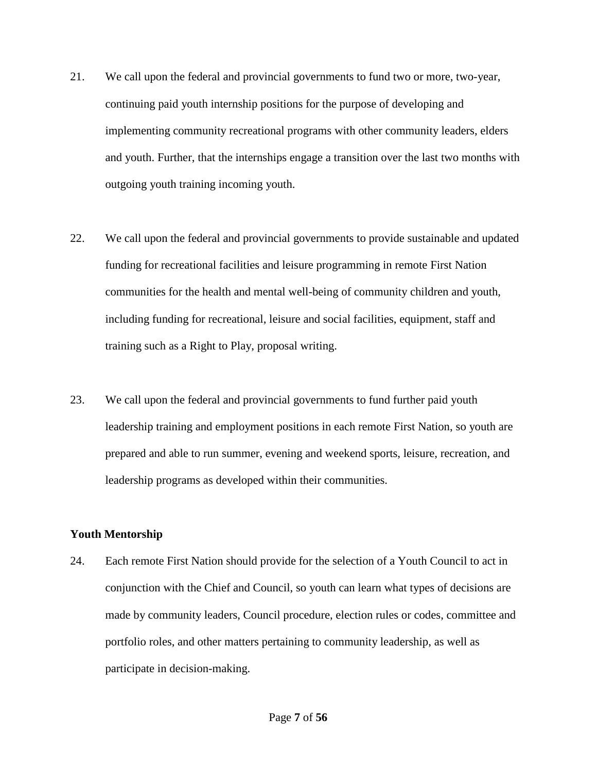21. We call upon the federal and provincial governments to fund two or more, two-year, continuing paid youth internship positions for the purpose of developing and implementing community recreational programs with other community leaders, elders and youth. Further, that the internships engage a transition over the last two months with outgoing youth training incoming youth.

22. We call upon the federal and provincial governments to provide sustainable and updated funding for recreational facilities and leisure programming in remote First Nation communities for the health and mental well-being of community children and youth, including funding for recreational, leisure and social facilities, equipment, staff and training such as a Right to Play, proposal writing.

23. We call upon the federal and provincial governments to fund further paid youth leadership training and employment positions in each remote First Nation, so youth are prepared and able to run summer, evening and weekend sports, leisure, recreation, and leadership programs as developed within their communities.

**Youth Mentorship**

24. Each remote First Nation should provide for the selection of a Youth Council to act in conjunction with the Chief and Council, so youth can learn what types of decisions are made by community leaders, Council procedure, election rules or codes, committee and portfolio roles, and other matters pertaining to community leadership, as well as participate in decision-making.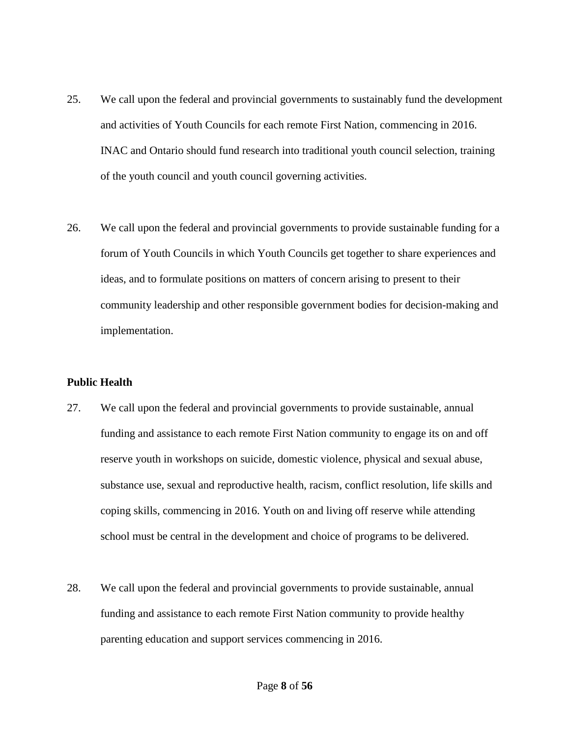25. We call upon the federal and provincial governments to sustainably fund the development and activities of Youth Councils for each remote First Nation, commencing in 2016. INAC and Ontario should fund research into traditional youth council selection, training of the youth council and youth council governing activities.

26. We call upon the federal and provincial governments to provide sustainable funding for a forum of Youth Councils in which Youth Councils get together to share experiences and ideas, and to formulate positions on matters of concern arising to present to their community leadership and other responsible government bodies for decision-making and implementation.

**Public Health**

27. We call upon the federal and provincial governments to provide sustainable, annual funding and assistance to each remote First Nation community to engage its on and off reserve youth in workshops on suicide, domestic violence, physical and sexual abuse, substance use, sexual and reproductive health, racism, conflict resolution, life skills and coping skills, commencing in 2016. Youth on and living off reserve while attending school must be central in the development and choice of programs to be delivered.

28. We call upon the federal and provincial governments to provide sustainable, annual funding and assistance to each remote First Nation community to provide healthy parenting education and support services commencing in 2016.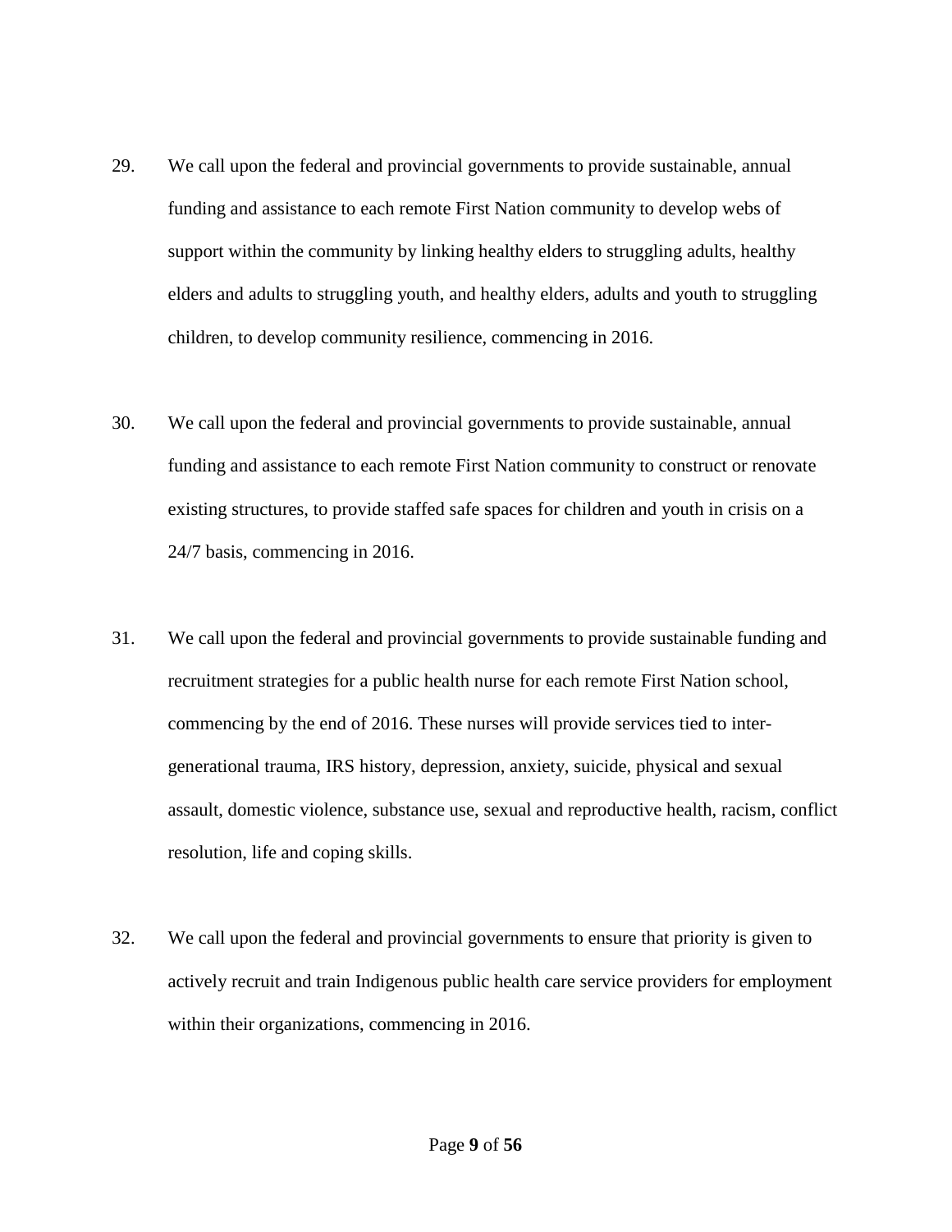29. We call upon the federal and provincial governments to provide sustainable, annual funding and assistance to each remote First Nation community to develop webs of support within the community by linking healthy elders to struggling adults, healthy elders and adults to struggling youth, and healthy elders, adults and youth to struggling children, to develop community resilience, commencing in 2016.

30. We call upon the federal and provincial governments to provide sustainable, annual funding and assistance to each remote First Nation community to construct or renovate existing structures, to provide staffed safe spaces for children and youth in crisis on a 24/7 basis, commencing in 2016.

31. We call upon the federal and provincial governments to provide sustainable funding and recruitment strategies for a public health nurse for each remote First Nation school, commencing by the end of 2016. These nurses will provide services tied to inter-generational trauma, IRS history, depression, anxiety, suicide, physical and sexual assault, domestic violence, substance use, sexual and reproductive health, racism, conflict resolution, life and coping skills.

32. We call upon the federal and provincial governments to ensure that priority is given to actively recruit and train Indigenous public health care service providers for employment within their organizations, commencing in 2016.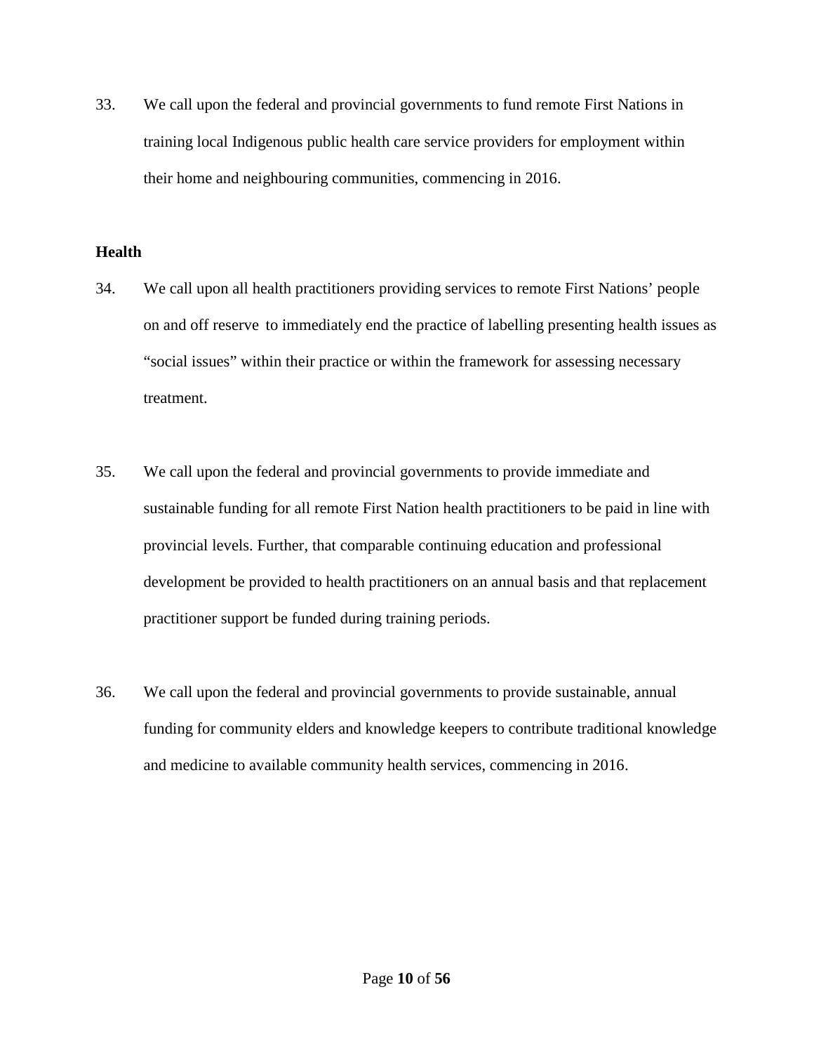33. We call upon the federal and provincial governments to fund remote First Nations in training local Indigenous public health care service providers for employment within their home and neighbouring communities, commencing in 2016.

**Health**

34. We call upon all health practitioners providing services to remote First Nations' people on and off reserve to immediately end the practice of labelling presenting health issues as "social issues" within their practice or within the framework for assessing necessary treatment.

35. We call upon the federal and provincial governments to provide immediate and sustainable funding for all remote First Nation health practitioners to be paid in line with provincial levels. Further, that comparable continuing education and professional development be provided to health practitioners on an annual basis and that replacement practitioner support be funded during training periods.

36. We call upon the federal and provincial governments to provide sustainable, annual funding for community elders and knowledge keepers to contribute traditional knowledge and medicine to available community health services, commencing in 2016.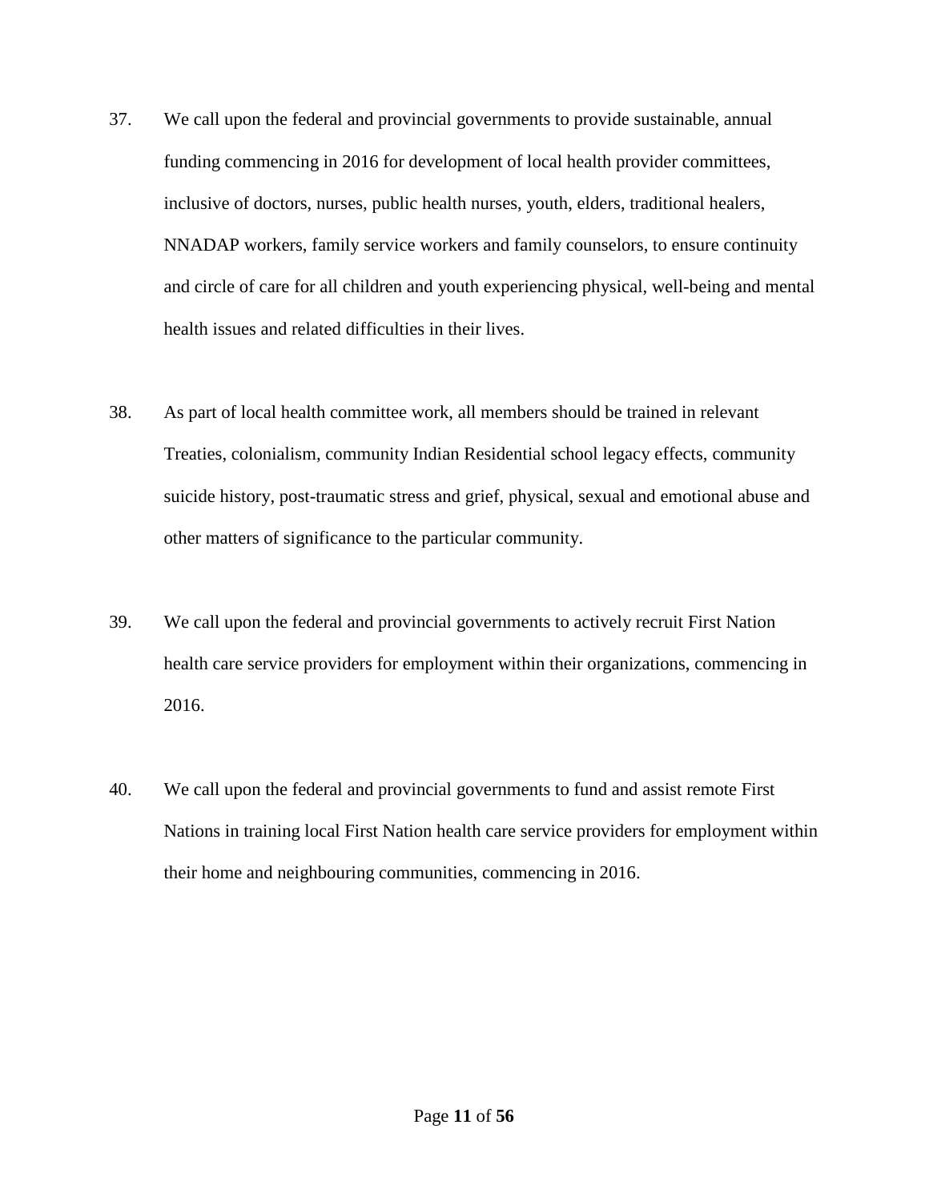37. We call upon the federal and provincial governments to provide sustainable, annual funding commencing in 2016 for development of local health provider committees, inclusive of doctors, nurses, public health nurses, youth, elders, traditional healers, NNADAP workers, family service workers and family counselors, to ensure continuity and circle of care for all children and youth experiencing physical, well-being and mental health issues and related difficulties in their lives.

38. As part of local health committee work, all members should be trained in relevant Treaties, colonialism, community Indian Residential school legacy effects, community suicide history, post-traumatic stress and grief, physical, sexual and emotional abuse and other matters of significance to the particular community.

39. We call upon the federal and provincial governments to actively recruit First Nation health care service providers for employment within their organizations, commencing in 2016.

40. We call upon the federal and provincial governments to fund and assist remote First Nations in training local First Nation health care service providers for employment within their home and neighbouring communities, commencing in 2016.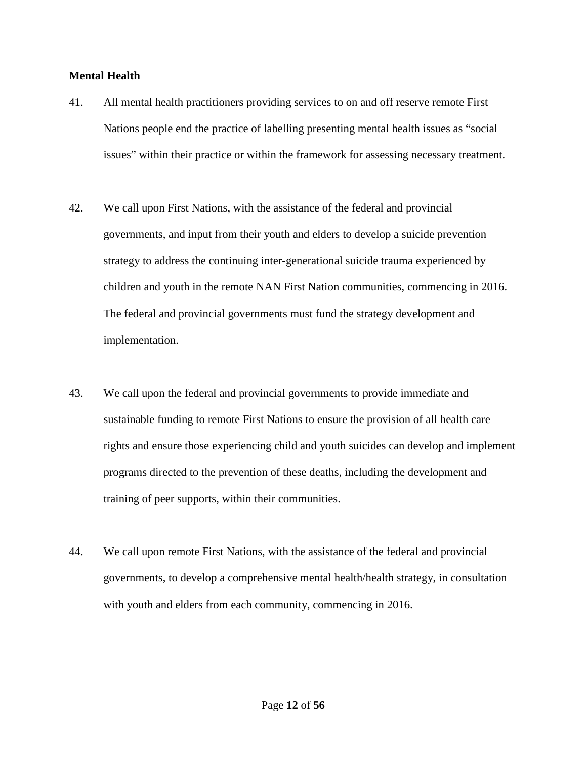**Mental Health**

41. All mental health practitioners providing services to on and off reserve remote First Nations people end the practice of labelling presenting mental health issues as "social issues" within their practice or within the framework for assessing necessary treatment.

42. We call upon First Nations, with the assistance of the federal and provincial governments, and input from their youth and elders to develop a suicide prevention strategy to address the continuing inter-generational suicide trauma experienced by children and youth in the remote NAN First Nation communities, commencing in 2016. The federal and provincial governments must fund the strategy development and implementation.

43. We call upon the federal and provincial governments to provide immediate and sustainable funding to remote First Nations to ensure the provision of all health care rights and ensure those experiencing child and youth suicides can develop and implement programs directed to the prevention of these deaths, including the development and training of peer supports, within their communities.

44. We call upon remote First Nations, with the assistance of the federal and provincial governments, to develop a comprehensive mental health/health strategy, in consultation with youth and elders from each community, commencing in 2016.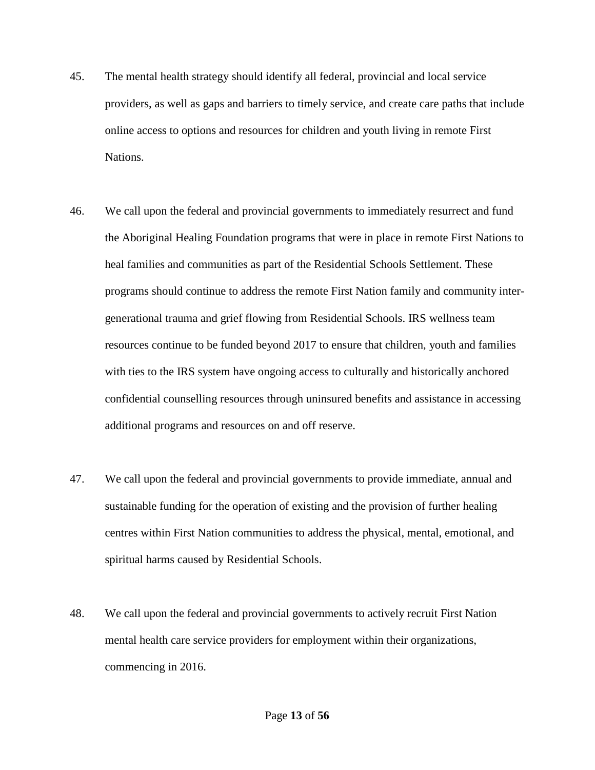45. The mental health strategy should identify all federal, provincial and local service providers, as well as gaps and barriers to timely service, and create care paths that include online access to options and resources for children and youth living in remote First Nations.

46. We call upon the federal and provincial governments to immediately resurrect and fund the Aboriginal Healing Foundation programs that were in place in remote First Nations to heal families and communities as part of the Residential Schools Settlement. These programs should continue to address the remote First Nation family and community inter-generational trauma and grief flowing from Residential Schools. IRS wellness team resources continue to be funded beyond 2017 to ensure that children, youth and families with ties to the IRS system have ongoing access to culturally and historically anchored confidential counselling resources through uninsured benefits and assistance in accessing additional programs and resources on and off reserve.

47. We call upon the federal and provincial governments to provide immediate, annual and sustainable funding for the operation of existing and the provision of further healing centres within First Nation communities to address the physical, mental, emotional, and spiritual harms caused by Residential Schools.

48. We call upon the federal and provincial governments to actively recruit First Nation mental health care service providers for employment within their organizations, commencing in 2016.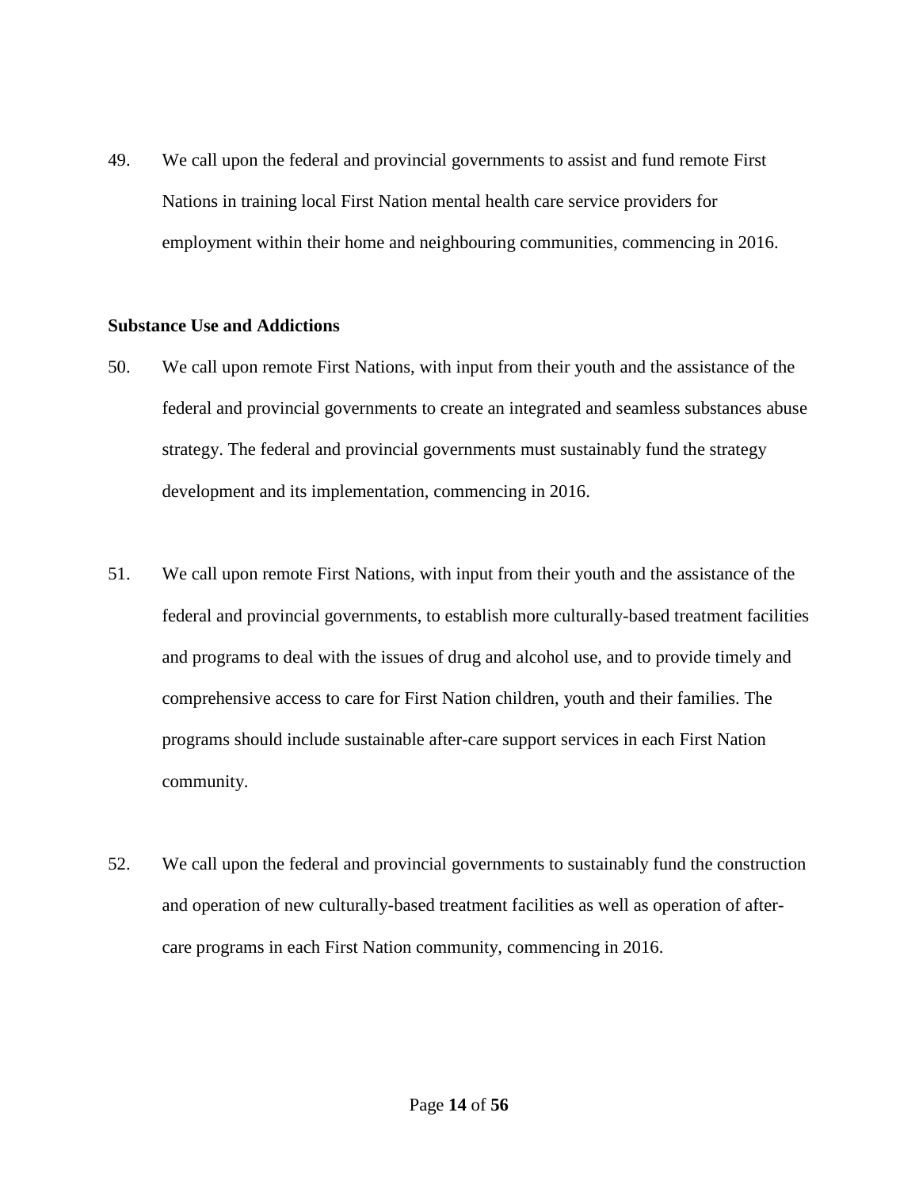49. We call upon the federal and provincial governments to assist and fund remote First Nations in training local First Nation mental health care service providers for employment within their home and neighbouring communities, commencing in 2016.

**Substance Use and Addictions**

50. We call upon remote First Nations, with input from their youth and the assistance of the federal and provincial governments to create an integrated and seamless substances abuse strategy. The federal and provincial governments must sustainably fund the strategy development and its implementation, commencing in 2016.

51. We call upon remote First Nations, with input from their youth and the assistance of the federal and provincial governments, to establish more culturally-based treatment facilities and programs to deal with the issues of drug and alcohol use, and to provide timely and comprehensive access to care for First Nation children, youth and their families. The programs should include sustainable after-care support services in each First Nation community.

52. We call upon the federal and provincial governments to sustainably fund the construction and operation of new culturally-based treatment facilities as well as operation of after-care programs in each First Nation community, commencing in 2016.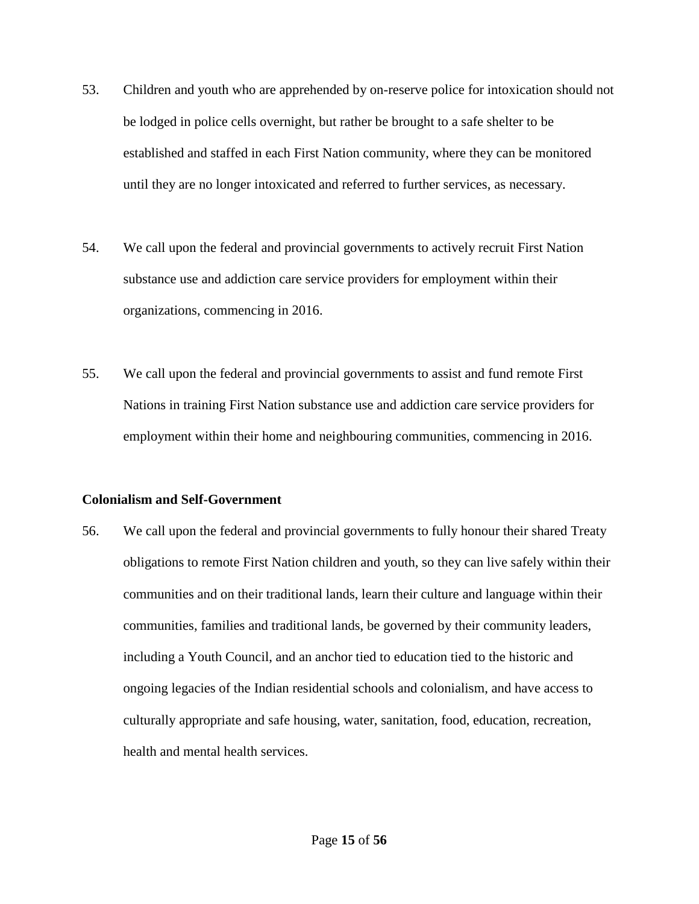53. Children and youth who are apprehended by on-reserve police for intoxication should not be lodged in police cells overnight, but rather be brought to a safe shelter to be established and staffed in each First Nation community, where they can be monitored until they are no longer intoxicated and referred to further services, as necessary.

54. We call upon the federal and provincial governments to actively recruit First Nation substance use and addiction care service providers for employment within their organizations, commencing in 2016.

55. We call upon the federal and provincial governments to assist and fund remote First Nations in training First Nation substance use and addiction care service providers for employment within their home and neighbouring communities, commencing in 2016.

**Colonialism and Self-Government**

56. We call upon the federal and provincial governments to fully honour their shared Treaty obligations to remote First Nation children and youth, so they can live safely within their communities and on their traditional lands, learn their culture and language within their communities, families and traditional lands, be governed by their community leaders, including a Youth Council, and an anchor tied to education tied to the historic and ongoing legacies of the Indian residential schools and colonialism, and have access to culturally appropriate and safe housing, water, sanitation, food, education, recreation, health and mental health services.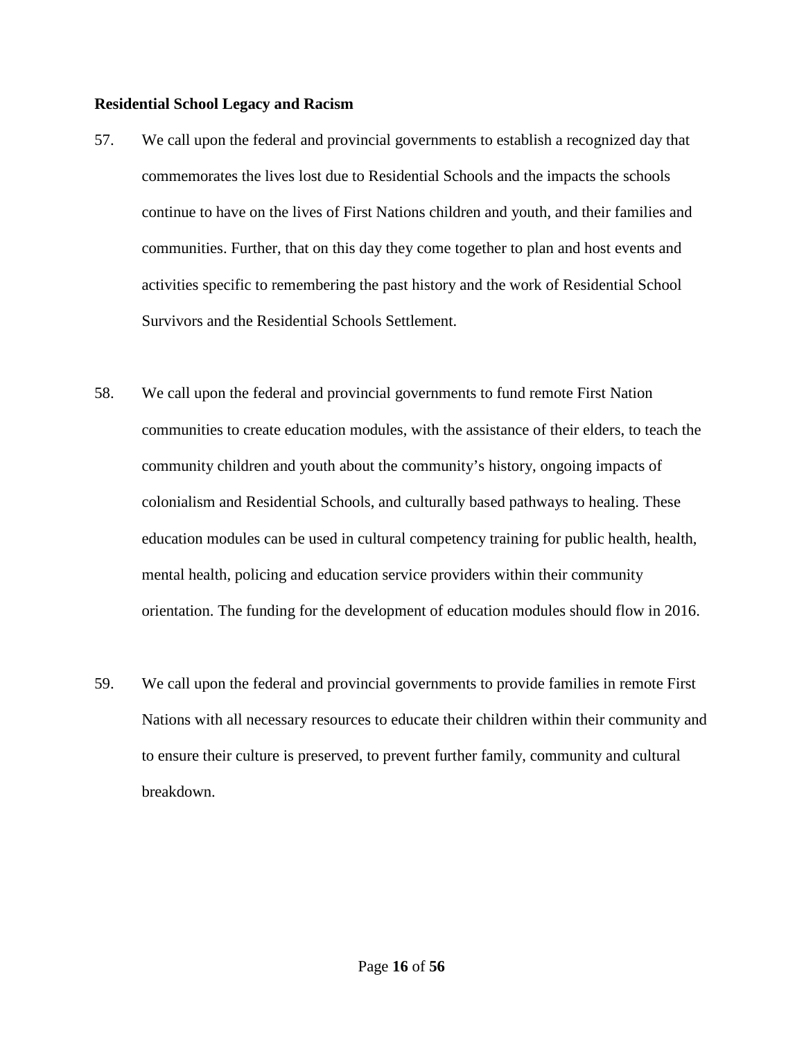**Residential School Legacy and Racism**

57. We call upon the federal and provincial governments to establish a recognized day that commemorates the lives lost due to Residential Schools and the impacts the schools continue to have on the lives of First Nations children and youth, and their families and communities. Further, that on this day they come together to plan and host events and activities specific to remembering the past history and the work of Residential School Survivors and the Residential Schools Settlement.

58. We call upon the federal and provincial governments to fund remote First Nation communities to create education modules, with the assistance of their elders, to teach the community children and youth about the community's history, ongoing impacts of colonialism and Residential Schools, and culturally based pathways to healing. These education modules can be used in cultural competency training for public health, health, mental health, policing and education service providers within their community orientation. The funding for the development of education modules should flow in 2016.

59. We call upon the federal and provincial governments to provide families in remote First Nations with all necessary resources to educate their children within their community and to ensure their culture is preserved, to prevent further family, community and cultural breakdown.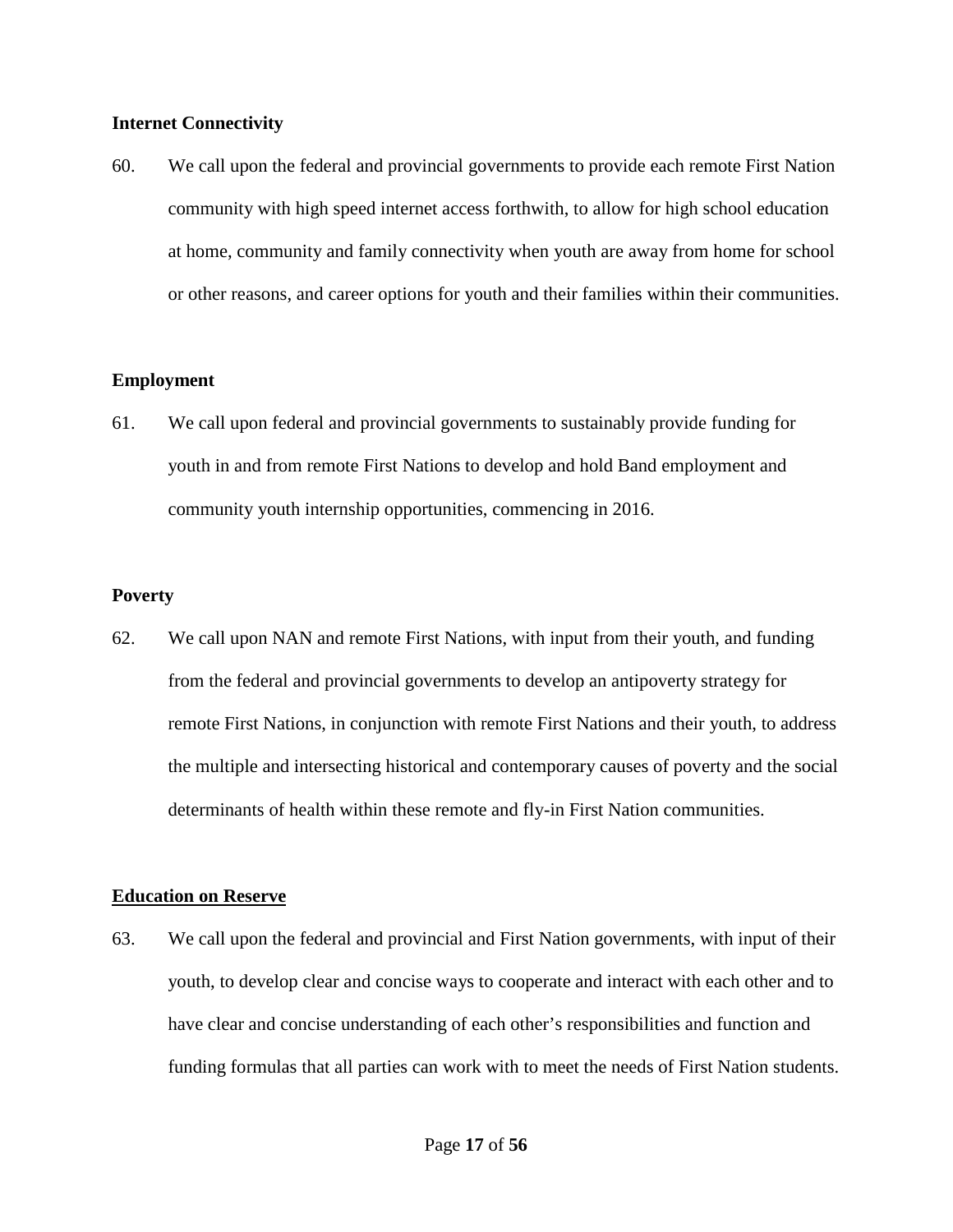**Internet Connectivity**

60. We call upon the federal and provincial governments to provide each remote First Nation community with high speed internet access forthwith, to allow for high school education at home, community and family connectivity when youth are away from home for school or other reasons, and career options for youth and their families within their communities.

**Employment**

61. We call upon federal and provincial governments to sustainably provide funding for youth in and from remote First Nations to develop and hold Band employment and community youth internship opportunities, commencing in 2016.

**Poverty**

62. We call upon NAN and remote First Nations, with input from their youth, and funding from the federal and provincial governments to develop an antipoverty strategy for remote First Nations, in conjunction with remote First Nations and their youth, to address the multiple and intersecting historical and contemporary causes of poverty and the social determinants of health within these remote and fly-in First Nation communities.

**Education on Reserve**

63. We call upon the federal and provincial and First Nation governments, with input of their youth, to develop clear and concise ways to cooperate and interact with each other and to have clear and concise understanding of each other's responsibilities and function and funding formulas that all parties can work with to meet the needs of First Nation students.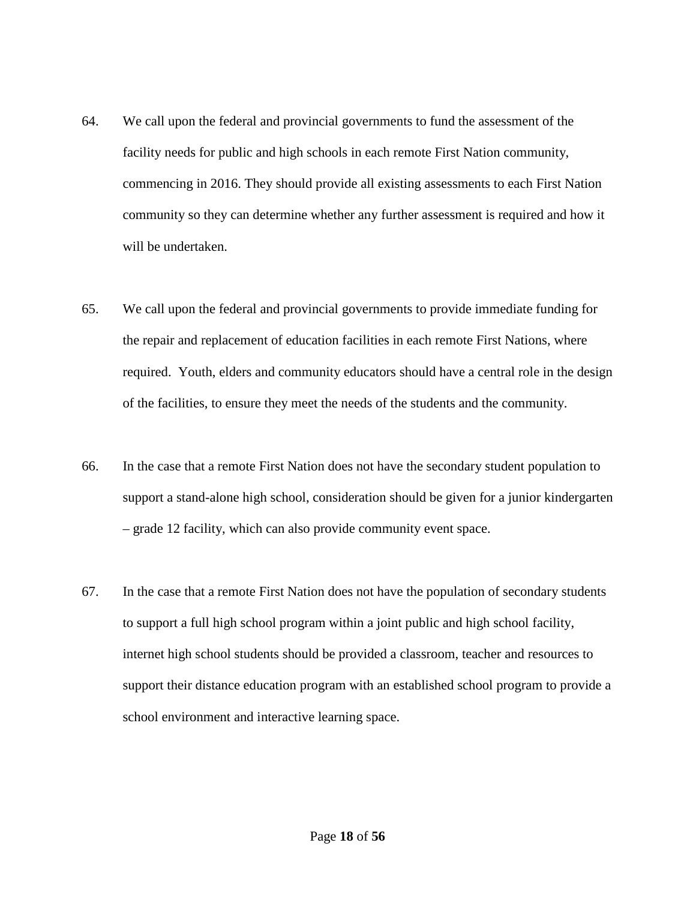64. We call upon the federal and provincial governments to fund the assessment of the facility needs for public and high schools in each remote First Nation community, commencing in 2016. They should provide all existing assessments to each First Nation community so they can determine whether any further assessment is required and how it will be undertaken.

65. We call upon the federal and provincial governments to provide immediate funding for the repair and replacement of education facilities in each remote First Nations, where required. Youth, elders and community educators should have a central role in the design of the facilities, to ensure they meet the needs of the students and the community.

66. In the case that a remote First Nation does not have the secondary student population to support a stand-alone high school, consideration should be given for a junior kindergarten – grade 12 facility, which can also provide community event space.

67. In the case that a remote First Nation does not have the population of secondary students to support a full high school program within a joint public and high school facility, internet high school students should be provided a classroom, teacher and resources to support their distance education program with an established school program to provide a school environment and interactive learning space.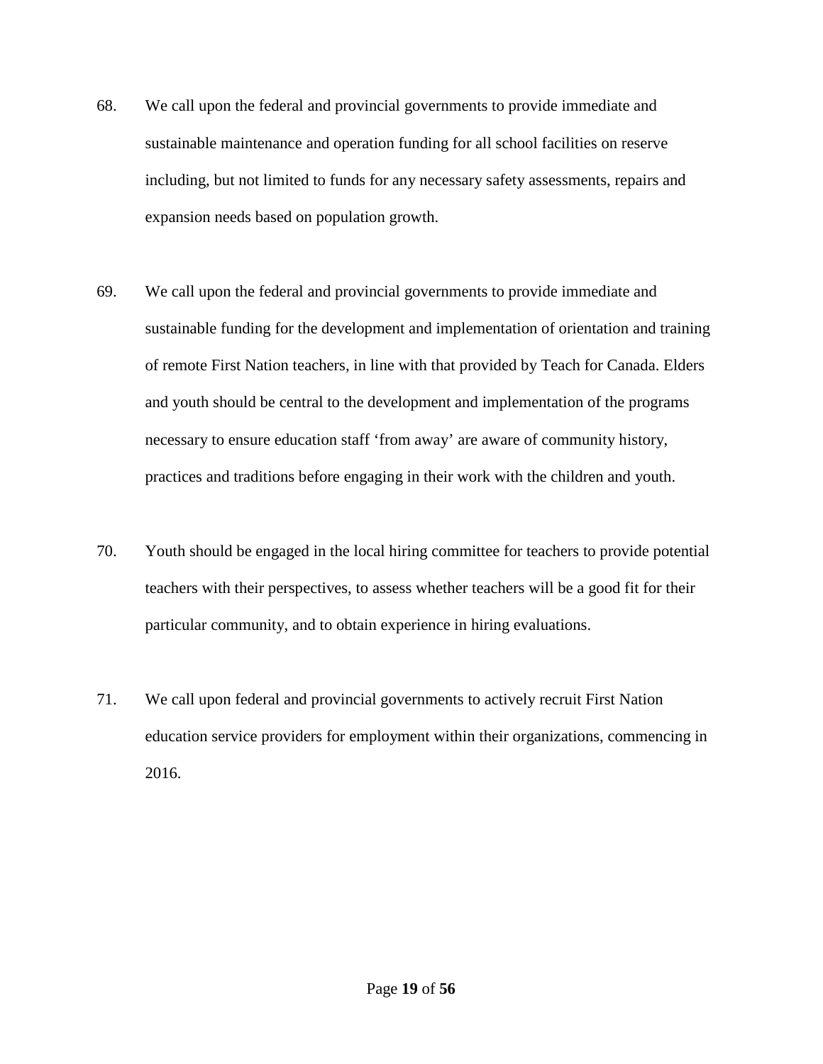68. We call upon the federal and provincial governments to provide immediate and sustainable maintenance and operation funding for all school facilities on reserve including, but not limited to funds for any necessary safety assessments, repairs and expansion needs based on population growth.

69. We call upon the federal and provincial governments to provide immediate and sustainable funding for the development and implementation of orientation and training of remote First Nation teachers, in line with that provided by Teach for Canada. Elders and youth should be central to the development and implementation of the programs necessary to ensure education staff 'from away' are aware of community history, practices and traditions before engaging in their work with the children and youth.

70. Youth should be engaged in the local hiring committee for teachers to provide potential teachers with their perspectives, to assess whether teachers will be a good fit for their particular community, and to obtain experience in hiring evaluations.

71. We call upon federal and provincial governments to actively recruit First Nation education service providers for employment within their organizations, commencing in 2016.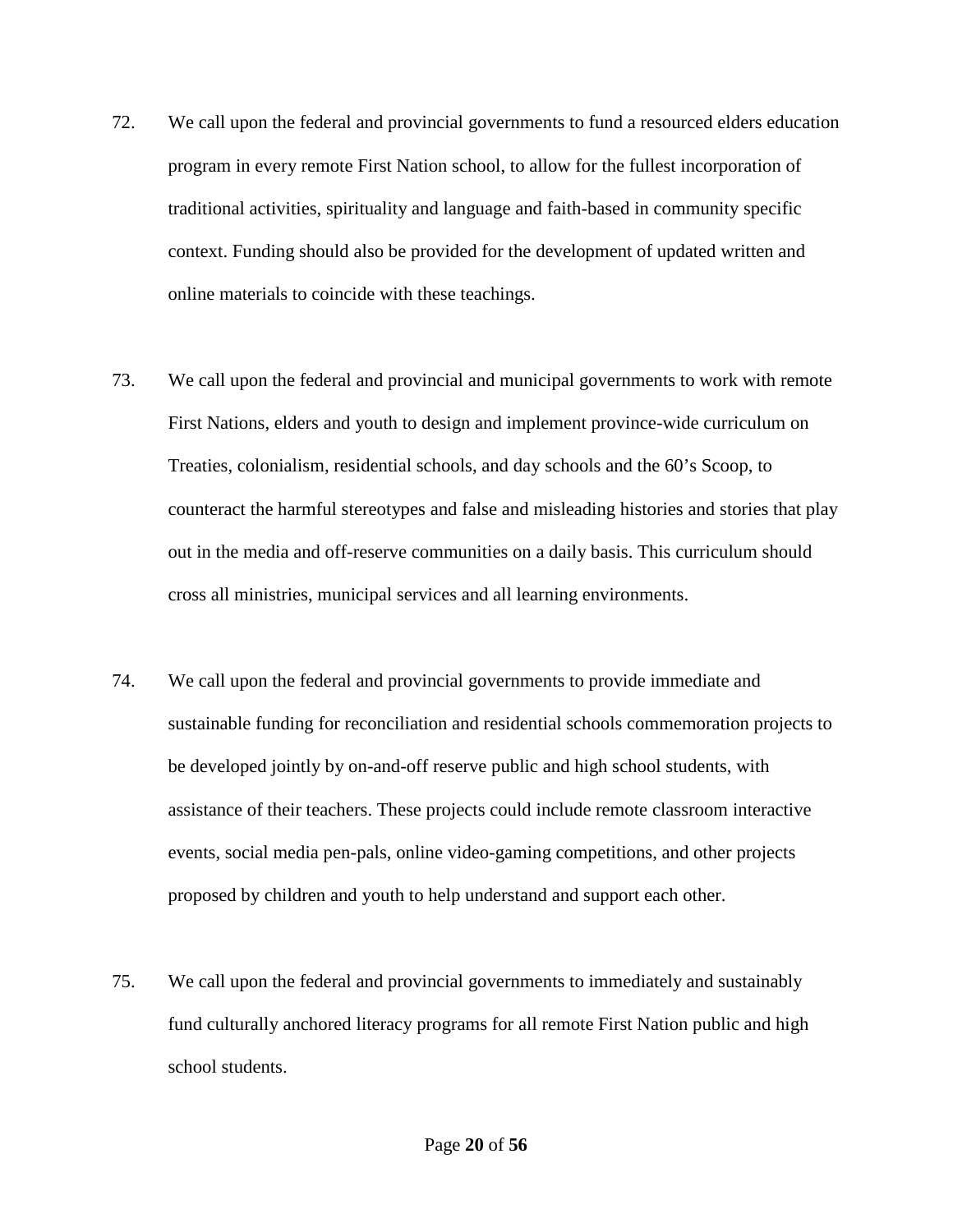72. We call upon the federal and provincial governments to fund a resourced elders education program in every remote First Nation school, to allow for the fullest incorporation of traditional activities, spirituality and language and faith-based in community specific context. Funding should also be provided for the development of updated written and online materials to coincide with these teachings.

73. We call upon the federal and provincial and municipal governments to work with remote First Nations, elders and youth to design and implement province-wide curriculum on Treaties, colonialism, residential schools, and day schools and the 60's Scoop, to counteract the harmful stereotypes and false and misleading histories and stories that play out in the media and off-reserve communities on a daily basis. This curriculum should cross all ministries, municipal services and all learning environments.

74. We call upon the federal and provincial governments to provide immediate and sustainable funding for reconciliation and residential schools commemoration projects to be developed jointly by on-and-off reserve public and high school students, with assistance of their teachers. These projects could include remote classroom interactive events, social media pen-pals, online video-gaming competitions, and other projects proposed by children and youth to help understand and support each other.

75. We call upon the federal and provincial governments to immediately and sustainably fund culturally anchored literacy programs for all remote First Nation public and high school students.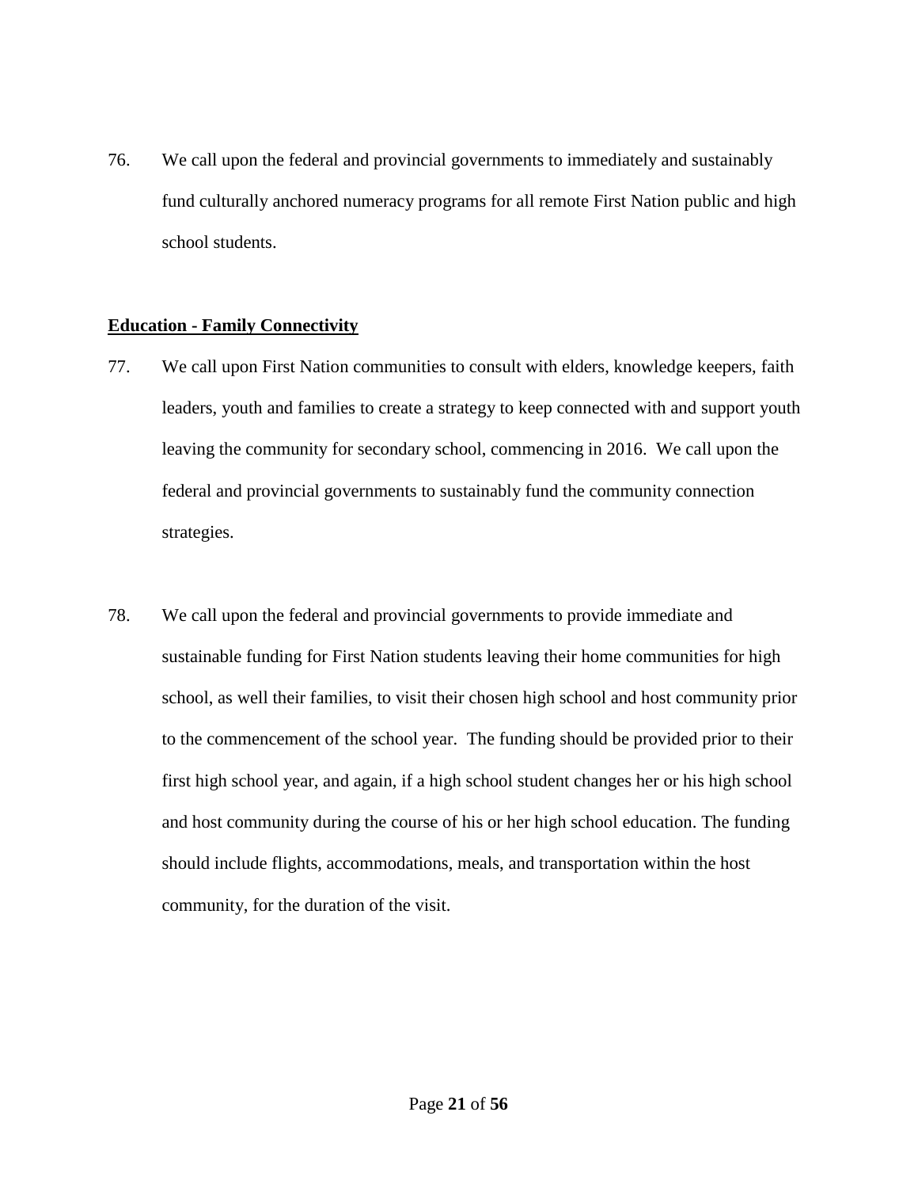76. We call upon the federal and provincial governments to immediately and sustainably fund culturally anchored numeracy programs for all remote First Nation public and high school students.

**<u>Education - Family Connectivity</u>**

77. We call upon First Nation communities to consult with elders, knowledge keepers, faith leaders, youth and families to create a strategy to keep connected with and support youth leaving the community for secondary school, commencing in 2016. We call upon the federal and provincial governments to sustainably fund the community connection strategies.

78. We call upon the federal and provincial governments to provide immediate and sustainable funding for First Nation students leaving their home communities for high school, as well their families, to visit their chosen high school and host community prior to the commencement of the school year. The funding should be provided prior to their first high school year, and again, if a high school student changes her or his high school and host community during the course of his or her high school education. The funding should include flights, accommodations, meals, and transportation within the host community, for the duration of the visit.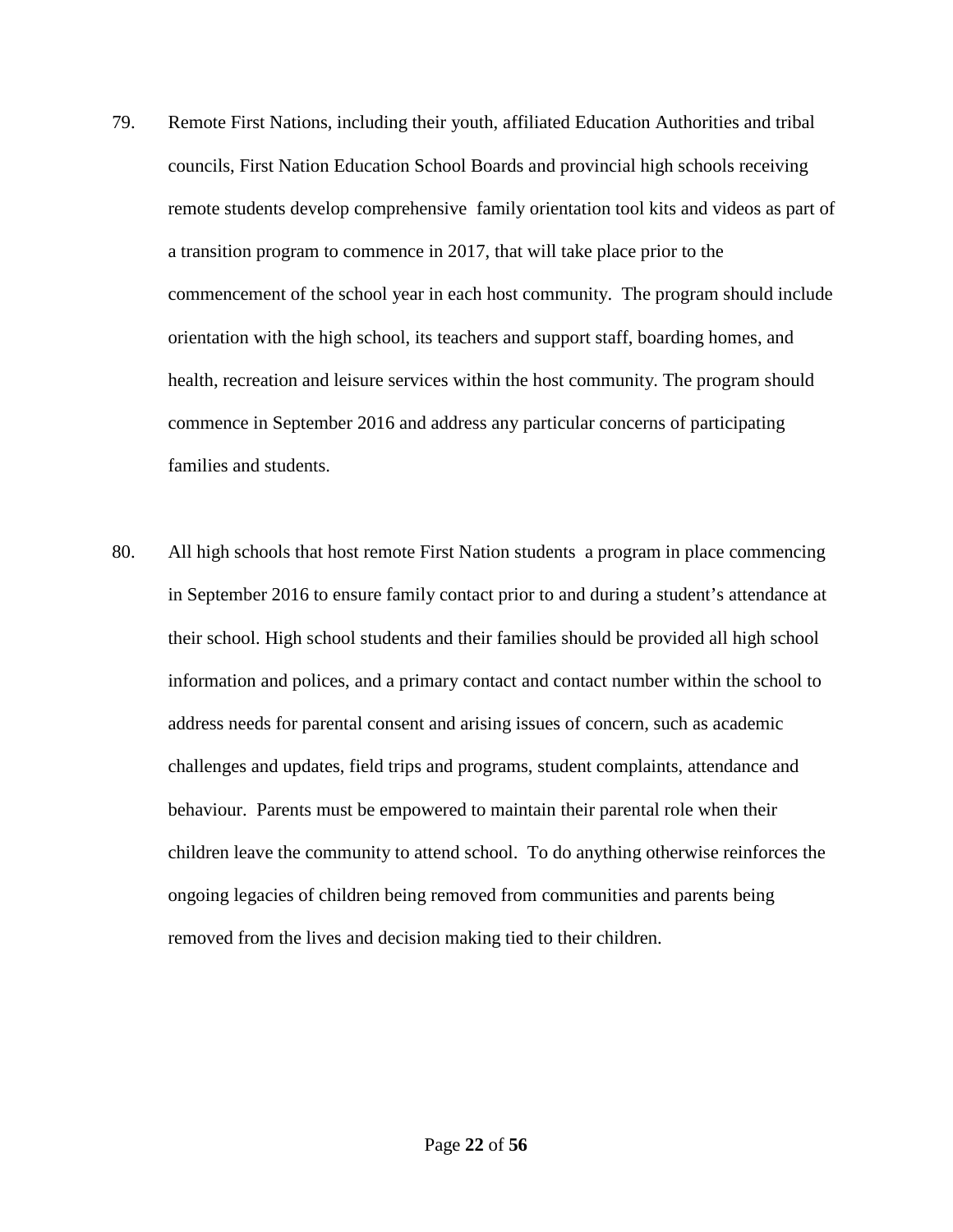79. Remote First Nations, including their youth, affiliated Education Authorities and tribal councils, First Nation Education School Boards and provincial high schools receiving remote students develop comprehensive family orientation tool kits and videos as part of a transition program to commence in 2017, that will take place prior to the commencement of the school year in each host community. The program should include orientation with the high school, its teachers and support staff, boarding homes, and health, recreation and leisure services within the host community. The program should commence in September 2016 and address any particular concerns of participating families and students.

80. All high schools that host remote First Nation students a program in place commencing in September 2016 to ensure family contact prior to and during a student's attendance at their school. High school students and their families should be provided all high school information and polices, and a primary contact and contact number within the school to address needs for parental consent and arising issues of concern, such as academic challenges and updates, field trips and programs, student complaints, attendance and behaviour. Parents must be empowered to maintain their parental role when their children leave the community to attend school. To do anything otherwise reinforces the ongoing legacies of children being removed from communities and parents being removed from the lives and decision making tied to their children.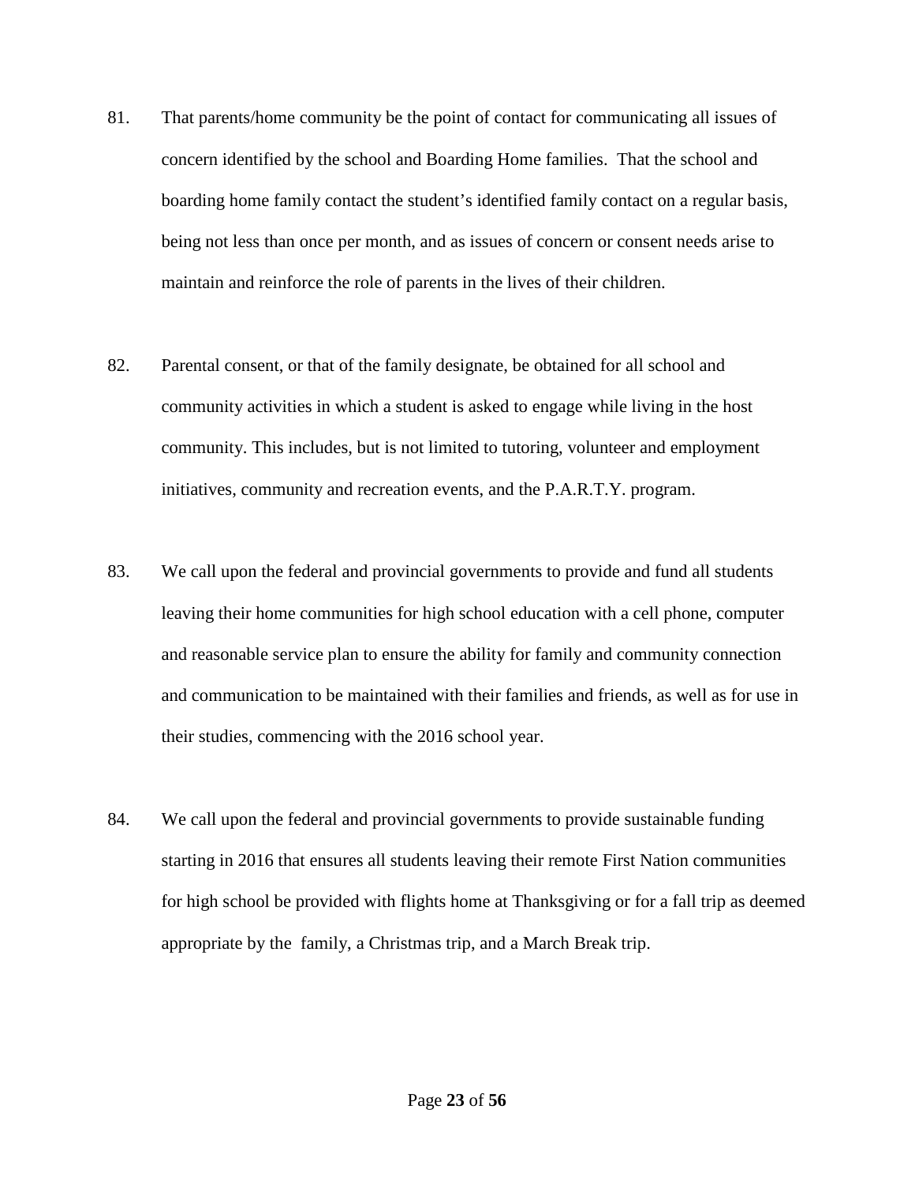81. That parents/home community be the point of contact for communicating all issues of concern identified by the school and Boarding Home families. That the school and boarding home family contact the student's identified family contact on a regular basis, being not less than once per month, and as issues of concern or consent needs arise to maintain and reinforce the role of parents in the lives of their children.

82. Parental consent, or that of the family designate, be obtained for all school and community activities in which a student is asked to engage while living in the host community. This includes, but is not limited to tutoring, volunteer and employment initiatives, community and recreation events, and the P.A.R.T.Y. program.

83. We call upon the federal and provincial governments to provide and fund all students leaving their home communities for high school education with a cell phone, computer and reasonable service plan to ensure the ability for family and community connection and communication to be maintained with their families and friends, as well as for use in their studies, commencing with the 2016 school year.

84. We call upon the federal and provincial governments to provide sustainable funding starting in 2016 that ensures all students leaving their remote First Nation communities for high school be provided with flights home at Thanksgiving or for a fall trip as deemed appropriate by the family, a Christmas trip, and a March Break trip.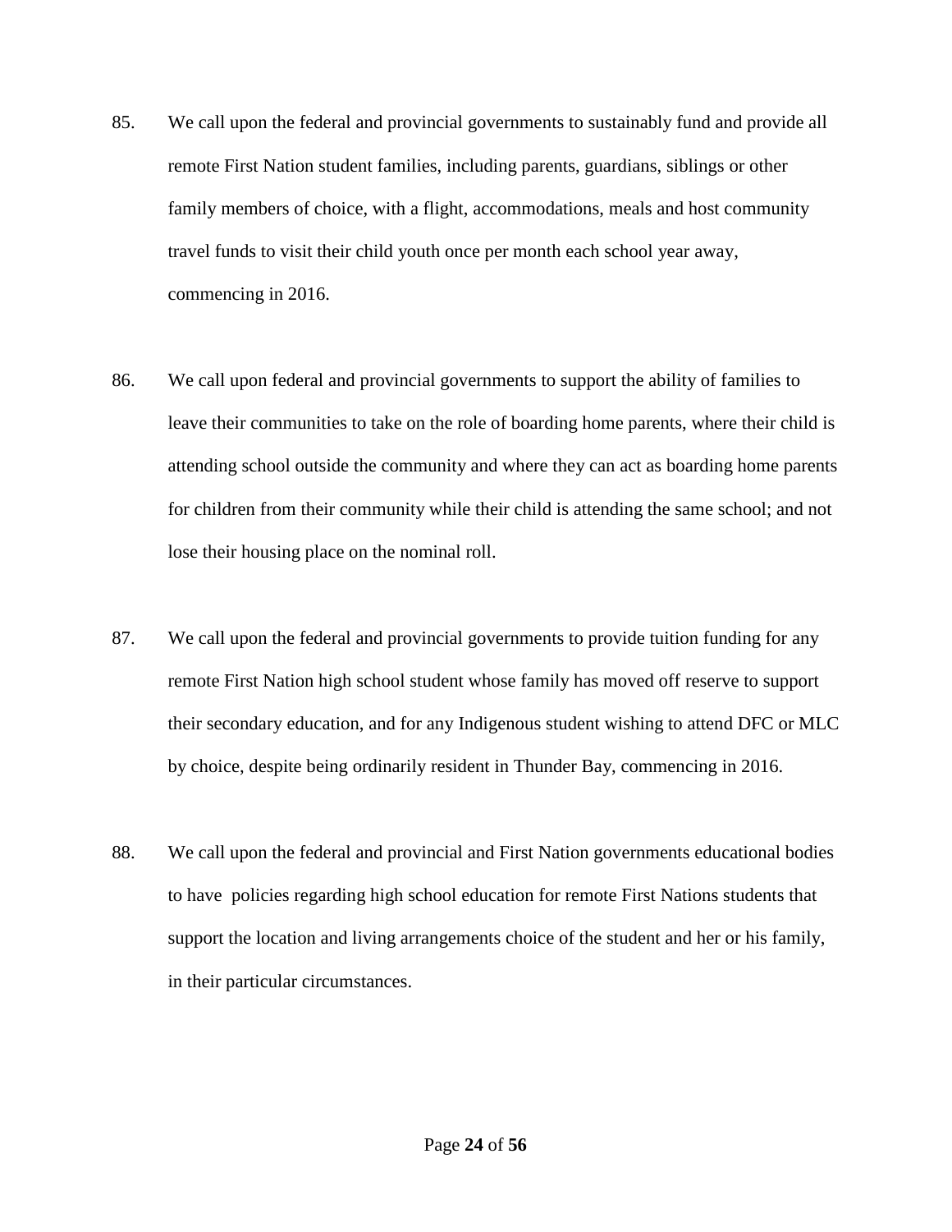85. We call upon the federal and provincial governments to sustainably fund and provide all remote First Nation student families, including parents, guardians, siblings or other family members of choice, with a flight, accommodations, meals and host community travel funds to visit their child youth once per month each school year away, commencing in 2016.

86. We call upon federal and provincial governments to support the ability of families to leave their communities to take on the role of boarding home parents, where their child is attending school outside the community and where they can act as boarding home parents for children from their community while their child is attending the same school; and not lose their housing place on the nominal roll.

87. We call upon the federal and provincial governments to provide tuition funding for any remote First Nation high school student whose family has moved off reserve to support their secondary education, and for any Indigenous student wishing to attend DFC or MLC by choice, despite being ordinarily resident in Thunder Bay, commencing in 2016.

88. We call upon the federal and provincial and First Nation governments educational bodies to have policies regarding high school education for remote First Nations students that support the location and living arrangements choice of the student and her or his family, in their particular circumstances.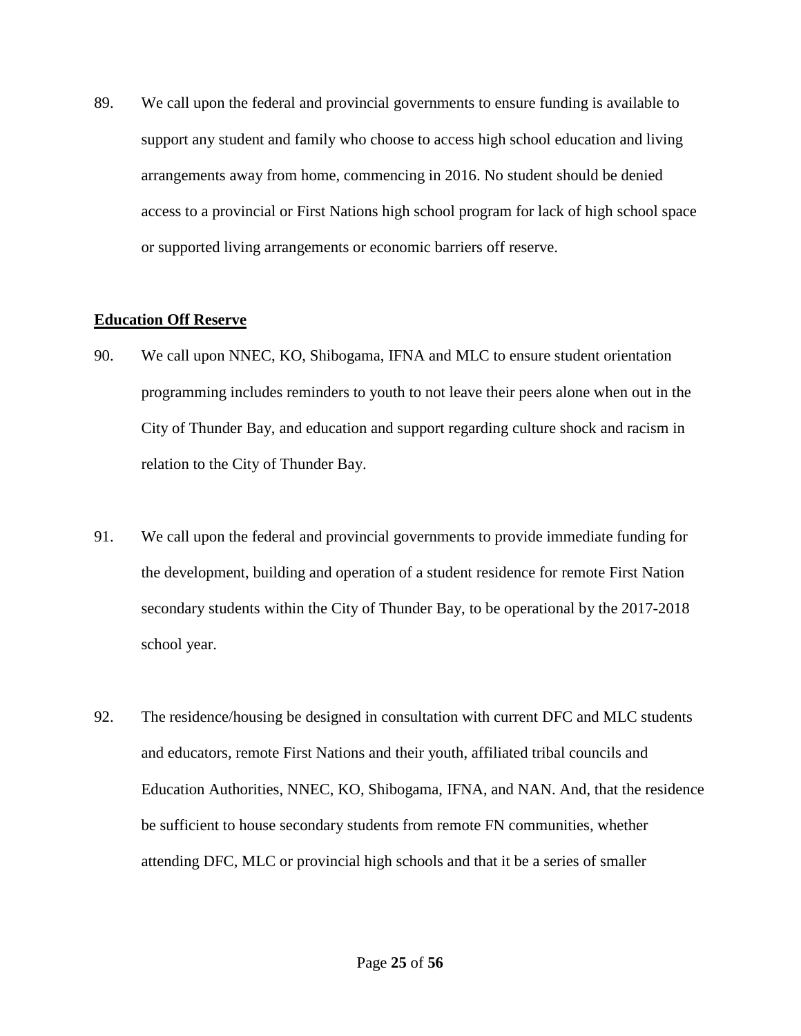89. We call upon the federal and provincial governments to ensure funding is available to support any student and family who choose to access high school education and living arrangements away from home, commencing in 2016. No student should be denied access to a provincial or First Nations high school program for lack of high school space or supported living arrangements or economic barriers off reserve.

**Education Off Reserve**

90. We call upon NNEC, KO, Shibogama, IFNA and MLC to ensure student orientation programming includes reminders to youth to not leave their peers alone when out in the City of Thunder Bay, and education and support regarding culture shock and racism in relation to the City of Thunder Bay.

91. We call upon the federal and provincial governments to provide immediate funding for the development, building and operation of a student residence for remote First Nation secondary students within the City of Thunder Bay, to be operational by the 2017-2018 school year.

92. The residence/housing be designed in consultation with current DFC and MLC students and educators, remote First Nations and their youth, affiliated tribal councils and Education Authorities, NNEC, KO, Shibogama, IFNA, and NAN. And, that the residence be sufficient to house secondary students from remote FN communities, whether attending DFC, MLC or provincial high schools and that it be a series of smaller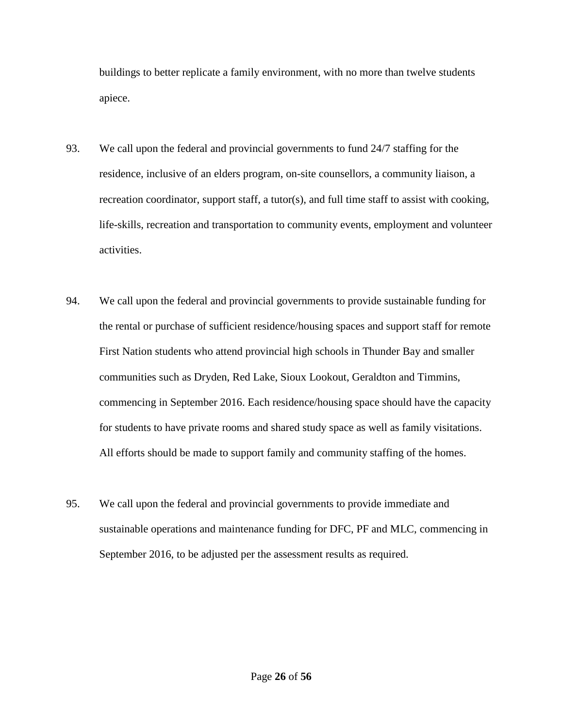buildings to better replicate a family environment, with no more than twelve students apiece.

93. We call upon the federal and provincial governments to fund 24/7 staffing for the residence, inclusive of an elders program, on-site counsellors, a community liaison, a recreation coordinator, support staff, a tutor(s), and full time staff to assist with cooking, life-skills, recreation and transportation to community events, employment and volunteer activities.

94. We call upon the federal and provincial governments to provide sustainable funding for the rental or purchase of sufficient residence/housing spaces and support staff for remote First Nation students who attend provincial high schools in Thunder Bay and smaller communities such as Dryden, Red Lake, Sioux Lookout, Geraldton and Timmins, commencing in September 2016. Each residence/housing space should have the capacity for students to have private rooms and shared study space as well as family visitations. All efforts should be made to support family and community staffing of the homes.

95. We call upon the federal and provincial governments to provide immediate and sustainable operations and maintenance funding for DFC, PF and MLC, commencing in September 2016, to be adjusted per the assessment results as required.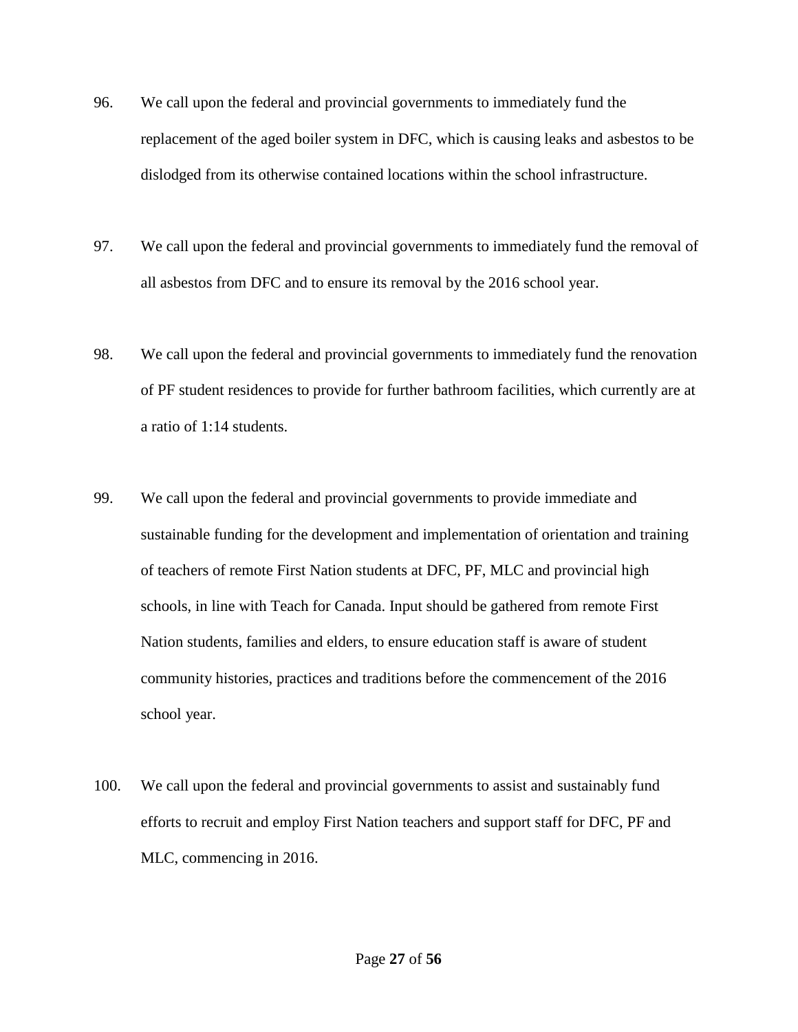96. We call upon the federal and provincial governments to immediately fund the replacement of the aged boiler system in DFC, which is causing leaks and asbestos to be dislodged from its otherwise contained locations within the school infrastructure.

97. We call upon the federal and provincial governments to immediately fund the removal of all asbestos from DFC and to ensure its removal by the 2016 school year.

98. We call upon the federal and provincial governments to immediately fund the renovation of PF student residences to provide for further bathroom facilities, which currently are at a ratio of 1:14 students.

99. We call upon the federal and provincial governments to provide immediate and sustainable funding for the development and implementation of orientation and training of teachers of remote First Nation students at DFC, PF, MLC and provincial high schools, in line with Teach for Canada. Input should be gathered from remote First Nation students, families and elders, to ensure education staff is aware of student community histories, practices and traditions before the commencement of the 2016 school year.

100. We call upon the federal and provincial governments to assist and sustainably fund efforts to recruit and employ First Nation teachers and support staff for DFC, PF and MLC, commencing in 2016.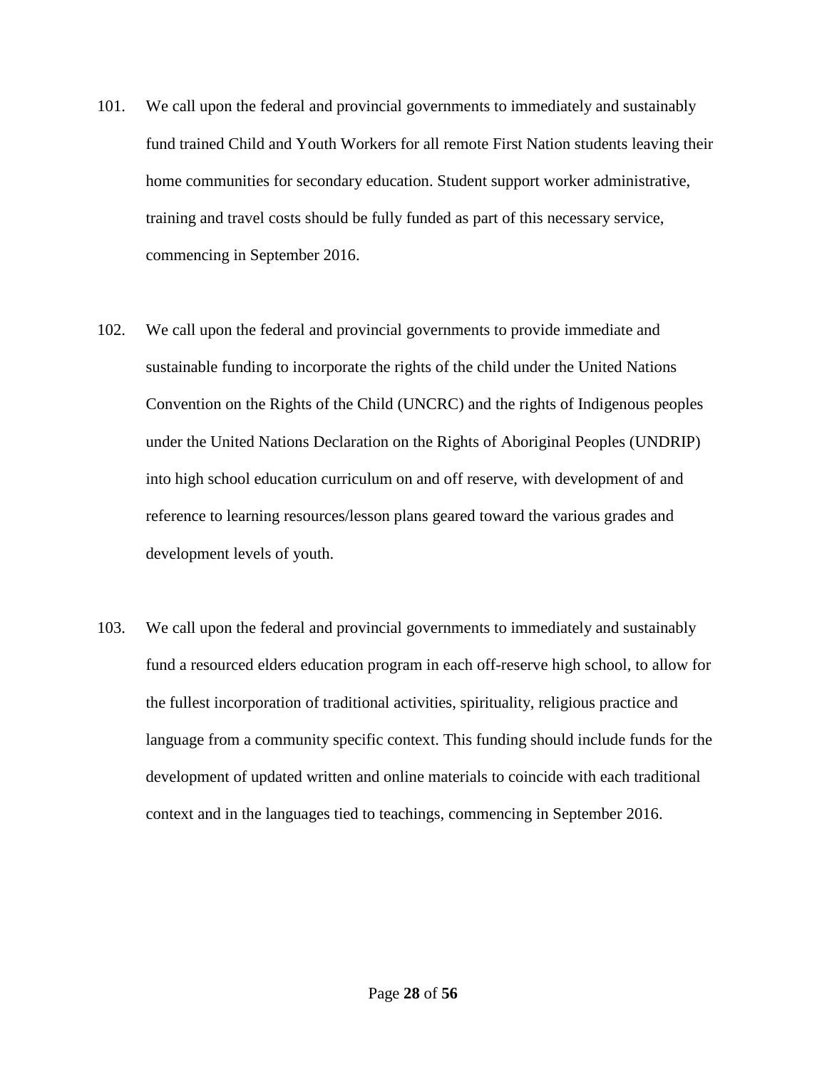101. We call upon the federal and provincial governments to immediately and sustainably fund trained Child and Youth Workers for all remote First Nation students leaving their home communities for secondary education. Student support worker administrative, training and travel costs should be fully funded as part of this necessary service, commencing in September 2016.

102. We call upon the federal and provincial governments to provide immediate and sustainable funding to incorporate the rights of the child under the United Nations Convention on the Rights of the Child (UNCRC) and the rights of Indigenous peoples under the United Nations Declaration on the Rights of Aboriginal Peoples (UNDRIP) into high school education curriculum on and off reserve, with development of and reference to learning resources/lesson plans geared toward the various grades and development levels of youth.

103. We call upon the federal and provincial governments to immediately and sustainably fund a resourced elders education program in each off-reserve high school, to allow for the fullest incorporation of traditional activities, spirituality, religious practice and language from a community specific context. This funding should include funds for the development of updated written and online materials to coincide with each traditional context and in the languages tied to teachings, commencing in September 2016.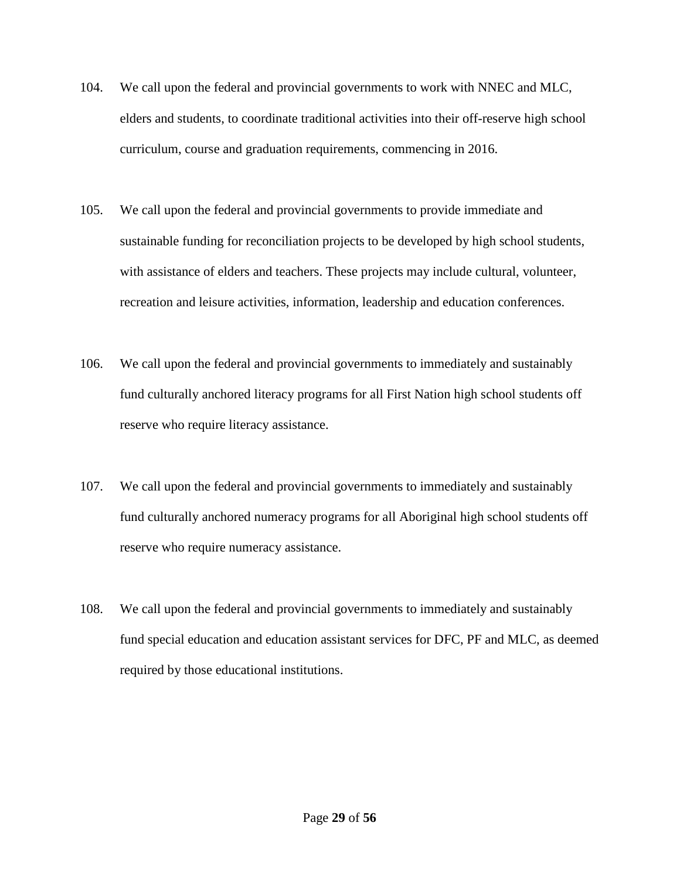104. We call upon the federal and provincial governments to work with NNEC and MLC, elders and students, to coordinate traditional activities into their off-reserve high school curriculum, course and graduation requirements, commencing in 2016.

105. We call upon the federal and provincial governments to provide immediate and sustainable funding for reconciliation projects to be developed by high school students, with assistance of elders and teachers. These projects may include cultural, volunteer, recreation and leisure activities, information, leadership and education conferences.

106. We call upon the federal and provincial governments to immediately and sustainably fund culturally anchored literacy programs for all First Nation high school students off reserve who require literacy assistance.

107. We call upon the federal and provincial governments to immediately and sustainably fund culturally anchored numeracy programs for all Aboriginal high school students off reserve who require numeracy assistance.

108. We call upon the federal and provincial governments to immediately and sustainably fund special education and education assistant services for DFC, PF and MLC, as deemed required by those educational institutions.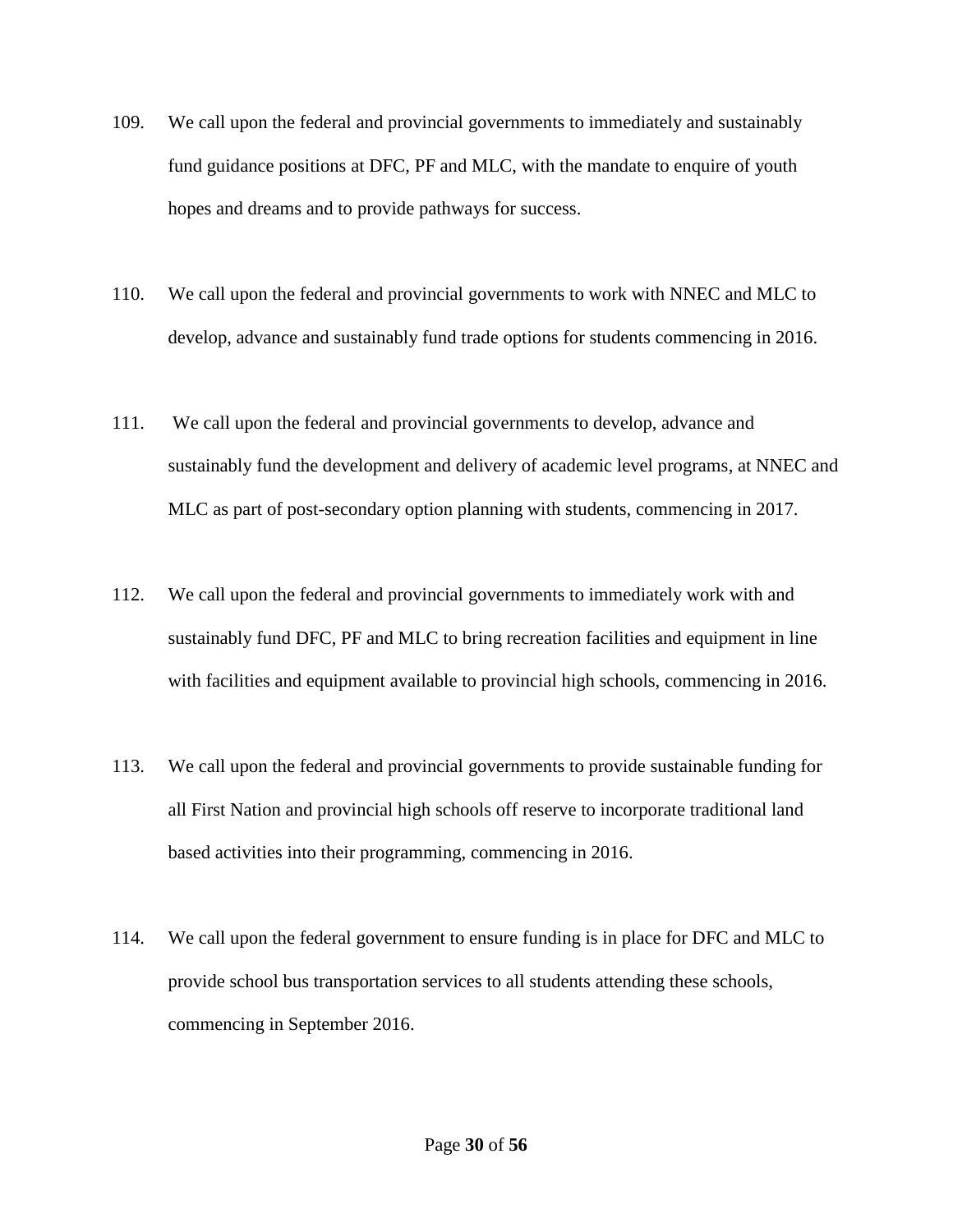109. We call upon the federal and provincial governments to immediately and sustainably fund guidance positions at DFC, PF and MLC, with the mandate to enquire of youth hopes and dreams and to provide pathways for success.

110. We call upon the federal and provincial governments to work with NNEC and MLC to develop, advance and sustainably fund trade options for students commencing in 2016.

111. We call upon the federal and provincial governments to develop, advance and sustainably fund the development and delivery of academic level programs, at NNEC and MLC as part of post-secondary option planning with students, commencing in 2017.

112. We call upon the federal and provincial governments to immediately work with and sustainably fund DFC, PF and MLC to bring recreation facilities and equipment in line with facilities and equipment available to provincial high schools, commencing in 2016.

113. We call upon the federal and provincial governments to provide sustainable funding for all First Nation and provincial high schools off reserve to incorporate traditional land based activities into their programming, commencing in 2016.

114. We call upon the federal government to ensure funding is in place for DFC and MLC to provide school bus transportation services to all students attending these schools, commencing in September 2016.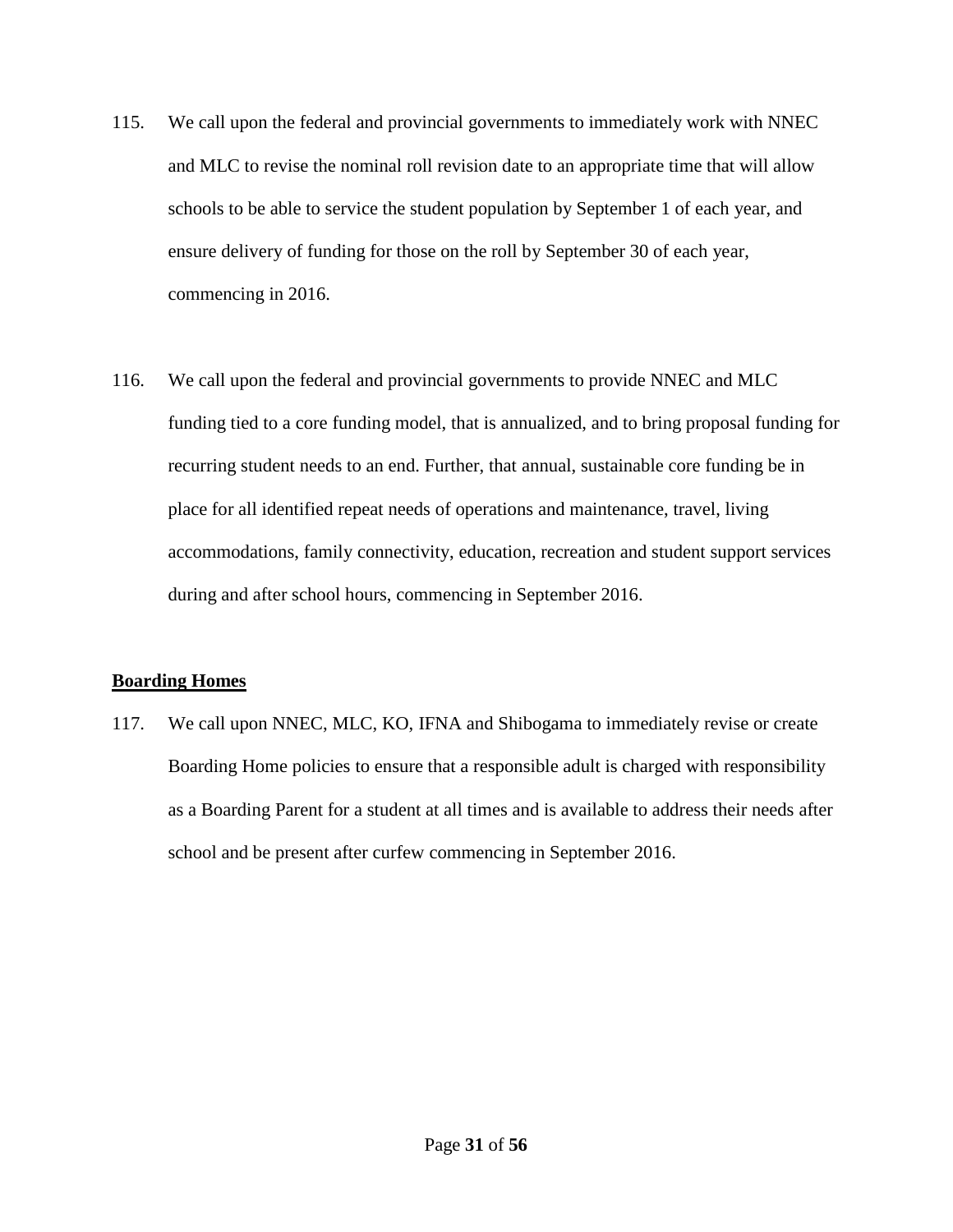115. We call upon the federal and provincial governments to immediately work with NNEC and MLC to revise the nominal roll revision date to an appropriate time that will allow schools to be able to service the student population by September 1 of each year, and ensure delivery of funding for those on the roll by September 30 of each year, commencing in 2016.

116. We call upon the federal and provincial governments to provide NNEC and MLC funding tied to a core funding model, that is annualized, and to bring proposal funding for recurring student needs to an end. Further, that annual, sustainable core funding be in place for all identified repeat needs of operations and maintenance, travel, living accommodations, family connectivity, education, recreation and student support services during and after school hours, commencing in September 2016.

**Boarding Homes**

117. We call upon NNEC, MLC, KO, IFNA and Shibogama to immediately revise or create Boarding Home policies to ensure that a responsible adult is charged with responsibility as a Boarding Parent for a student at all times and is available to address their needs after school and be present after curfew commencing in September 2016.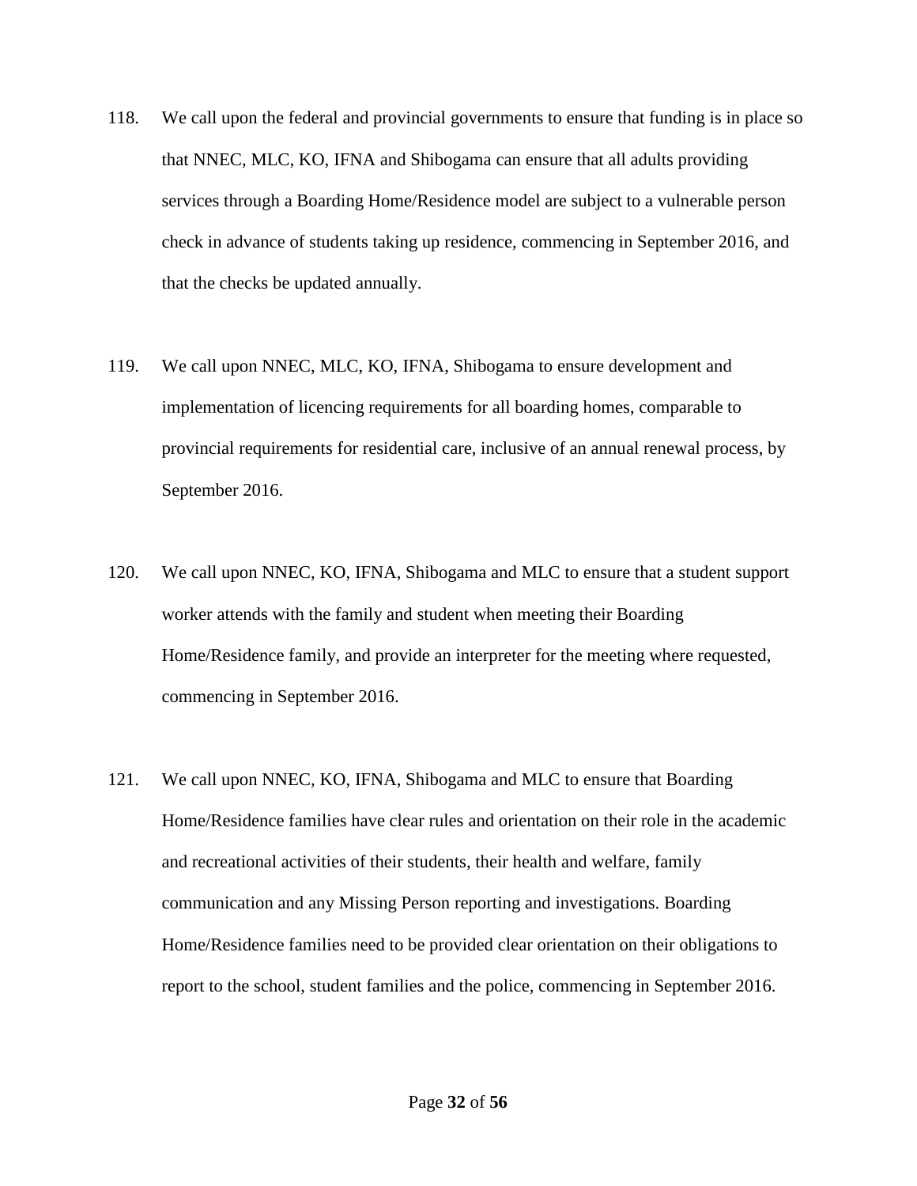118. We call upon the federal and provincial governments to ensure that funding is in place so that NNEC, MLC, KO, IFNA and Shibogama can ensure that all adults providing services through a Boarding Home/Residence model are subject to a vulnerable person check in advance of students taking up residence, commencing in September 2016, and that the checks be updated annually.

119. We call upon NNEC, MLC, KO, IFNA, Shibogama to ensure development and implementation of licencing requirements for all boarding homes, comparable to provincial requirements for residential care, inclusive of an annual renewal process, by September 2016.

120. We call upon NNEC, KO, IFNA, Shibogama and MLC to ensure that a student support worker attends with the family and student when meeting their Boarding Home/Residence family, and provide an interpreter for the meeting where requested, commencing in September 2016.

121. We call upon NNEC, KO, IFNA, Shibogama and MLC to ensure that Boarding Home/Residence families have clear rules and orientation on their role in the academic and recreational activities of their students, their health and welfare, family communication and any Missing Person reporting and investigations. Boarding Home/Residence families need to be provided clear orientation on their obligations to report to the school, student families and the police, commencing in September 2016.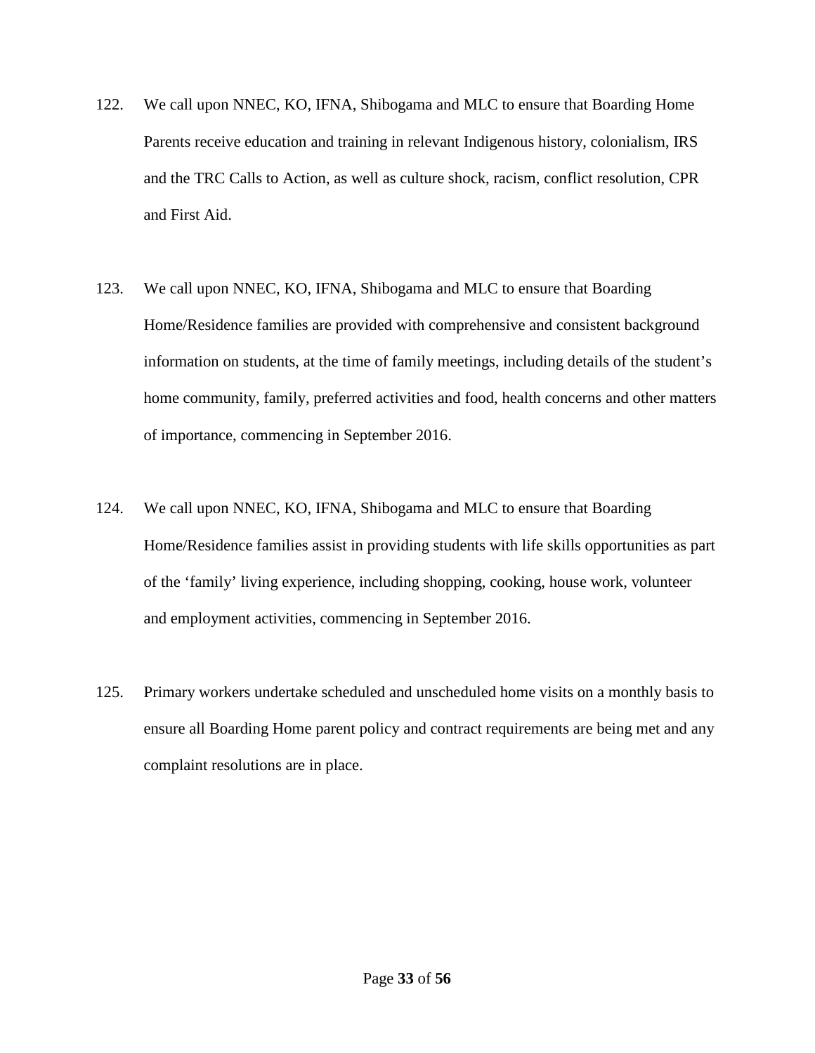122. We call upon NNEC, KO, IFNA, Shibogama and MLC to ensure that Boarding Home Parents receive education and training in relevant Indigenous history, colonialism, IRS and the TRC Calls to Action, as well as culture shock, racism, conflict resolution, CPR and First Aid.

123. We call upon NNEC, KO, IFNA, Shibogama and MLC to ensure that Boarding Home/Residence families are provided with comprehensive and consistent background information on students, at the time of family meetings, including details of the student's home community, family, preferred activities and food, health concerns and other matters of importance, commencing in September 2016.

124. We call upon NNEC, KO, IFNA, Shibogama and MLC to ensure that Boarding Home/Residence families assist in providing students with life skills opportunities as part of the 'family' living experience, including shopping, cooking, house work, volunteer and employment activities, commencing in September 2016.

125. Primary workers undertake scheduled and unscheduled home visits on a monthly basis to ensure all Boarding Home parent policy and contract requirements are being met and any complaint resolutions are in place.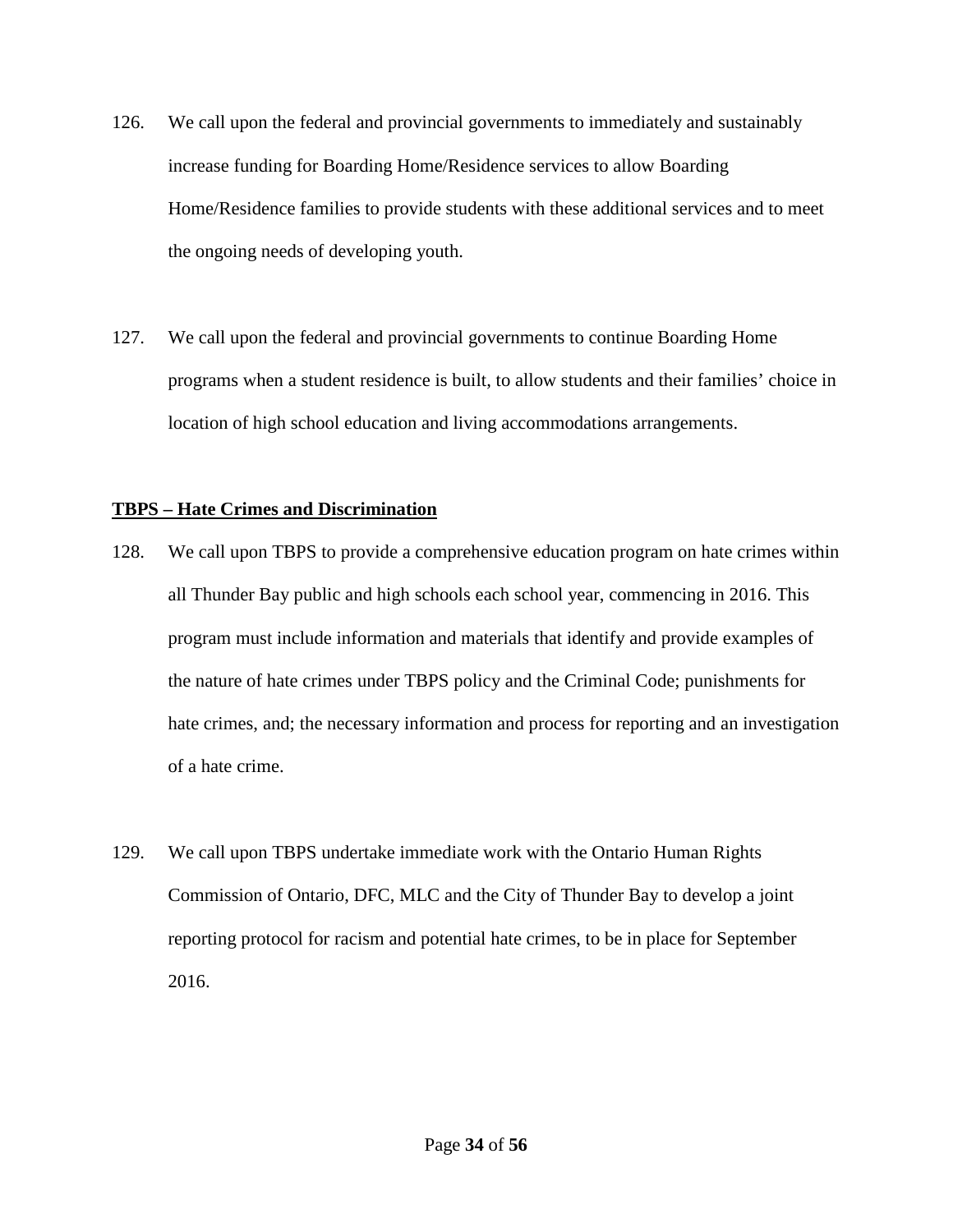126. We call upon the federal and provincial governments to immediately and sustainably increase funding for Boarding Home/Residence services to allow Boarding Home/Residence families to provide students with these additional services and to meet the ongoing needs of developing youth.

127. We call upon the federal and provincial governments to continue Boarding Home programs when a student residence is built, to allow students and their families' choice in location of high school education and living accommodations arrangements.

**TBPS – Hate Crimes and Discrimination**

128. We call upon TBPS to provide a comprehensive education program on hate crimes within all Thunder Bay public and high schools each school year, commencing in 2016. This program must include information and materials that identify and provide examples of the nature of hate crimes under TBPS policy and the Criminal Code; punishments for hate crimes, and; the necessary information and process for reporting and an investigation of a hate crime.

129. We call upon TBPS undertake immediate work with the Ontario Human Rights Commission of Ontario, DFC, MLC and the City of Thunder Bay to develop a joint reporting protocol for racism and potential hate crimes, to be in place for September 2016.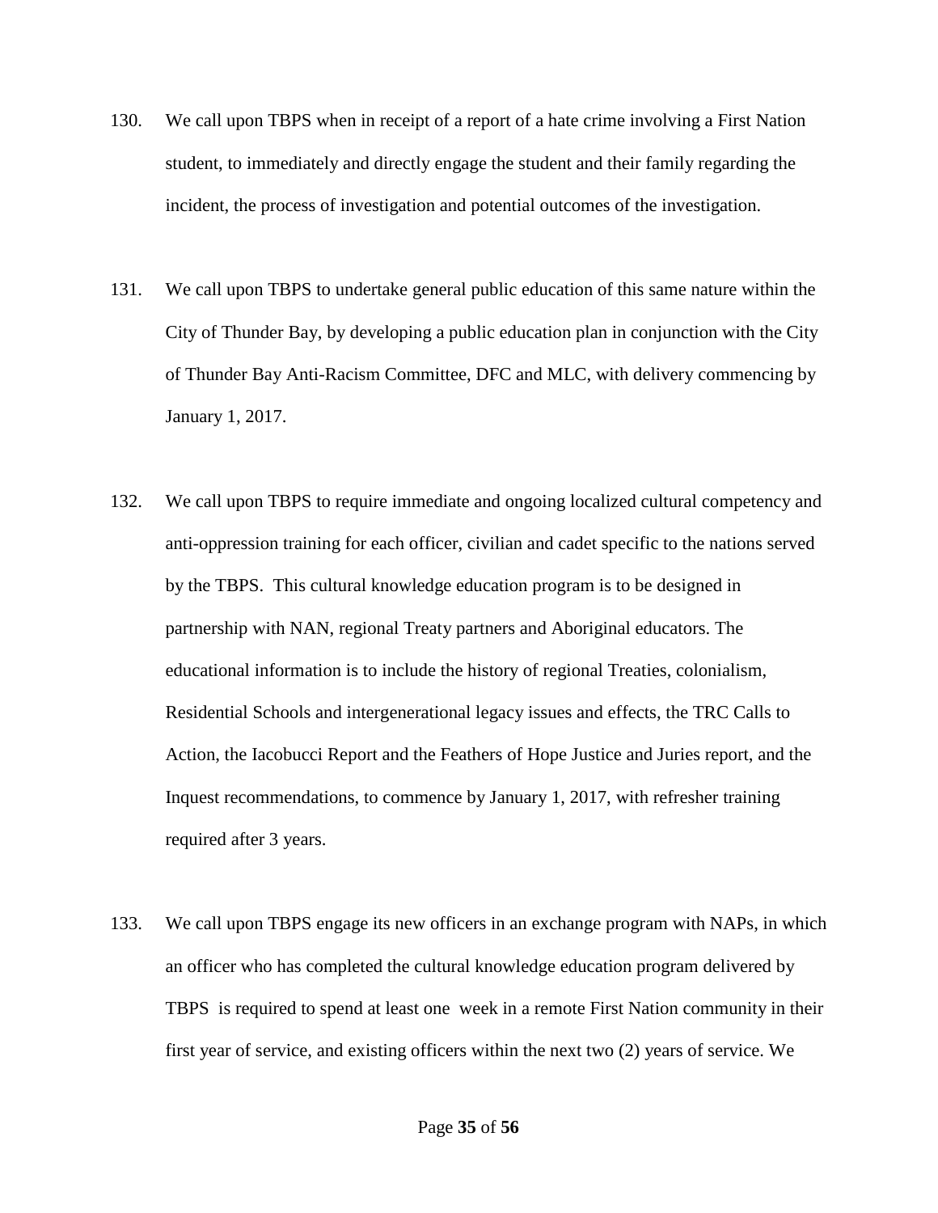130. We call upon TBPS when in receipt of a report of a hate crime involving a First Nation student, to immediately and directly engage the student and their family regarding the incident, the process of investigation and potential outcomes of the investigation.

131. We call upon TBPS to undertake general public education of this same nature within the City of Thunder Bay, by developing a public education plan in conjunction with the City of Thunder Bay Anti-Racism Committee, DFC and MLC, with delivery commencing by January 1, 2017.

132. We call upon TBPS to require immediate and ongoing localized cultural competency and anti-oppression training for each officer, civilian and cadet specific to the nations served by the TBPS. This cultural knowledge education program is to be designed in partnership with NAN, regional Treaty partners and Aboriginal educators. The educational information is to include the history of regional Treaties, colonialism, Residential Schools and intergenerational legacy issues and effects, the TRC Calls to Action, the Iacobucci Report and the Feathers of Hope Justice and Juries report, and the Inquest recommendations, to commence by January 1, 2017, with refresher training required after 3 years.

133. We call upon TBPS engage its new officers in an exchange program with NAPs, in which an officer who has completed the cultural knowledge education program delivered by TBPS is required to spend at least one week in a remote First Nation community in their first year of service, and existing officers within the next two (2) years of service. We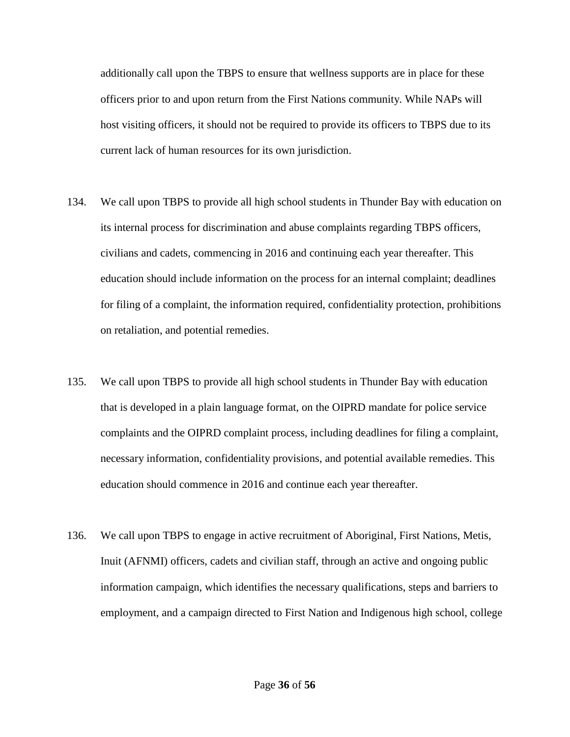additionally call upon the TBPS to ensure that wellness supports are in place for these officers prior to and upon return from the First Nations community. While NAPs will host visiting officers, it should not be required to provide its officers to TBPS due to its current lack of human resources for its own jurisdiction.

134. We call upon TBPS to provide all high school students in Thunder Bay with education on its internal process for discrimination and abuse complaints regarding TBPS officers, civilians and cadets, commencing in 2016 and continuing each year thereafter. This education should include information on the process for an internal complaint; deadlines for filing of a complaint, the information required, confidentiality protection, prohibitions on retaliation, and potential remedies.

135. We call upon TBPS to provide all high school students in Thunder Bay with education that is developed in a plain language format, on the OIPRD mandate for police service complaints and the OIPRD complaint process, including deadlines for filing a complaint, necessary information, confidentiality provisions, and potential available remedies. This education should commence in 2016 and continue each year thereafter.

136. We call upon TBPS to engage in active recruitment of Aboriginal, First Nations, Metis, Inuit (AFNMI) officers, cadets and civilian staff, through an active and ongoing public information campaign, which identifies the necessary qualifications, steps and barriers to employment, and a campaign directed to First Nation and Indigenous high school, college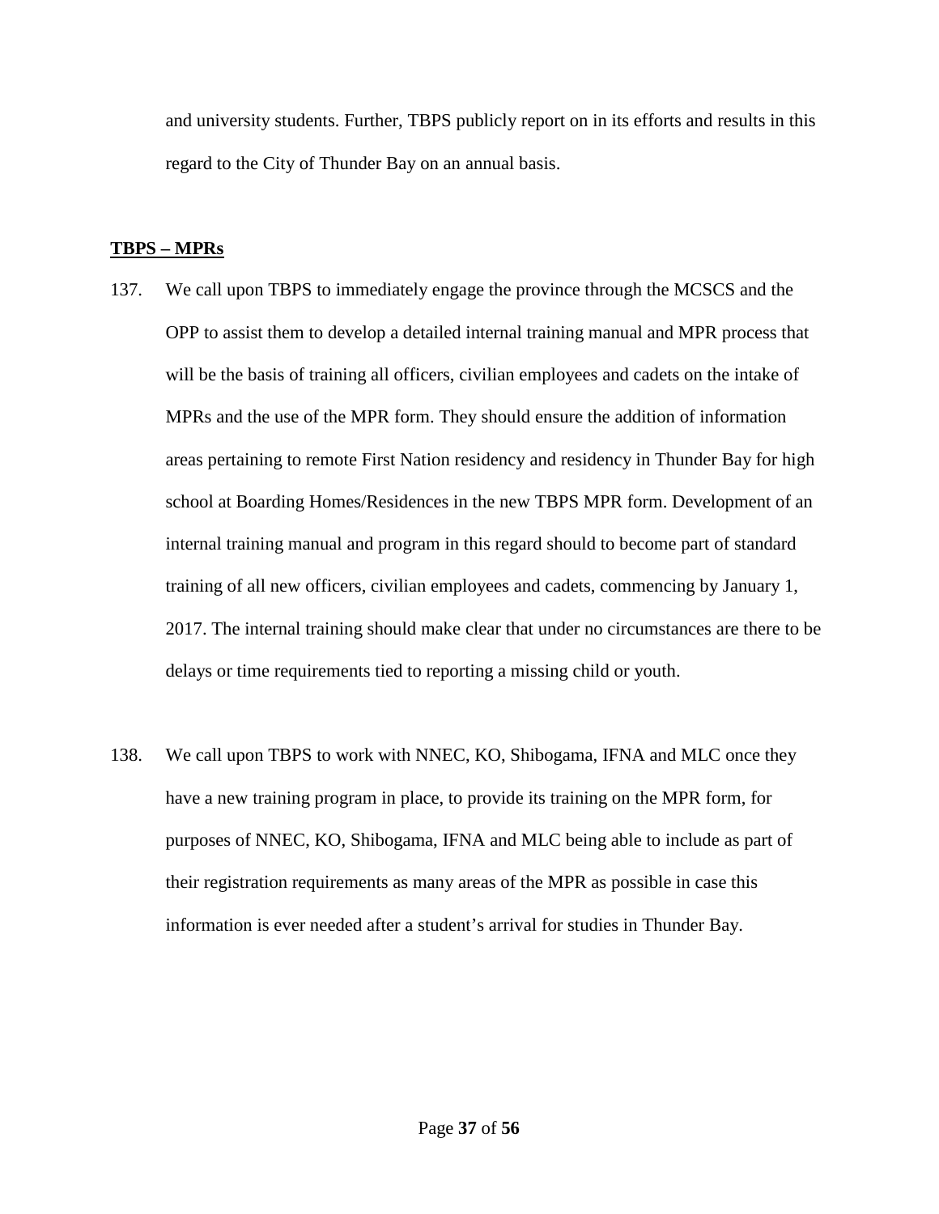and university students. Further, TBPS publicly report on in its efforts and results in this regard to the City of Thunder Bay on an annual basis.

**TBPS – MPRs**

137. We call upon TBPS to immediately engage the province through the MCSCS and the OPP to assist them to develop a detailed internal training manual and MPR process that will be the basis of training all officers, civilian employees and cadets on the intake of MPRs and the use of the MPR form. They should ensure the addition of information areas pertaining to remote First Nation residency and residency in Thunder Bay for high school at Boarding Homes/Residences in the new TBPS MPR form. Development of an internal training manual and program in this regard should to become part of standard training of all new officers, civilian employees and cadets, commencing by January 1, 2017. The internal training should make clear that under no circumstances are there to be delays or time requirements tied to reporting a missing child or youth.

138. We call upon TBPS to work with NNEC, KO, Shibogama, IFNA and MLC once they have a new training program in place, to provide its training on the MPR form, for purposes of NNEC, KO, Shibogama, IFNA and MLC being able to include as part of their registration requirements as many areas of the MPR as possible in case this information is ever needed after a student's arrival for studies in Thunder Bay.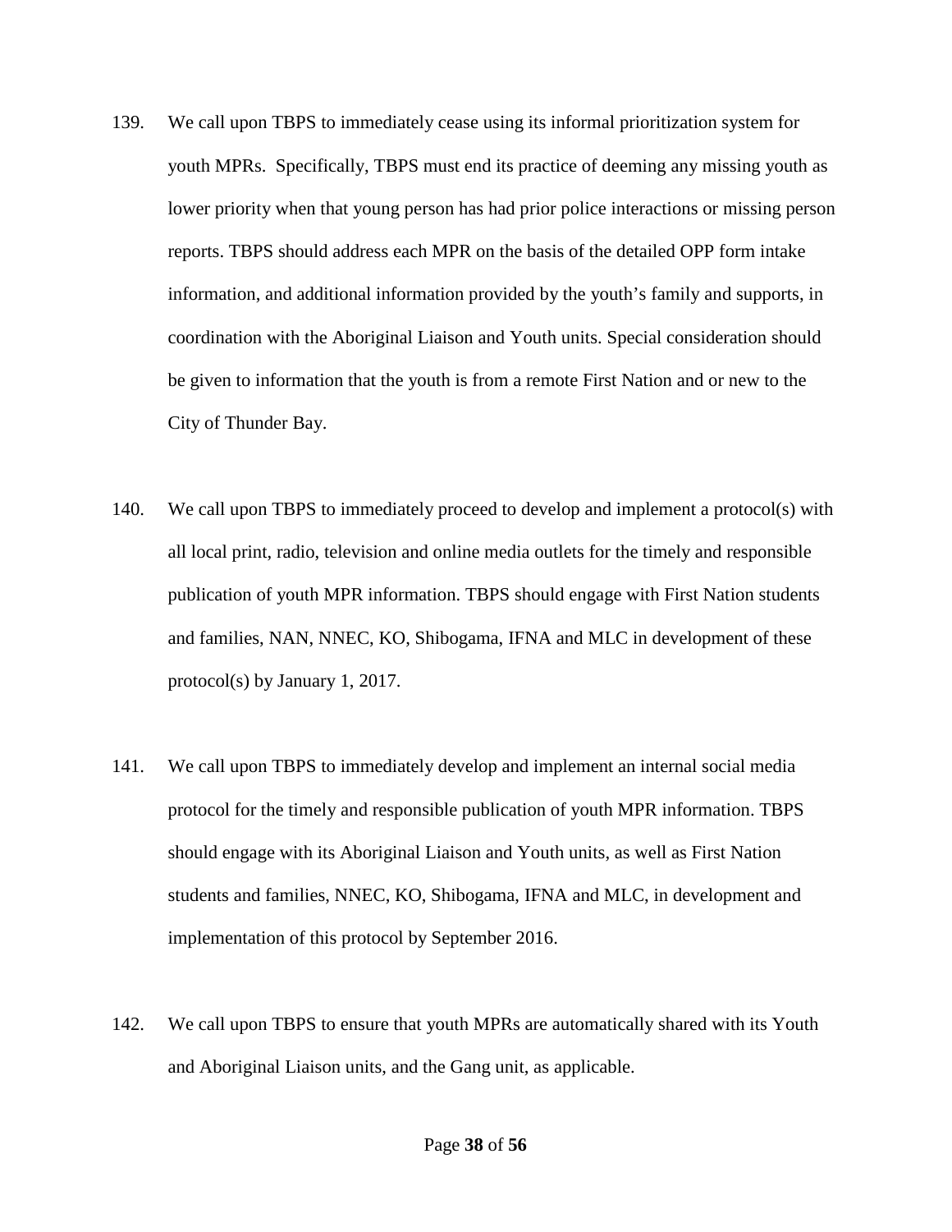139. We call upon TBPS to immediately cease using its informal prioritization system for youth MPRs. Specifically, TBPS must end its practice of deeming any missing youth as lower priority when that young person has had prior police interactions or missing person reports. TBPS should address each MPR on the basis of the detailed OPP form intake information, and additional information provided by the youth's family and supports, in coordination with the Aboriginal Liaison and Youth units. Special consideration should be given to information that the youth is from a remote First Nation and or new to the City of Thunder Bay.

140. We call upon TBPS to immediately proceed to develop and implement a protocol(s) with all local print, radio, television and online media outlets for the timely and responsible publication of youth MPR information. TBPS should engage with First Nation students and families, NAN, NNEC, KO, Shibogama, IFNA and MLC in development of these protocol(s) by January 1, 2017.

141. We call upon TBPS to immediately develop and implement an internal social media protocol for the timely and responsible publication of youth MPR information. TBPS should engage with its Aboriginal Liaison and Youth units, as well as First Nation students and families, NNEC, KO, Shibogama, IFNA and MLC, in development and implementation of this protocol by September 2016.

142. We call upon TBPS to ensure that youth MPRs are automatically shared with its Youth and Aboriginal Liaison units, and the Gang unit, as applicable.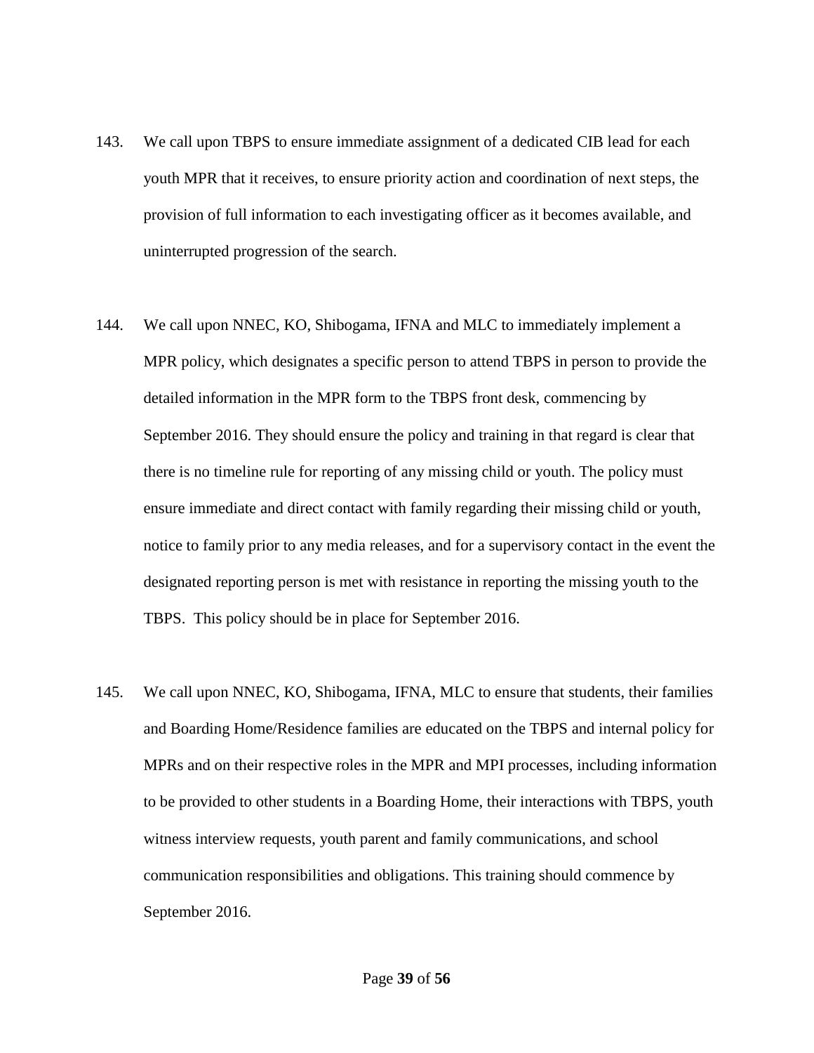143. We call upon TBPS to ensure immediate assignment of a dedicated CIB lead for each youth MPR that it receives, to ensure priority action and coordination of next steps, the provision of full information to each investigating officer as it becomes available, and uninterrupted progression of the search.

144. We call upon NNEC, KO, Shibogama, IFNA and MLC to immediately implement a MPR policy, which designates a specific person to attend TBPS in person to provide the detailed information in the MPR form to the TBPS front desk, commencing by September 2016. They should ensure the policy and training in that regard is clear that there is no timeline rule for reporting of any missing child or youth. The policy must ensure immediate and direct contact with family regarding their missing child or youth, notice to family prior to any media releases, and for a supervisory contact in the event the designated reporting person is met with resistance in reporting the missing youth to the TBPS. This policy should be in place for September 2016.

145. We call upon NNEC, KO, Shibogama, IFNA, MLC to ensure that students, their families and Boarding Home/Residence families are educated on the TBPS and internal policy for MPRs and on their respective roles in the MPR and MPI processes, including information to be provided to other students in a Boarding Home, their interactions with TBPS, youth witness interview requests, youth parent and family communications, and school communication responsibilities and obligations. This training should commence by September 2016.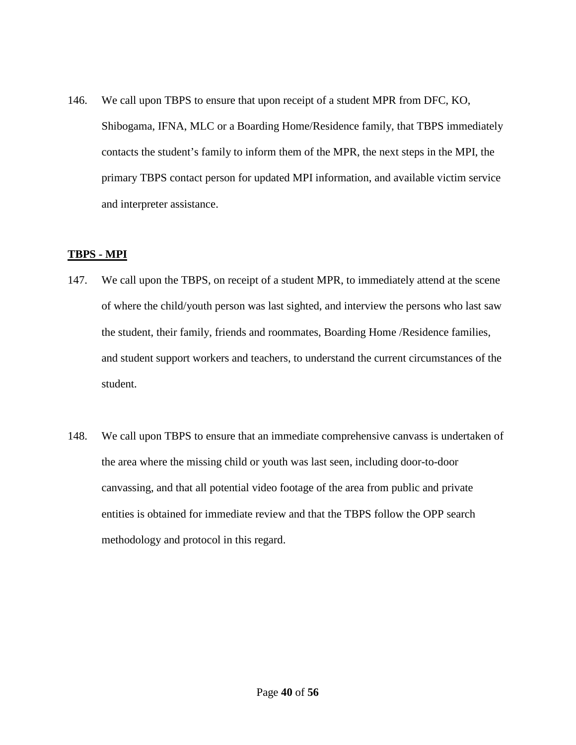146. We call upon TBPS to ensure that upon receipt of a student MPR from DFC, KO, Shibogama, IFNA, MLC or a Boarding Home/Residence family, that TBPS immediately contacts the student's family to inform them of the MPR, the next steps in the MPI, the primary TBPS contact person for updated MPI information, and available victim service and interpreter assistance.

**TBPS - MPI**

147. We call upon the TBPS, on receipt of a student MPR, to immediately attend at the scene of where the child/youth person was last sighted, and interview the persons who last saw the student, their family, friends and roommates, Boarding Home /Residence families, and student support workers and teachers, to understand the current circumstances of the student.

148. We call upon TBPS to ensure that an immediate comprehensive canvass is undertaken of the area where the missing child or youth was last seen, including door-to-door canvassing, and that all potential video footage of the area from public and private entities is obtained for immediate review and that the TBPS follow the OPP search methodology and protocol in this regard.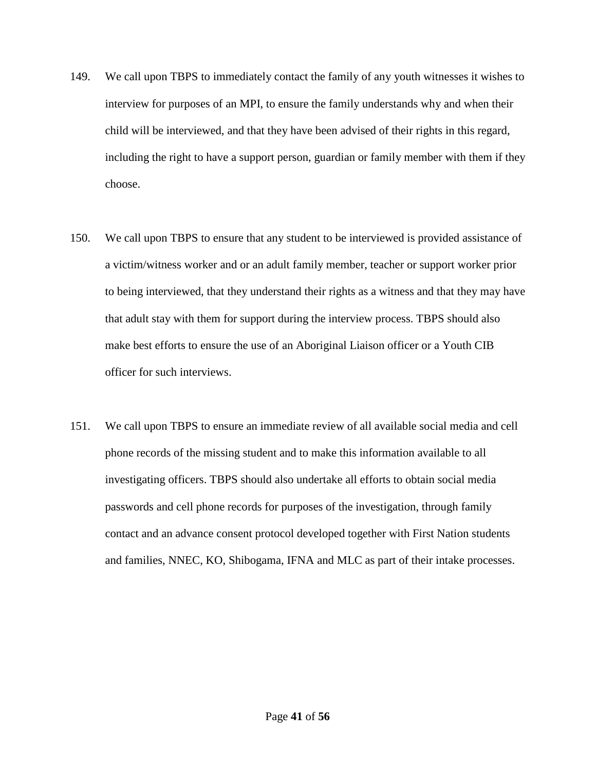149. We call upon TBPS to immediately contact the family of any youth witnesses it wishes to interview for purposes of an MPI, to ensure the family understands why and when their child will be interviewed, and that they have been advised of their rights in this regard, including the right to have a support person, guardian or family member with them if they choose.

150. We call upon TBPS to ensure that any student to be interviewed is provided assistance of a victim/witness worker and or an adult family member, teacher or support worker prior to being interviewed, that they understand their rights as a witness and that they may have that adult stay with them for support during the interview process. TBPS should also make best efforts to ensure the use of an Aboriginal Liaison officer or a Youth CIB officer for such interviews.

151. We call upon TBPS to ensure an immediate review of all available social media and cell phone records of the missing student and to make this information available to all investigating officers. TBPS should also undertake all efforts to obtain social media passwords and cell phone records for purposes of the investigation, through family contact and an advance consent protocol developed together with First Nation students and families, NNEC, KO, Shibogama, IFNA and MLC as part of their intake processes.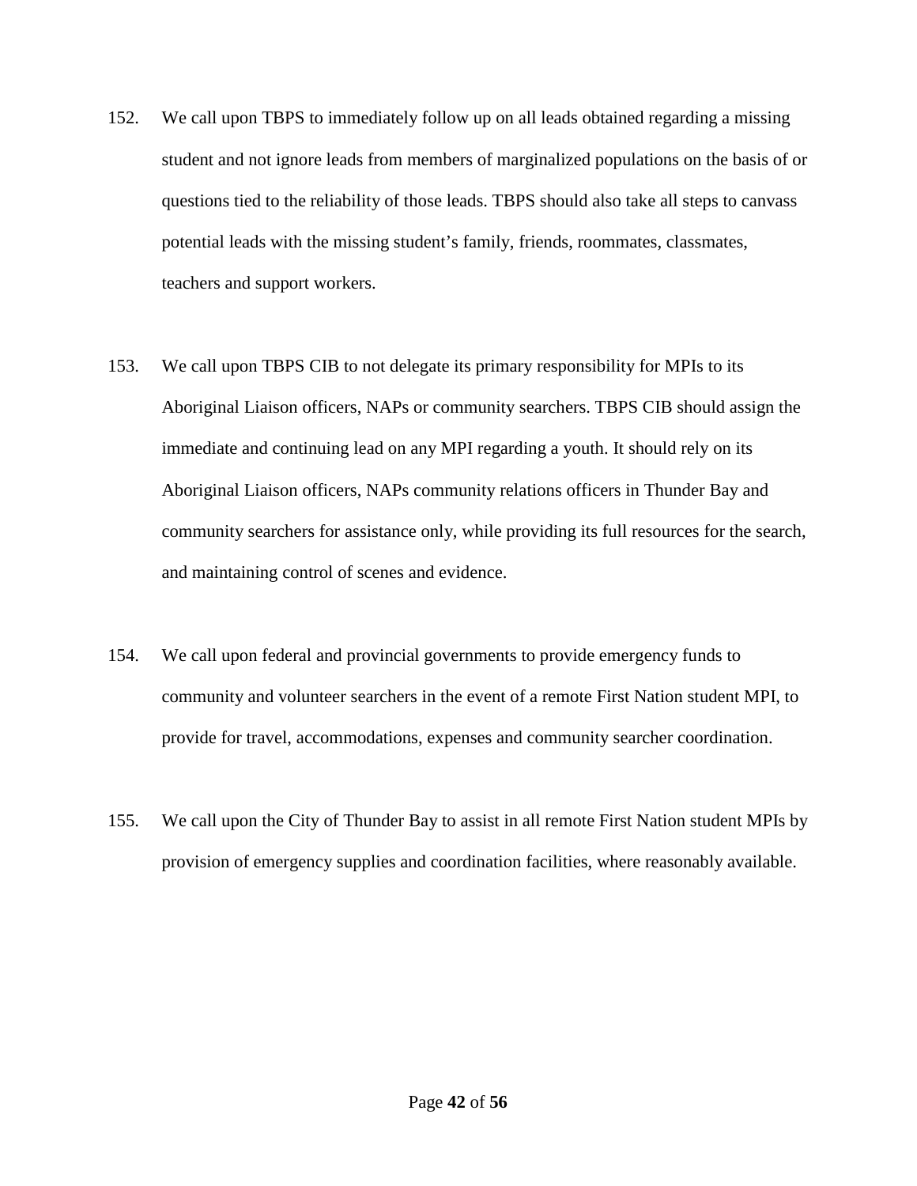152. We call upon TBPS to immediately follow up on all leads obtained regarding a missing student and not ignore leads from members of marginalized populations on the basis of or questions tied to the reliability of those leads. TBPS should also take all steps to canvass potential leads with the missing student's family, friends, roommates, classmates, teachers and support workers.

153. We call upon TBPS CIB to not delegate its primary responsibility for MPIs to its Aboriginal Liaison officers, NAPs or community searchers. TBPS CIB should assign the immediate and continuing lead on any MPI regarding a youth. It should rely on its Aboriginal Liaison officers, NAPs community relations officers in Thunder Bay and community searchers for assistance only, while providing its full resources for the search, and maintaining control of scenes and evidence.

154. We call upon federal and provincial governments to provide emergency funds to community and volunteer searchers in the event of a remote First Nation student MPI, to provide for travel, accommodations, expenses and community searcher coordination.

155. We call upon the City of Thunder Bay to assist in all remote First Nation student MPIs by provision of emergency supplies and coordination facilities, where reasonably available.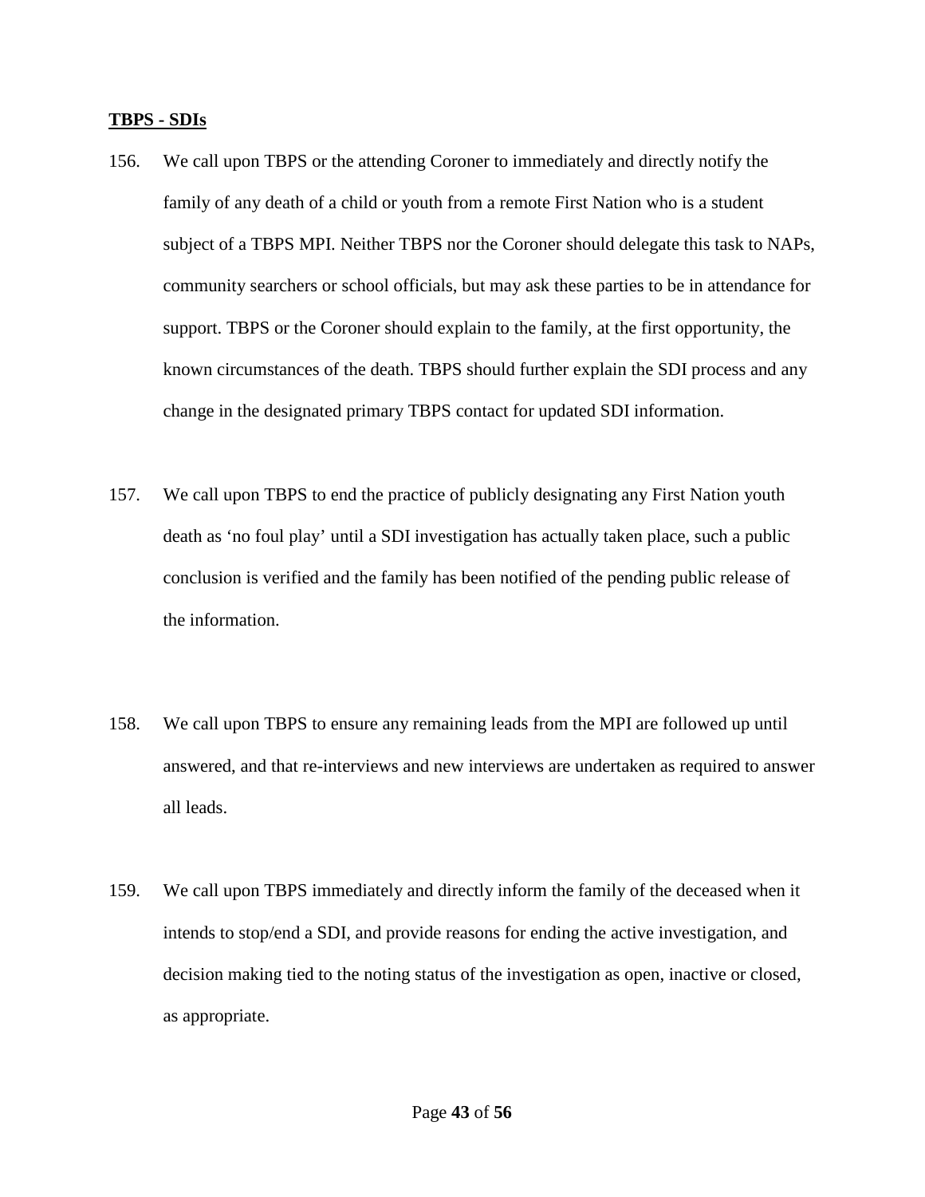**TBPS - SDIs**

156. We call upon TBPS or the attending Coroner to immediately and directly notify the family of any death of a child or youth from a remote First Nation who is a student subject of a TBPS MPI. Neither TBPS nor the Coroner should delegate this task to NAPs, community searchers or school officials, but may ask these parties to be in attendance for support. TBPS or the Coroner should explain to the family, at the first opportunity, the known circumstances of the death. TBPS should further explain the SDI process and any change in the designated primary TBPS contact for updated SDI information.

157. We call upon TBPS to end the practice of publicly designating any First Nation youth death as 'no foul play' until a SDI investigation has actually taken place, such a public conclusion is verified and the family has been notified of the pending public release of the information.

158. We call upon TBPS to ensure any remaining leads from the MPI are followed up until answered, and that re-interviews and new interviews are undertaken as required to answer all leads.

159. We call upon TBPS immediately and directly inform the family of the deceased when it intends to stop/end a SDI, and provide reasons for ending the active investigation, and decision making tied to the noting status of the investigation as open, inactive or closed, as appropriate.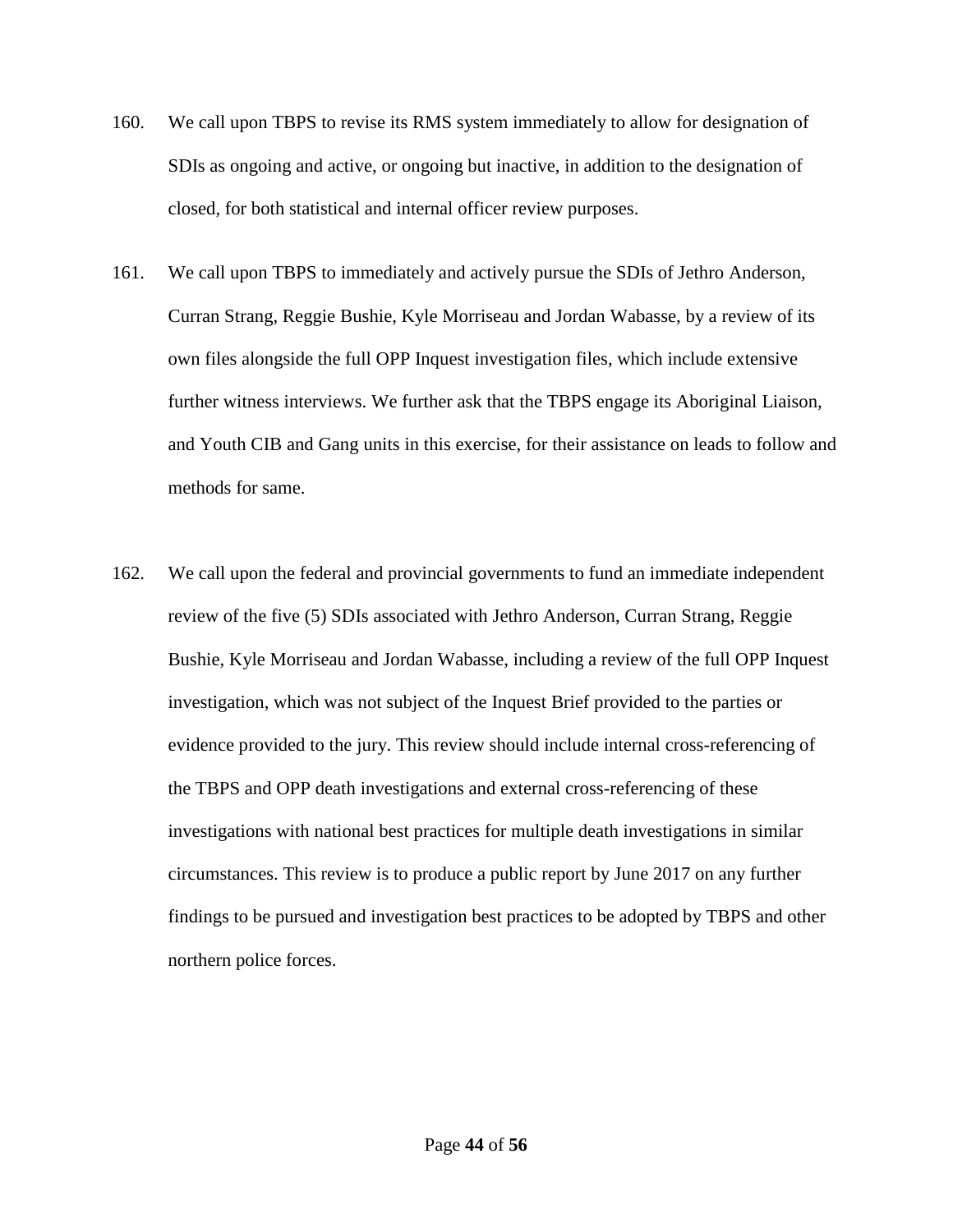160. We call upon TBPS to revise its RMS system immediately to allow for designation of SDIs as ongoing and active, or ongoing but inactive, in addition to the designation of closed, for both statistical and internal officer review purposes.

161. We call upon TBPS to immediately and actively pursue the SDIs of Jethro Anderson, Curran Strang, Reggie Bushie, Kyle Morriseau and Jordan Wabasse, by a review of its own files alongside the full OPP Inquest investigation files, which include extensive further witness interviews. We further ask that the TBPS engage its Aboriginal Liaison, and Youth CIB and Gang units in this exercise, for their assistance on leads to follow and methods for same.

162. We call upon the federal and provincial governments to fund an immediate independent review of the five (5) SDIs associated with Jethro Anderson, Curran Strang, Reggie Bushie, Kyle Morriseau and Jordan Wabasse, including a review of the full OPP Inquest investigation, which was not subject of the Inquest Brief provided to the parties or evidence provided to the jury. This review should include internal cross-referencing of the TBPS and OPP death investigations and external cross-referencing of these investigations with national best practices for multiple death investigations in similar circumstances. This review is to produce a public report by June 2017 on any further findings to be pursued and investigation best practices to be adopted by TBPS and other northern police forces.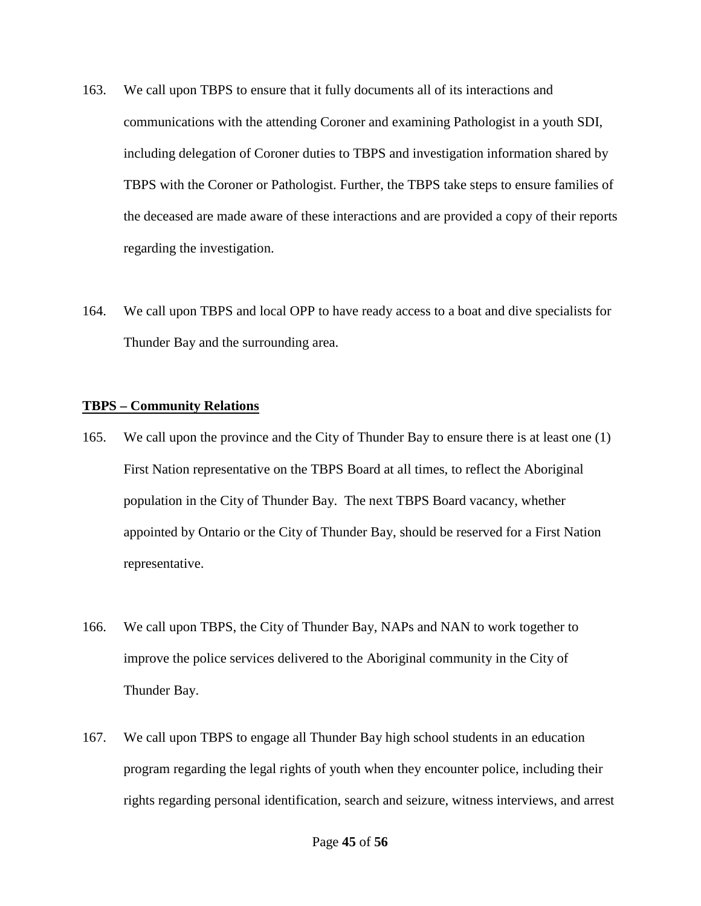163. We call upon TBPS to ensure that it fully documents all of its interactions and communications with the attending Coroner and examining Pathologist in a youth SDI, including delegation of Coroner duties to TBPS and investigation information shared by TBPS with the Coroner or Pathologist. Further, the TBPS take steps to ensure families of the deceased are made aware of these interactions and are provided a copy of their reports regarding the investigation.

164. We call upon TBPS and local OPP to have ready access to a boat and dive specialists for Thunder Bay and the surrounding area.

**TBPS – Community Relations**

165. We call upon the province and the City of Thunder Bay to ensure there is at least one (1) First Nation representative on the TBPS Board at all times, to reflect the Aboriginal population in the City of Thunder Bay. The next TBPS Board vacancy, whether appointed by Ontario or the City of Thunder Bay, should be reserved for a First Nation representative.

166. We call upon TBPS, the City of Thunder Bay, NAPs and NAN to work together to improve the police services delivered to the Aboriginal community in the City of Thunder Bay.

167. We call upon TBPS to engage all Thunder Bay high school students in an education program regarding the legal rights of youth when they encounter police, including their rights regarding personal identification, search and seizure, witness interviews, and arrest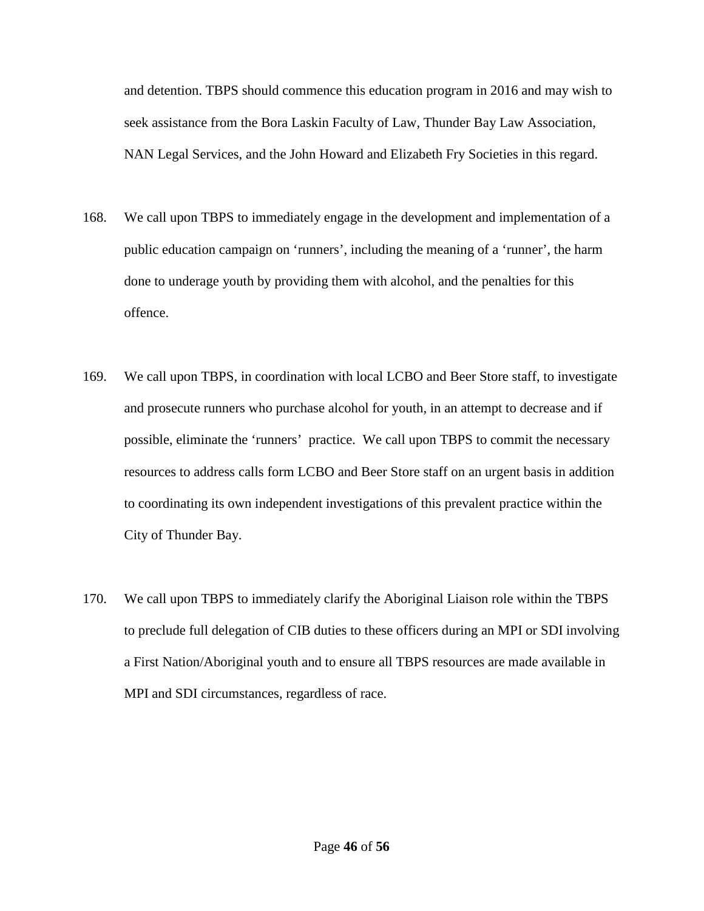and detention. TBPS should commence this education program in 2016 and may wish to seek assistance from the Bora Laskin Faculty of Law, Thunder Bay Law Association, NAN Legal Services, and the John Howard and Elizabeth Fry Societies in this regard.

168. We call upon TBPS to immediately engage in the development and implementation of a public education campaign on ‘runners’, including the meaning of a ‘runner’, the harm done to underage youth by providing them with alcohol, and the penalties for this offence.

169. We call upon TBPS, in coordination with local LCBO and Beer Store staff, to investigate and prosecute runners who purchase alcohol for youth, in an attempt to decrease and if possible, eliminate the ‘runners’ practice. We call upon TBPS to commit the necessary resources to address calls form LCBO and Beer Store staff on an urgent basis in addition to coordinating its own independent investigations of this prevalent practice within the City of Thunder Bay.

170. We call upon TBPS to immediately clarify the Aboriginal Liaison role within the TBPS to preclude full delegation of CIB duties to these officers during an MPI or SDI involving a First Nation/Aboriginal youth and to ensure all TBPS resources are made available in MPI and SDI circumstances, regardless of race.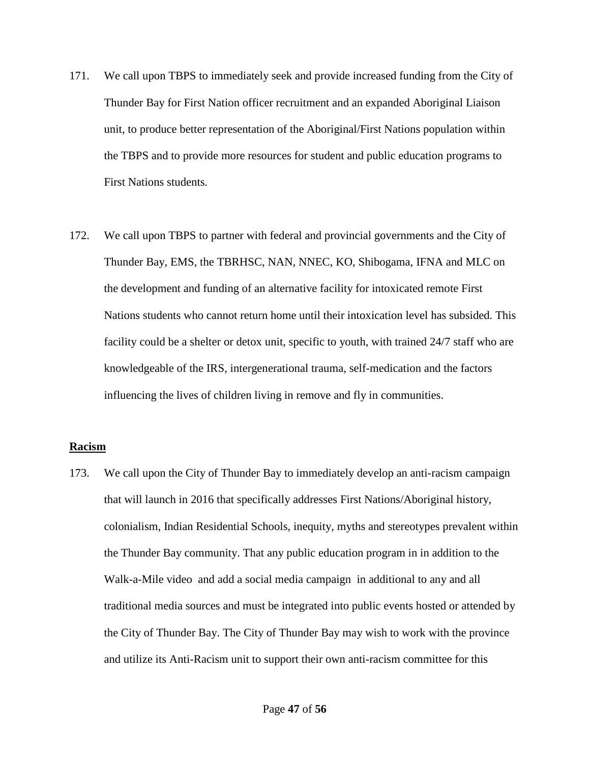171. We call upon TBPS to immediately seek and provide increased funding from the City of Thunder Bay for First Nation officer recruitment and an expanded Aboriginal Liaison unit, to produce better representation of the Aboriginal/First Nations population within the TBPS and to provide more resources for student and public education programs to First Nations students.

172. We call upon TBPS to partner with federal and provincial governments and the City of Thunder Bay, EMS, the TBRHSC, NAN, NNEC, KO, Shibogama, IFNA and MLC on the development and funding of an alternative facility for intoxicated remote First Nations students who cannot return home until their intoxication level has subsided. This facility could be a shelter or detox unit, specific to youth, with trained 24/7 staff who are knowledgeable of the IRS, intergenerational trauma, self-medication and the factors influencing the lives of children living in remove and fly in communities.

**Racism**

173. We call upon the City of Thunder Bay to immediately develop an anti-racism campaign that will launch in 2016 that specifically addresses First Nations/Aboriginal history, colonialism, Indian Residential Schools, inequity, myths and stereotypes prevalent within the Thunder Bay community. That any public education program in in addition to the Walk-a-Mile video and add a social media campaign in additional to any and all traditional media sources and must be integrated into public events hosted or attended by the City of Thunder Bay. The City of Thunder Bay may wish to work with the province and utilize its Anti-Racism unit to support their own anti-racism committee for this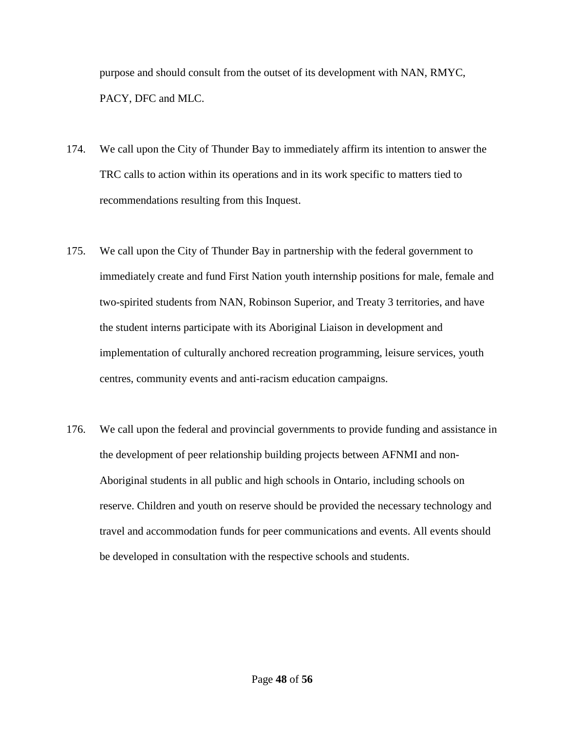purpose and should consult from the outset of its development with NAN, RMYC, PACY, DFC and MLC.

174. We call upon the City of Thunder Bay to immediately affirm its intention to answer the TRC calls to action within its operations and in its work specific to matters tied to recommendations resulting from this Inquest.

175. We call upon the City of Thunder Bay in partnership with the federal government to immediately create and fund First Nation youth internship positions for male, female and two-spirited students from NAN, Robinson Superior, and Treaty 3 territories, and have the student interns participate with its Aboriginal Liaison in development and implementation of culturally anchored recreation programming, leisure services, youth centres, community events and anti-racism education campaigns.

176. We call upon the federal and provincial governments to provide funding and assistance in the development of peer relationship building projects between AFNMI and non-Aboriginal students in all public and high schools in Ontario, including schools on reserve. Children and youth on reserve should be provided the necessary technology and travel and accommodation funds for peer communications and events. All events should be developed in consultation with the respective schools and students.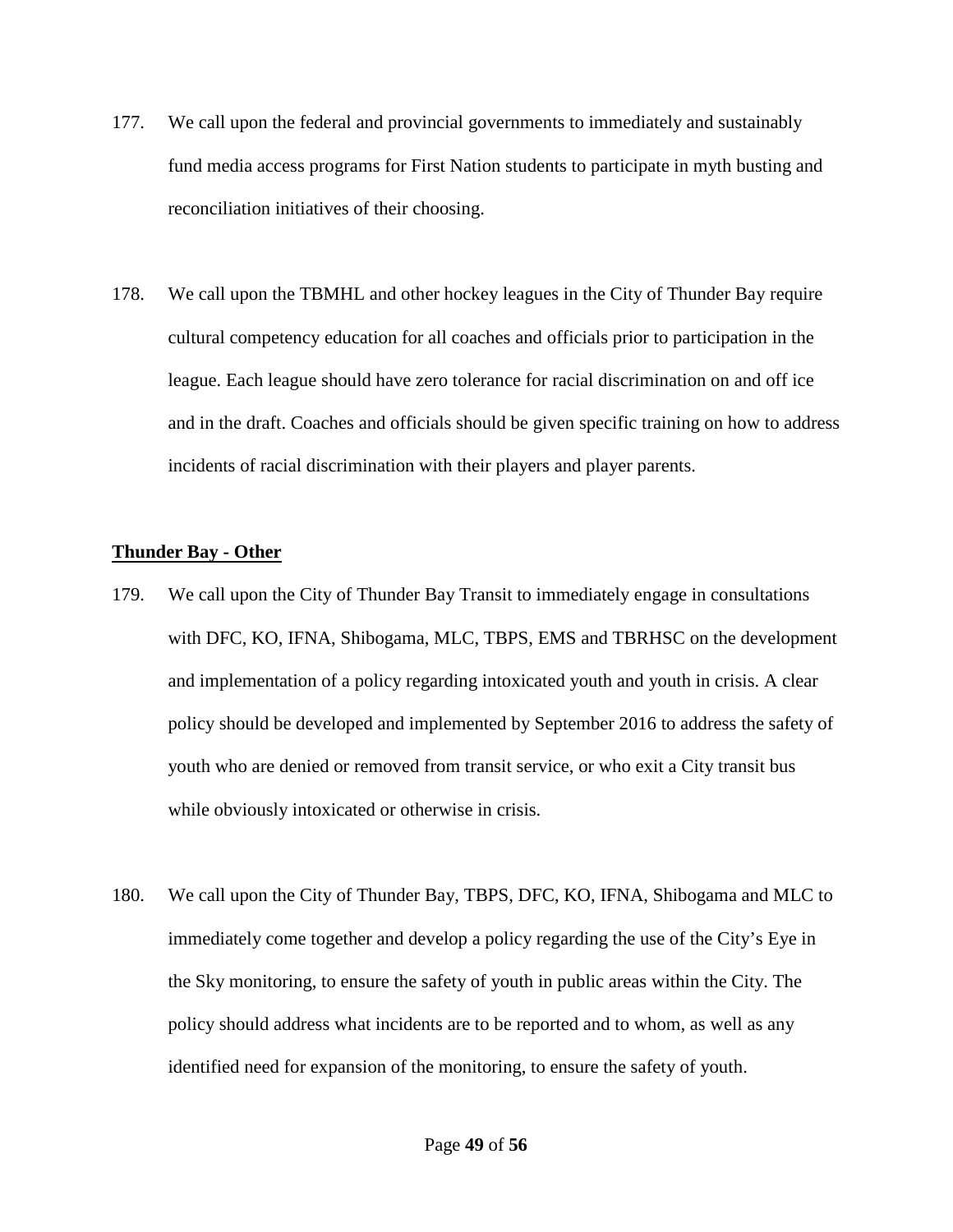177. We call upon the federal and provincial governments to immediately and sustainably fund media access programs for First Nation students to participate in myth busting and reconciliation initiatives of their choosing.

178. We call upon the TBMHL and other hockey leagues in the City of Thunder Bay require cultural competency education for all coaches and officials prior to participation in the league. Each league should have zero tolerance for racial discrimination on and off ice and in the draft. Coaches and officials should be given specific training on how to address incidents of racial discrimination with their players and player parents.

**Thunder Bay - Other**

179. We call upon the City of Thunder Bay Transit to immediately engage in consultations with DFC, KO, IFNA, Shibogama, MLC, TBPS, EMS and TBRHSC on the development and implementation of a policy regarding intoxicated youth and youth in crisis. A clear policy should be developed and implemented by September 2016 to address the safety of youth who are denied or removed from transit service, or who exit a City transit bus while obviously intoxicated or otherwise in crisis.

180. We call upon the City of Thunder Bay, TBPS, DFC, KO, IFNA, Shibogama and MLC to immediately come together and develop a policy regarding the use of the City's Eye in the Sky monitoring, to ensure the safety of youth in public areas within the City. The policy should address what incidents are to be reported and to whom, as well as any identified need for expansion of the monitoring, to ensure the safety of youth.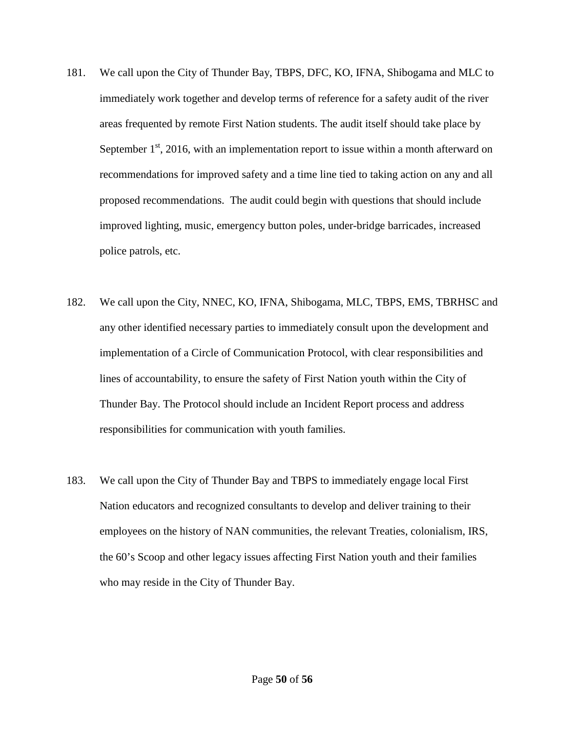181. We call upon the City of Thunder Bay, TBPS, DFC, KO, IFNA, Shibogama and MLC to immediately work together and develop terms of reference for a safety audit of the river areas frequented by remote First Nation students. The audit itself should take place by September 1st, 2016, with an implementation report to issue within a month afterward on recommendations for improved safety and a time line tied to taking action on any and all proposed recommendations. The audit could begin with questions that should include improved lighting, music, emergency button poles, under-bridge barricades, increased police patrols, etc.

182. We call upon the City, NNEC, KO, IFNA, Shibogama, MLC, TBPS, EMS, TBRHSC and any other identified necessary parties to immediately consult upon the development and implementation of a Circle of Communication Protocol, with clear responsibilities and lines of accountability, to ensure the safety of First Nation youth within the City of Thunder Bay. The Protocol should include an Incident Report process and address responsibilities for communication with youth families.

183. We call upon the City of Thunder Bay and TBPS to immediately engage local First Nation educators and recognized consultants to develop and deliver training to their employees on the history of NAN communities, the relevant Treaties, colonialism, IRS, the 60's Scoop and other legacy issues affecting First Nation youth and their families who may reside in the City of Thunder Bay.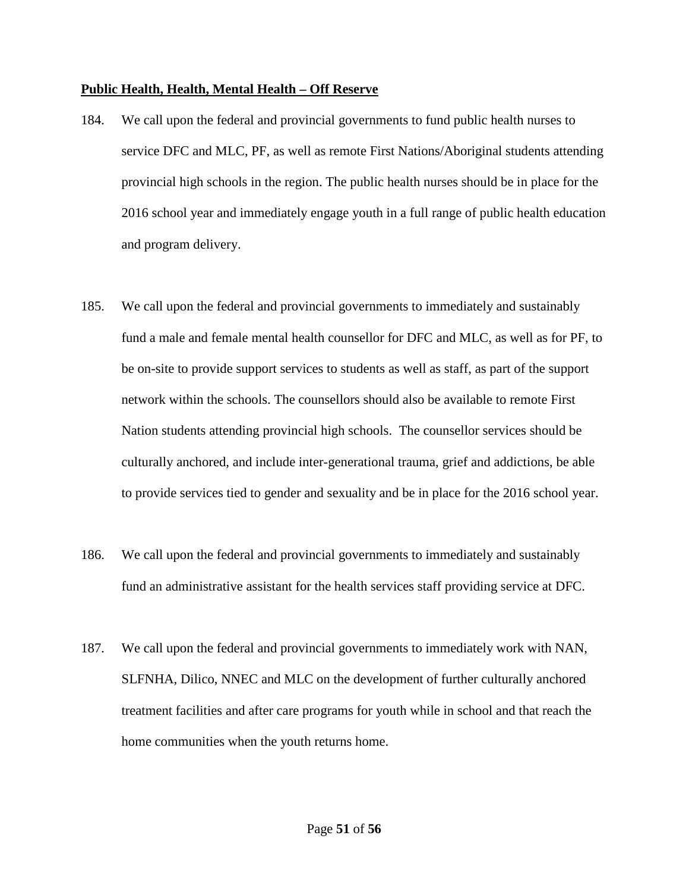**Public Health, Health, Mental Health – Off Reserve**

184. We call upon the federal and provincial governments to fund public health nurses to service DFC and MLC, PF, as well as remote First Nations/Aboriginal students attending provincial high schools in the region. The public health nurses should be in place for the 2016 school year and immediately engage youth in a full range of public health education and program delivery.

185. We call upon the federal and provincial governments to immediately and sustainably fund a male and female mental health counsellor for DFC and MLC, as well as for PF, to be on-site to provide support services to students as well as staff, as part of the support network within the schools. The counsellors should also be available to remote First Nation students attending provincial high schools. The counsellor services should be culturally anchored, and include inter-generational trauma, grief and addictions, be able to provide services tied to gender and sexuality and be in place for the 2016 school year.

186. We call upon the federal and provincial governments to immediately and sustainably fund an administrative assistant for the health services staff providing service at DFC.

187. We call upon the federal and provincial governments to immediately work with NAN, SLFNHA, Dilico, NNEC and MLC on the development of further culturally anchored treatment facilities and after care programs for youth while in school and that reach the home communities when the youth returns home.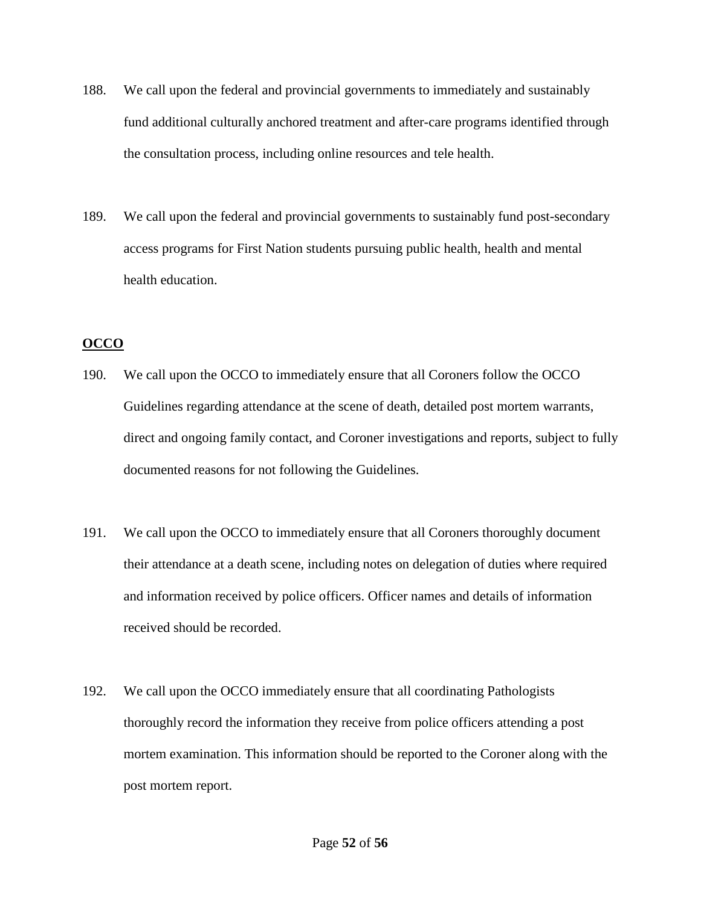188. We call upon the federal and provincial governments to immediately and sustainably fund additional culturally anchored treatment and after-care programs identified through the consultation process, including online resources and tele health.

189. We call upon the federal and provincial governments to sustainably fund post-secondary access programs for First Nation students pursuing public health, health and mental health education.

**OCCO**

190. We call upon the OCCO to immediately ensure that all Coroners follow the OCCO Guidelines regarding attendance at the scene of death, detailed post mortem warrants, direct and ongoing family contact, and Coroner investigations and reports, subject to fully documented reasons for not following the Guidelines.

191. We call upon the OCCO to immediately ensure that all Coroners thoroughly document their attendance at a death scene, including notes on delegation of duties where required and information received by police officers. Officer names and details of information received should be recorded.

192. We call upon the OCCO immediately ensure that all coordinating Pathologists thoroughly record the information they receive from police officers attending a post mortem examination. This information should be reported to the Coroner along with the post mortem report.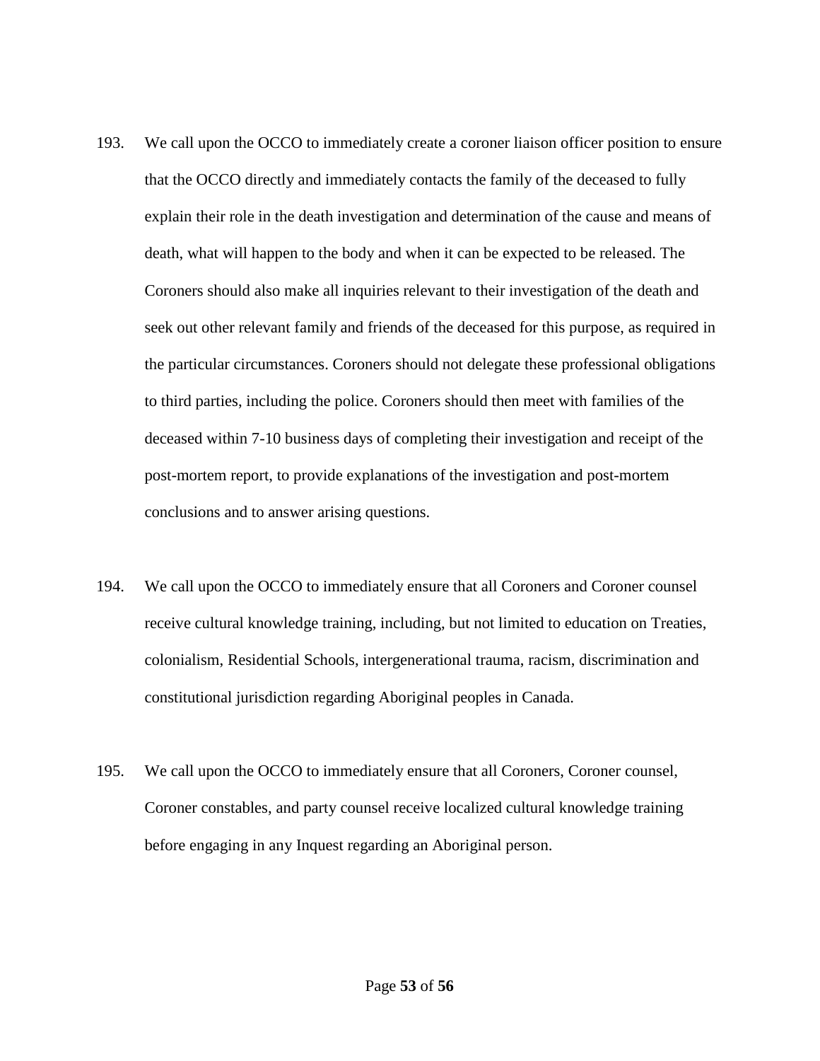193. We call upon the OCCO to immediately create a coroner liaison officer position to ensure that the OCCO directly and immediately contacts the family of the deceased to fully explain their role in the death investigation and determination of the cause and means of death, what will happen to the body and when it can be expected to be released. The Coroners should also make all inquiries relevant to their investigation of the death and seek out other relevant family and friends of the deceased for this purpose, as required in the particular circumstances. Coroners should not delegate these professional obligations to third parties, including the police. Coroners should then meet with families of the deceased within 7-10 business days of completing their investigation and receipt of the post-mortem report, to provide explanations of the investigation and post-mortem conclusions and to answer arising questions.

194. We call upon the OCCO to immediately ensure that all Coroners and Coroner counsel receive cultural knowledge training, including, but not limited to education on Treaties, colonialism, Residential Schools, intergenerational trauma, racism, discrimination and constitutional jurisdiction regarding Aboriginal peoples in Canada.

195. We call upon the OCCO to immediately ensure that all Coroners, Coroner counsel, Coroner constables, and party counsel receive localized cultural knowledge training before engaging in any Inquest regarding an Aboriginal person.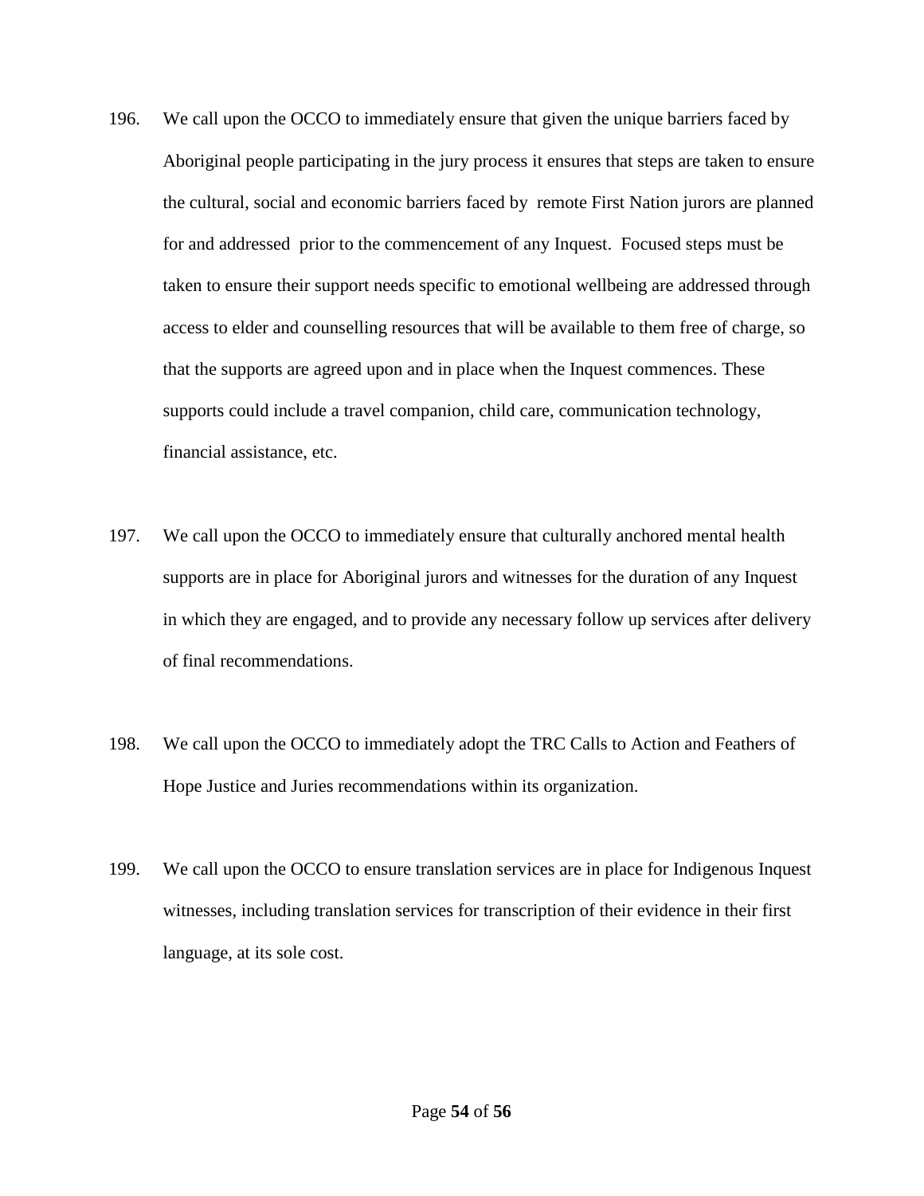196. We call upon the OCCO to immediately ensure that given the unique barriers faced by Aboriginal people participating in the jury process it ensures that steps are taken to ensure the cultural, social and economic barriers faced by remote First Nation jurors are planned for and addressed prior to the commencement of any Inquest. Focused steps must be taken to ensure their support needs specific to emotional wellbeing are addressed through access to elder and counselling resources that will be available to them free of charge, so that the supports are agreed upon and in place when the Inquest commences. These supports could include a travel companion, child care, communication technology, financial assistance, etc.

197. We call upon the OCCO to immediately ensure that culturally anchored mental health supports are in place for Aboriginal jurors and witnesses for the duration of any Inquest in which they are engaged, and to provide any necessary follow up services after delivery of final recommendations.

198. We call upon the OCCO to immediately adopt the TRC Calls to Action and Feathers of Hope Justice and Juries recommendations within its organization.

199. We call upon the OCCO to ensure translation services are in place for Indigenous Inquest witnesses, including translation services for transcription of their evidence in their first language, at its sole cost.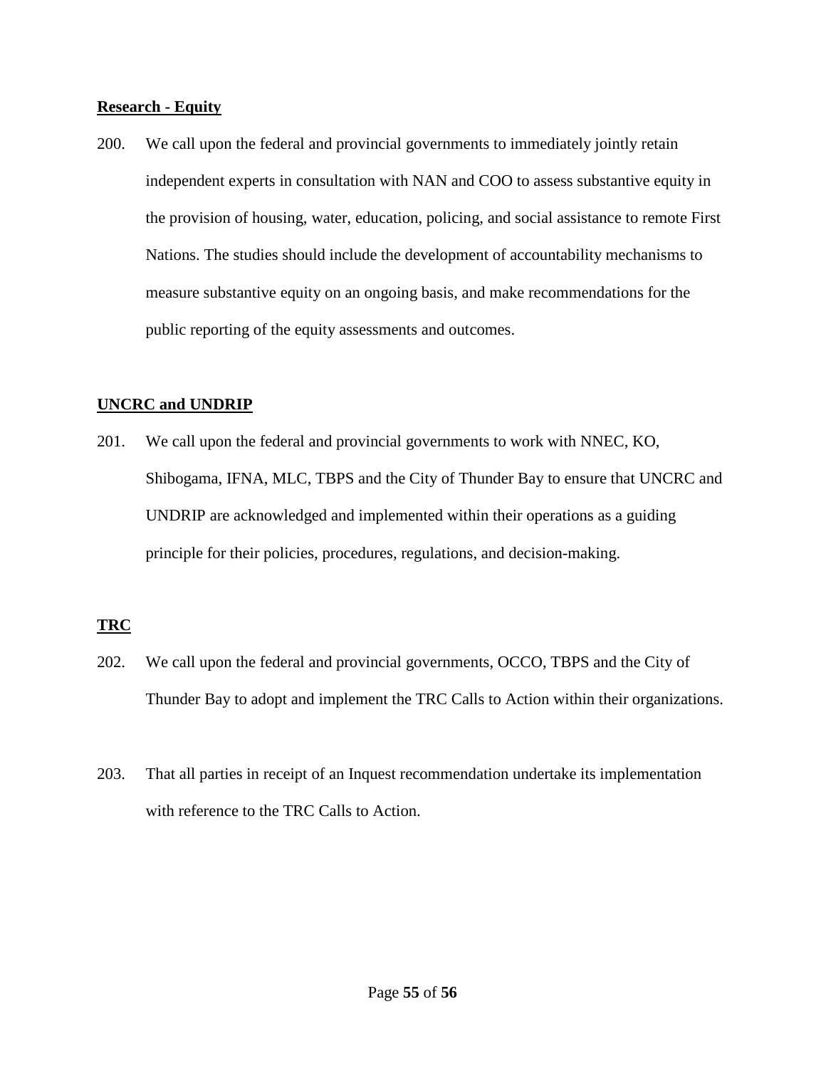**Research - Equity**

200. We call upon the federal and provincial governments to immediately jointly retain independent experts in consultation with NAN and COO to assess substantive equity in the provision of housing, water, education, policing, and social assistance to remote First Nations. The studies should include the development of accountability mechanisms to measure substantive equity on an ongoing basis, and make recommendations for the public reporting of the equity assessments and outcomes.

**UNCRC and UNDRIP**

201. We call upon the federal and provincial governments to work with NNEC, KO, Shibogama, IFNA, MLC, TBPS and the City of Thunder Bay to ensure that UNCRC and UNDRIP are acknowledged and implemented within their operations as a guiding principle for their policies, procedures, regulations, and decision-making.

**TRC**

202. We call upon the federal and provincial governments, OCCO, TBPS and the City of Thunder Bay to adopt and implement the TRC Calls to Action within their organizations.

203. That all parties in receipt of an Inquest recommendation undertake its implementation with reference to the TRC Calls to Action.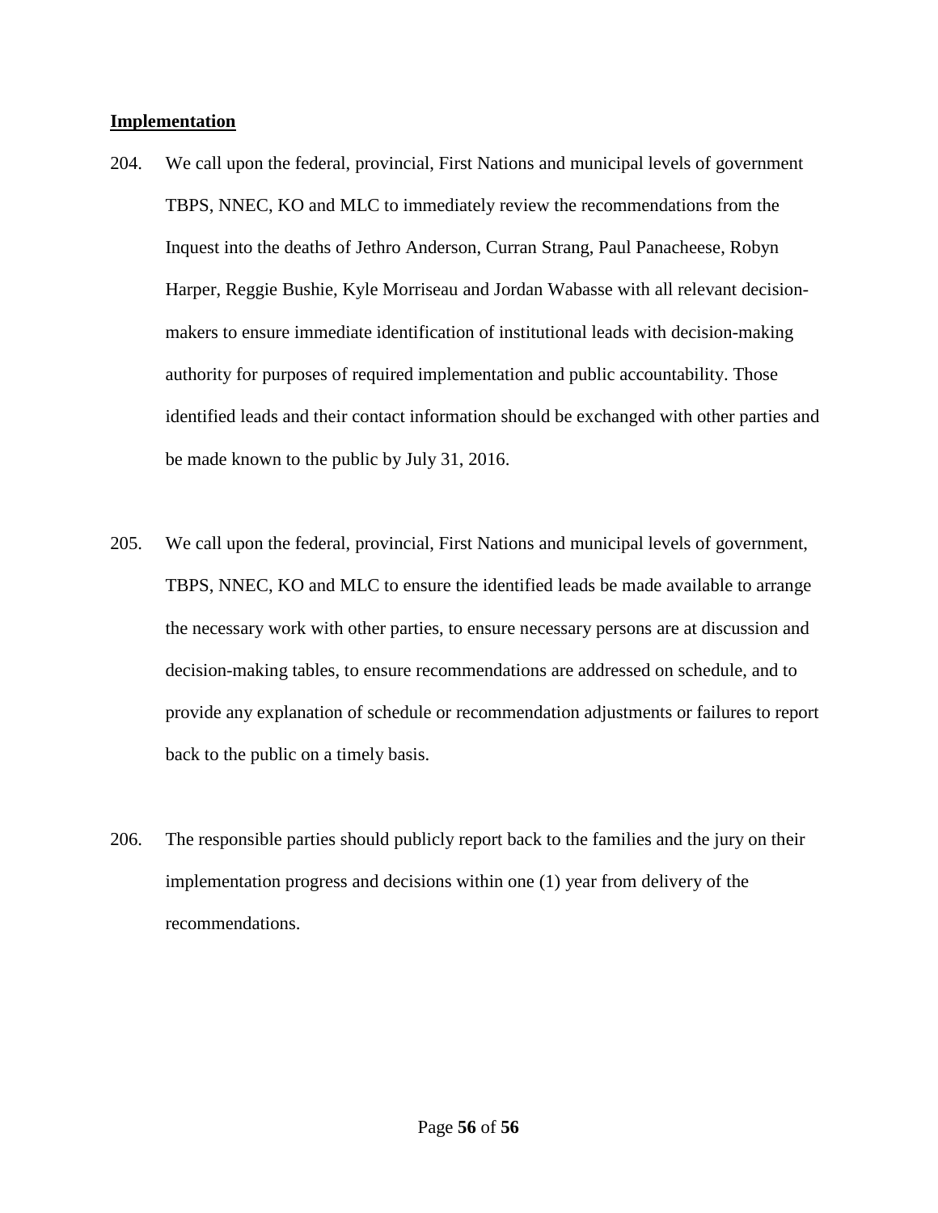**Implementation**

204. We call upon the federal, provincial, First Nations and municipal levels of government TBPS, NNEC, KO and MLC to immediately review the recommendations from the Inquest into the deaths of Jethro Anderson, Curran Strang, Paul Panacheese, Robyn Harper, Reggie Bushie, Kyle Morriseau and Jordan Wabasse with all relevant decision-makers to ensure immediate identification of institutional leads with decision-making authority for purposes of required implementation and public accountability. Those identified leads and their contact information should be exchanged with other parties and be made known to the public by July 31, 2016.

205. We call upon the federal, provincial, First Nations and municipal levels of government, TBPS, NNEC, KO and MLC to ensure the identified leads be made available to arrange the necessary work with other parties, to ensure necessary persons are at discussion and decision-making tables, to ensure recommendations are addressed on schedule, and to provide any explanation of schedule or recommendation adjustments or failures to report back to the public on a timely basis.

206. The responsible parties should publicly report back to the families and the jury on their implementation progress and decisions within one (1) year from delivery of the recommendations.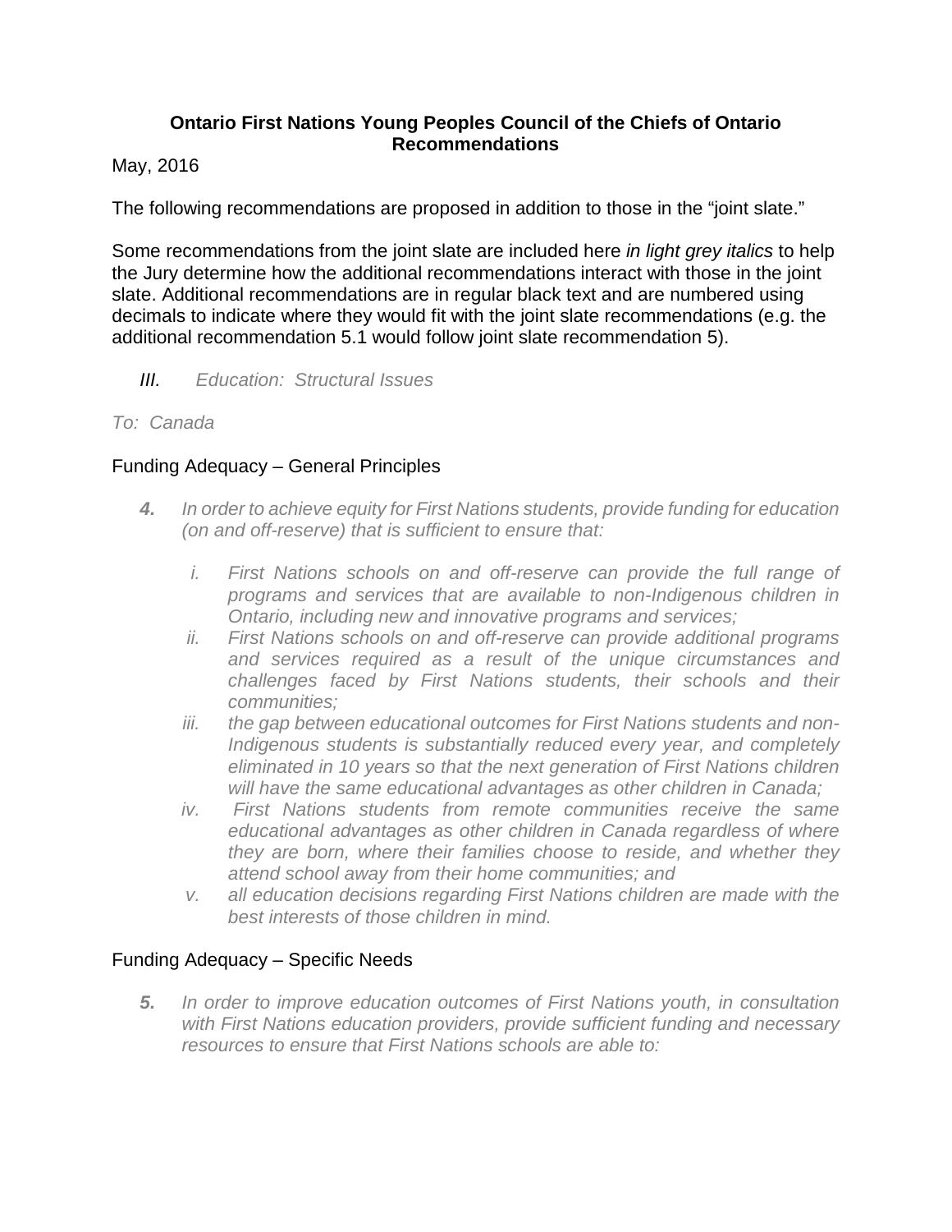**Ontario First Nations Young Peoples Council of the Chiefs of Ontario Recommendations**

May, 2016

The following recommendations are proposed in addition to those in the "joint slate."

Some recommendations from the joint slate are included here *in light grey italics* to help the Jury determine how the additional recommendations interact with those in the joint slate. Additional recommendations are in regular black text and are numbered using decimals to indicate where they would fit with the joint slate recommendations (e.g. the additional recommendation 5.1 would follow joint slate recommendation 5).

*III. Education: Structural Issues*

*To: Canada*

Funding Adequacy – General Principles

***4.*** *In order to achieve equity for First Nations students, provide funding for education (on and off-reserve) that is sufficient to ensure that:*

*i. First Nations schools on and off-reserve can provide the full range of programs and services that are available to non-Indigenous children in Ontario, including new and innovative programs and services;*

*ii. First Nations schools on and off-reserve can provide additional programs and services required as a result of the unique circumstances and challenges faced by First Nations students, their schools and their communities;*

*iii. the gap between educational outcomes for First Nations students and non-Indigenous students is substantially reduced every year, and completely eliminated in 10 years so that the next generation of First Nations children will have the same educational advantages as other children in Canada;*

*iv. First Nations students from remote communities receive the same educational advantages as other children in Canada regardless of where they are born, where their families choose to reside, and whether they attend school away from their home communities; and*

*v. all education decisions regarding First Nations children are made with the best interests of those children in mind.*

Funding Adequacy – Specific Needs

***5.*** *In order to improve education outcomes of First Nations youth, in consultation with First Nations education providers, provide sufficient funding and necessary resources to ensure that First Nations schools are able to:*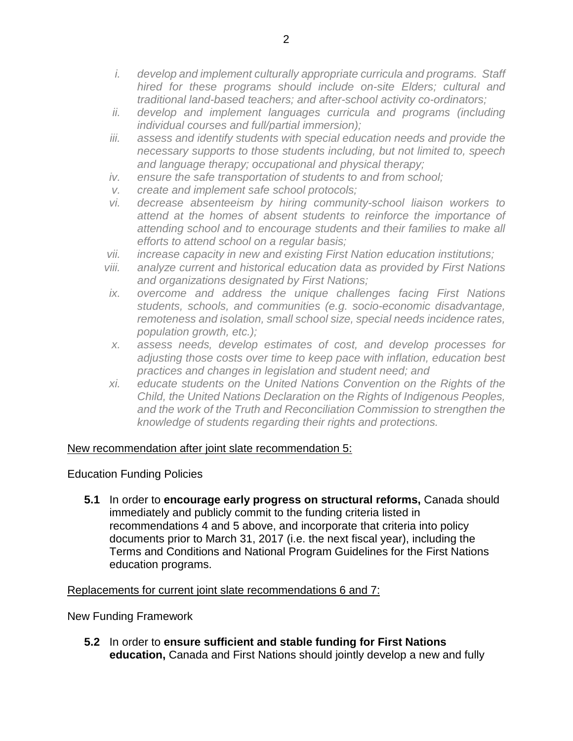*i. develop and implement culturally appropriate curricula and programs. Staff hired for these programs should include on-site Elders; cultural and traditional land-based teachers; and after-school activity co-ordinators;*

*ii. develop and implement languages curricula and programs (including individual courses and full/partial immersion);*

*iii. assess and identify students with special education needs and provide the necessary supports to those students including, but not limited to, speech and language therapy; occupational and physical therapy;*

*iv. ensure the safe transportation of students to and from school;*

*v. create and implement safe school protocols;*

*vi. decrease absenteeism by hiring community-school liaison workers to attend at the homes of absent students to reinforce the importance of attending school and to encourage students and their families to make all efforts to attend school on a regular basis;*

*vii. increase capacity in new and existing First Nation education institutions;*

*viii. analyze current and historical education data as provided by First Nations and organizations designated by First Nations;*

*ix. overcome and address the unique challenges facing First Nations students, schools, and communities (e.g. socio-economic disadvantage, remoteness and isolation, small school size, special needs incidence rates, population growth, etc.);*

*x. assess needs, develop estimates of cost, and develop processes for adjusting those costs over time to keep pace with inflation, education best practices and changes in legislation and student need; and*

*xi. educate students on the United Nations Convention on the Rights of the Child, the United Nations Declaration on the Rights of Indigenous Peoples, and the work of the Truth and Reconciliation Commission to strengthen the knowledge of students regarding their rights and protections.*

<u>New recommendation after joint slate recommendation 5:</u>

Education Funding Policies

**5.1** In order to **encourage early progress on structural reforms,** Canada should immediately and publicly commit to the funding criteria listed in recommendations 4 and 5 above, and incorporate that criteria into policy documents prior to March 31, 2017 (i.e. the next fiscal year), including the Terms and Conditions and National Program Guidelines for the First Nations education programs.

<u>Replacements for current joint slate recommendations 6 and 7:</u>

New Funding Framework

**5.2** In order to **ensure sufficient and stable funding for First Nations education,** Canada and First Nations should jointly develop a new and fully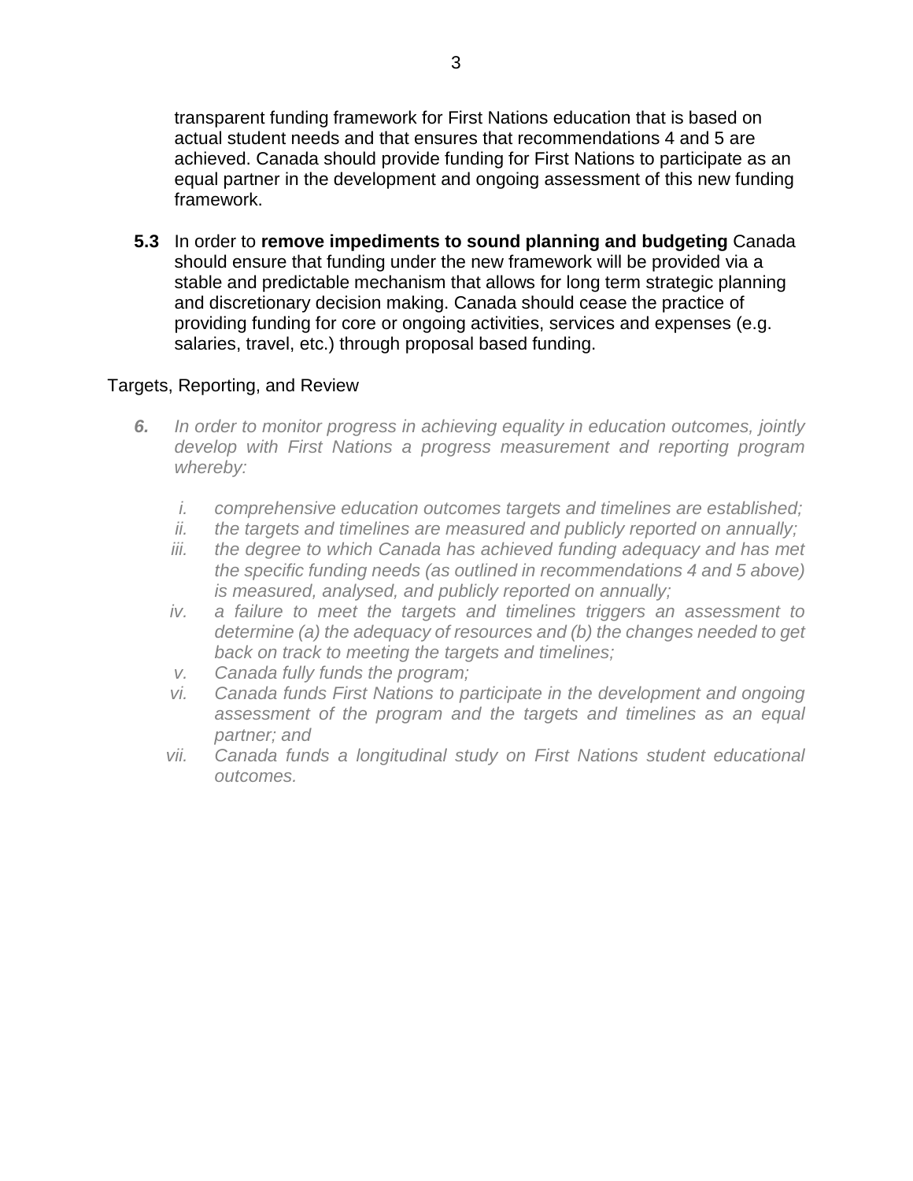transparent funding framework for First Nations education that is based on actual student needs and that ensures that recommendations 4 and 5 are achieved. Canada should provide funding for First Nations to participate as an equal partner in the development and ongoing assessment of this new funding framework.

**5.3** In order to **remove impediments to sound planning and budgeting** Canada should ensure that funding under the new framework will be provided via a stable and predictable mechanism that allows for long term strategic planning and discretionary decision making. Canada should cease the practice of providing funding for core or ongoing activities, services and expenses (e.g. salaries, travel, etc.) through proposal based funding.

Targets, Reporting, and Review

***6.*** *In order to monitor progress in achieving equality in education outcomes, jointly develop with First Nations a progress measurement and reporting program whereby:*

*i. comprehensive education outcomes targets and timelines are established;*
*ii. the targets and timelines are measured and publicly reported on annually;*
*iii. the degree to which Canada has achieved funding adequacy and has met the specific funding needs (as outlined in recommendations 4 and 5 above) is measured, analysed, and publicly reported on annually;*
*iv. a failure to meet the targets and timelines triggers an assessment to determine (a) the adequacy of resources and (b) the changes needed to get back on track to meeting the targets and timelines;*
*v. Canada fully funds the program;*
*vi. Canada funds First Nations to participate in the development and ongoing assessment of the program and the targets and timelines as an equal partner; and*
*vii. Canada funds a longitudinal study on First Nations student educational outcomes.*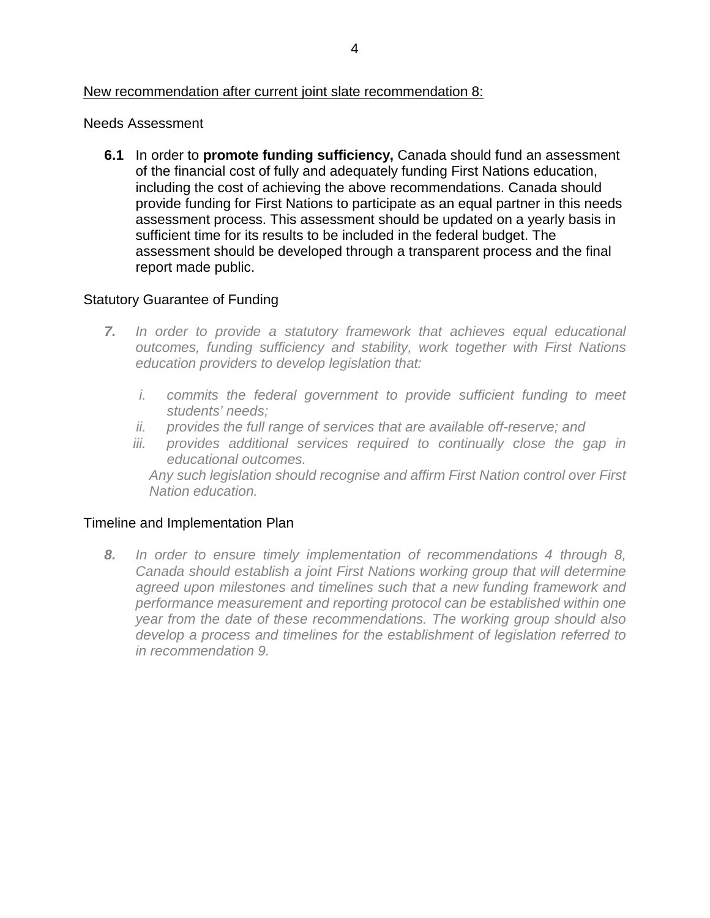<u>New recommendation after current joint slate recommendation 8:</u>

Needs Assessment

**6.1** In order to **promote funding sufficiency,** Canada should fund an assessment of the financial cost of fully and adequately funding First Nations education, including the cost of achieving the above recommendations. Canada should provide funding for First Nations to participate as an equal partner in this needs assessment process. This assessment should be updated on a yearly basis in sufficient time for its results to be included in the federal budget. The assessment should be developed through a transparent process and the final report made public.

Statutory Guarantee of Funding

***7.*** *In order to provide a statutory framework that achieves equal educational outcomes, funding sufficiency and stability, work together with First Nations education providers to develop legislation that:*

*i. commits the federal government to provide sufficient funding to meet students' needs;*
*ii. provides the full range of services that are available off-reserve; and*
*iii. provides additional services required to continually close the gap in educational outcomes.*

*Any such legislation should recognise and affirm First Nation control over First Nation education.*

Timeline and Implementation Plan

***8.*** *In order to ensure timely implementation of recommendations 4 through 8, Canada should establish a joint First Nations working group that will determine agreed upon milestones and timelines such that a new funding framework and performance measurement and reporting protocol can be established within one year from the date of these recommendations. The working group should also develop a process and timelines for the establishment of legislation referred to in recommendation 9.*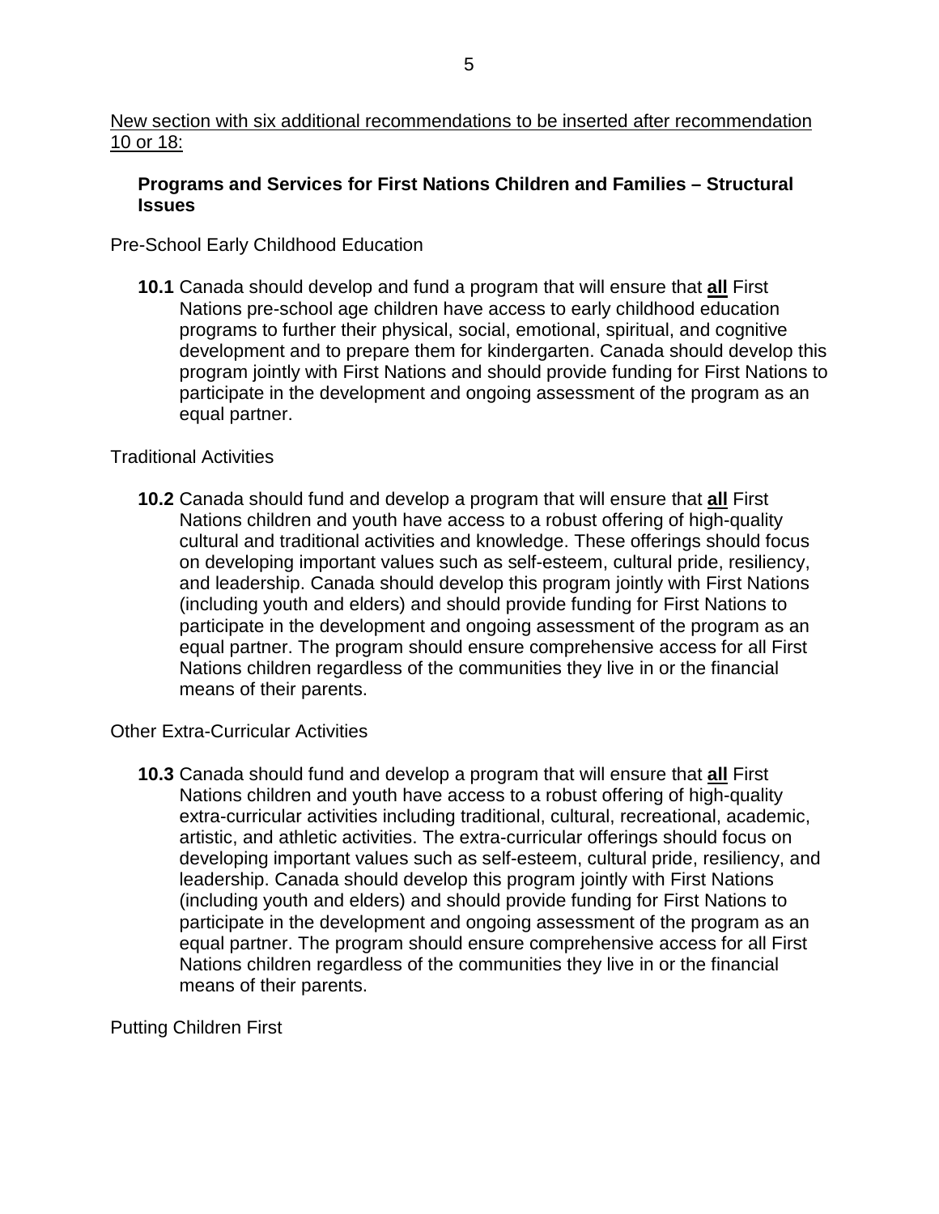<u>New section with six additional recommendations to be inserted after recommendation 10 or 18:</u>

**Programs and Services for First Nations Children and Families – Structural Issues**

Pre-School Early Childhood Education

**10.1** Canada should develop and fund a program that will ensure that **<u>all</u>** First Nations pre-school age children have access to early childhood education programs to further their physical, social, emotional, spiritual, and cognitive development and to prepare them for kindergarten. Canada should develop this program jointly with First Nations and should provide funding for First Nations to participate in the development and ongoing assessment of the program as an equal partner.

Traditional Activities

**10.2** Canada should fund and develop a program that will ensure that **<u>all</u>** First Nations children and youth have access to a robust offering of high-quality cultural and traditional activities and knowledge. These offerings should focus on developing important values such as self-esteem, cultural pride, resiliency, and leadership. Canada should develop this program jointly with First Nations (including youth and elders) and should provide funding for First Nations to participate in the development and ongoing assessment of the program as an equal partner. The program should ensure comprehensive access for all First Nations children regardless of the communities they live in or the financial means of their parents.

Other Extra-Curricular Activities

**10.3** Canada should fund and develop a program that will ensure that **<u>all</u>** First Nations children and youth have access to a robust offering of high-quality extra-curricular activities including traditional, cultural, recreational, academic, artistic, and athletic activities. The extra-curricular offerings should focus on developing important values such as self-esteem, cultural pride, resiliency, and leadership. Canada should develop this program jointly with First Nations (including youth and elders) and should provide funding for First Nations to participate in the development and ongoing assessment of the program as an equal partner. The program should ensure comprehensive access for all First Nations children regardless of the communities they live in or the financial means of their parents.

Putting Children First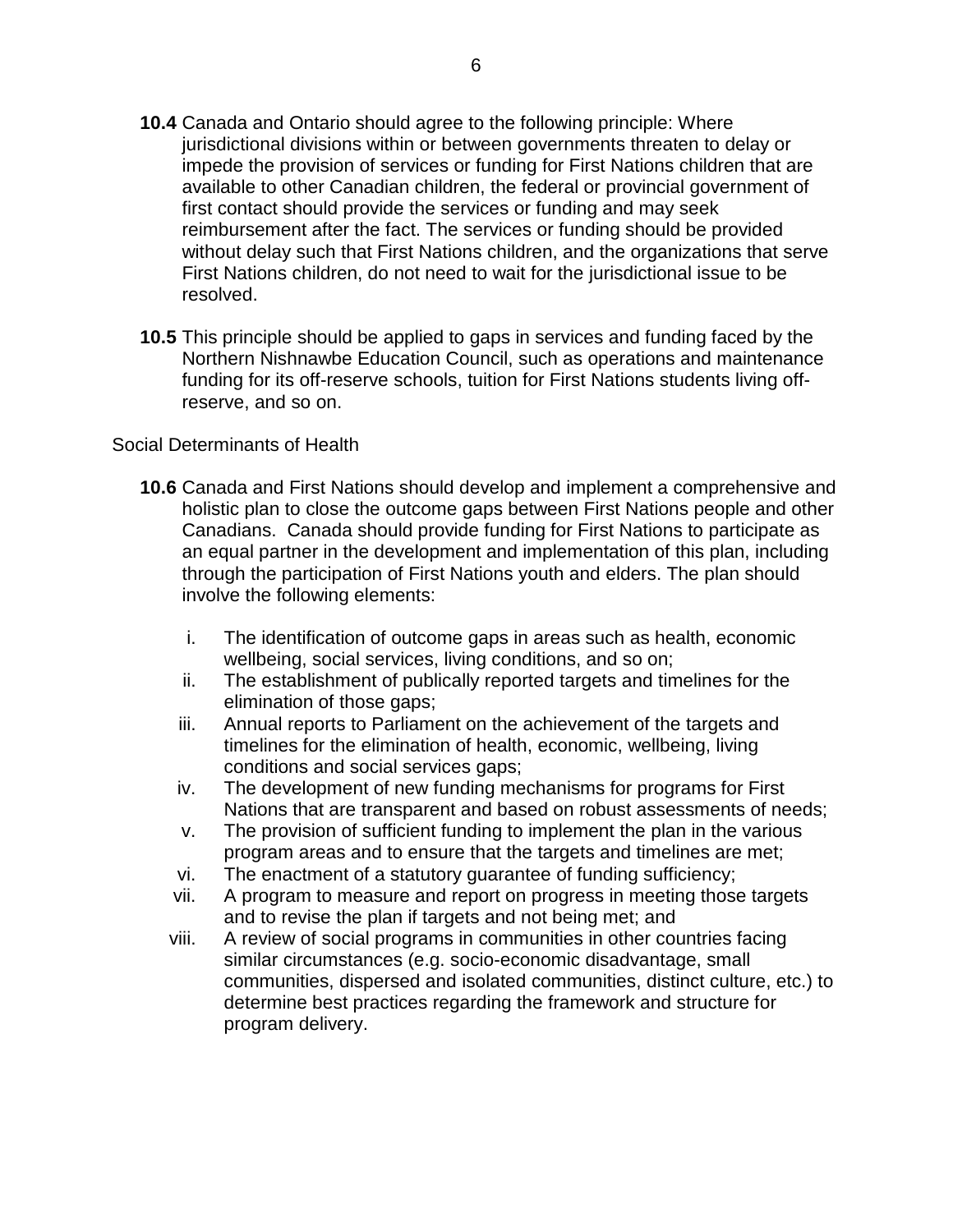**10.4** Canada and Ontario should agree to the following principle: Where jurisdictional divisions within or between governments threaten to delay or impede the provision of services or funding for First Nations children that are available to other Canadian children, the federal or provincial government of first contact should provide the services or funding and may seek reimbursement after the fact. The services or funding should be provided without delay such that First Nations children, and the organizations that serve First Nations children, do not need to wait for the jurisdictional issue to be resolved.

**10.5** This principle should be applied to gaps in services and funding faced by the Northern Nishnawbe Education Council, such as operations and maintenance funding for its off-reserve schools, tuition for First Nations students living off-reserve, and so on.

Social Determinants of Health

**10.6** Canada and First Nations should develop and implement a comprehensive and holistic plan to close the outcome gaps between First Nations people and other Canadians. Canada should provide funding for First Nations to participate as an equal partner in the development and implementation of this plan, including through the participation of First Nations youth and elders. The plan should involve the following elements:

i. The identification of outcome gaps in areas such as health, economic wellbeing, social services, living conditions, and so on;
ii. The establishment of publically reported targets and timelines for the elimination of those gaps;
iii. Annual reports to Parliament on the achievement of the targets and timelines for the elimination of health, economic, wellbeing, living conditions and social services gaps;
iv. The development of new funding mechanisms for programs for First Nations that are transparent and based on robust assessments of needs;
v. The provision of sufficient funding to implement the plan in the various program areas and to ensure that the targets and timelines are met;
vi. The enactment of a statutory guarantee of funding sufficiency;
vii. A program to measure and report on progress in meeting those targets and to revise the plan if targets and not being met; and
viii. A review of social programs in communities in other countries facing similar circumstances (e.g. socio-economic disadvantage, small communities, dispersed and isolated communities, distinct culture, etc.) to determine best practices regarding the framework and structure for program delivery.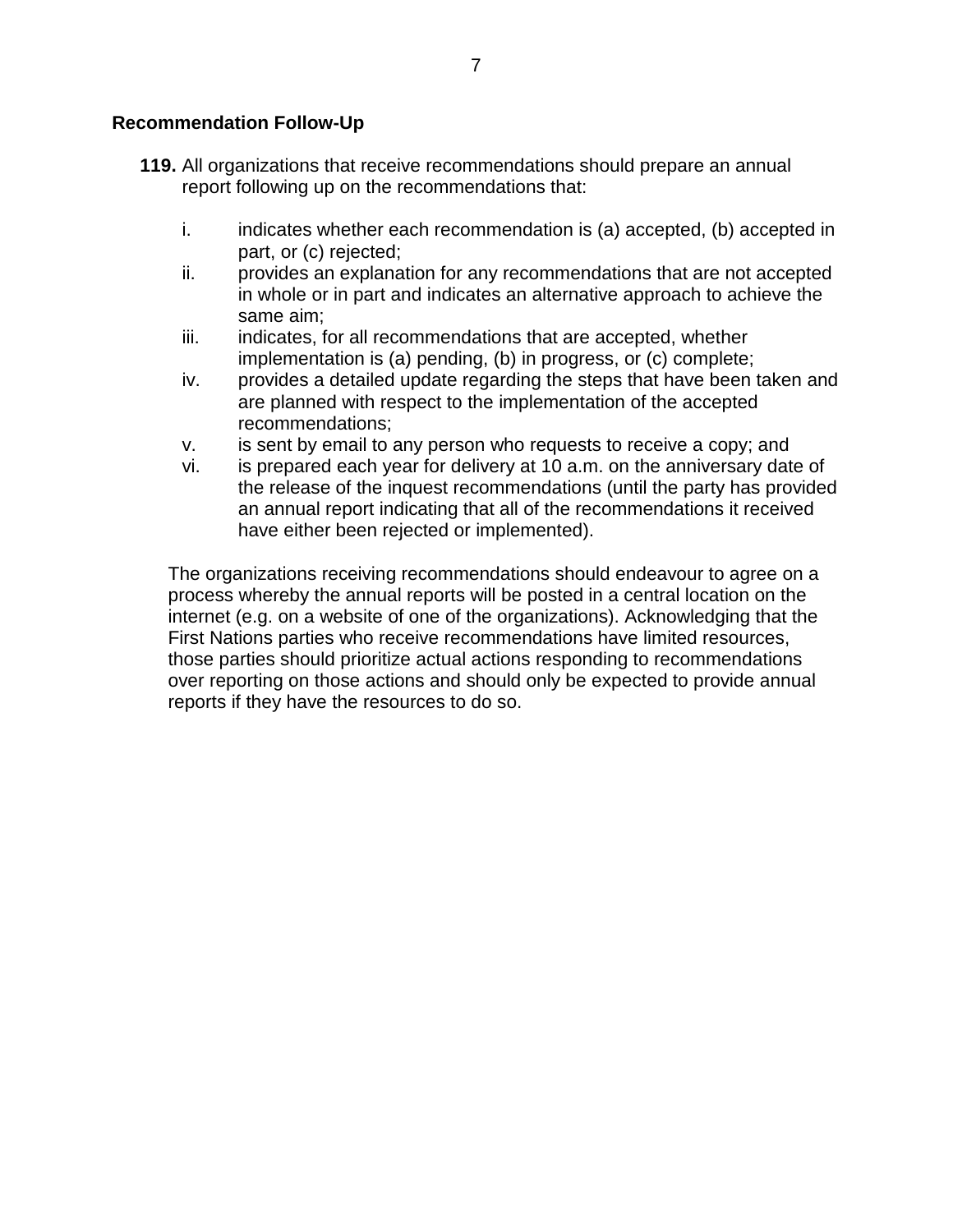**Recommendation Follow-Up**

**119.** All organizations that receive recommendations should prepare an annual report following up on the recommendations that:

i. indicates whether each recommendation is (a) accepted, (b) accepted in part, or (c) rejected;
ii. provides an explanation for any recommendations that are not accepted in whole or in part and indicates an alternative approach to achieve the same aim;
iii. indicates, for all recommendations that are accepted, whether implementation is (a) pending, (b) in progress, or (c) complete;
iv. provides a detailed update regarding the steps that have been taken and are planned with respect to the implementation of the accepted recommendations;
v. is sent by email to any person who requests to receive a copy; and
vi. is prepared each year for delivery at 10 a.m. on the anniversary date of the release of the inquest recommendations (until the party has provided an annual report indicating that all of the recommendations it received have either been rejected or implemented).

The organizations receiving recommendations should endeavour to agree on a process whereby the annual reports will be posted in a central location on the internet (e.g. on a website of one of the organizations). Acknowledging that the First Nations parties who receive recommendations have limited resources, those parties should prioritize actual actions responding to recommendations over reporting on those actions and should only be expected to provide annual reports if they have the resources to do so.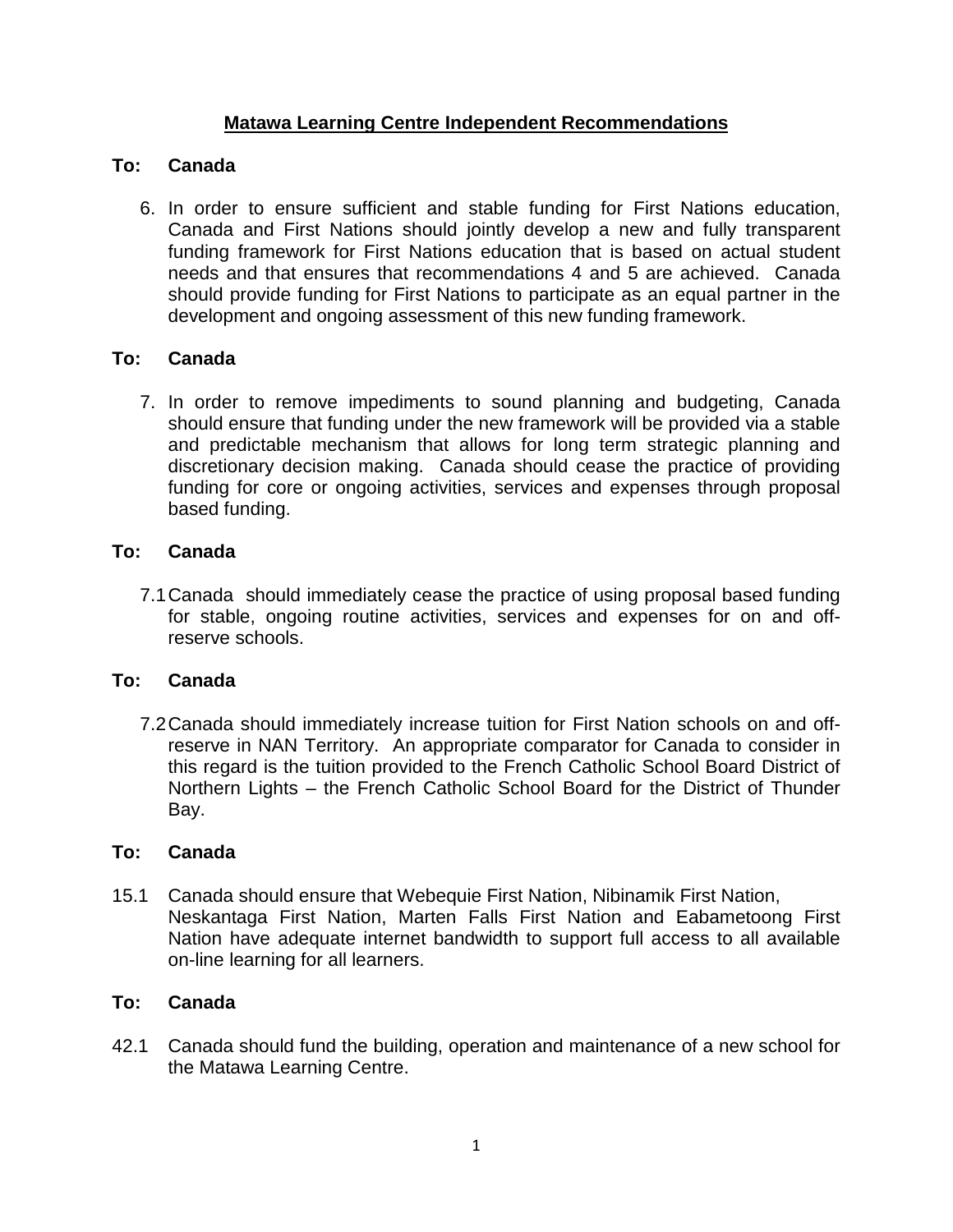# Matawa Learning Centre Independent Recommendations

**To: Canada**

6. In order to ensure sufficient and stable funding for First Nations education, Canada and First Nations should jointly develop a new and fully transparent funding framework for First Nations education that is based on actual student needs and that ensures that recommendations 4 and 5 are achieved. Canada should provide funding for First Nations to participate as an equal partner in the development and ongoing assessment of this new funding framework.

**To: Canada**

7. In order to remove impediments to sound planning and budgeting, Canada should ensure that funding under the new framework will be provided via a stable and predictable mechanism that allows for long term strategic planning and discretionary decision making. Canada should cease the practice of providing funding for core or ongoing activities, services and expenses through proposal based funding.

**To: Canada**

7.1 Canada should immediately cease the practice of using proposal based funding for stable, ongoing routine activities, services and expenses for on and off-reserve schools.

**To: Canada**

7.2 Canada should immediately increase tuition for First Nation schools on and off-reserve in NAN Territory. An appropriate comparator for Canada to consider in this regard is the tuition provided to the French Catholic School Board District of Northern Lights – the French Catholic School Board for the District of Thunder Bay.

**To: Canada**

15.1 Canada should ensure that Webequie First Nation, Nibinamik First Nation, Neskantaga First Nation, Marten Falls First Nation and Eabametoong First Nation have adequate internet bandwidth to support full access to all available on-line learning for all learners.

**To: Canada**

42.1 Canada should fund the building, operation and maintenance of a new school for the Matawa Learning Centre.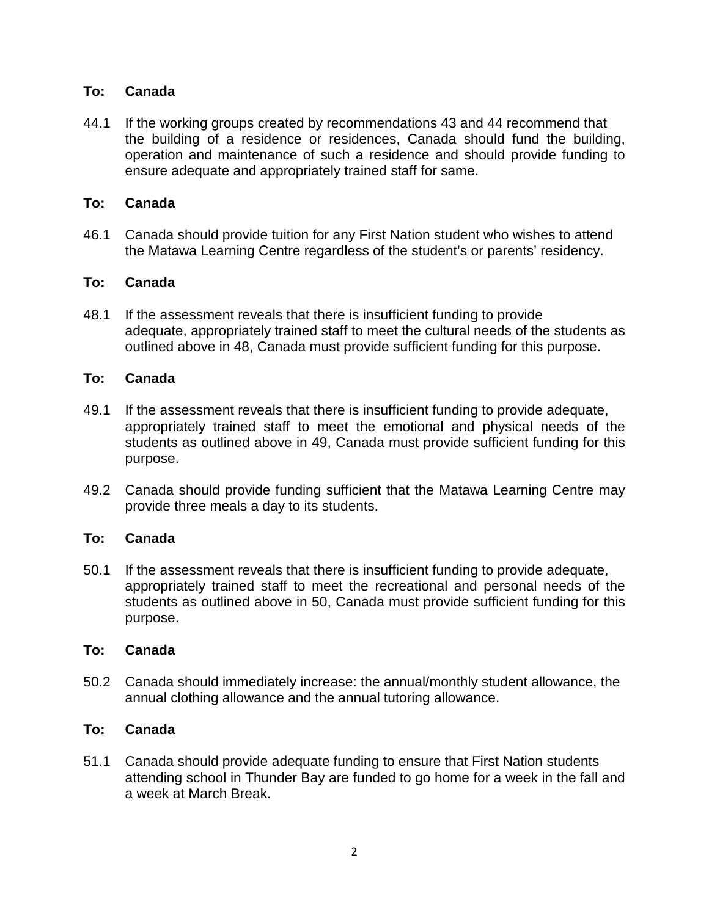**To: Canada**

44.1 If the working groups created by recommendations 43 and 44 recommend that the building of a residence or residences, Canada should fund the building, operation and maintenance of such a residence and should provide funding to ensure adequate and appropriately trained staff for same.

**To: Canada**

46.1 Canada should provide tuition for any First Nation student who wishes to attend the Matawa Learning Centre regardless of the student's or parents' residency.

**To: Canada**

48.1 If the assessment reveals that there is insufficient funding to provide adequate, appropriately trained staff to meet the cultural needs of the students as outlined above in 48, Canada must provide sufficient funding for this purpose.

**To: Canada**

49.1 If the assessment reveals that there is insufficient funding to provide adequate, appropriately trained staff to meet the emotional and physical needs of the students as outlined above in 49, Canada must provide sufficient funding for this purpose.

49.2 Canada should provide funding sufficient that the Matawa Learning Centre may provide three meals a day to its students.

**To: Canada**

50.1 If the assessment reveals that there is insufficient funding to provide adequate, appropriately trained staff to meet the recreational and personal needs of the students as outlined above in 50, Canada must provide sufficient funding for this purpose.

**To: Canada**

50.2 Canada should immediately increase: the annual/monthly student allowance, the annual clothing allowance and the annual tutoring allowance.

**To: Canada**

51.1 Canada should provide adequate funding to ensure that First Nation students attending school in Thunder Bay are funded to go home for a week in the fall and a week at March Break.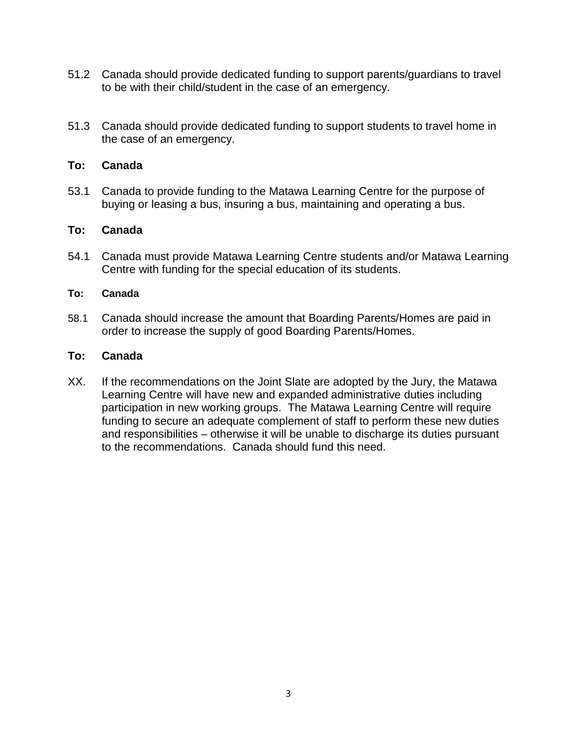51.2 Canada should provide dedicated funding to support parents/guardians to travel to be with their child/student in the case of an emergency.

51.3 Canada should provide dedicated funding to support students to travel home in the case of an emergency.

**To: Canada**

53.1 Canada to provide funding to the Matawa Learning Centre for the purpose of buying or leasing a bus, insuring a bus, maintaining and operating a bus.

**To: Canada**

54.1 Canada must provide Matawa Learning Centre students and/or Matawa Learning Centre with funding for the special education of its students.

**To: Canada**

58.1 Canada should increase the amount that Boarding Parents/Homes are paid in order to increase the supply of good Boarding Parents/Homes.

**To: Canada**

XX. If the recommendations on the Joint Slate are adopted by the Jury, the Matawa Learning Centre will have new and expanded administrative duties including participation in new working groups. The Matawa Learning Centre will require funding to secure an adequate complement of staff to perform these new duties and responsibilities – otherwise it will be unable to discharge its duties pursuant to the recommendations. Canada should fund this need.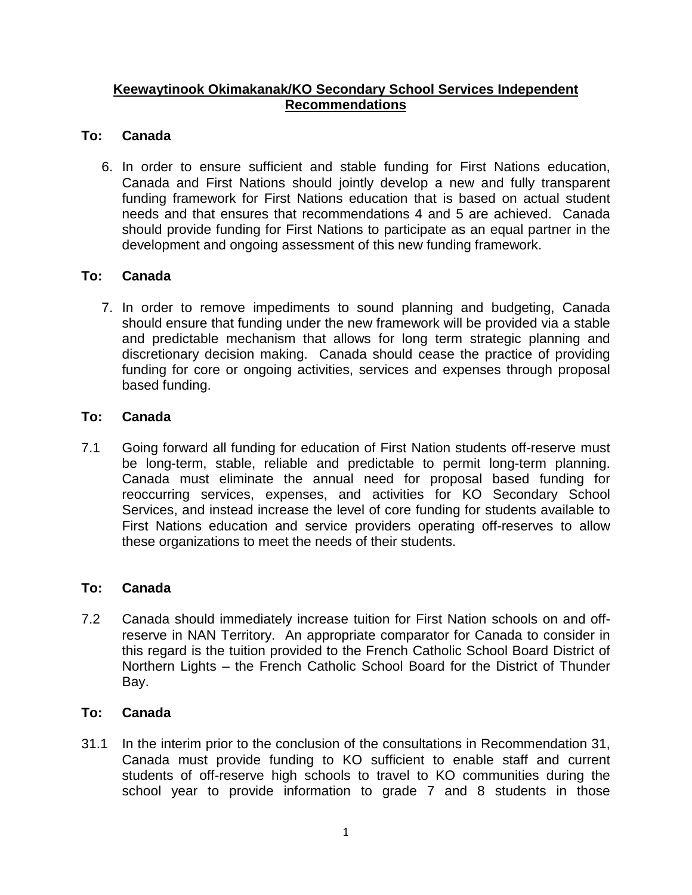**Keewaytinook Okimakanak/KO Secondary School Services Independent Recommendations**

**To: Canada**

6. In order to ensure sufficient and stable funding for First Nations education, Canada and First Nations should jointly develop a new and fully transparent funding framework for First Nations education that is based on actual student needs and that ensures that recommendations 4 and 5 are achieved. Canada should provide funding for First Nations to participate as an equal partner in the development and ongoing assessment of this new funding framework.

**To: Canada**

7. In order to remove impediments to sound planning and budgeting, Canada should ensure that funding under the new framework will be provided via a stable and predictable mechanism that allows for long term strategic planning and discretionary decision making. Canada should cease the practice of providing funding for core or ongoing activities, services and expenses through proposal based funding.

**To: Canada**

7.1 Going forward all funding for education of First Nation students off-reserve must be long-term, stable, reliable and predictable to permit long-term planning. Canada must eliminate the annual need for proposal based funding for reoccurring services, expenses, and activities for KO Secondary School Services, and instead increase the level of core funding for students available to First Nations education and service providers operating off-reserves to allow these organizations to meet the needs of their students.

**To: Canada**

7.2 Canada should immediately increase tuition for First Nation schools on and off-reserve in NAN Territory. An appropriate comparator for Canada to consider in this regard is the tuition provided to the French Catholic School Board District of Northern Lights – the French Catholic School Board for the District of Thunder Bay.

**To: Canada**

31.1 In the interim prior to the conclusion of the consultations in Recommendation 31, Canada must provide funding to KO sufficient to enable staff and current students of off-reserve high schools to travel to KO communities during the school year to provide information to grade 7 and 8 students in those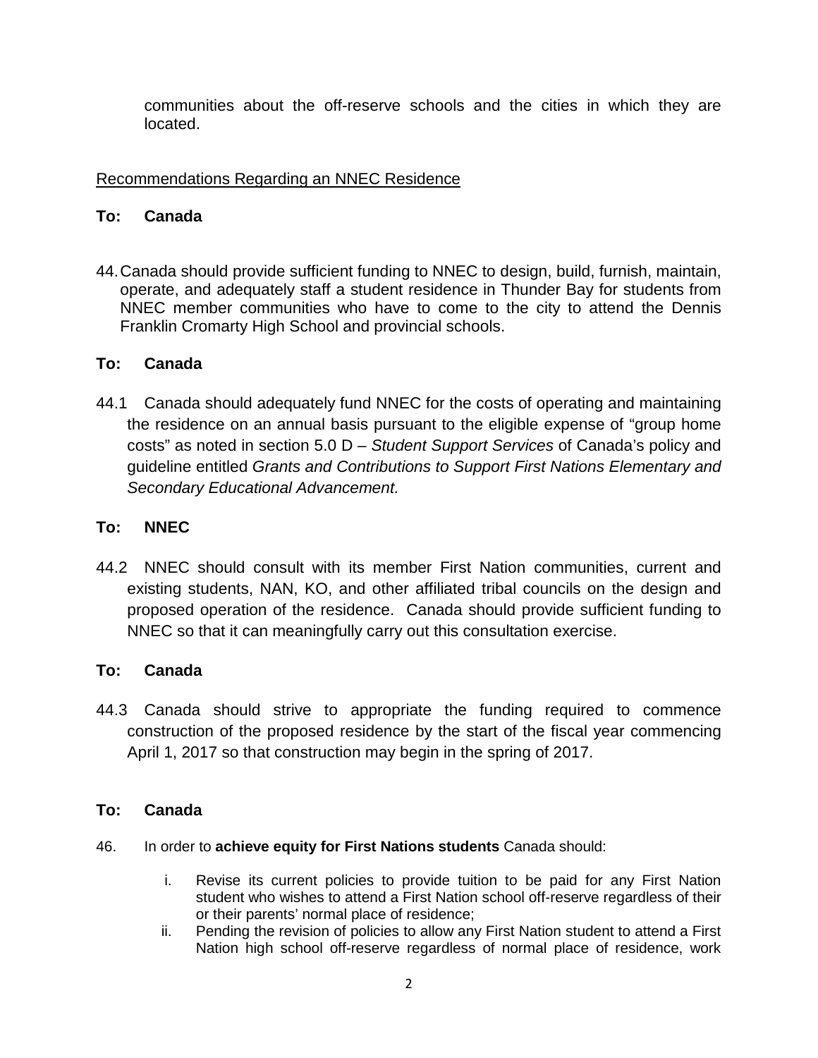communities about the off-reserve schools and the cities in which they are located.

<u>Recommendations Regarding an NNEC Residence</u>

**To: Canada**

44. Canada should provide sufficient funding to NNEC to design, build, furnish, maintain, operate, and adequately staff a student residence in Thunder Bay for students from NNEC member communities who have to come to the city to attend the Dennis Franklin Cromarty High School and provincial schools.

**To: Canada**

44.1 Canada should adequately fund NNEC for the costs of operating and maintaining the residence on an annual basis pursuant to the eligible expense of "group home costs" as noted in section 5.0 D – *Student Support Services* of Canada's policy and guideline entitled *Grants and Contributions to Support First Nations Elementary and Secondary Educational Advancement.*

**To: NNEC**

44.2 NNEC should consult with its member First Nation communities, current and existing students, NAN, KO, and other affiliated tribal councils on the design and proposed operation of the residence. Canada should provide sufficient funding to NNEC so that it can meaningfully carry out this consultation exercise.

**To: Canada**

44.3 Canada should strive to appropriate the funding required to commence construction of the proposed residence by the start of the fiscal year commencing April 1, 2017 so that construction may begin in the spring of 2017.

**To: Canada**

46. In order to **achieve equity for First Nations students** Canada should:

   i. Revise its current policies to provide tuition to be paid for any First Nation student who wishes to attend a First Nation school off-reserve regardless of their or their parents' normal place of residence;
   ii. Pending the revision of policies to allow any First Nation student to attend a First Nation high school off-reserve regardless of normal place of residence, work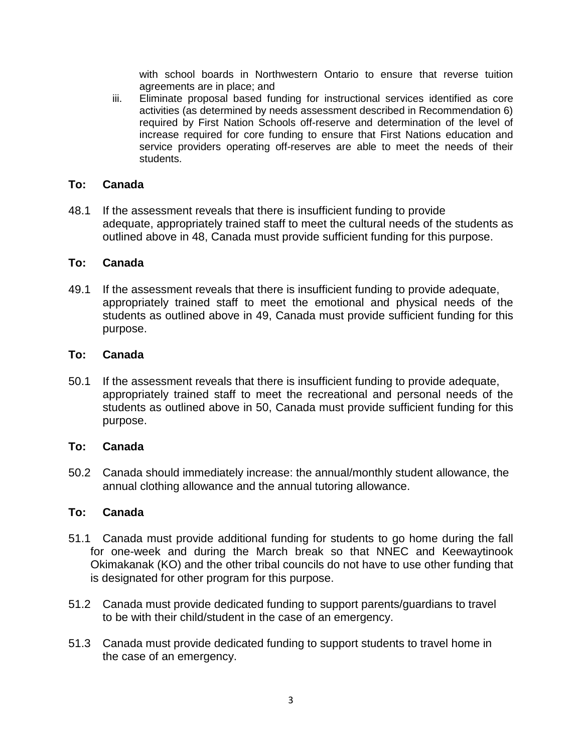with school boards in Northwestern Ontario to ensure that reverse tuition agreements are in place; and

iii. Eliminate proposal based funding for instructional services identified as core activities (as determined by needs assessment described in Recommendation 6) required by First Nation Schools off-reserve and determination of the level of increase required for core funding to ensure that First Nations education and service providers operating off-reserves are able to meet the needs of their students.

**To: Canada**

48.1 If the assessment reveals that there is insufficient funding to provide adequate, appropriately trained staff to meet the cultural needs of the students as outlined above in 48, Canada must provide sufficient funding for this purpose.

**To: Canada**

49.1 If the assessment reveals that there is insufficient funding to provide adequate, appropriately trained staff to meet the emotional and physical needs of the students as outlined above in 49, Canada must provide sufficient funding for this purpose.

**To: Canada**

50.1 If the assessment reveals that there is insufficient funding to provide adequate, appropriately trained staff to meet the recreational and personal needs of the students as outlined above in 50, Canada must provide sufficient funding for this purpose.

**To: Canada**

50.2 Canada should immediately increase: the annual/monthly student allowance, the annual clothing allowance and the annual tutoring allowance.

**To: Canada**

51.1 Canada must provide additional funding for students to go home during the fall for one-week and during the March break so that NNEC and Keewaytinook Okimakanak (KO) and the other tribal councils do not have to use other funding that is designated for other program for this purpose.

51.2 Canada must provide dedicated funding to support parents/guardians to travel to be with their child/student in the case of an emergency.

51.3 Canada must provide dedicated funding to support students to travel home in the case of an emergency.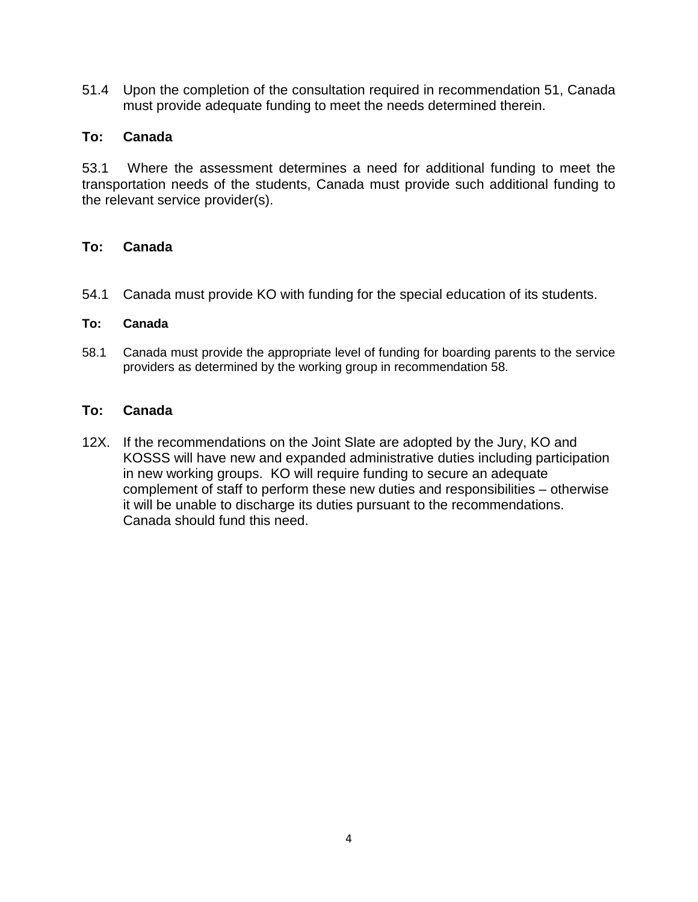51.4 Upon the completion of the consultation required in recommendation 51, Canada must provide adequate funding to meet the needs determined therein.

**To: Canada**

53.1 Where the assessment determines a need for additional funding to meet the transportation needs of the students, Canada must provide such additional funding to the relevant service provider(s).

**To: Canada**

54.1 Canada must provide KO with funding for the special education of its students.

**To: Canada**

58.1 Canada must provide the appropriate level of funding for boarding parents to the service providers as determined by the working group in recommendation 58.

**To: Canada**

12X. If the recommendations on the Joint Slate are adopted by the Jury, KO and KOSSS will have new and expanded administrative duties including participation in new working groups. KO will require funding to secure an adequate complement of staff to perform these new duties and responsibilities – otherwise it will be unable to discharge its duties pursuant to the recommendations. Canada should fund this need.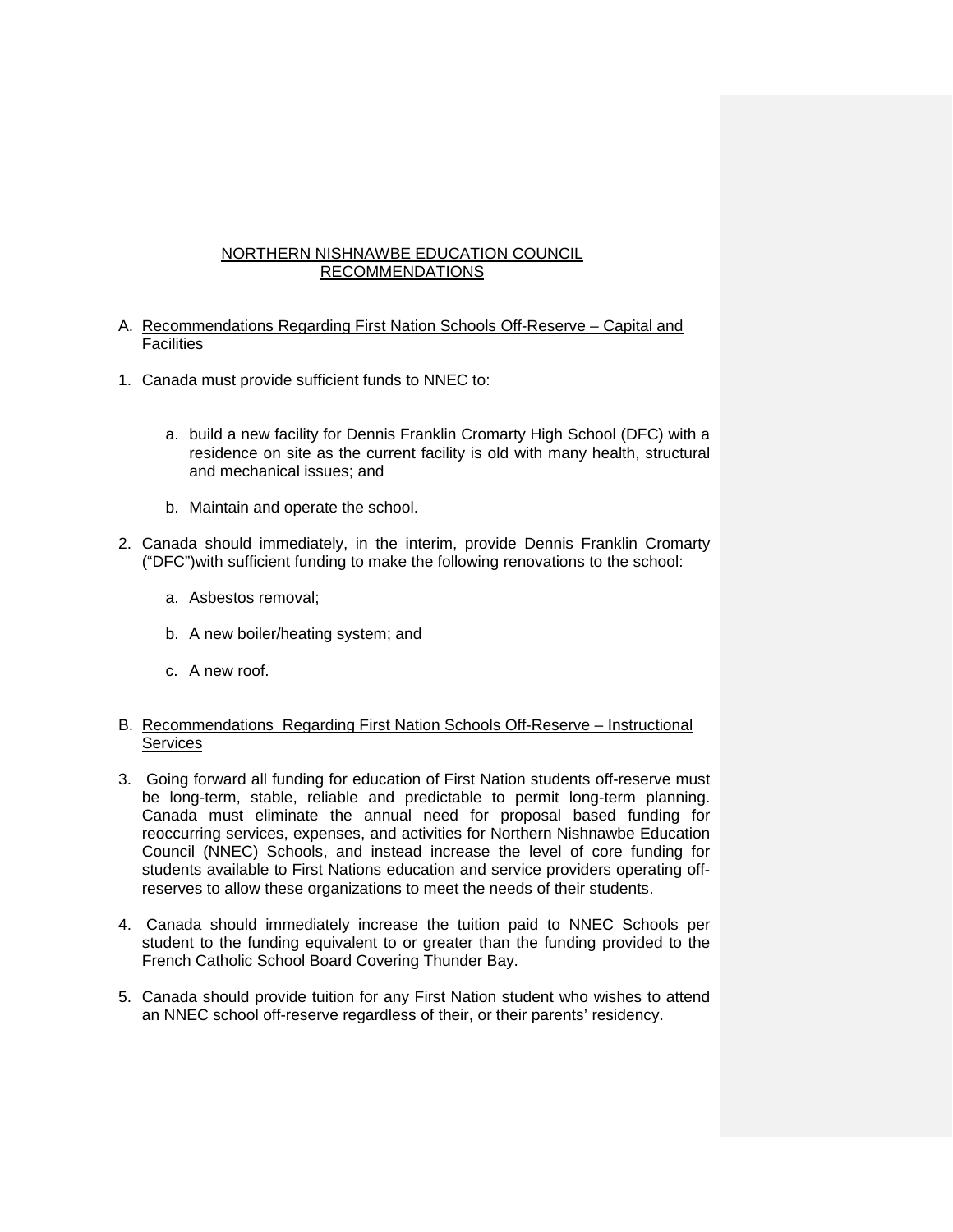# NORTHERN NISHNAWBE EDUCATION COUNCIL RECOMMENDATIONS

A. Recommendations Regarding First Nation Schools Off-Reserve – Capital and Facilities

1. Canada must provide sufficient funds to NNEC to:

    a. build a new facility for Dennis Franklin Cromarty High School (DFC) with a residence on site as the current facility is old with many health, structural and mechanical issues; and

    b. Maintain and operate the school.

2. Canada should immediately, in the interim, provide Dennis Franklin Cromarty ("DFC")with sufficient funding to make the following renovations to the school:

    a. Asbestos removal;

    b. A new boiler/heating system; and

    c. A new roof.

B. Recommendations Regarding First Nation Schools Off-Reserve – Instructional Services

3. Going forward all funding for education of First Nation students off-reserve must be long-term, stable, reliable and predictable to permit long-term planning. Canada must eliminate the annual need for proposal based funding for reoccurring services, expenses, and activities for Northern Nishnawbe Education Council (NNEC) Schools, and instead increase the level of core funding for students available to First Nations education and service providers operating off-reserves to allow these organizations to meet the needs of their students.

4. Canada should immediately increase the tuition paid to NNEC Schools per student to the funding equivalent to or greater than the funding provided to the French Catholic School Board Covering Thunder Bay.

5. Canada should provide tuition for any First Nation student who wishes to attend an NNEC school off-reserve regardless of their, or their parents' residency.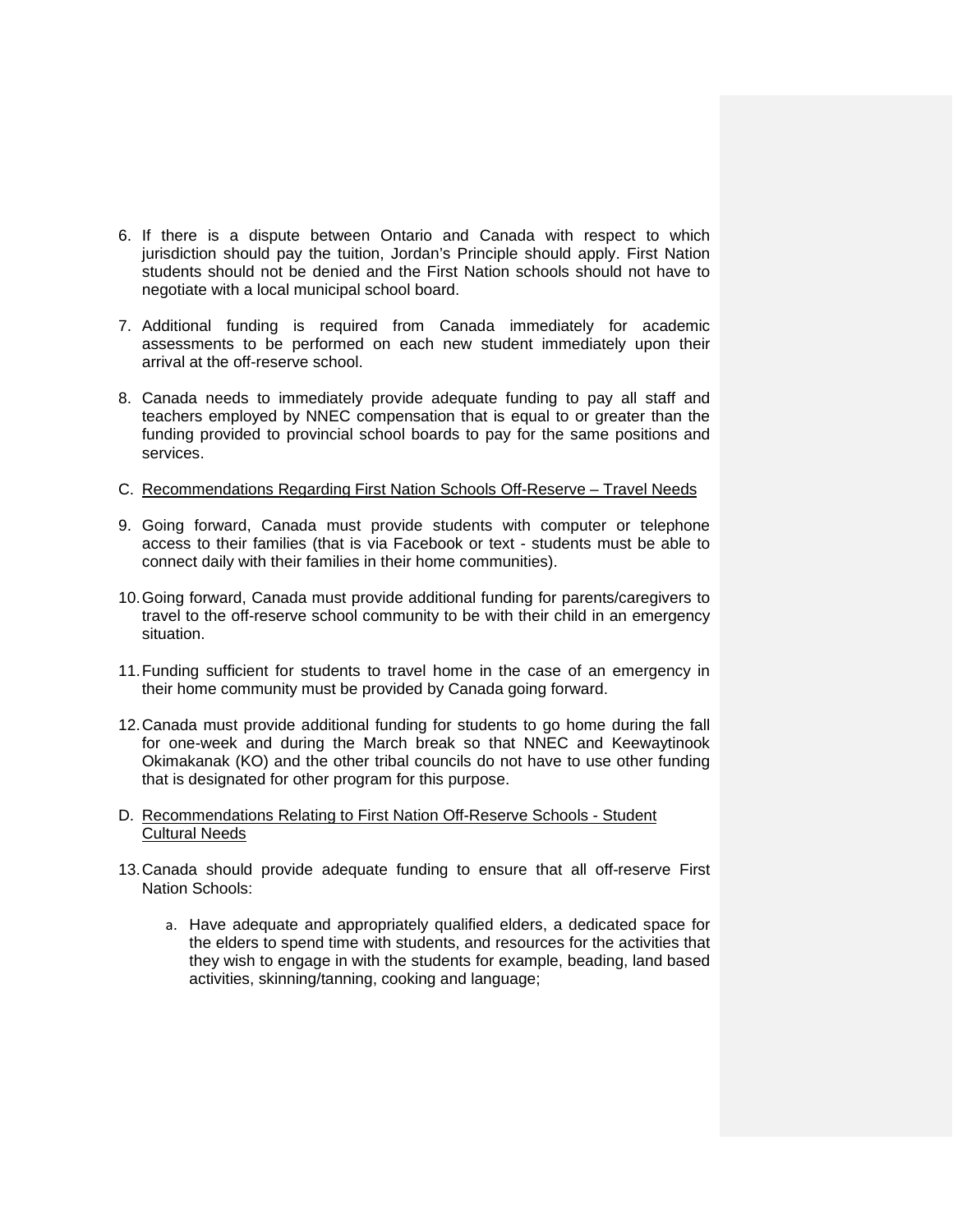6. If there is a dispute between Ontario and Canada with respect to which jurisdiction should pay the tuition, Jordan's Principle should apply. First Nation students should not be denied and the First Nation schools should not have to negotiate with a local municipal school board.

7. Additional funding is required from Canada immediately for academic assessments to be performed on each new student immediately upon their arrival at the off-reserve school.

8. Canada needs to immediately provide adequate funding to pay all staff and teachers employed by NNEC compensation that is equal to or greater than the funding provided to provincial school boards to pay for the same positions and services.

C. <u>Recommendations Regarding First Nation Schools Off-Reserve – Travel Needs</u>

9. Going forward, Canada must provide students with computer or telephone access to their families (that is via Facebook or text - students must be able to connect daily with their families in their home communities).

10. Going forward, Canada must provide additional funding for parents/caregivers to travel to the off-reserve school community to be with their child in an emergency situation.

11. Funding sufficient for students to travel home in the case of an emergency in their home community must be provided by Canada going forward.

12. Canada must provide additional funding for students to go home during the fall for one-week and during the March break so that NNEC and Keewaytinook Okimakanak (KO) and the other tribal councils do not have to use other funding that is designated for other program for this purpose.

D. <u>Recommendations Relating to First Nation Off-Reserve Schools - Student Cultural Needs</u>

13. Canada should provide adequate funding to ensure that all off-reserve First Nation Schools:

    a. Have adequate and appropriately qualified elders, a dedicated space for the elders to spend time with students, and resources for the activities that they wish to engage in with the students for example, beading, land based activities, skinning/tanning, cooking and language;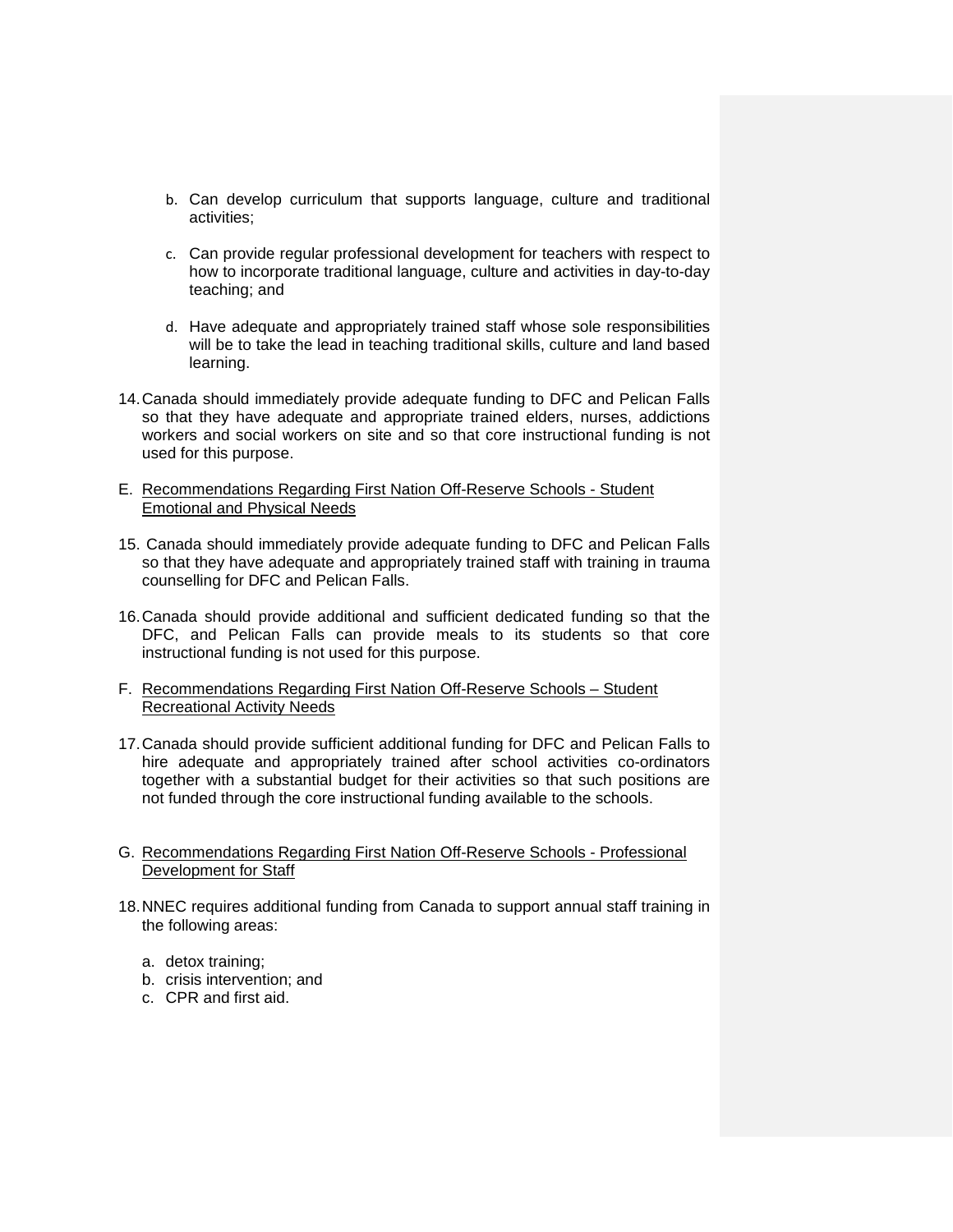b. Can develop curriculum that supports language, culture and traditional activities;

c. Can provide regular professional development for teachers with respect to how to incorporate traditional language, culture and activities in day-to-day teaching; and

d. Have adequate and appropriately trained staff whose sole responsibilities will be to take the lead in teaching traditional skills, culture and land based learning.

14. Canada should immediately provide adequate funding to DFC and Pelican Falls so that they have adequate and appropriate trained elders, nurses, addictions workers and social workers on site and so that core instructional funding is not used for this purpose.

E. Recommendations Regarding First Nation Off-Reserve Schools - Student Emotional and Physical Needs

15. Canada should immediately provide adequate funding to DFC and Pelican Falls so that they have adequate and appropriately trained staff with training in trauma counselling for DFC and Pelican Falls.

16. Canada should provide additional and sufficient dedicated funding so that the DFC, and Pelican Falls can provide meals to its students so that core instructional funding is not used for this purpose.

F. Recommendations Regarding First Nation Off-Reserve Schools – Student Recreational Activity Needs

17. Canada should provide sufficient additional funding for DFC and Pelican Falls to hire adequate and appropriately trained after school activities co-ordinators together with a substantial budget for their activities so that such positions are not funded through the core instructional funding available to the schools.

G. Recommendations Regarding First Nation Off-Reserve Schools - Professional Development for Staff

18. NNEC requires additional funding from Canada to support annual staff training in the following areas:

a. detox training;
b. crisis intervention; and
c. CPR and first aid.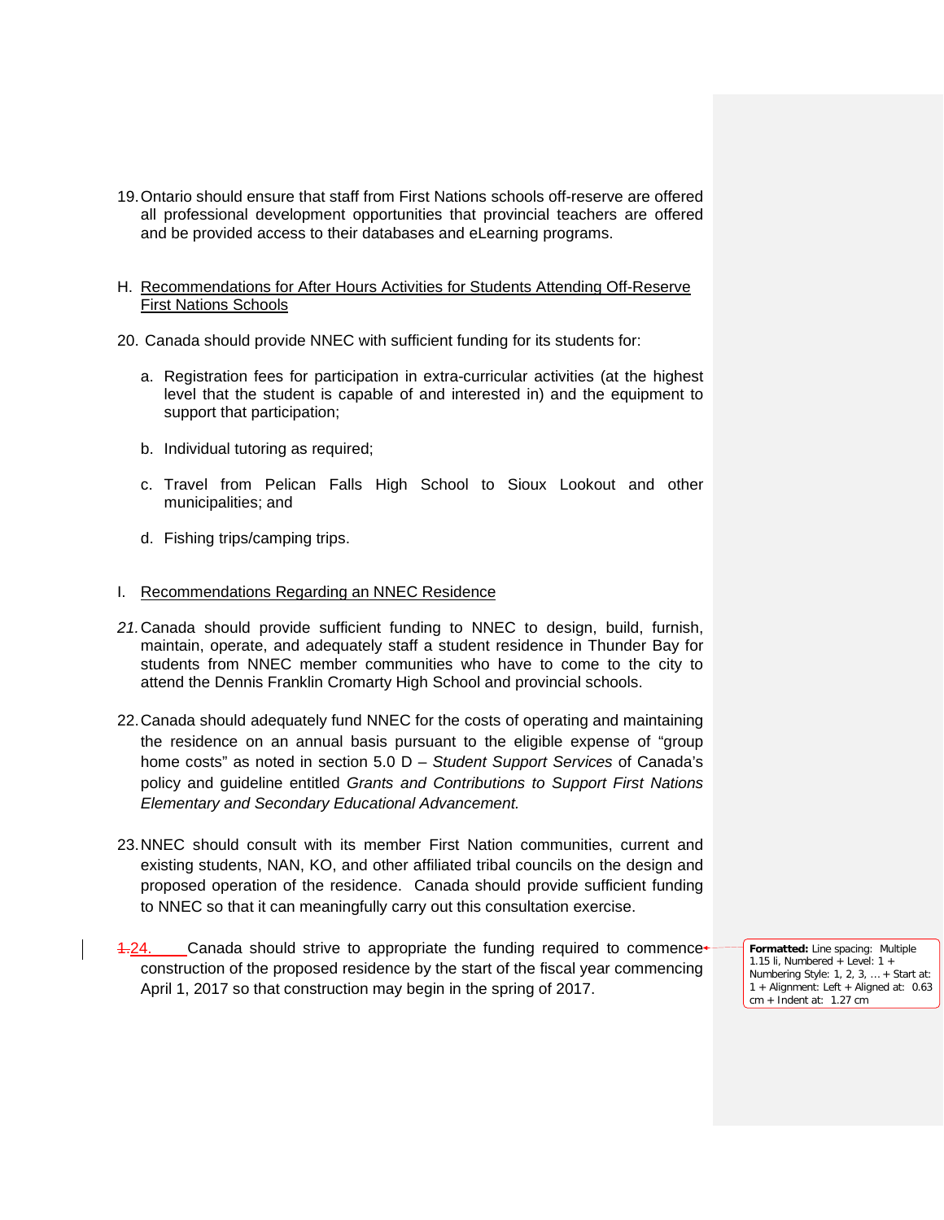19. Ontario should ensure that staff from First Nations schools off-reserve are offered all professional development opportunities that provincial teachers are offered and be provided access to their databases and eLearning programs.

H. Recommendations for After Hours Activities for Students Attending Off-Reserve First Nations Schools

20. Canada should provide NNEC with sufficient funding for its students for:

   a. Registration fees for participation in extra-curricular activities (at the highest level that the student is capable of and interested in) and the equipment to support that participation;

   b. Individual tutoring as required;

   c. Travel from Pelican Falls High School to Sioux Lookout and other municipalities; and

   d. Fishing trips/camping trips.

I. Recommendations Regarding an NNEC Residence

21. Canada should provide sufficient funding to NNEC to design, build, furnish, maintain, operate, and adequately staff a student residence in Thunder Bay for students from NNEC member communities who have to come to the city to attend the Dennis Franklin Cromarty High School and provincial schools.

22. Canada should adequately fund NNEC for the costs of operating and maintaining the residence on an annual basis pursuant to the eligible expense of "group home costs" as noted in section 5.0 D – *Student Support Services* of Canada's policy and guideline entitled *Grants and Contributions to Support First Nations Elementary and Secondary Educational Advancement.*

23. NNEC should consult with its member First Nation communities, current and existing students, NAN, KO, and other affiliated tribal councils on the design and proposed operation of the residence. Canada should provide sufficient funding to NNEC so that it can meaningfully carry out this consultation exercise.

24. Canada should strive to appropriate the funding required to commence construction of the proposed residence by the start of the fiscal year commencing April 1, 2017 so that construction may begin in the spring of 2017.